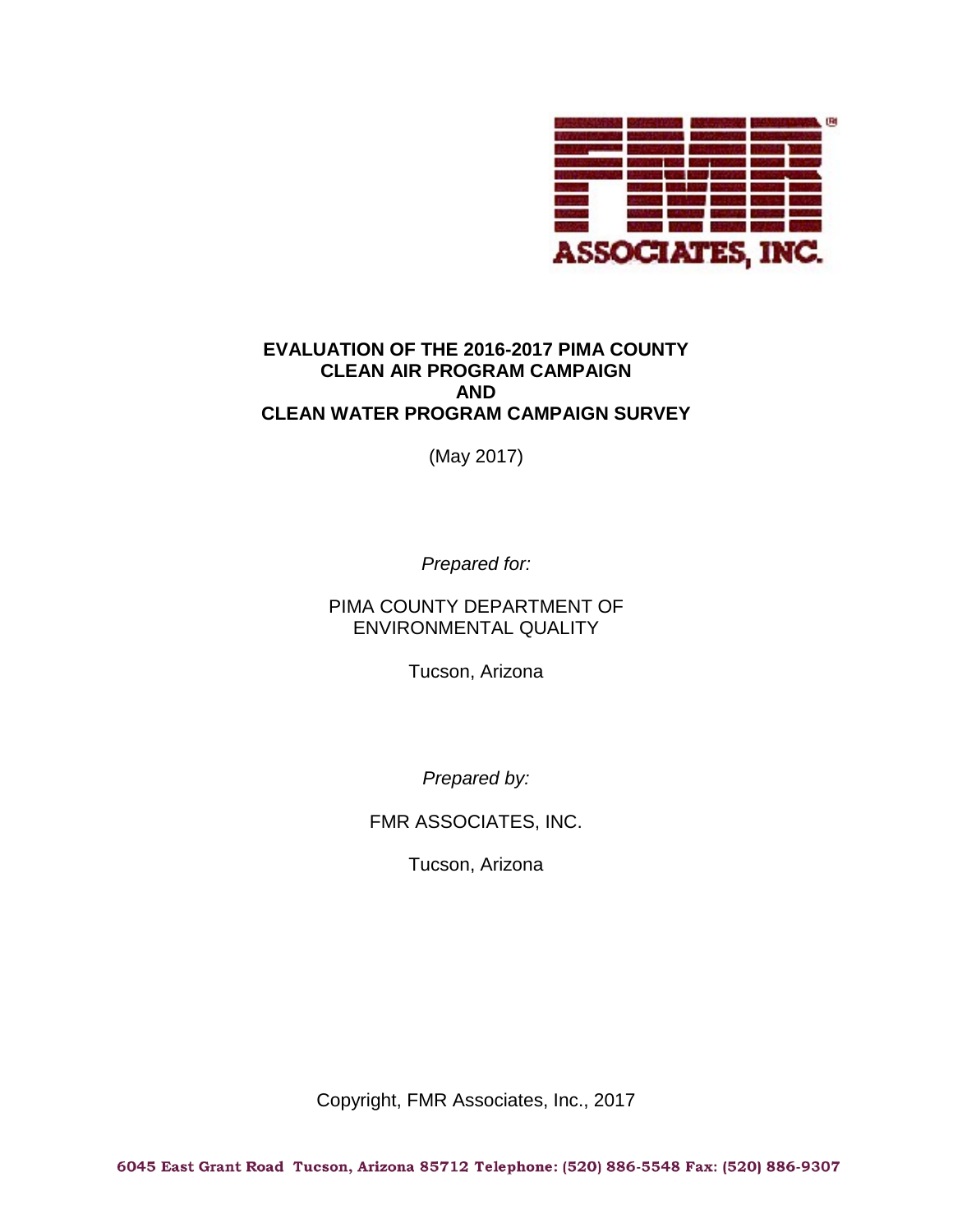FMR ASSOCIATES, INC.

# EVALUATION OF THE 2016-2017 PIMA COUNTY CLEAN AIR PROGRAM CAMPAIGN AND CLEAN WATER PROGRAM CAMPAIGN SURVEY

(May 2017)

*Prepared for:*

PIMA COUNTY DEPARTMENT OF ENVIRONMENTAL QUALITY

Tucson, Arizona

*Prepared by:*

FMR ASSOCIATES, INC.

Tucson, Arizona

Copyright, FMR Associates, Inc., 2017

6045 East Grant Road Tucson, Arizona 85712 Telephone: (520) 886-5548 Fax: (520) 886-9307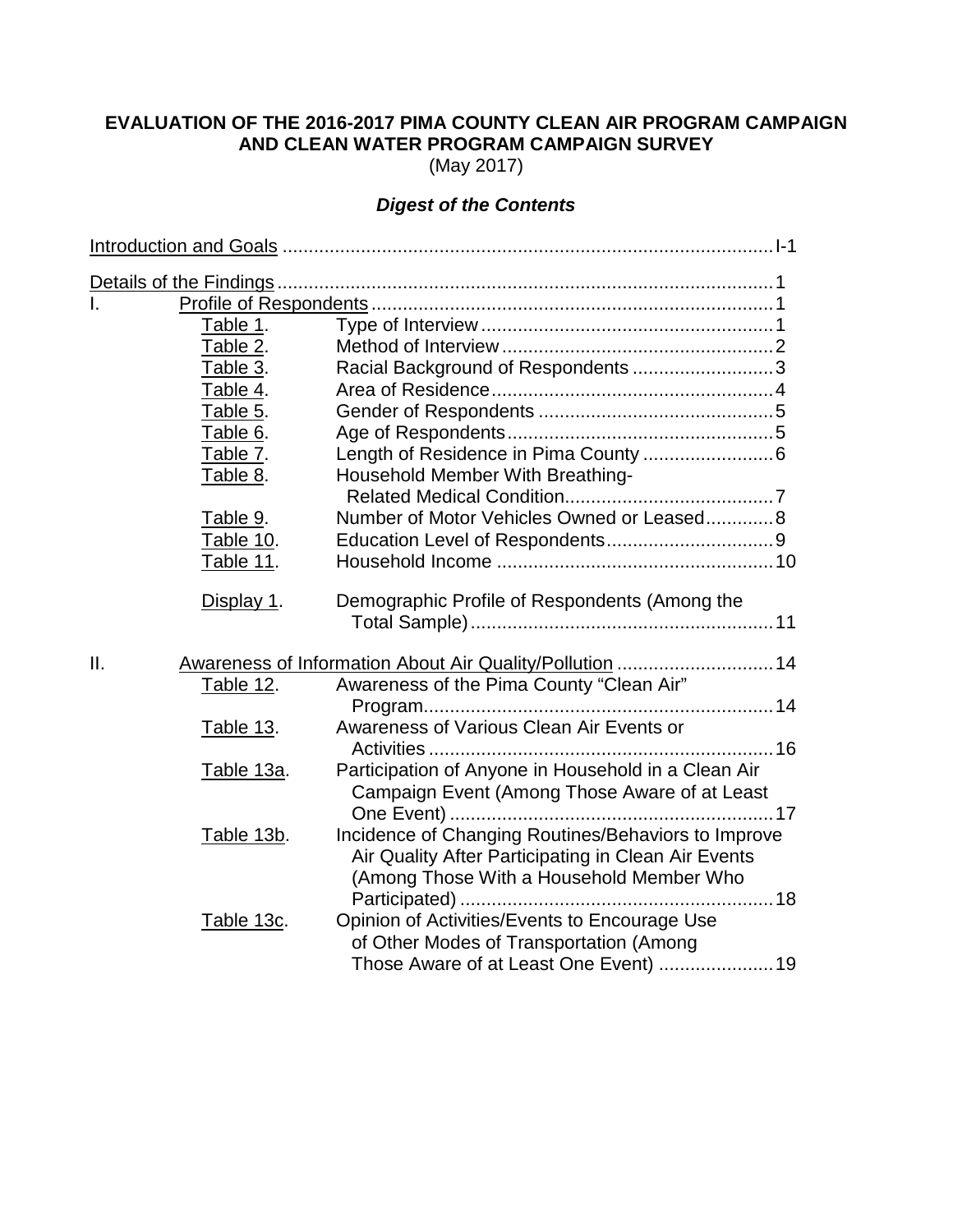**EVALUATION OF THE 2016-2017 PIMA COUNTY CLEAN AIR PROGRAM CAMPAIGN AND CLEAN WATER PROGRAM CAMPAIGN SURVEY**
(May 2017)

***Digest of the Contents***

Introduction and Goals .............................................................................................. I-1

Details of the Findings ............................................................................................... 1

I. Profile of Respondents ............................................................................ 1

| | | |
|---|---|---|
| Table 1. | Type of Interview | 1 |
| Table 2. | Method of Interview | 2 |
| Table 3. | Racial Background of Respondents | 3 |
| Table 4. | Area of Residence | 4 |
| Table 5. | Gender of Respondents | 5 |
| Table 6. | Age of Respondents | 5 |
| Table 7. | Length of Residence in Pima County | 6 |
| Table 8. | Household Member With Breathing-Related Medical Condition | 7 |
| Table 9. | Number of Motor Vehicles Owned or Leased | 8 |
| Table 10. | Education Level of Respondents | 9 |
| Table 11. | Household Income | 10 |
| Display 1. | Demographic Profile of Respondents (Among the Total Sample) | 11 |

II. Awareness of Information About Air Quality/Pollution ............................. 14

| | | |
|---|---|---|
| Table 12. | Awareness of the Pima County "Clean Air" Program | 14 |
| Table 13. | Awareness of Various Clean Air Events or Activities | 16 |
| Table 13a. | Participation of Anyone in Household in a Clean Air Campaign Event (Among Those Aware of at Least One Event) | 17 |
| Table 13b. | Incidence of Changing Routines/Behaviors to Improve Air Quality After Participating in Clean Air Events (Among Those With a Household Member Who Participated) | 18 |
| Table 13c. | Opinion of Activities/Events to Encourage Use of Other Modes of Transportation (Among Those Aware of at Least One Event) | 19 |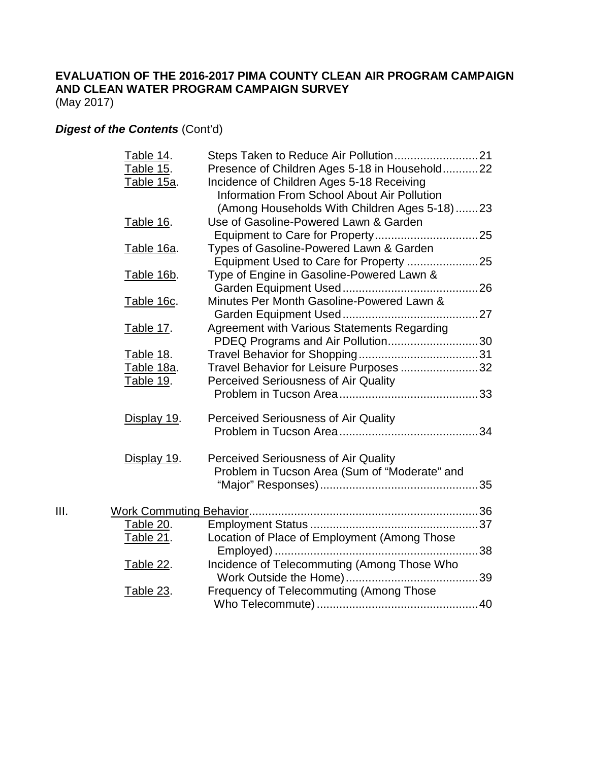**EVALUATION OF THE 2016-2017 PIMA COUNTY CLEAN AIR PROGRAM CAMPAIGN AND CLEAN WATER PROGRAM CAMPAIGN SURVEY**
(May 2017)

***Digest of the Contents*** (Cont'd)

| | | | |
|---|---|---|---|
| | Table 14. | Steps Taken to Reduce Air Pollution | 21 |
| | Table 15. | Presence of Children Ages 5-18 in Household | 22 |
| | Table 15a. | Incidence of Children Ages 5-18 Receiving Information From School About Air Pollution (Among Households With Children Ages 5-18) | 23 |
| | Table 16. | Use of Gasoline-Powered Lawn & Garden Equipment to Care for Property | 25 |
| | Table 16a. | Types of Gasoline-Powered Lawn & Garden Equipment Used to Care for Property | 25 |
| | Table 16b. | Type of Engine in Gasoline-Powered Lawn & Garden Equipment Used | 26 |
| | Table 16c. | Minutes Per Month Gasoline-Powered Lawn & Garden Equipment Used | 27 |
| | Table 17. | Agreement with Various Statements Regarding PDEQ Programs and Air Pollution | 30 |
| | Table 18. | Travel Behavior for Shopping | 31 |
| | Table 18a. | Travel Behavior for Leisure Purposes | 32 |
| | Table 19. | Perceived Seriousness of Air Quality Problem in Tucson Area | 33 |
| | Display 19. | Perceived Seriousness of Air Quality Problem in Tucson Area | 34 |
| | Display 19. | Perceived Seriousness of Air Quality Problem in Tucson Area (Sum of "Moderate" and "Major" Responses) | 35 |
| III. | Work Commuting Behavior | | 36 |
| | Table 20. | Employment Status | 37 |
| | Table 21. | Location of Place of Employment (Among Those Employed) | 38 |
| | Table 22. | Incidence of Telecommuting (Among Those Who Work Outside the Home) | 39 |
| | Table 23. | Frequency of Telecommuting (Among Those Who Telecommute) | 40 |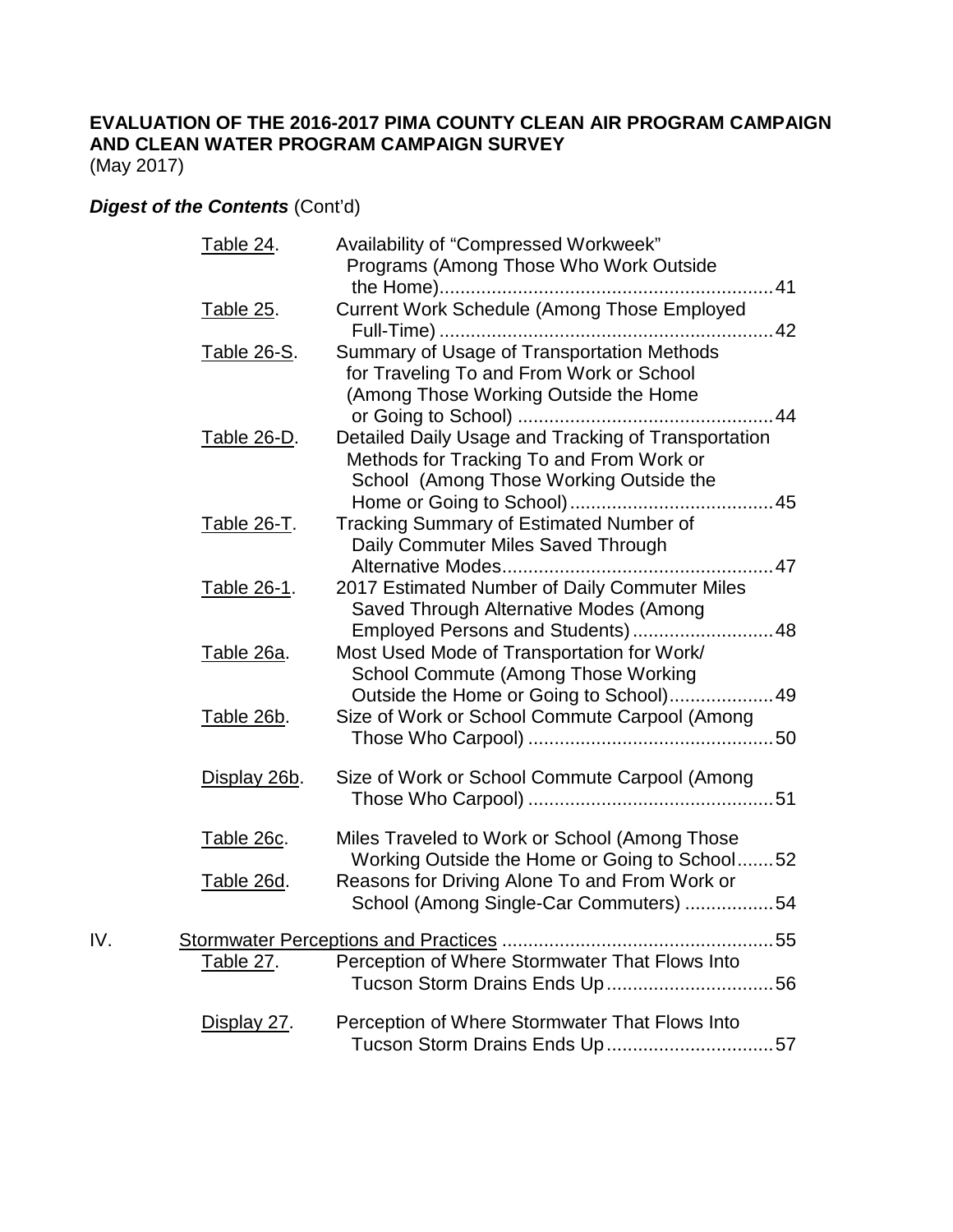**EVALUATION OF THE 2016-2017 PIMA COUNTY CLEAN AIR PROGRAM CAMPAIGN AND CLEAN WATER PROGRAM CAMPAIGN SURVEY**
(May 2017)

***Digest of the Contents*** (Cont'd)

| | | | |
|---|---|---|---|
| | Table 24. | Availability of "Compressed Workweek" Programs (Among Those Who Work Outside the Home) | 41 |
| | Table 25. | Current Work Schedule (Among Those Employed Full-Time) | 42 |
| | Table 26-S. | Summary of Usage of Transportation Methods for Traveling To and From Work or School (Among Those Working Outside the Home or Going to School) | 44 |
| | Table 26-D. | Detailed Daily Usage and Tracking of Transportation Methods for Tracking To and From Work or School (Among Those Working Outside the Home or Going to School) | 45 |
| | Table 26-T. | Tracking Summary of Estimated Number of Daily Commuter Miles Saved Through Alternative Modes | 47 |
| | Table 26-1. | 2017 Estimated Number of Daily Commuter Miles Saved Through Alternative Modes (Among Employed Persons and Students) | 48 |
| | Table 26a. | Most Used Mode of Transportation for Work/ School Commute (Among Those Working Outside the Home or Going to School) | 49 |
| | Table 26b. | Size of Work or School Commute Carpool (Among Those Who Carpool) | 50 |
| | Display 26b. | Size of Work or School Commute Carpool (Among Those Who Carpool) | 51 |
| | Table 26c. | Miles Traveled to Work or School (Among Those Working Outside the Home or Going to School | 52 |
| | Table 26d. | Reasons for Driving Alone To and From Work or School (Among Single-Car Commuters) | 54 |
| IV. | Stormwater Perceptions and Practices | | 55 |
| | Table 27. | Perception of Where Stormwater That Flows Into Tucson Storm Drains Ends Up | 56 |
| | Display 27. | Perception of Where Stormwater That Flows Into Tucson Storm Drains Ends Up | 57 |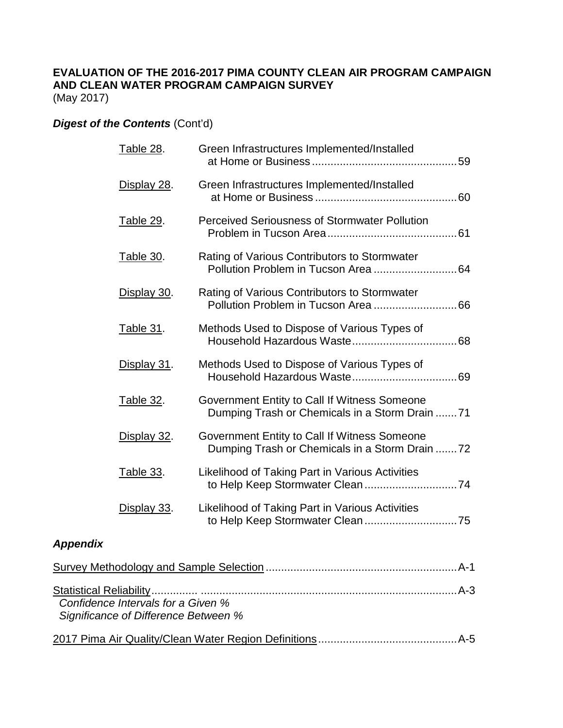**EVALUATION OF THE 2016-2017 PIMA COUNTY CLEAN AIR PROGRAM CAMPAIGN AND CLEAN WATER PROGRAM CAMPAIGN SURVEY**
(May 2017)

***Digest of the Contents*** (Cont'd)

| | | |
|---|---|---|
| Table 28. | Green Infrastructures Implemented/Installed at Home or Business | 59 |
| Display 28. | Green Infrastructures Implemented/Installed at Home or Business | 60 |
| Table 29. | Perceived Seriousness of Stormwater Pollution Problem in Tucson Area | 61 |
| Table 30. | Rating of Various Contributors to Stormwater Pollution Problem in Tucson Area | 64 |
| Display 30. | Rating of Various Contributors to Stormwater Pollution Problem in Tucson Area | 66 |
| Table 31. | Methods Used to Dispose of Various Types of Household Hazardous Waste | 68 |
| Display 31. | Methods Used to Dispose of Various Types of Household Hazardous Waste | 69 |
| Table 32. | Government Entity to Call If Witness Someone Dumping Trash or Chemicals in a Storm Drain | 71 |
| Display 32. | Government Entity to Call If Witness Someone Dumping Trash or Chemicals in a Storm Drain | 72 |
| Table 33. | Likelihood of Taking Part in Various Activities to Help Keep Stormwater Clean | 74 |
| Display 33. | Likelihood of Taking Part in Various Activities to Help Keep Stormwater Clean | 75 |

***Appendix***

Survey Methodology and Sample Selection .......... A-1

Statistical Reliability .......... A-3
*Confidence Intervals for a Given %*
*Significance of Difference Between %*

2017 Pima Air Quality/Clean Water Region Definitions .......... A-5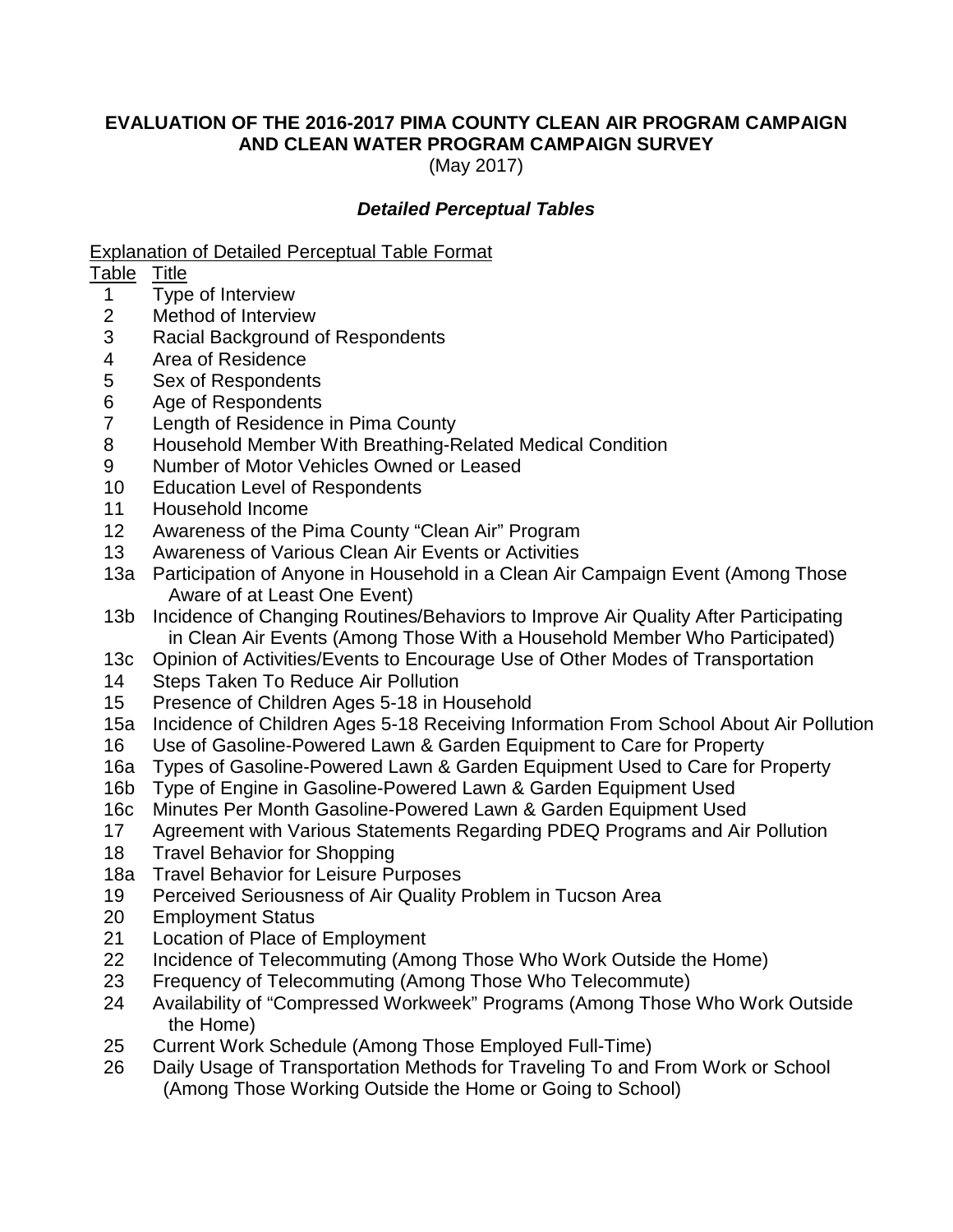**EVALUATION OF THE 2016-2017 PIMA COUNTY CLEAN AIR PROGRAM CAMPAIGN AND CLEAN WATER PROGRAM CAMPAIGN SURVEY**

(May 2017)

***Detailed Perceptual Tables***

Explanation of Detailed Perceptual Table Format

| Table | Title |
|---|---|
| 1 | Type of Interview |
| 2 | Method of Interview |
| 3 | Racial Background of Respondents |
| 4 | Area of Residence |
| 5 | Sex of Respondents |
| 6 | Age of Respondents |
| 7 | Length of Residence in Pima County |
| 8 | Household Member With Breathing-Related Medical Condition |
| 9 | Number of Motor Vehicles Owned or Leased |
| 10 | Education Level of Respondents |
| 11 | Household Income |
| 12 | Awareness of the Pima County "Clean Air" Program |
| 13 | Awareness of Various Clean Air Events or Activities |
| 13a | Participation of Anyone in Household in a Clean Air Campaign Event (Among Those Aware of at Least One Event) |
| 13b | Incidence of Changing Routines/Behaviors to Improve Air Quality After Participating in Clean Air Events (Among Those With a Household Member Who Participated) |
| 13c | Opinion of Activities/Events to Encourage Use of Other Modes of Transportation |
| 14 | Steps Taken To Reduce Air Pollution |
| 15 | Presence of Children Ages 5-18 in Household |
| 15a | Incidence of Children Ages 5-18 Receiving Information From School About Air Pollution |
| 16 | Use of Gasoline-Powered Lawn & Garden Equipment to Care for Property |
| 16a | Types of Gasoline-Powered Lawn & Garden Equipment Used to Care for Property |
| 16b | Type of Engine in Gasoline-Powered Lawn & Garden Equipment Used |
| 16c | Minutes Per Month Gasoline-Powered Lawn & Garden Equipment Used |
| 17 | Agreement with Various Statements Regarding PDEQ Programs and Air Pollution |
| 18 | Travel Behavior for Shopping |
| 18a | Travel Behavior for Leisure Purposes |
| 19 | Perceived Seriousness of Air Quality Problem in Tucson Area |
| 20 | Employment Status |
| 21 | Location of Place of Employment |
| 22 | Incidence of Telecommuting (Among Those Who Work Outside the Home) |
| 23 | Frequency of Telecommuting (Among Those Who Telecommute) |
| 24 | Availability of "Compressed Workweek" Programs (Among Those Who Work Outside the Home) |
| 25 | Current Work Schedule (Among Those Employed Full-Time) |
| 26 | Daily Usage of Transportation Methods for Traveling To and From Work or School (Among Those Working Outside the Home or Going to School) |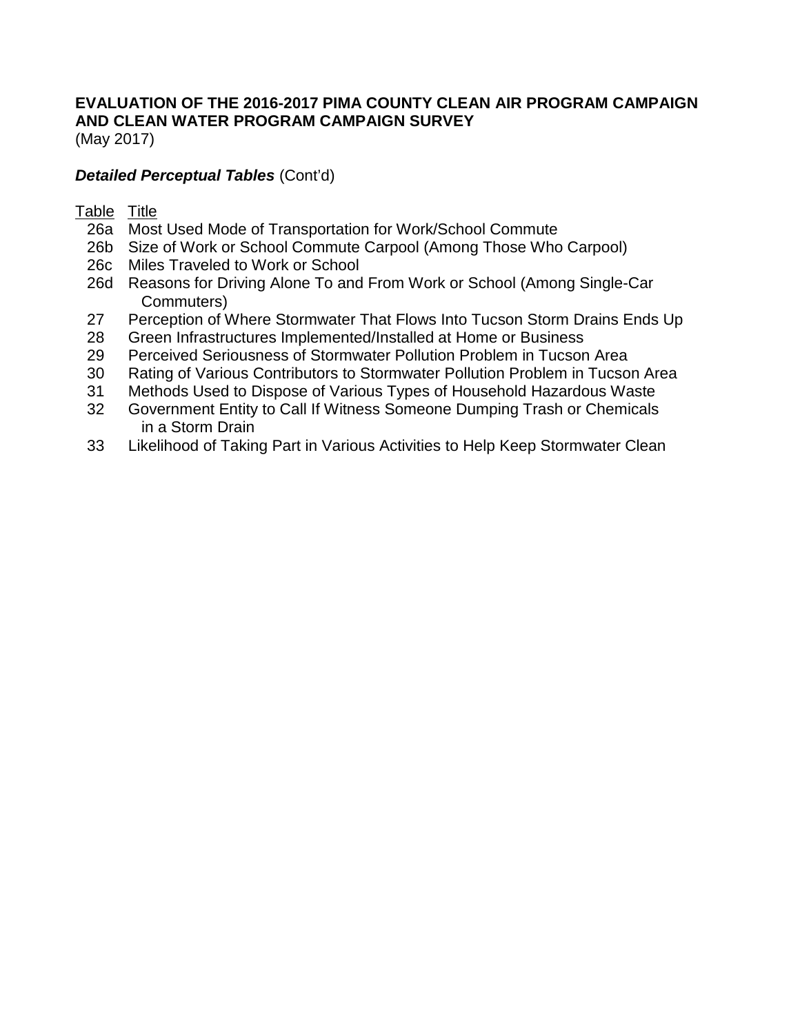**EVALUATION OF THE 2016-2017 PIMA COUNTY CLEAN AIR PROGRAM CAMPAIGN AND CLEAN WATER PROGRAM CAMPAIGN SURVEY**
(May 2017)

***Detailed Perceptual Tables*** (Cont'd)

| Table | Title |
|---|---|
| 26a | Most Used Mode of Transportation for Work/School Commute |
| 26b | Size of Work or School Commute Carpool (Among Those Who Carpool) |
| 26c | Miles Traveled to Work or School |
| 26d | Reasons for Driving Alone To and From Work or School (Among Single-Car Commuters) |
| 27 | Perception of Where Stormwater That Flows Into Tucson Storm Drains Ends Up |
| 28 | Green Infrastructures Implemented/Installed at Home or Business |
| 29 | Perceived Seriousness of Stormwater Pollution Problem in Tucson Area |
| 30 | Rating of Various Contributors to Stormwater Pollution Problem in Tucson Area |
| 31 | Methods Used to Dispose of Various Types of Household Hazardous Waste |
| 32 | Government Entity to Call If Witness Someone Dumping Trash or Chemicals in a Storm Drain |
| 33 | Likelihood of Taking Part in Various Activities to Help Keep Stormwater Clean |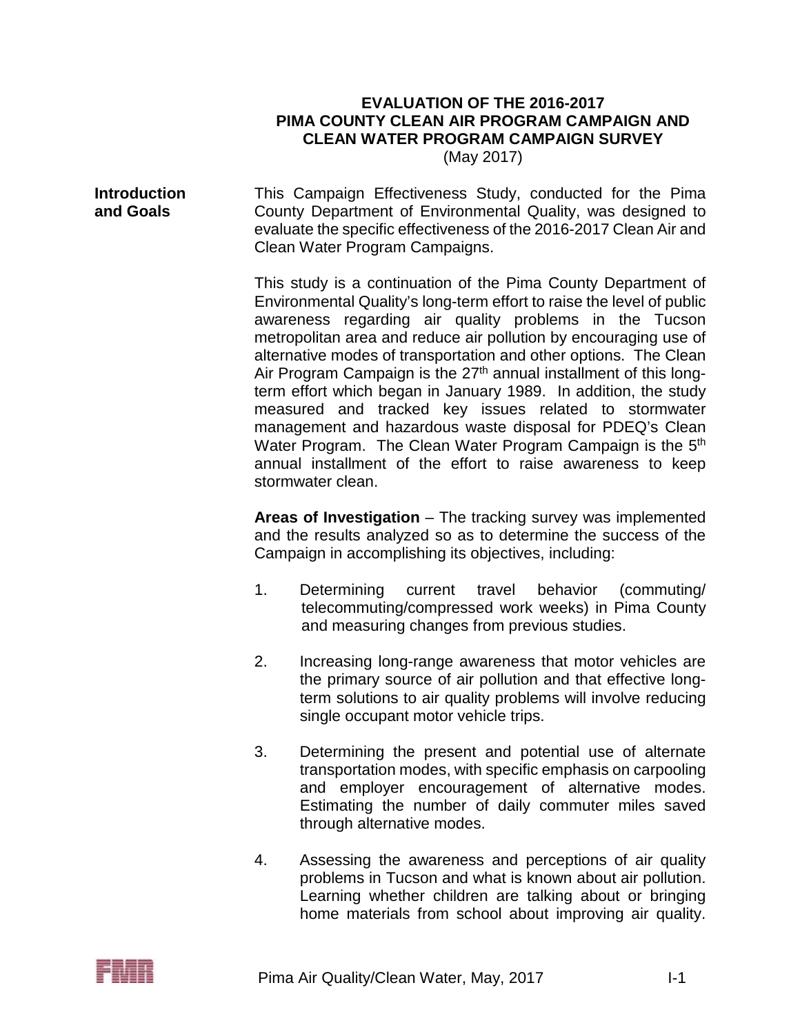# EVALUATION OF THE 2016-2017 PIMA COUNTY CLEAN AIR PROGRAM CAMPAIGN AND CLEAN WATER PROGRAM CAMPAIGN SURVEY

(May 2017)

**Introduction and Goals**

This Campaign Effectiveness Study, conducted for the Pima County Department of Environmental Quality, was designed to evaluate the specific effectiveness of the 2016-2017 Clean Air and Clean Water Program Campaigns.

This study is a continuation of the Pima County Department of Environmental Quality's long-term effort to raise the level of public awareness regarding air quality problems in the Tucson metropolitan area and reduce air pollution by encouraging use of alternative modes of transportation and other options. The Clean Air Program Campaign is the 27th annual installment of this long-term effort which began in January 1989. In addition, the study measured and tracked key issues related to stormwater management and hazardous waste disposal for PDEQ's Clean Water Program. The Clean Water Program Campaign is the 5th annual installment of the effort to raise awareness to keep stormwater clean.

**Areas of Investigation** – The tracking survey was implemented and the results analyzed so as to determine the success of the Campaign in accomplishing its objectives, including:

1. Determining current travel behavior (commuting/ telecommuting/compressed work weeks) in Pima County and measuring changes from previous studies.

2. Increasing long-range awareness that motor vehicles are the primary source of air pollution and that effective long-term solutions to air quality problems will involve reducing single occupant motor vehicle trips.

3. Determining the present and potential use of alternate transportation modes, with specific emphasis on carpooling and employer encouragement of alternative modes. Estimating the number of daily commuter miles saved through alternative modes.

4. Assessing the awareness and perceptions of air quality problems in Tucson and what is known about air pollution. Learning whether children are talking about or bringing home materials from school about improving air quality.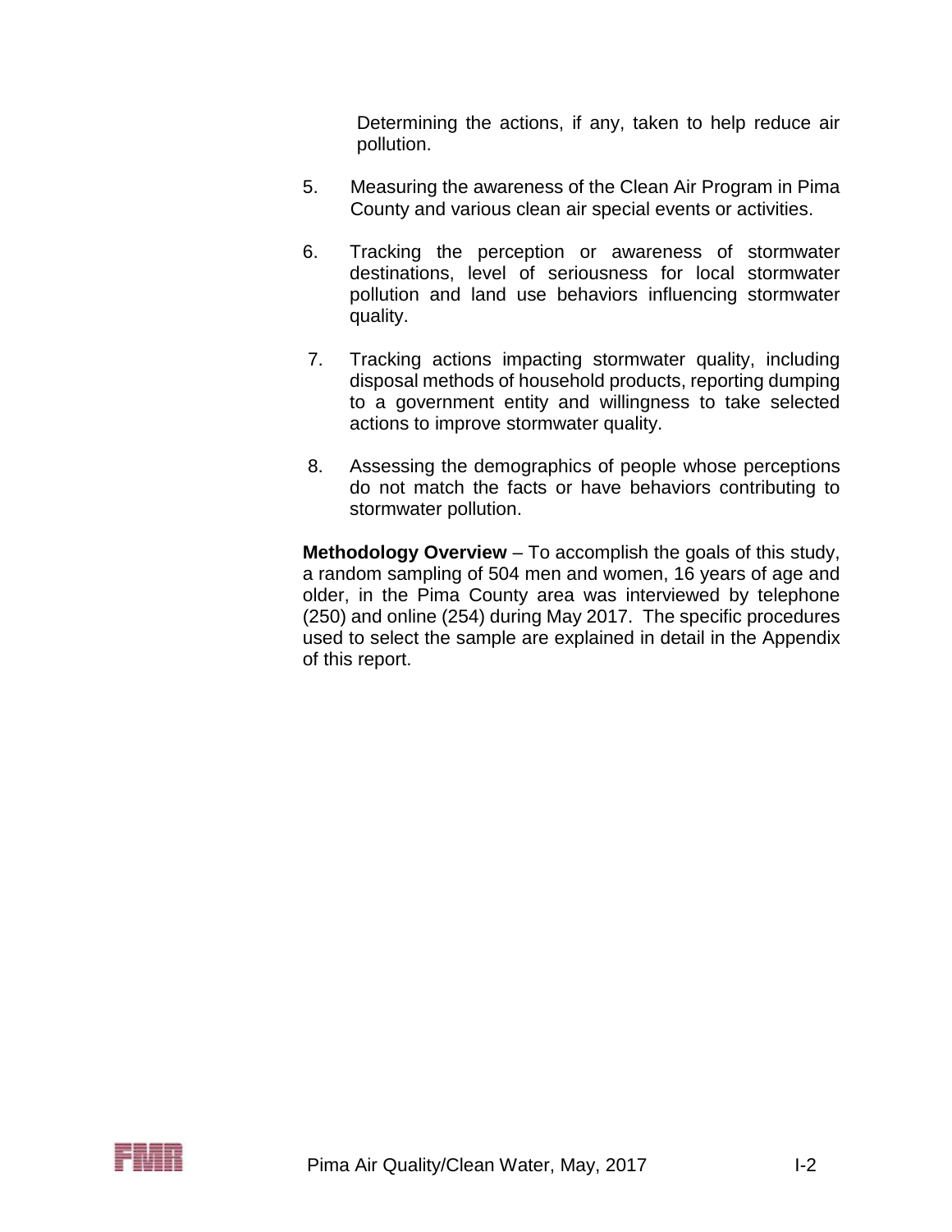Determining the actions, if any, taken to help reduce air pollution.

5. Measuring the awareness of the Clean Air Program in Pima County and various clean air special events or activities.

6. Tracking the perception or awareness of stormwater destinations, level of seriousness for local stormwater pollution and land use behaviors influencing stormwater quality.

7. Tracking actions impacting stormwater quality, including disposal methods of household products, reporting dumping to a government entity and willingness to take selected actions to improve stormwater quality.

8. Assessing the demographics of people whose perceptions do not match the facts or have behaviors contributing to stormwater pollution.

**Methodology Overview** – To accomplish the goals of this study, a random sampling of 504 men and women, 16 years of age and older, in the Pima County area was interviewed by telephone (250) and online (254) during May 2017. The specific procedures used to select the sample are explained in detail in the Appendix of this report.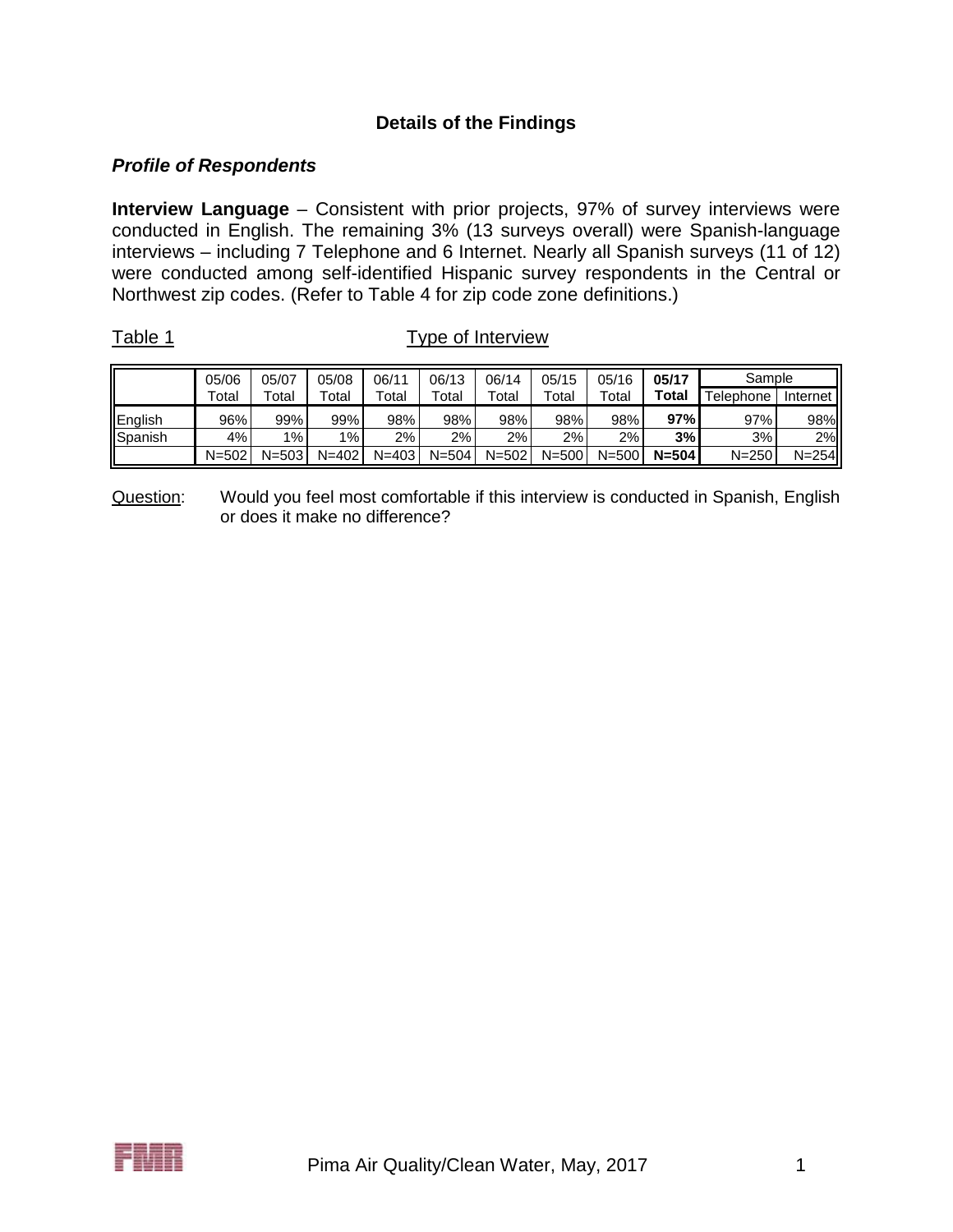## Details of the Findings

### *Profile of Respondents*

**Interview Language** – Consistent with prior projects, 97% of survey interviews were conducted in English. The remaining 3% (13 surveys overall) were Spanish-language interviews – including 7 Telephone and 6 Internet. Nearly all Spanish surveys (11 of 12) were conducted among self-identified Hispanic survey respondents in the Central or Northwest zip codes. (Refer to Table 4 for zip code zone definitions.)

Table 1 Type of Interview

| | 05/06 Total | 05/07 Total | 05/08 Total | 06/11 Total | 06/13 Total | 06/14 Total | 05/15 Total | 05/16 Total | **05/17 Total** | Sample | |
|---|---|---|---|---|---|---|---|---|---|---|---|
| | | | | | | | | | | Telephone | Internet |
| English | 96% | 99% | 99% | 98% | 98% | 98% | 98% | 98% | **97%** | 97% | 98% |
| Spanish | 4% | 1% | 1% | 2% | 2% | 2% | 2% | 2% | **3%** | 3% | 2% |
| | N=502 | N=503 | N=402 | N=403 | N=504 | N=502 | N=500 | N=500 | **N=504** | N=250 | N=254 |

Question: Would you feel most comfortable if this interview is conducted in Spanish, English or does it make no difference?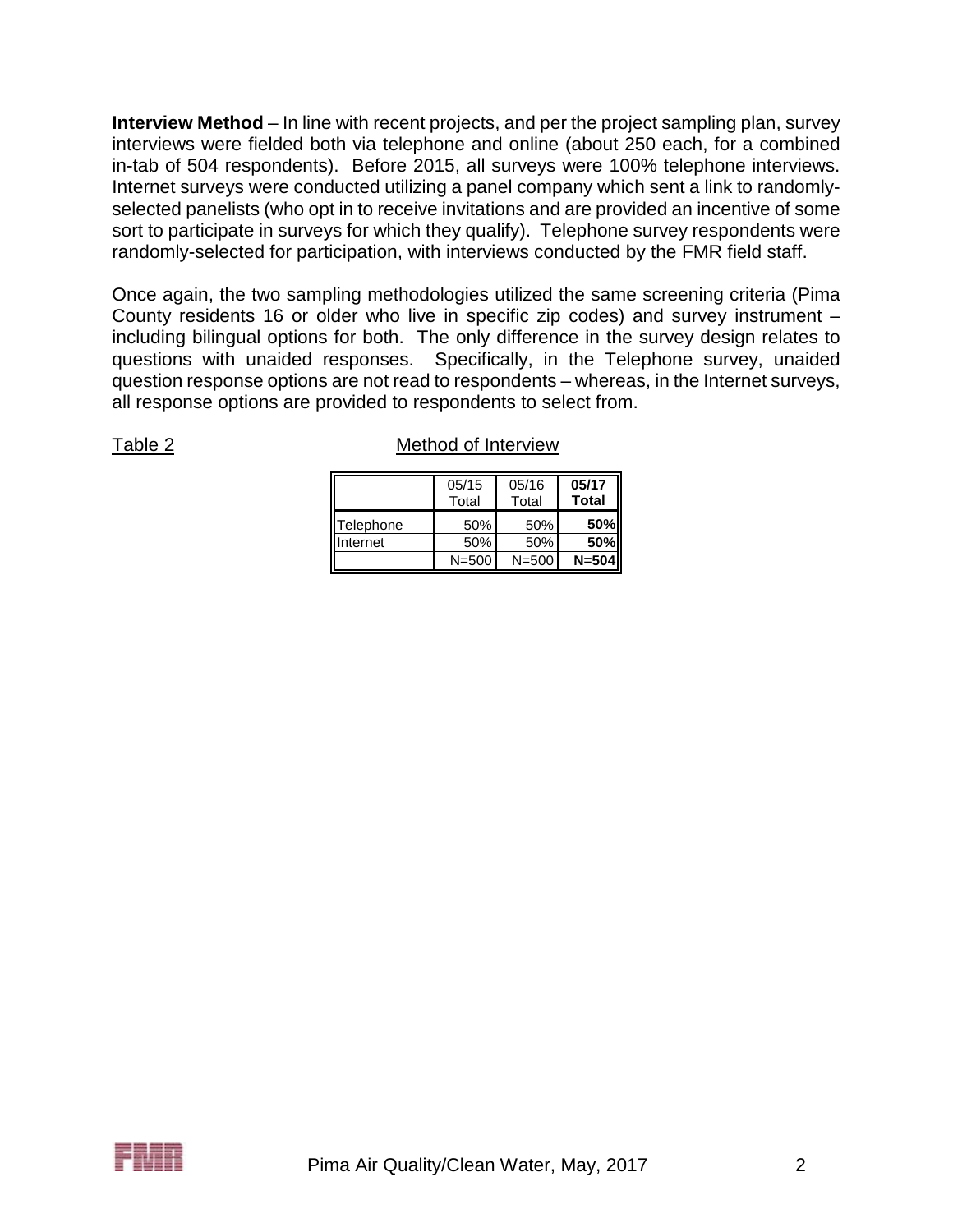**Interview Method** – In line with recent projects, and per the project sampling plan, survey interviews were fielded both via telephone and online (about 250 each, for a combined in-tab of 504 respondents). Before 2015, all surveys were 100% telephone interviews. Internet surveys were conducted utilizing a panel company which sent a link to randomly-selected panelists (who opt in to receive invitations and are provided an incentive of some sort to participate in surveys for which they qualify). Telephone survey respondents were randomly-selected for participation, with interviews conducted by the FMR field staff.

Once again, the two sampling methodologies utilized the same screening criteria (Pima County residents 16 or older who live in specific zip codes) and survey instrument – including bilingual options for both. The only difference in the survey design relates to questions with unaided responses. Specifically, in the Telephone survey, unaided question response options are not read to respondents – whereas, in the Internet surveys, all response options are provided to respondents to select from.

Table 2 Method of Interview

| | 05/15 Total | 05/16 Total | **05/17 Total** |
|---|---|---|---|
| Telephone | 50% | 50% | **50%** |
| Internet | 50% | 50% | **50%** |
| | N=500 | N=500 | **N=504** |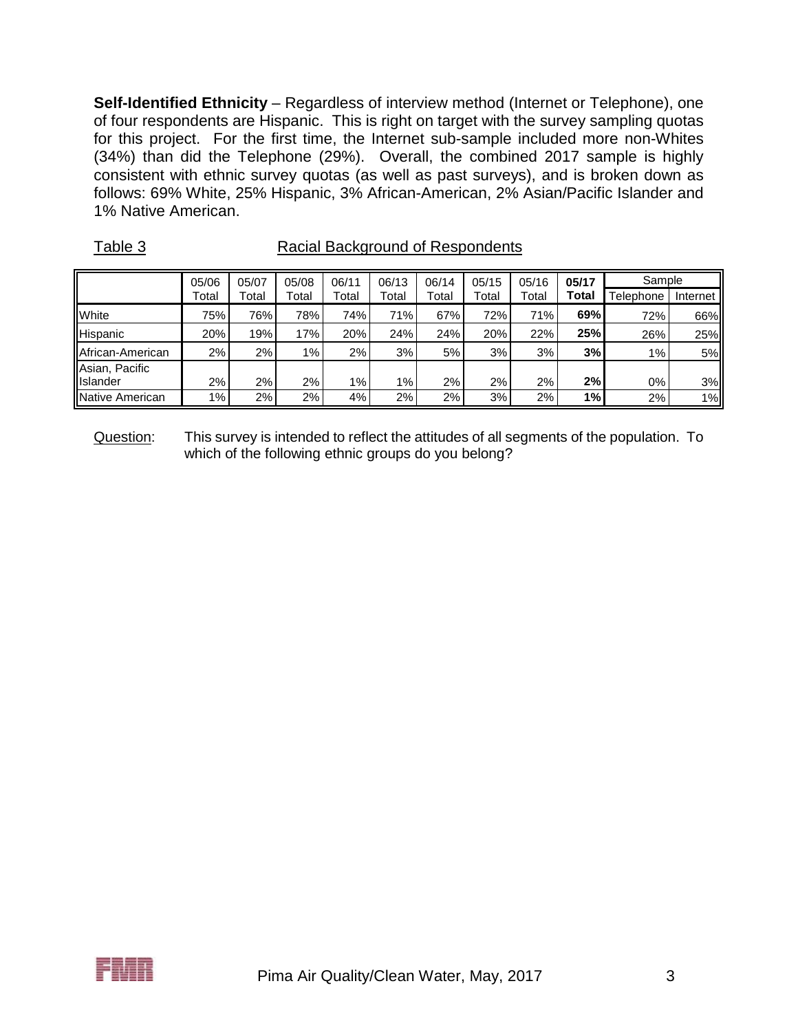**Self-Identified Ethnicity** – Regardless of interview method (Internet or Telephone), one of four respondents are Hispanic. This is right on target with the survey sampling quotas for this project. For the first time, the Internet sub-sample included more non-Whites (34%) than did the Telephone (29%). Overall, the combined 2017 sample is highly consistent with ethnic survey quotas (as well as past surveys), and is broken down as follows: 69% White, 25% Hispanic, 3% African-American, 2% Asian/Pacific Islander and 1% Native American.

Table 3 Racial Background of Respondents

| | 05/06 Total | 05/07 Total | 05/08 Total | 06/11 Total | 06/13 Total | 06/14 Total | 05/15 Total | 05/16 Total | **05/17 Total** | Sample | |
|---|---|---|---|---|---|---|---|---|---|---|---|
| | | | | | | | | | | Telephone | Internet |
| White | 75% | 76% | 78% | 74% | 71% | 67% | 72% | 71% | **69%** | 72% | 66% |
| Hispanic | 20% | 19% | 17% | 20% | 24% | 24% | 20% | 22% | **25%** | 26% | 25% |
| African-American | 2% | 2% | 1% | 2% | 3% | 5% | 3% | 3% | **3%** | 1% | 5% |
| Asian, Pacific Islander | 2% | 2% | 2% | 1% | 1% | 2% | 2% | 2% | **2%** | 0% | 3% |
| Native American | 1% | 2% | 2% | 4% | 2% | 2% | 3% | 2% | **1%** | 2% | 1% |

Question: This survey is intended to reflect the attitudes of all segments of the population. To which of the following ethnic groups do you belong?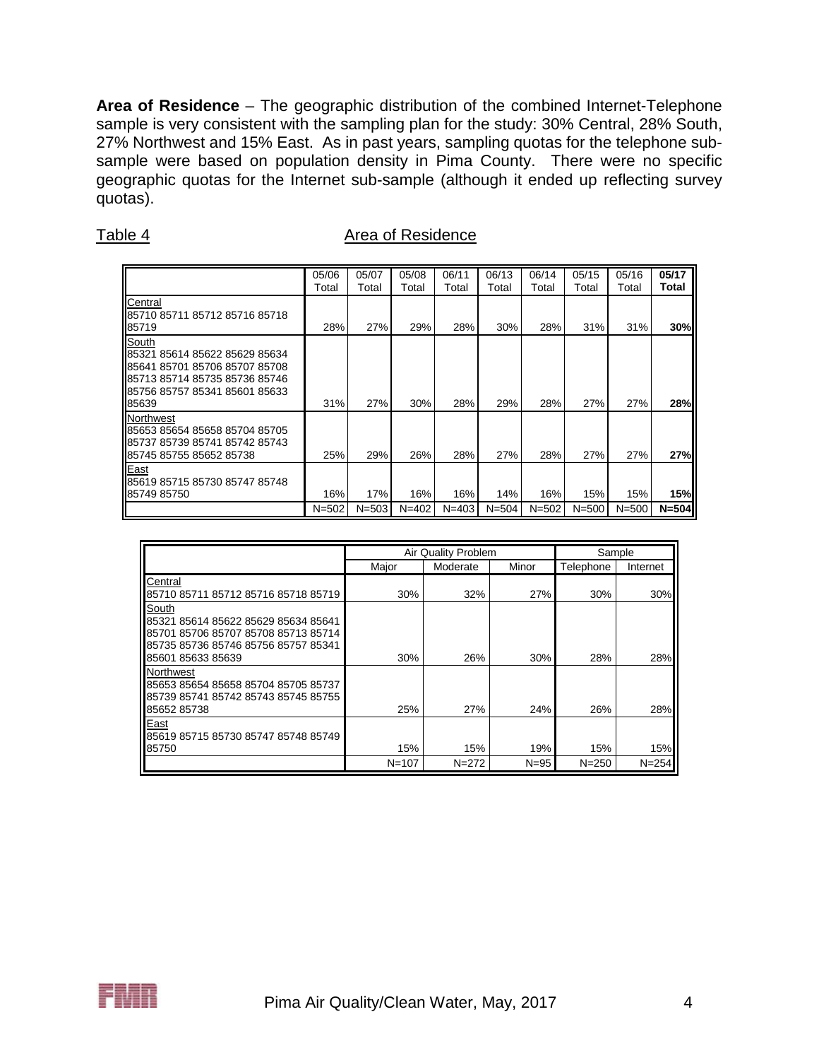**Area of Residence** – The geographic distribution of the combined Internet-Telephone sample is very consistent with the sampling plan for the study: 30% Central, 28% South, 27% Northwest and 15% East. As in past years, sampling quotas for the telephone sub-sample were based on population density in Pima County. There were no specific geographic quotas for the Internet sub-sample (although it ended up reflecting survey quotas).

Table 4 Area of Residence

| | 05/06 Total | 05/07 Total | 05/08 Total | 06/11 Total | 06/13 Total | 06/14 Total | 05/15 Total | 05/16 Total | **05/17 Total** |
|---|---|---|---|---|---|---|---|---|---|
| Central<br>85710 85711 85712 85716 85718 85719 | 28% | 27% | 29% | 28% | 30% | 28% | 31% | 31% | **30%** |
| South<br>85321 85614 85622 85629 85634 85641 85701 85706 85707 85708 85713 85714 85735 85736 85746 85756 85757 85341 85601 85633 85639 | 31% | 27% | 30% | 28% | 29% | 28% | 27% | 27% | **28%** |
| Northwest<br>85653 85654 85658 85704 85705 85737 85739 85741 85742 85743 85745 85755 85652 85738 | 25% | 29% | 26% | 28% | 27% | 28% | 27% | 27% | **27%** |
| East<br>85619 85715 85730 85747 85748 85749 85750 | 16% | 17% | 16% | 16% | 14% | 16% | 15% | 15% | **15%** |
| | N=502 | N=503 | N=402 | N=403 | N=504 | N=502 | N=500 | N=500 | **N=504** |

| | Air Quality Problem | | | Sample | |
|---|---|---|---|---|---|
| | Major | Moderate | Minor | Telephone | Internet |
| Central<br>85710 85711 85712 85716 85718 85719 | 30% | 32% | 27% | 30% | 30% |
| South<br>85321 85614 85622 85629 85634 85641 85701 85706 85707 85708 85713 85714 85735 85736 85746 85756 85757 85341 85601 85633 85639 | 30% | 26% | 30% | 28% | 28% |
| Northwest<br>85653 85654 85658 85704 85705 85737 85739 85741 85742 85743 85745 85755 85652 85738 | 25% | 27% | 24% | 26% | 28% |
| East<br>85619 85715 85730 85747 85748 85749 85750 | 15% | 15% | 19% | 15% | 15% |
| | N=107 | N=272 | N=95 | N=250 | N=254 |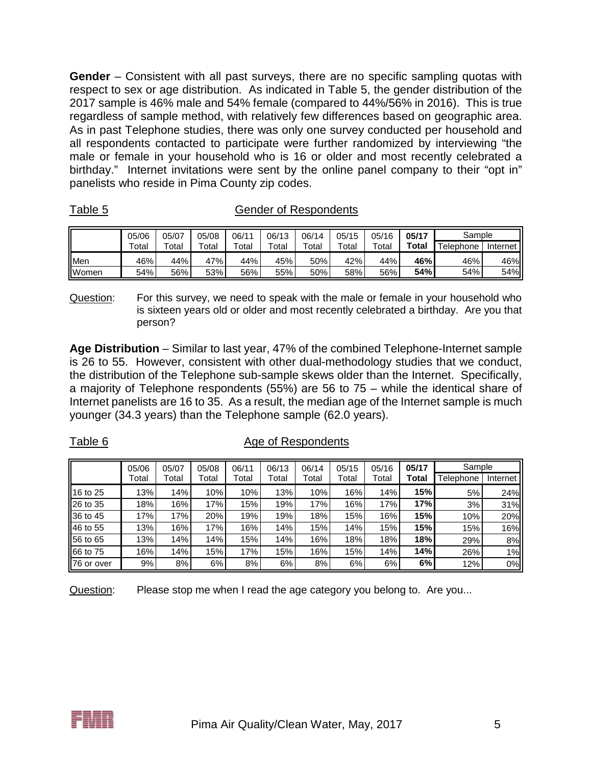**Gender** – Consistent with all past surveys, there are no specific sampling quotas with respect to sex or age distribution. As indicated in Table 5, the gender distribution of the 2017 sample is 46% male and 54% female (compared to 44%/56% in 2016). This is true regardless of sample method, with relatively few differences based on geographic area. As in past Telephone studies, there was only one survey conducted per household and all respondents contacted to participate were further randomized by interviewing "the male or female in your household who is 16 or older and most recently celebrated a birthday." Internet invitations were sent by the online panel company to their "opt in" panelists who reside in Pima County zip codes.

Table 5 Gender of Respondents

| | 05/06 Total | 05/07 Total | 05/08 Total | 06/11 Total | 06/13 Total | 06/14 Total | 05/15 Total | 05/16 Total | **05/17 Total** | Sample | |
|---|---|---|---|---|---|---|---|---|---|---|---|
| | | | | | | | | | | Telephone | Internet |
| Men | 46% | 44% | 47% | 44% | 45% | 50% | 42% | 44% | **46%** | 46% | 46% |
| Women | 54% | 56% | 53% | 56% | 55% | 50% | 58% | 56% | **54%** | 54% | 54% |

Question: For this survey, we need to speak with the male or female in your household who is sixteen years old or older and most recently celebrated a birthday. Are you that person?

**Age Distribution** – Similar to last year, 47% of the combined Telephone-Internet sample is 26 to 55. However, consistent with other dual-methodology studies that we conduct, the distribution of the Telephone sub-sample skews older than the Internet. Specifically, a majority of Telephone respondents (55%) are 56 to 75 – while the identical share of Internet panelists are 16 to 35. As a result, the median age of the Internet sample is much younger (34.3 years) than the Telephone sample (62.0 years).

Table 6 Age of Respondents

| | 05/06 Total | 05/07 Total | 05/08 Total | 06/11 Total | 06/13 Total | 06/14 Total | 05/15 Total | 05/16 Total | **05/17 Total** | Sample | |
|---|---|---|---|---|---|---|---|---|---|---|---|
| | | | | | | | | | | Telephone | Internet |
| 16 to 25 | 13% | 14% | 10% | 10% | 13% | 10% | 16% | 14% | **15%** | 5% | 24% |
| 26 to 35 | 18% | 16% | 17% | 15% | 19% | 17% | 16% | 17% | **17%** | 3% | 31% |
| 36 to 45 | 17% | 17% | 20% | 19% | 19% | 18% | 15% | 16% | **15%** | 10% | 20% |
| 46 to 55 | 13% | 16% | 17% | 16% | 14% | 15% | 14% | 15% | **15%** | 15% | 16% |
| 56 to 65 | 13% | 14% | 14% | 15% | 14% | 16% | 18% | 18% | **18%** | 29% | 8% |
| 66 to 75 | 16% | 14% | 15% | 17% | 15% | 16% | 15% | 14% | **14%** | 26% | 1% |
| 76 or over | 9% | 8% | 6% | 8% | 6% | 8% | 6% | 6% | **6%** | 12% | 0% |

Question: Please stop me when I read the age category you belong to. Are you...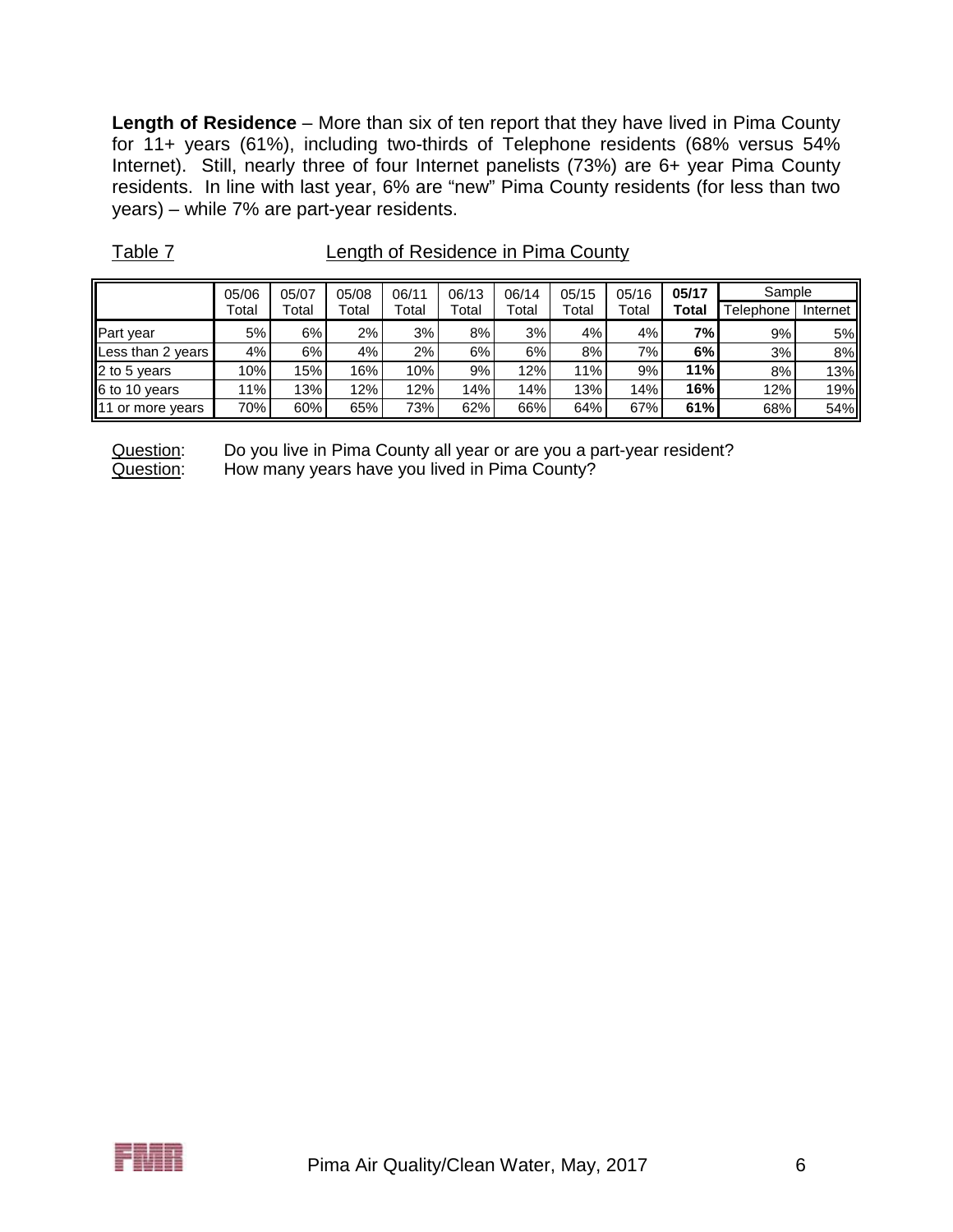**Length of Residence** – More than six of ten report that they have lived in Pima County for 11+ years (61%), including two-thirds of Telephone residents (68% versus 54% Internet). Still, nearly three of four Internet panelists (73%) are 6+ year Pima County residents. In line with last year, 6% are "new" Pima County residents (for less than two years) – while 7% are part-year residents.

Table 7 Length of Residence in Pima County

| | 05/06 Total | 05/07 Total | 05/08 Total | 06/11 Total | 06/13 Total | 06/14 Total | 05/15 Total | 05/16 Total | **05/17 Total** | Sample | |
|---|---|---|---|---|---|---|---|---|---|---|---|
| | | | | | | | | | | Telephone | Internet |
| Part year | 5% | 6% | 2% | 3% | 8% | 3% | 4% | 4% | **7%** | 9% | 5% |
| Less than 2 years | 4% | 6% | 4% | 2% | 6% | 6% | 8% | 7% | **6%** | 3% | 8% |
| 2 to 5 years | 10% | 15% | 16% | 10% | 9% | 12% | 11% | 9% | **11%** | 8% | 13% |
| 6 to 10 years | 11% | 13% | 12% | 12% | 14% | 14% | 13% | 14% | **16%** | 12% | 19% |
| 11 or more years | 70% | 60% | 65% | 73% | 62% | 66% | 64% | 67% | **61%** | 68% | 54% |

Question: Do you live in Pima County all year or are you a part-year resident?
Question: How many years have you lived in Pima County?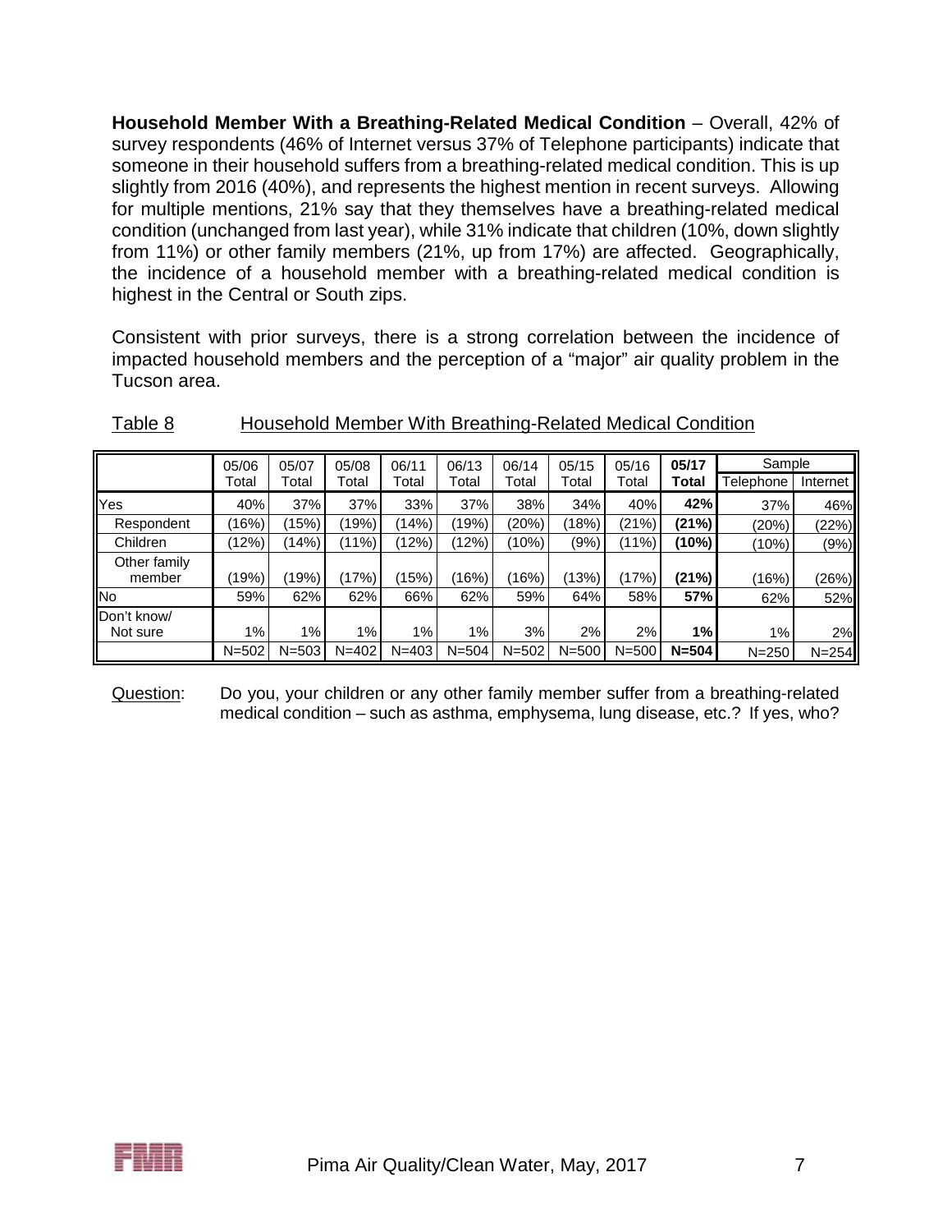**Household Member With a Breathing-Related Medical Condition** – Overall, 42% of survey respondents (46% of Internet versus 37% of Telephone participants) indicate that someone in their household suffers from a breathing-related medical condition. This is up slightly from 2016 (40%), and represents the highest mention in recent surveys. Allowing for multiple mentions, 21% say that they themselves have a breathing-related medical condition (unchanged from last year), while 31% indicate that children (10%, down slightly from 11%) or other family members (21%, up from 17%) are affected. Geographically, the incidence of a household member with a breathing-related medical condition is highest in the Central or South zips.

Consistent with prior surveys, there is a strong correlation between the incidence of impacted household members and the perception of a "major" air quality problem in the Tucson area.

Table 8 Household Member With Breathing-Related Medical Condition

| | 05/06 Total | 05/07 Total | 05/08 Total | 06/11 Total | 06/13 Total | 06/14 Total | 05/15 Total | 05/16 Total | **05/17 Total** | Sample Telephone | Sample Internet |
|---|---|---|---|---|---|---|---|---|---|---|---|
| Yes | 40% | 37% | 37% | 33% | 37% | 38% | 34% | 40% | **42%** | 37% | 46% |
| Respondent | (16%) | (15%) | (19%) | (14%) | (19%) | (20%) | (18%) | (21%) | **(21%)** | (20%) | (22%) |
| Children | (12%) | (14%) | (11%) | (12%) | (12%) | (10%) | (9%) | (11%) | **(10%)** | (10%) | (9%) |
| Other family member | (19%) | (19%) | (17%) | (15%) | (16%) | (16%) | (13%) | (17%) | **(21%)** | (16%) | (26%) |
| No | 59% | 62% | 62% | 66% | 62% | 59% | 64% | 58% | **57%** | 62% | 52% |
| Don't know/ Not sure | 1% | 1% | 1% | 1% | 1% | 3% | 2% | 2% | **1%** | 1% | 2% |
| | N=502 | N=503 | N=402 | N=403 | N=504 | N=502 | N=500 | N=500 | **N=504** | N=250 | N=254 |

Question: Do you, your children or any other family member suffer from a breathing-related medical condition – such as asthma, emphysema, lung disease, etc.? If yes, who?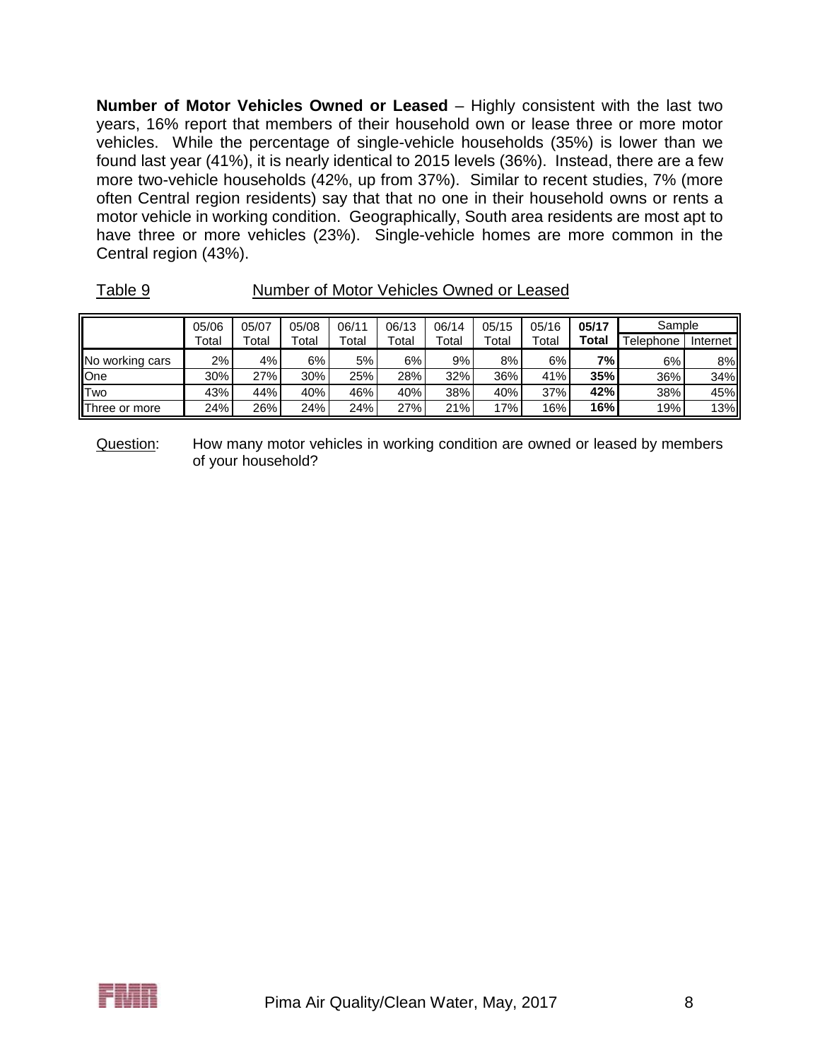**Number of Motor Vehicles Owned or Leased** – Highly consistent with the last two years, 16% report that members of their household own or lease three or more motor vehicles. While the percentage of single-vehicle households (35%) is lower than we found last year (41%), it is nearly identical to 2015 levels (36%). Instead, there are a few more two-vehicle households (42%, up from 37%). Similar to recent studies, 7% (more often Central region residents) say that that no one in their household owns or rents a motor vehicle in working condition. Geographically, South area residents are most apt to have three or more vehicles (23%). Single-vehicle homes are more common in the Central region (43%).

Table 9 Number of Motor Vehicles Owned or Leased

| | 05/06 Total | 05/07 Total | 05/08 Total | 06/11 Total | 06/13 Total | 06/14 Total | 05/15 Total | 05/16 Total | **05/17 Total** | Sample | |
|---|---|---|---|---|---|---|---|---|---|---|---|
| | | | | | | | | | | Telephone | Internet |
| No working cars | 2% | 4% | 6% | 5% | 6% | 9% | 8% | 6% | **7%** | 6% | 8% |
| One | 30% | 27% | 30% | 25% | 28% | 32% | 36% | 41% | **35%** | 36% | 34% |
| Two | 43% | 44% | 40% | 46% | 40% | 38% | 40% | 37% | **42%** | 38% | 45% |
| Three or more | 24% | 26% | 24% | 24% | 27% | 21% | 17% | 16% | **16%** | 19% | 13% |

Question: How many motor vehicles in working condition are owned or leased by members of your household?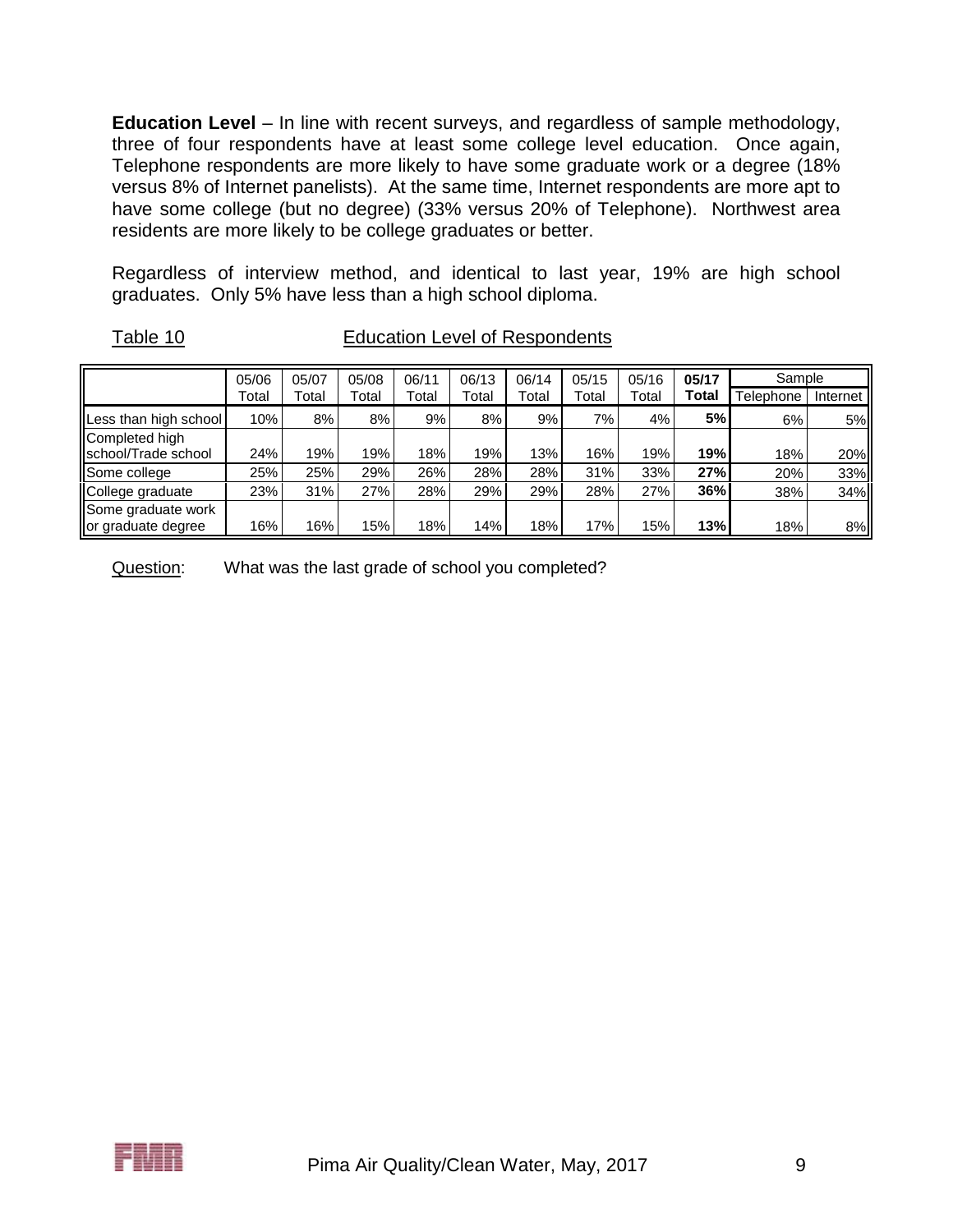**Education Level** – In line with recent surveys, and regardless of sample methodology, three of four respondents have at least some college level education. Once again, Telephone respondents are more likely to have some graduate work or a degree (18% versus 8% of Internet panelists). At the same time, Internet respondents are more apt to have some college (but no degree) (33% versus 20% of Telephone). Northwest area residents are more likely to be college graduates or better.

Regardless of interview method, and identical to last year, 19% are high school graduates. Only 5% have less than a high school diploma.

Table 10 Education Level of Respondents

| | 05/06 Total | 05/07 Total | 05/08 Total | 06/11 Total | 06/13 Total | 06/14 Total | 05/15 Total | 05/16 Total | **05/17 Total** | Sample | |
|---|---|---|---|---|---|---|---|---|---|---|---|
| | | | | | | | | | | Telephone | Internet |
| Less than high school | 10% | 8% | 8% | 9% | 8% | 9% | 7% | 4% | **5%** | 6% | 5% |
| Completed high school/Trade school | 24% | 19% | 19% | 18% | 19% | 13% | 16% | 19% | **19%** | 18% | 20% |
| Some college | 25% | 25% | 29% | 26% | 28% | 28% | 31% | 33% | **27%** | 20% | 33% |
| College graduate | 23% | 31% | 27% | 28% | 29% | 29% | 28% | 27% | **36%** | 38% | 34% |
| Some graduate work or graduate degree | 16% | 16% | 15% | 18% | 14% | 18% | 17% | 15% | **13%** | 18% | 8% |

Question: What was the last grade of school you completed?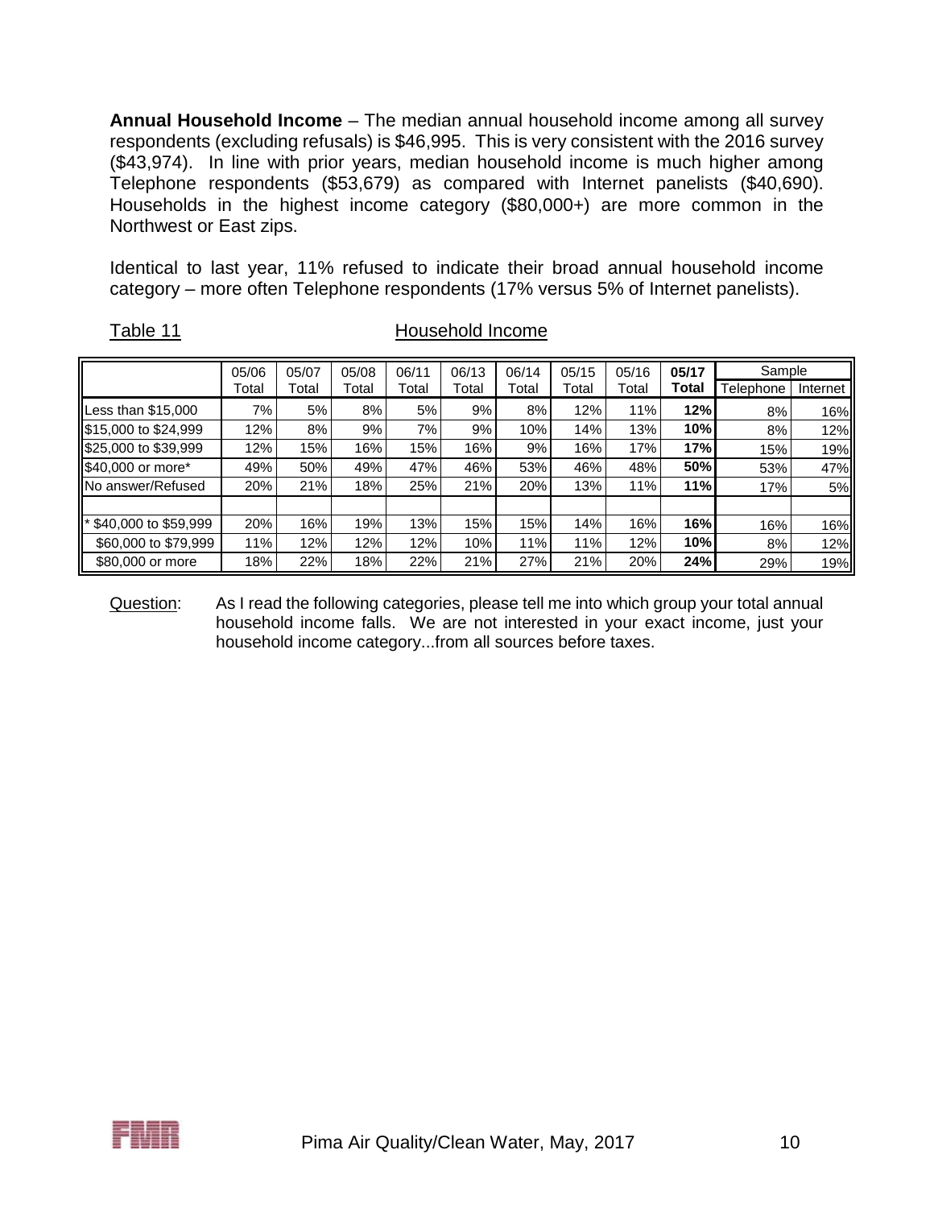**Annual Household Income** – The median annual household income among all survey respondents (excluding refusals) is $46,995. This is very consistent with the 2016 survey ($43,974). In line with prior years, median household income is much higher among Telephone respondents ($53,679) as compared with Internet panelists ($40,690). Households in the highest income category ($80,000+) are more common in the Northwest or East zips.

Identical to last year, 11% refused to indicate their broad annual household income category – more often Telephone respondents (17% versus 5% of Internet panelists).

Table 11 Household Income

| | 05/06 Total | 05/07 Total | 05/08 Total | 06/11 Total | 06/13 Total | 06/14 Total | 05/15 Total | 05/16 Total | **05/17 Total** | Sample Telephone | Sample Internet |
|---|---|---|---|---|---|---|---|---|---|---|---|
| Less than $15,000 | 7% | 5% | 8% | 5% | 9% | 8% | 12% | 11% | **12%** | 8% | 16% |
| $15,000 to $24,999 | 12% | 8% | 9% | 7% | 9% | 10% | 14% | 13% | **10%** | 8% | 12% |
| $25,000 to $39,999 | 12% | 15% | 16% | 15% | 16% | 9% | 16% | 17% | **17%** | 15% | 19% |
| $40,000 or more* | 49% | 50% | 49% | 47% | 46% | 53% | 46% | 48% | **50%** | 53% | 47% |
| No answer/Refused | 20% | 21% | 18% | 25% | 21% | 20% | 13% | 11% | **11%** | 17% | 5% |
| | | | | | | | | | | | |
| * $40,000 to $59,999 | 20% | 16% | 19% | 13% | 15% | 15% | 14% | 16% | **16%** | 16% | 16% |
| $60,000 to $79,999 | 11% | 12% | 12% | 12% | 10% | 11% | 11% | 12% | **10%** | 8% | 12% |
| $80,000 or more | 18% | 22% | 18% | 22% | 21% | 27% | 21% | 20% | **24%** | 29% | 19% |

Question: As I read the following categories, please tell me into which group your total annual household income falls. We are not interested in your exact income, just your household income category...from all sources before taxes.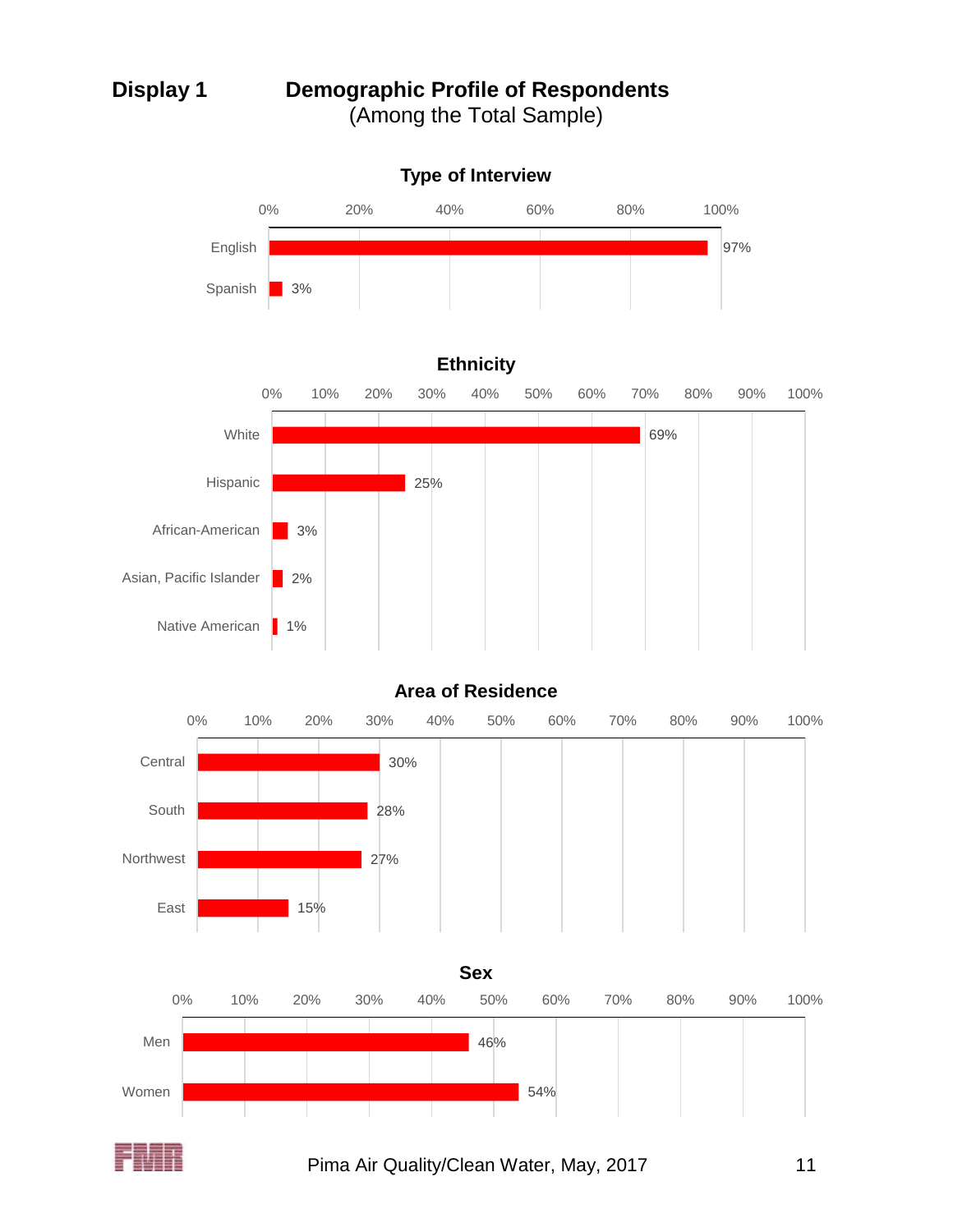## Display 1 Demographic Profile of Respondents

(Among the Total Sample)

### Type of Interview

| Type of Interview | Percent |
|---|---|
| English | 97% |
| Spanish | 3% |

### Ethnicity

| Ethnicity | Percent |
|---|---|
| White | 69% |
| Hispanic | 25% |
| African-American | 3% |
| Asian, Pacific Islander | 2% |
| Native American | 1% |

### Area of Residence

| Area of Residence | Percent |
|---|---|
| Central | 30% |
| South | 28% |
| Northwest | 27% |
| East | 15% |

### Sex

| Sex | Percent |
|---|---|
| Men | 46% |
| Women | 54% |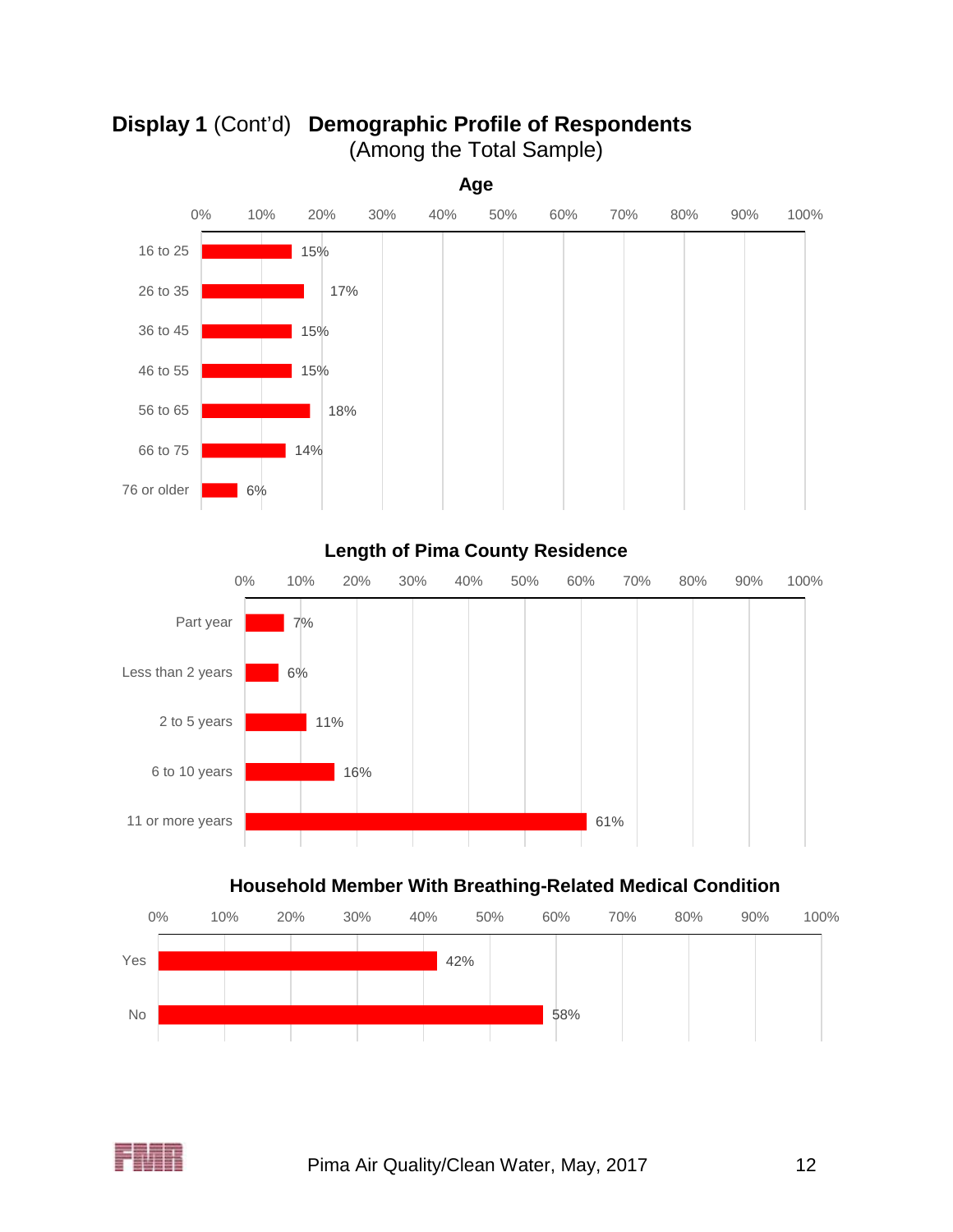## **Display 1** (Cont'd) **Demographic Profile of Respondents**
(Among the Total Sample)

**Age**

| Age | Percent |
|---|---|
| 16 to 25 | 15% |
| 26 to 35 | 17% |
| 36 to 45 | 15% |
| 46 to 55 | 15% |
| 56 to 65 | 18% |
| 66 to 75 | 14% |
| 76 or older | 6% |

**Length of Pima County Residence**

| Length of Residence | Percent |
|---|---|
| Part year | 7% |
| Less than 2 years | 6% |
| 2 to 5 years | 11% |
| 6 to 10 years | 16% |
| 11 or more years | 61% |

**Household Member With Breathing-Related Medical Condition**

| Response | Percent |
|---|---|
| Yes | 42% |
| No | 58% |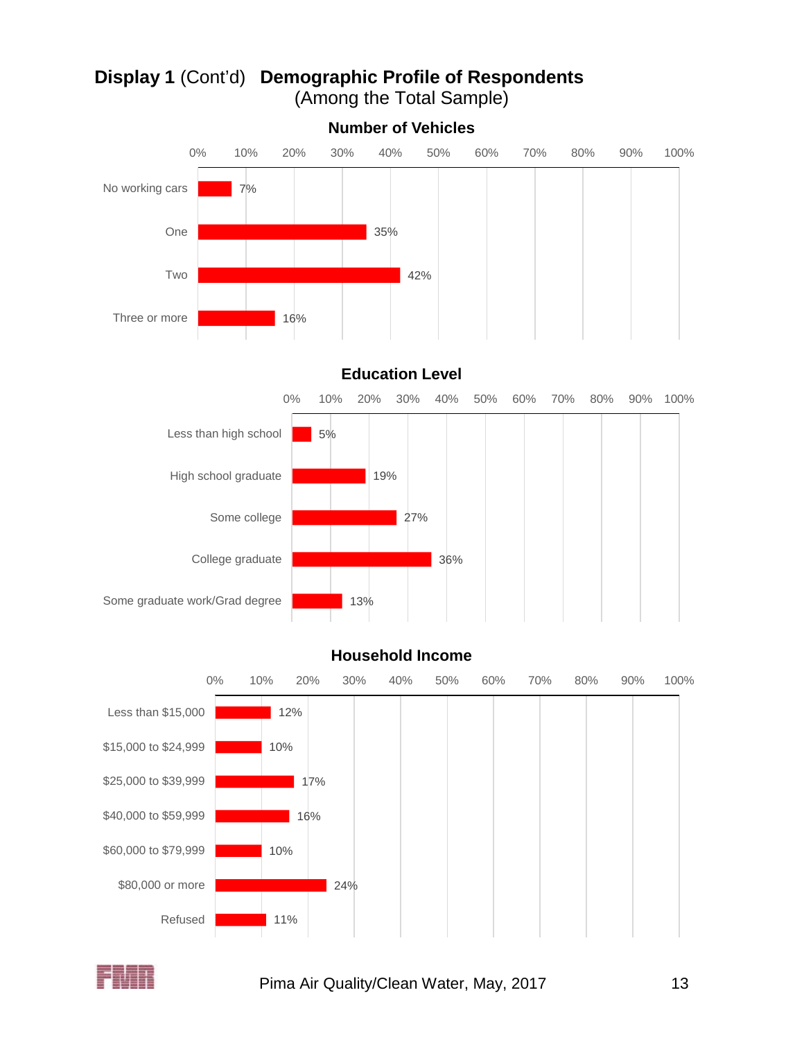## **Display 1** (Cont'd) **Demographic Profile of Respondents**
(Among the Total Sample)

### Number of Vehicles

| Number of Vehicles | Percent |
|---|---|
| No working cars | 7% |
| One | 35% |
| Two | 42% |
| Three or more | 16% |

### Education Level

| Education Level | Percent |
|---|---|
| Less than high school | 5% |
| High school graduate | 19% |
| Some college | 27% |
| College graduate | 36% |
| Some graduate work/Grad degree | 13% |

### Household Income

| Household Income | Percent |
|---|---|
| Less than $15,000 | 12% |
| $15,000 to $24,999 | 10% |
| $25,000 to $39,999 | 17% |
| $40,000 to $59,999 | 16% |
| $60,000 to $79,999 | 10% |
| $80,000 or more | 24% |
| Refused | 11% |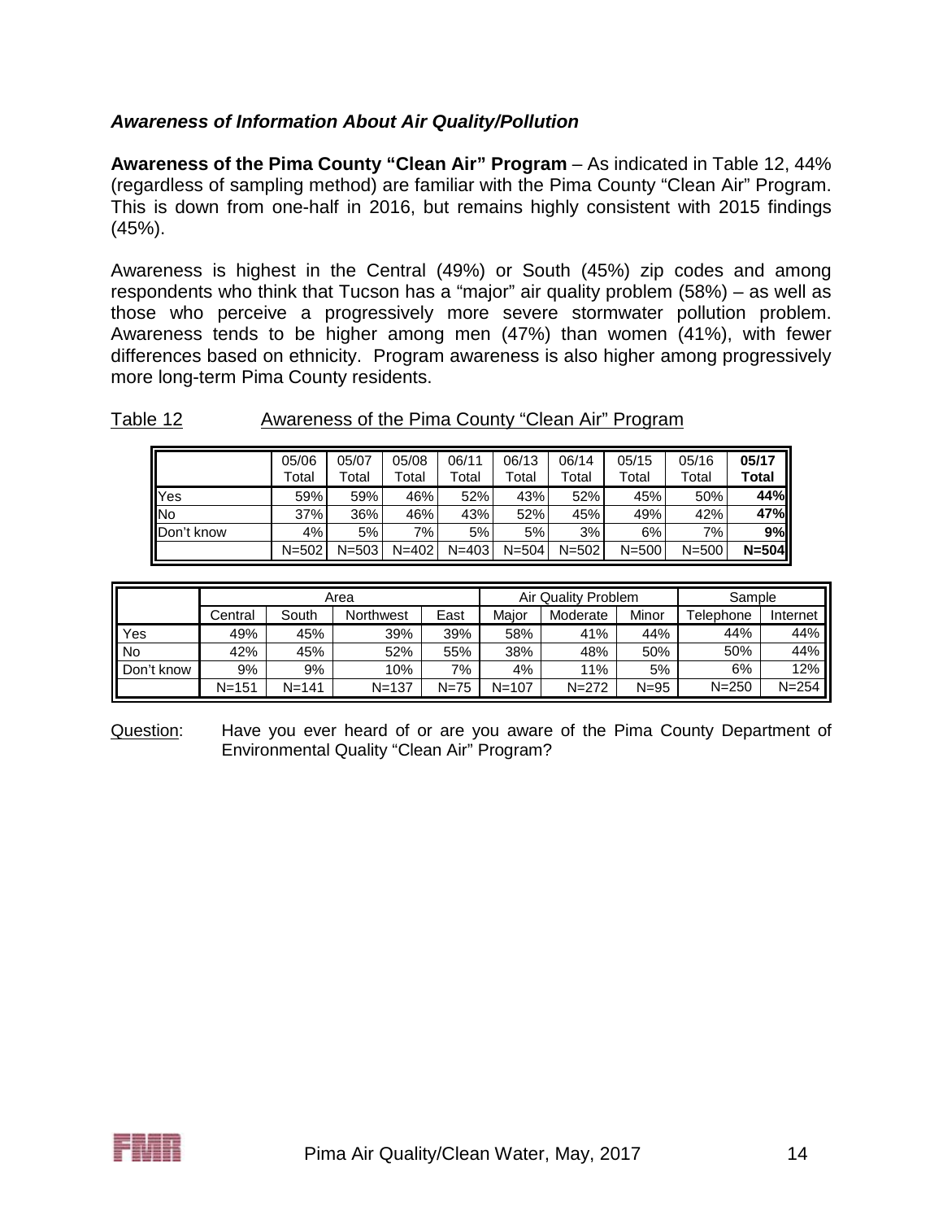### *Awareness of Information About Air Quality/Pollution*

**Awareness of the Pima County "Clean Air" Program** – As indicated in Table 12, 44% (regardless of sampling method) are familiar with the Pima County "Clean Air" Program. This is down from one-half in 2016, but remains highly consistent with 2015 findings (45%).

Awareness is highest in the Central (49%) or South (45%) zip codes and among respondents who think that Tucson has a "major" air quality problem (58%) – as well as those who perceive a progressively more severe stormwater pollution problem. Awareness tends to be higher among men (47%) than women (41%), with fewer differences based on ethnicity. Program awareness is also higher among progressively more long-term Pima County residents.

Table 12 Awareness of the Pima County "Clean Air" Program

| | 05/06 Total | 05/07 Total | 05/08 Total | 06/11 Total | 06/13 Total | 06/14 Total | 05/15 Total | 05/16 Total | **05/17 Total** |
|---|---|---|---|---|---|---|---|---|---|
| Yes | 59% | 59% | 46% | 52% | 43% | 52% | 45% | 50% | **44%** |
| No | 37% | 36% | 46% | 43% | 52% | 45% | 49% | 42% | **47%** |
| Don't know | 4% | 5% | 7% | 5% | 5% | 3% | 6% | 7% | **9%** |
| | N=502 | N=503 | N=402 | N=403 | N=504 | N=502 | N=500 | N=500 | **N=504** |

| | Area | | | | Air Quality Problem | | | Sample | |
|---|---|---|---|---|---|---|---|---|---|
| | Central | South | Northwest | East | Major | Moderate | Minor | Telephone | Internet |
| Yes | 49% | 45% | 39% | 39% | 58% | 41% | 44% | 44% | 44% |
| No | 42% | 45% | 52% | 55% | 38% | 48% | 50% | 50% | 44% |
| Don't know | 9% | 9% | 10% | 7% | 4% | 11% | 5% | 6% | 12% |
| | N=151 | N=141 | N=137 | N=75 | N=107 | N=272 | N=95 | N=250 | N=254 |

Question: Have you ever heard of or are you aware of the Pima County Department of Environmental Quality "Clean Air" Program?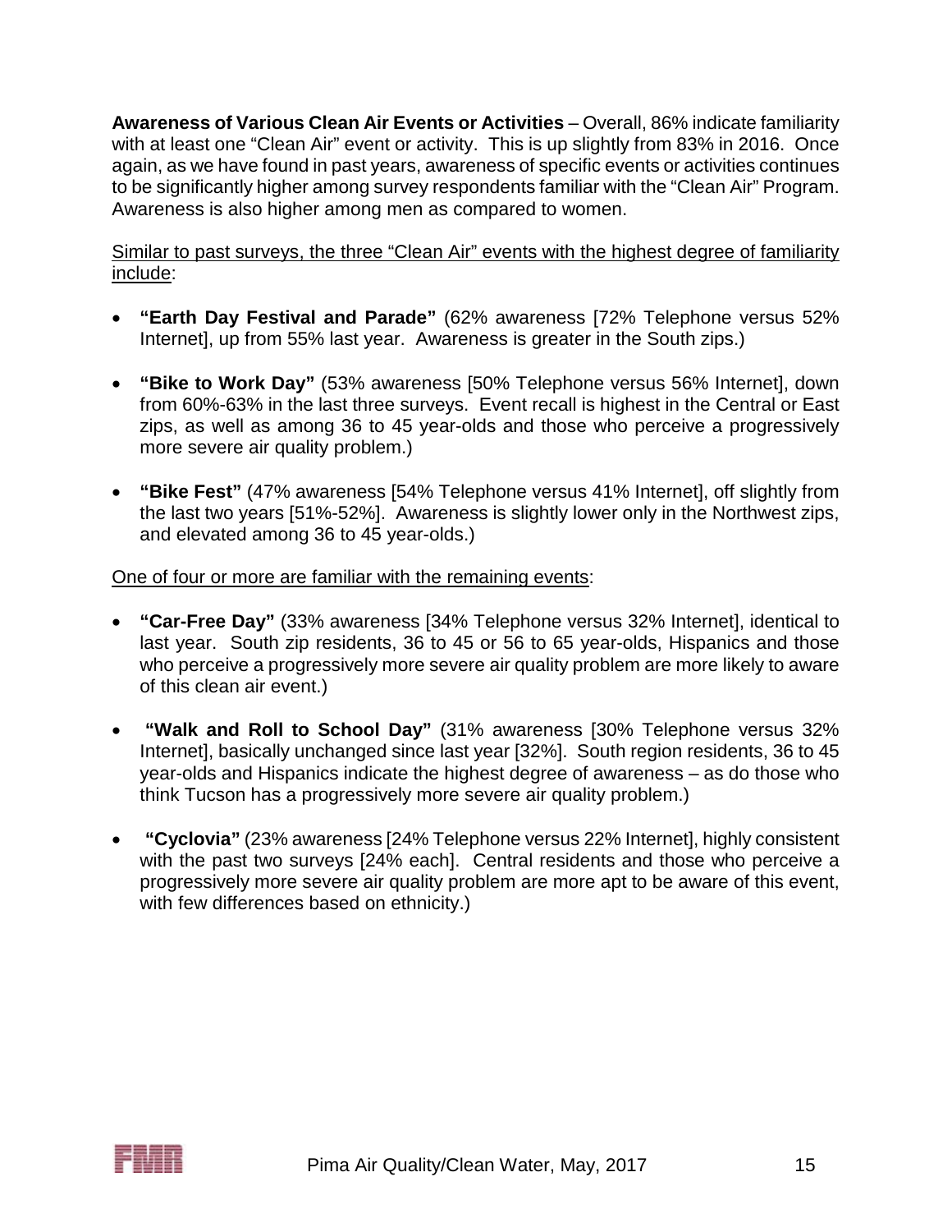**Awareness of Various Clean Air Events or Activities** – Overall, 86% indicate familiarity with at least one "Clean Air" event or activity. This is up slightly from 83% in 2016. Once again, as we have found in past years, awareness of specific events or activities continues to be significantly higher among survey respondents familiar with the "Clean Air" Program. Awareness is also higher among men as compared to women.

<u>Similar to past surveys, the three "Clean Air" events with the highest degree of familiarity include</u>:

- **"Earth Day Festival and Parade"** (62% awareness [72% Telephone versus 52% Internet], up from 55% last year. Awareness is greater in the South zips.)
- **"Bike to Work Day"** (53% awareness [50% Telephone versus 56% Internet], down from 60%-63% in the last three surveys. Event recall is highest in the Central or East zips, as well as among 36 to 45 year-olds and those who perceive a progressively more severe air quality problem.)
- **"Bike Fest"** (47% awareness [54% Telephone versus 41% Internet], off slightly from the last two years [51%-52%]. Awareness is slightly lower only in the Northwest zips, and elevated among 36 to 45 year-olds.)

<u>One of four or more are familiar with the remaining events</u>:

- **"Car-Free Day"** (33% awareness [34% Telephone versus 32% Internet], identical to last year. South zip residents, 36 to 45 or 56 to 65 year-olds, Hispanics and those who perceive a progressively more severe air quality problem are more likely to aware of this clean air event.)
- **"Walk and Roll to School Day"** (31% awareness [30% Telephone versus 32% Internet], basically unchanged since last year [32%]. South region residents, 36 to 45 year-olds and Hispanics indicate the highest degree of awareness – as do those who think Tucson has a progressively more severe air quality problem.)
- **"Cyclovia"** (23% awareness [24% Telephone versus 22% Internet], highly consistent with the past two surveys [24% each]. Central residents and those who perceive a progressively more severe air quality problem are more apt to be aware of this event, with few differences based on ethnicity.)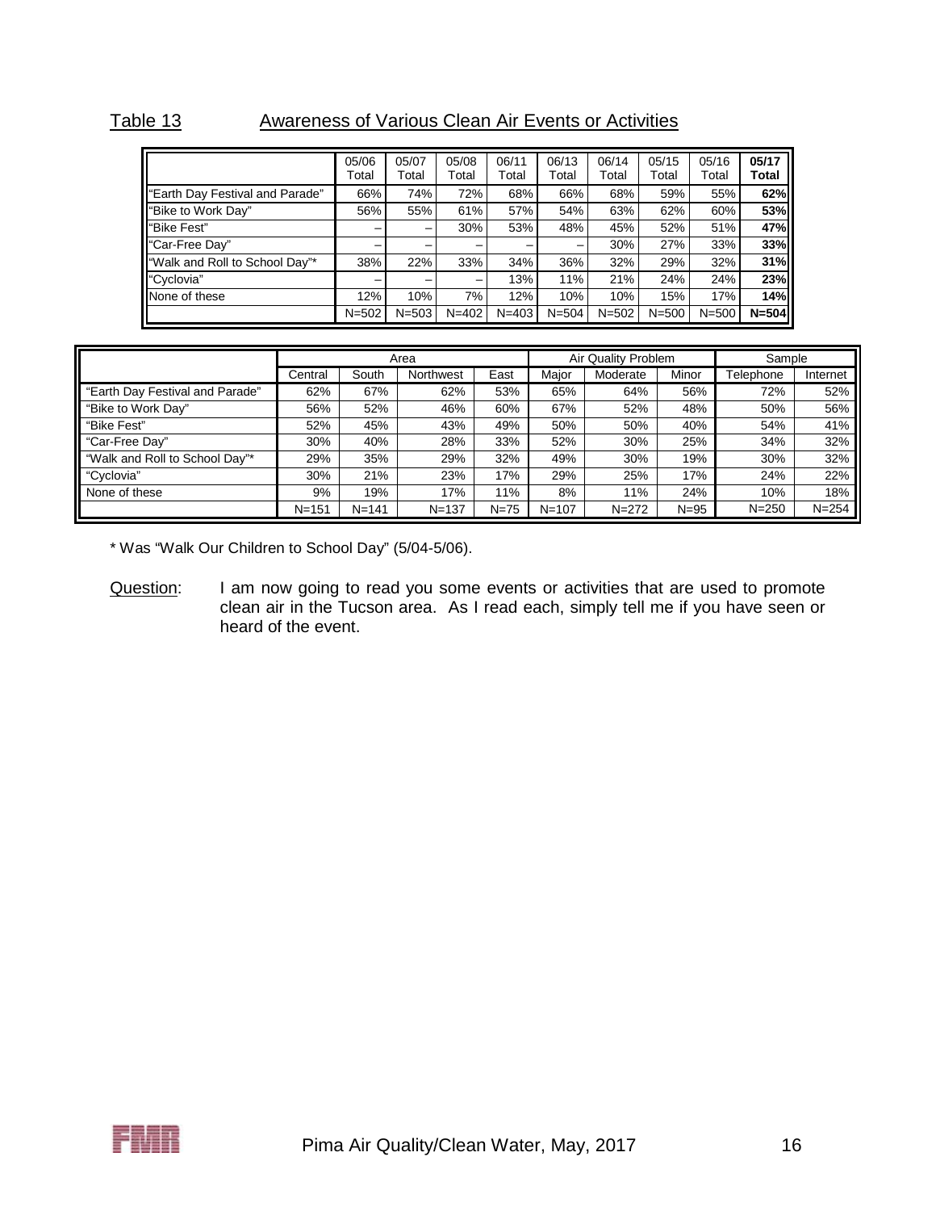Table 13 Awareness of Various Clean Air Events or Activities

| | 05/06 Total | 05/07 Total | 05/08 Total | 06/11 Total | 06/13 Total | 06/14 Total | 05/15 Total | 05/16 Total | **05/17 Total** |
|---|---|---|---|---|---|---|---|---|---|
| "Earth Day Festival and Parade" | 66% | 74% | 72% | 68% | 66% | 68% | 59% | 55% | **62%** |
| "Bike to Work Day" | 56% | 55% | 61% | 57% | 54% | 63% | 62% | 60% | **53%** |
| "Bike Fest" | – | – | 30% | 53% | 48% | 45% | 52% | 51% | **47%** |
| "Car-Free Day" | – | – | – | – | – | 30% | 27% | 33% | **33%** |
| "Walk and Roll to School Day"* | 38% | 22% | 33% | 34% | 36% | 32% | 29% | 32% | **31%** |
| "Cyclovia" | – | – | – | 13% | 11% | 21% | 24% | 24% | **23%** |
| None of these | 12% | 10% | 7% | 12% | 10% | 10% | 15% | 17% | **14%** |
| | N=502 | N=503 | N=402 | N=403 | N=504 | N=502 | N=500 | N=500 | **N=504** |

| | Area | | | | Air Quality Problem | | | Sample | |
|---|---|---|---|---|---|---|---|---|---|
| | Central | South | Northwest | East | Major | Moderate | Minor | Telephone | Internet |
| "Earth Day Festival and Parade" | 62% | 67% | 62% | 53% | 65% | 64% | 56% | 72% | 52% |
| "Bike to Work Day" | 56% | 52% | 46% | 60% | 67% | 52% | 48% | 50% | 56% |
| "Bike Fest" | 52% | 45% | 43% | 49% | 50% | 50% | 40% | 54% | 41% |
| "Car-Free Day" | 30% | 40% | 28% | 33% | 52% | 30% | 25% | 34% | 32% |
| "Walk and Roll to School Day"* | 29% | 35% | 29% | 32% | 49% | 30% | 19% | 30% | 32% |
| "Cyclovia" | 30% | 21% | 23% | 17% | 29% | 25% | 17% | 24% | 22% |
| None of these | 9% | 19% | 17% | 11% | 8% | 11% | 24% | 10% | 18% |
| | N=151 | N=141 | N=137 | N=75 | N=107 | N=272 | N=95 | N=250 | N=254 |

* Was "Walk Our Children to School Day" (5/04-5/06).

Question: I am now going to read you some events or activities that are used to promote clean air in the Tucson area. As I read each, simply tell me if you have seen or heard of the event.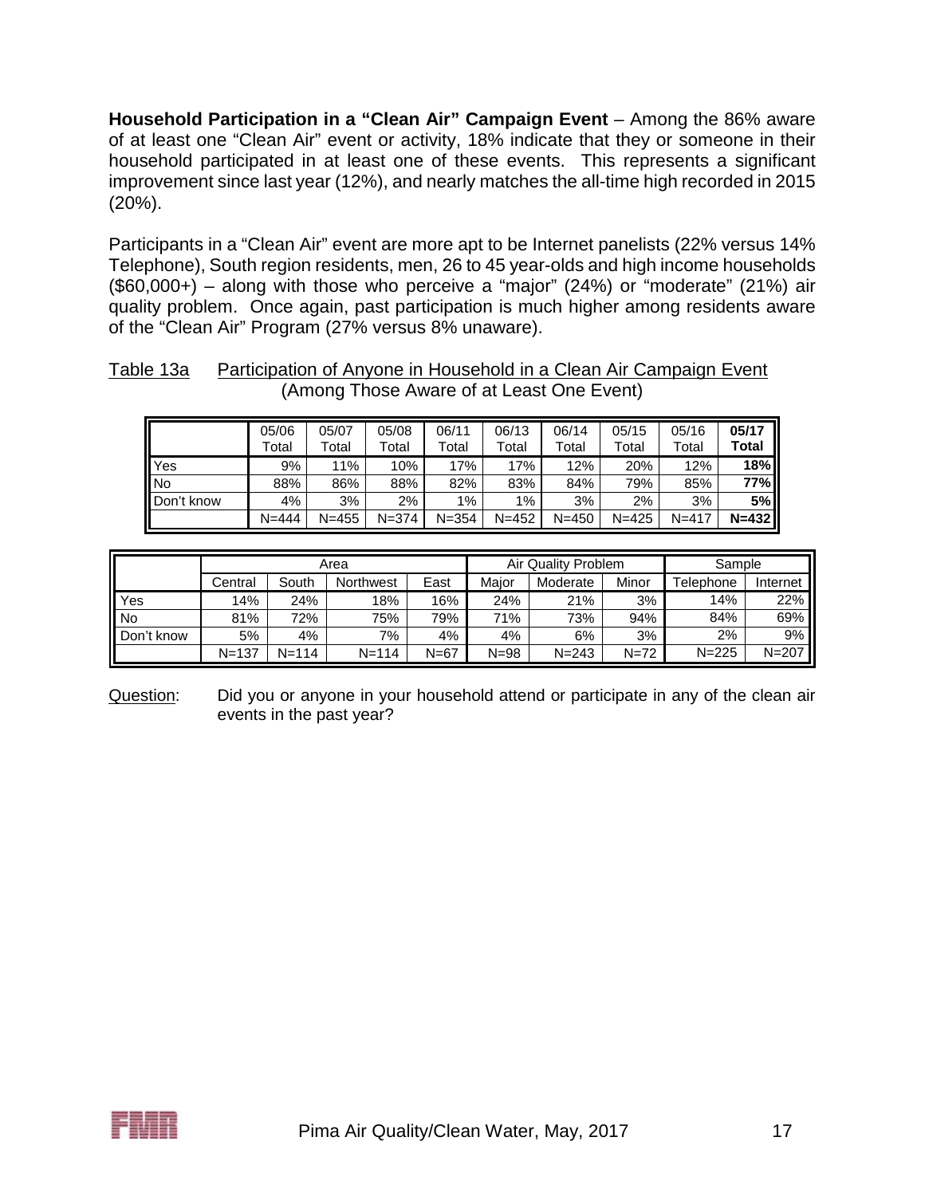**Household Participation in a "Clean Air" Campaign Event** – Among the 86% aware of at least one "Clean Air" event or activity, 18% indicate that they or someone in their household participated in at least one of these events. This represents a significant improvement since last year (12%), and nearly matches the all-time high recorded in 2015 (20%).

Participants in a "Clean Air" event are more apt to be Internet panelists (22% versus 14% Telephone), South region residents, men, 26 to 45 year-olds and high income households ($60,000+) – along with those who perceive a "major" (24%) or "moderate" (21%) air quality problem. Once again, past participation is much higher among residents aware of the "Clean Air" Program (27% versus 8% unaware).

Table 13a Participation of Anyone in Household in a Clean Air Campaign Event (Among Those Aware of at Least One Event)

| | 05/06 Total | 05/07 Total | 05/08 Total | 06/11 Total | 06/13 Total | 06/14 Total | 05/15 Total | 05/16 Total | **05/17 Total** |
|---|---|---|---|---|---|---|---|---|---|
| Yes | 9% | 11% | 10% | 17% | 17% | 12% | 20% | 12% | **18%** |
| No | 88% | 86% | 88% | 82% | 83% | 84% | 79% | 85% | **77%** |
| Don't know | 4% | 3% | 2% | 1% | 1% | 3% | 2% | 3% | **5%** |
| | N=444 | N=455 | N=374 | N=354 | N=452 | N=450 | N=425 | N=417 | **N=432** |

| | Area | | | | Air Quality Problem | | | Sample | |
|---|---|---|---|---|---|---|---|---|---|
| | Central | South | Northwest | East | Major | Moderate | Minor | Telephone | Internet |
| Yes | 14% | 24% | 18% | 16% | 24% | 21% | 3% | 14% | 22% |
| No | 81% | 72% | 75% | 79% | 71% | 73% | 94% | 84% | 69% |
| Don't know | 5% | 4% | 7% | 4% | 4% | 6% | 3% | 2% | 9% |
| | N=137 | N=114 | N=114 | N=67 | N=98 | N=243 | N=72 | N=225 | N=207 |

Question: Did you or anyone in your household attend or participate in any of the clean air events in the past year?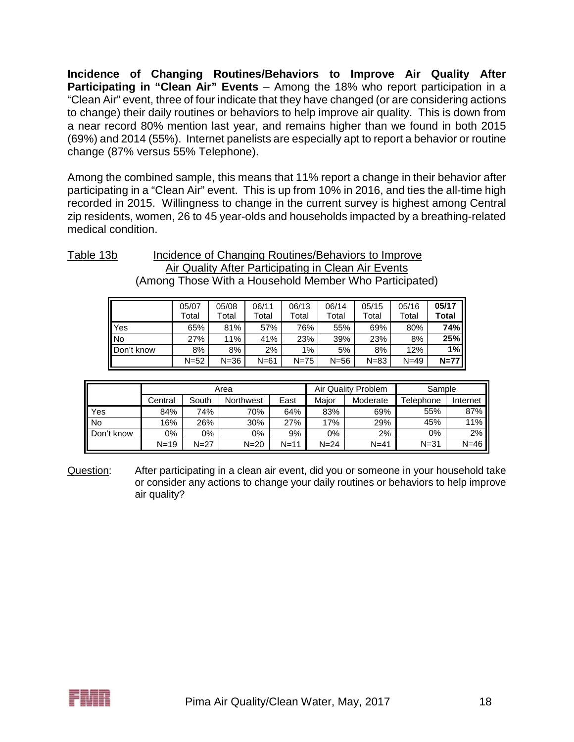**Incidence of Changing Routines/Behaviors to Improve Air Quality After Participating in "Clean Air" Events** – Among the 18% who report participation in a "Clean Air" event, three of four indicate that they have changed (or are considering actions to change) their daily routines or behaviors to help improve air quality. This is down from a near record 80% mention last year, and remains higher than we found in both 2015 (69%) and 2014 (55%). Internet panelists are especially apt to report a behavior or routine change (87% versus 55% Telephone).

Among the combined sample, this means that 11% report a change in their behavior after participating in a "Clean Air" event. This is up from 10% in 2016, and ties the all-time high recorded in 2015. Willingness to change in the current survey is highest among Central zip residents, women, 26 to 45 year-olds and households impacted by a breathing-related medical condition.

Table 13b Incidence of Changing Routines/Behaviors to Improve Air Quality After Participating in Clean Air Events
(Among Those With a Household Member Who Participated)

| | 05/07 Total | 05/08 Total | 06/11 Total | 06/13 Total | 06/14 Total | 05/15 Total | 05/16 Total | **05/17 Total** |
|---|---|---|---|---|---|---|---|---|
| Yes | 65% | 81% | 57% | 76% | 55% | 69% | 80% | **74%** |
| No | 27% | 11% | 41% | 23% | 39% | 23% | 8% | **25%** |
| Don't know | 8% | 8% | 2% | 1% | 5% | 8% | 12% | **1%** |
| | N=52 | N=36 | N=61 | N=75 | N=56 | N=83 | N=49 | **N=77** |

| | Area | | | | Air Quality Problem | | Sample | |
|---|---|---|---|---|---|---|---|---|
| | Central | South | Northwest | East | Major | Moderate | Telephone | Internet |
| Yes | 84% | 74% | 70% | 64% | 83% | 69% | 55% | 87% |
| No | 16% | 26% | 30% | 27% | 17% | 29% | 45% | 11% |
| Don't know | 0% | 0% | 0% | 9% | 0% | 2% | 0% | 2% |
| | N=19 | N=27 | N=20 | N=11 | N=24 | N=41 | N=31 | N=46 |

Question: After participating in a clean air event, did you or someone in your household take or consider any actions to change your daily routines or behaviors to help improve air quality?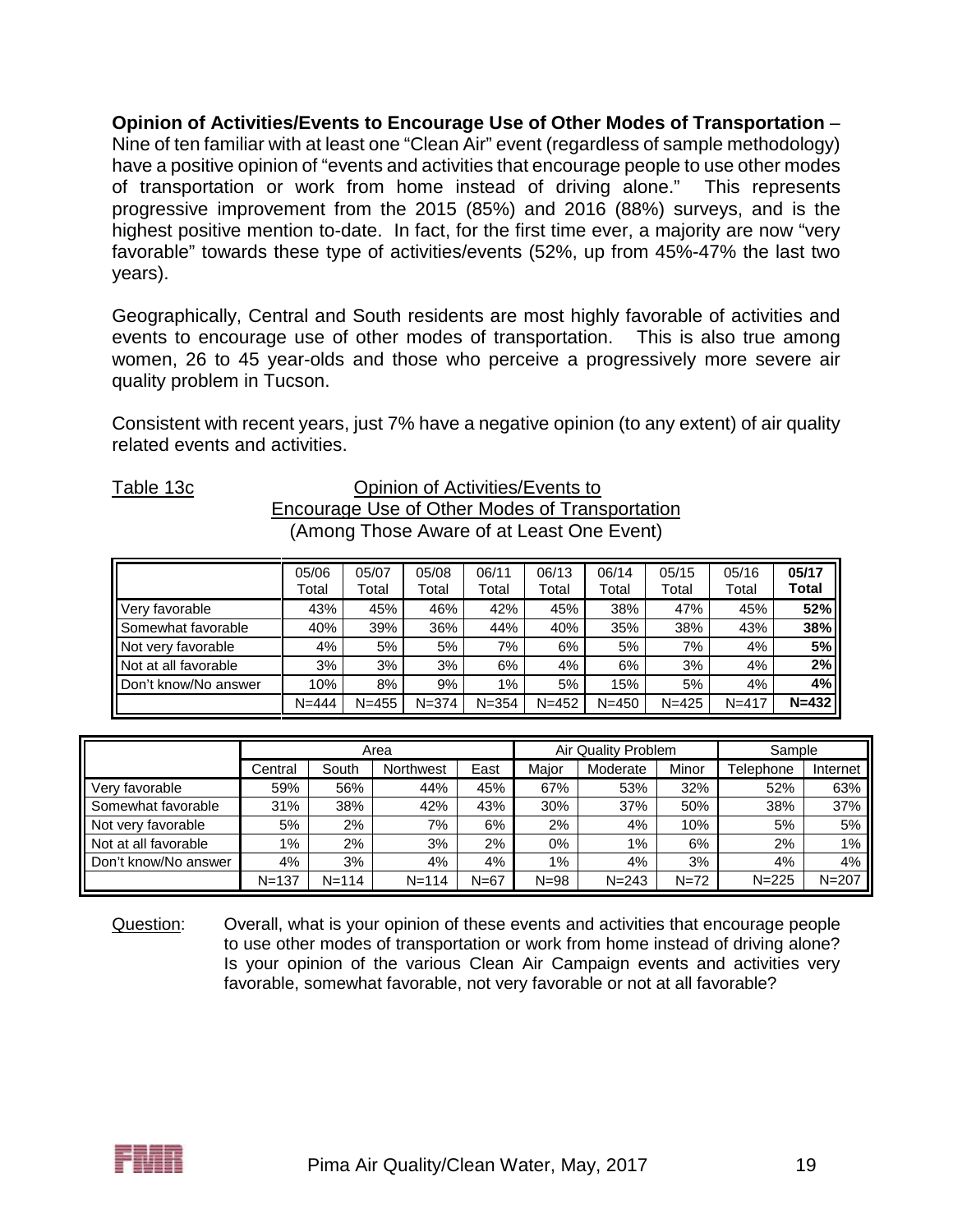**Opinion of Activities/Events to Encourage Use of Other Modes of Transportation** – Nine of ten familiar with at least one "Clean Air" event (regardless of sample methodology) have a positive opinion of "events and activities that encourage people to use other modes of transportation or work from home instead of driving alone." This represents progressive improvement from the 2015 (85%) and 2016 (88%) surveys, and is the highest positive mention to-date. In fact, for the first time ever, a majority are now "very favorable" towards these type of activities/events (52%, up from 45%-47% the last two years).

Geographically, Central and South residents are most highly favorable of activities and events to encourage use of other modes of transportation. This is also true among women, 26 to 45 year-olds and those who perceive a progressively more severe air quality problem in Tucson.

Consistent with recent years, just 7% have a negative opinion (to any extent) of air quality related events and activities.

Table 13c — Opinion of Activities/Events to Encourage Use of Other Modes of Transportation (Among Those Aware of at Least One Event)

| | 05/06 Total | 05/07 Total | 05/08 Total | 06/11 Total | 06/13 Total | 06/14 Total | 05/15 Total | 05/16 Total | **05/17 Total** |
|---|---|---|---|---|---|---|---|---|---|
| Very favorable | 43% | 45% | 46% | 42% | 45% | 38% | 47% | 45% | **52%** |
| Somewhat favorable | 40% | 39% | 36% | 44% | 40% | 35% | 38% | 43% | **38%** |
| Not very favorable | 4% | 5% | 5% | 7% | 6% | 5% | 7% | 4% | **5%** |
| Not at all favorable | 3% | 3% | 3% | 6% | 4% | 6% | 3% | 4% | **2%** |
| Don't know/No answer | 10% | 8% | 9% | 1% | 5% | 15% | 5% | 4% | **4%** |
| | N=444 | N=455 | N=374 | N=354 | N=452 | N=450 | N=425 | N=417 | **N=432** |

| | Area | | | | Air Quality Problem | | | Sample | |
|---|---|---|---|---|---|---|---|---|---|
| | Central | South | Northwest | East | Major | Moderate | Minor | Telephone | Internet |
| Very favorable | 59% | 56% | 44% | 45% | 67% | 53% | 32% | 52% | 63% |
| Somewhat favorable | 31% | 38% | 42% | 43% | 30% | 37% | 50% | 38% | 37% |
| Not very favorable | 5% | 2% | 7% | 6% | 2% | 4% | 10% | 5% | 5% |
| Not at all favorable | 1% | 2% | 3% | 2% | 0% | 1% | 6% | 2% | 1% |
| Don't know/No answer | 4% | 3% | 4% | 4% | 1% | 4% | 3% | 4% | 4% |
| | N=137 | N=114 | N=114 | N=67 | N=98 | N=243 | N=72 | N=225 | N=207 |

Question: Overall, what is your opinion of these events and activities that encourage people to use other modes of transportation or work from home instead of driving alone? Is your opinion of the various Clean Air Campaign events and activities very favorable, somewhat favorable, not very favorable or not at all favorable?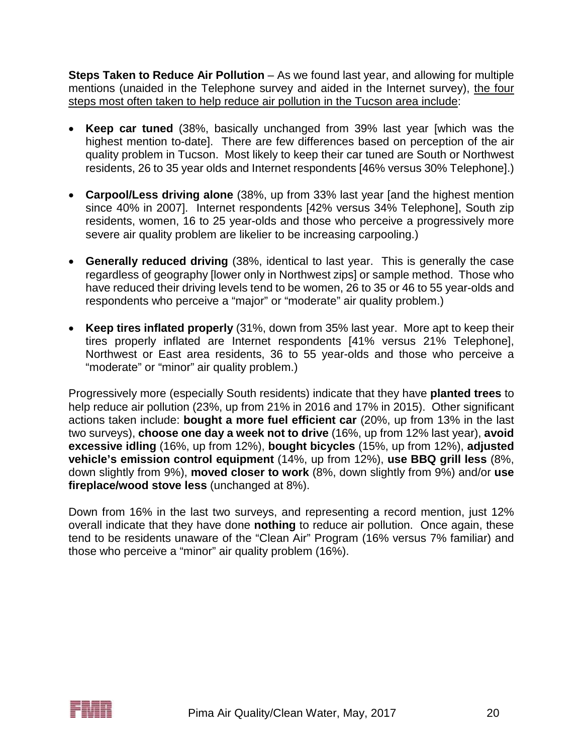**Steps Taken to Reduce Air Pollution** – As we found last year, and allowing for multiple mentions (unaided in the Telephone survey and aided in the Internet survey), the four steps most often taken to help reduce air pollution in the Tucson area include:

- **Keep car tuned** (38%, basically unchanged from 39% last year [which was the highest mention to-date]. There are few differences based on perception of the air quality problem in Tucson. Most likely to keep their car tuned are South or Northwest residents, 26 to 35 year olds and Internet respondents [46% versus 30% Telephone].)

- **Carpool/Less driving alone** (38%, up from 33% last year [and the highest mention since 40% in 2007]. Internet respondents [42% versus 34% Telephone], South zip residents, women, 16 to 25 year-olds and those who perceive a progressively more severe air quality problem are likelier to be increasing carpooling.)

- **Generally reduced driving** (38%, identical to last year. This is generally the case regardless of geography [lower only in Northwest zips] or sample method. Those who have reduced their driving levels tend to be women, 26 to 35 or 46 to 55 year-olds and respondents who perceive a "major" or "moderate" air quality problem.)

- **Keep tires inflated properly** (31%, down from 35% last year. More apt to keep their tires properly inflated are Internet respondents [41% versus 21% Telephone], Northwest or East area residents, 36 to 55 year-olds and those who perceive a "moderate" or "minor" air quality problem.)

Progressively more (especially South residents) indicate that they have **planted trees** to help reduce air pollution (23%, up from 21% in 2016 and 17% in 2015). Other significant actions taken include: **bought a more fuel efficient car** (20%, up from 13% in the last two surveys), **choose one day a week not to drive** (16%, up from 12% last year), **avoid excessive idling** (16%, up from 12%), **bought bicycles** (15%, up from 12%), **adjusted vehicle's emission control equipment** (14%, up from 12%), **use BBQ grill less** (8%, down slightly from 9%), **moved closer to work** (8%, down slightly from 9%) and/or **use fireplace/wood stove less** (unchanged at 8%).

Down from 16% in the last two surveys, and representing a record mention, just 12% overall indicate that they have done **nothing** to reduce air pollution. Once again, these tend to be residents unaware of the "Clean Air" Program (16% versus 7% familiar) and those who perceive a "minor" air quality problem (16%).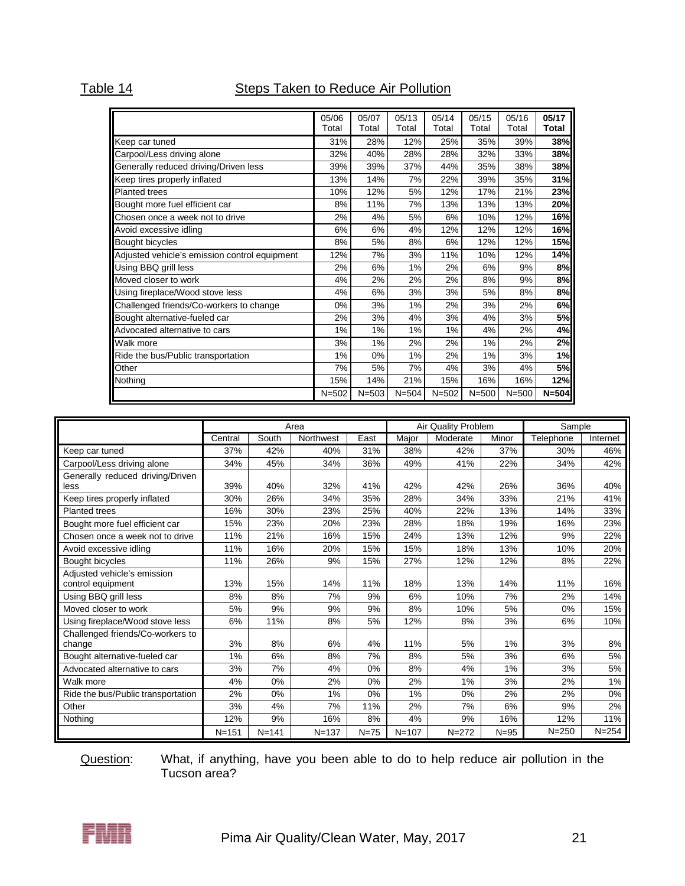Table 14 Steps Taken to Reduce Air Pollution

| | 05/06 Total | 05/07 Total | 05/13 Total | 05/14 Total | 05/15 Total | 05/16 Total | **05/17 Total** |
|---|---|---|---|---|---|---|---|
| Keep car tuned | 31% | 28% | 12% | 25% | 35% | 39% | **38%** |
| Carpool/Less driving alone | 32% | 40% | 28% | 28% | 32% | 33% | **38%** |
| Generally reduced driving/Driven less | 39% | 39% | 37% | 44% | 35% | 38% | **38%** |
| Keep tires properly inflated | 13% | 14% | 7% | 22% | 39% | 35% | **31%** |
| Planted trees | 10% | 12% | 5% | 12% | 17% | 21% | **23%** |
| Bought more fuel efficient car | 8% | 11% | 7% | 13% | 13% | 13% | **20%** |
| Chosen once a week not to drive | 2% | 4% | 5% | 6% | 10% | 12% | **16%** |
| Avoid excessive idling | 6% | 6% | 4% | 12% | 12% | 12% | **16%** |
| Bought bicycles | 8% | 5% | 8% | 6% | 12% | 12% | **15%** |
| Adjusted vehicle's emission control equipment | 12% | 7% | 3% | 11% | 10% | 12% | **14%** |
| Using BBQ grill less | 2% | 6% | 1% | 2% | 6% | 9% | **8%** |
| Moved closer to work | 4% | 2% | 2% | 2% | 8% | 9% | **8%** |
| Using fireplace/Wood stove less | 4% | 6% | 3% | 3% | 5% | 8% | **8%** |
| Challenged friends/Co-workers to change | 0% | 3% | 1% | 2% | 3% | 2% | **6%** |
| Bought alternative-fueled car | 2% | 3% | 4% | 3% | 4% | 3% | **5%** |
| Advocated alternative to cars | 1% | 1% | 1% | 1% | 4% | 2% | **4%** |
| Walk more | 3% | 1% | 2% | 2% | 1% | 2% | **2%** |
| Ride the bus/Public transportation | 1% | 0% | 1% | 2% | 1% | 3% | **1%** |
| Other | 7% | 5% | 7% | 4% | 3% | 4% | **5%** |
| Nothing | 15% | 14% | 21% | 15% | 16% | 16% | **12%** |
| | N=502 | N=503 | N=504 | N=502 | N=500 | N=500 | **N=504** |

| | Area | | | | Air Quality Problem | | | Sample | |
|---|---|---|---|---|---|---|---|---|---|
| | Central | South | Northwest | East | Major | Moderate | Minor | Telephone | Internet |
| Keep car tuned | 37% | 42% | 40% | 31% | 38% | 42% | 37% | 30% | 46% |
| Carpool/Less driving alone | 34% | 45% | 34% | 36% | 49% | 41% | 22% | 34% | 42% |
| Generally reduced driving/Driven less | 39% | 40% | 32% | 41% | 42% | 42% | 26% | 36% | 40% |
| Keep tires properly inflated | 30% | 26% | 34% | 35% | 28% | 34% | 33% | 21% | 41% |
| Planted trees | 16% | 30% | 23% | 25% | 40% | 22% | 13% | 14% | 33% |
| Bought more fuel efficient car | 15% | 23% | 20% | 23% | 28% | 18% | 19% | 16% | 23% |
| Chosen once a week not to drive | 11% | 21% | 16% | 15% | 24% | 13% | 12% | 9% | 22% |
| Avoid excessive idling | 11% | 16% | 20% | 15% | 15% | 18% | 13% | 10% | 20% |
| Bought bicycles | 11% | 26% | 9% | 15% | 27% | 12% | 12% | 8% | 22% |
| Adjusted vehicle's emission control equipment | 13% | 15% | 14% | 11% | 18% | 13% | 14% | 11% | 16% |
| Using BBQ grill less | 8% | 8% | 7% | 9% | 6% | 10% | 7% | 2% | 14% |
| Moved closer to work | 5% | 9% | 9% | 9% | 8% | 10% | 5% | 0% | 15% |
| Using fireplace/Wood stove less | 6% | 11% | 8% | 5% | 12% | 8% | 3% | 6% | 10% |
| Challenged friends/Co-workers to change | 3% | 8% | 6% | 4% | 11% | 5% | 1% | 3% | 8% |
| Bought alternative-fueled car | 1% | 6% | 8% | 7% | 8% | 5% | 3% | 6% | 5% |
| Advocated alternative to cars | 3% | 7% | 4% | 0% | 8% | 4% | 1% | 3% | 5% |
| Walk more | 4% | 0% | 2% | 0% | 2% | 1% | 3% | 2% | 1% |
| Ride the bus/Public transportation | 2% | 0% | 1% | 0% | 1% | 0% | 2% | 2% | 0% |
| Other | 3% | 4% | 7% | 11% | 2% | 7% | 6% | 9% | 2% |
| Nothing | 12% | 9% | 16% | 8% | 4% | 9% | 16% | 12% | 11% |
| | N=151 | N=141 | N=137 | N=75 | N=107 | N=272 | N=95 | N=250 | N=254 |

Question: What, if anything, have you been able to do to help reduce air pollution in the Tucson area?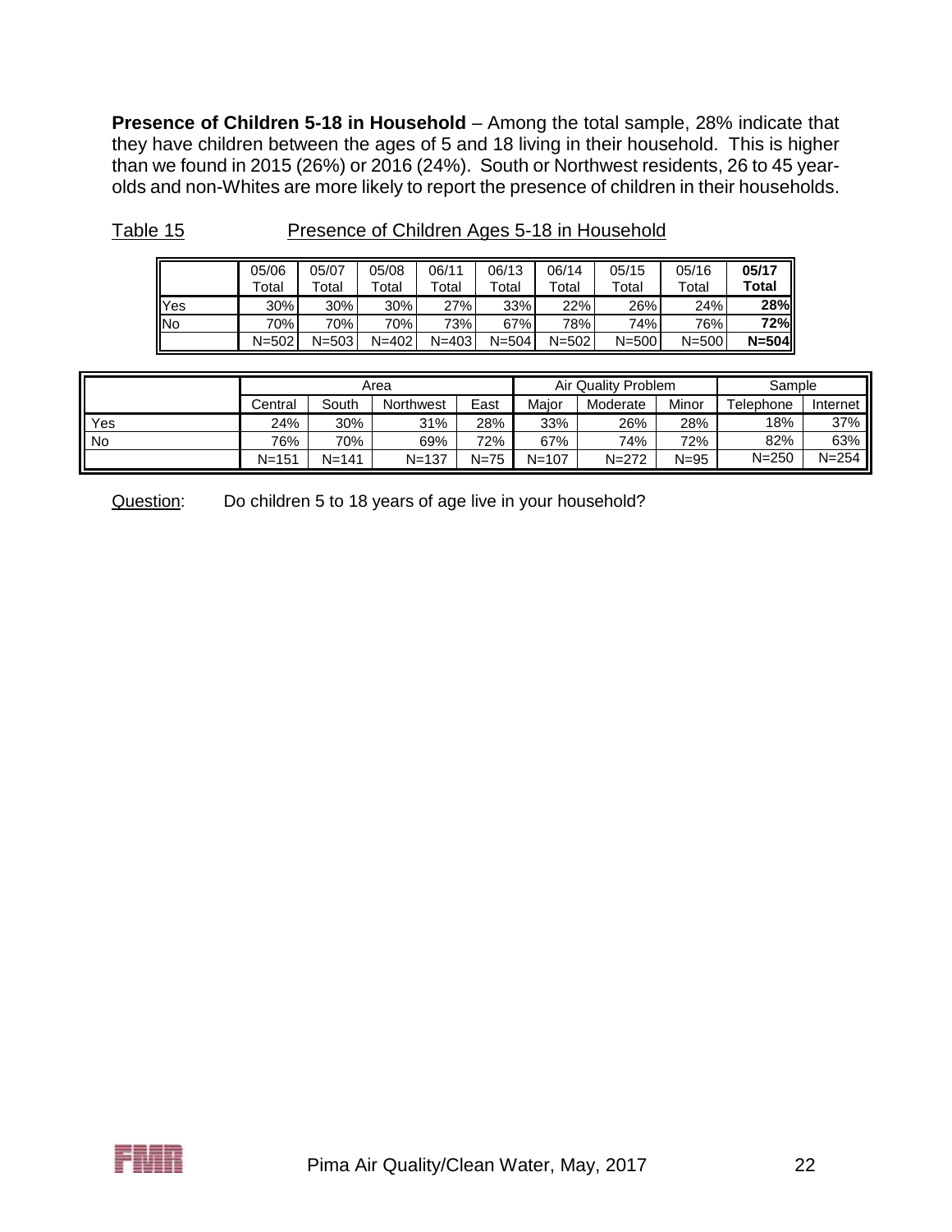**Presence of Children 5-18 in Household** – Among the total sample, 28% indicate that they have children between the ages of 5 and 18 living in their household. This is higher than we found in 2015 (26%) or 2016 (24%). South or Northwest residents, 26 to 45 year-olds and non-Whites are more likely to report the presence of children in their households.

Table 15 Presence of Children Ages 5-18 in Household

| | 05/06 Total | 05/07 Total | 05/08 Total | 06/11 Total | 06/13 Total | 06/14 Total | 05/15 Total | 05/16 Total | **05/17 Total** |
|---|---|---|---|---|---|---|---|---|---|
| Yes | 30% | 30% | 30% | 27% | 33% | 22% | 26% | 24% | **28%** |
| No | 70% | 70% | 70% | 73% | 67% | 78% | 74% | 76% | **72%** |
| | N=502 | N=503 | N=402 | N=403 | N=504 | N=502 | N=500 | N=500 | **N=504** |

| | Area | | | | Air Quality Problem | | | Sample | |
|---|---|---|---|---|---|---|---|---|---|
| | Central | South | Northwest | East | Major | Moderate | Minor | Telephone | Internet |
| Yes | 24% | 30% | 31% | 28% | 33% | 26% | 28% | 18% | 37% |
| No | 76% | 70% | 69% | 72% | 67% | 74% | 72% | 82% | 63% |
| | N=151 | N=141 | N=137 | N=75 | N=107 | N=272 | N=95 | N=250 | N=254 |

Question: Do children 5 to 18 years of age live in your household?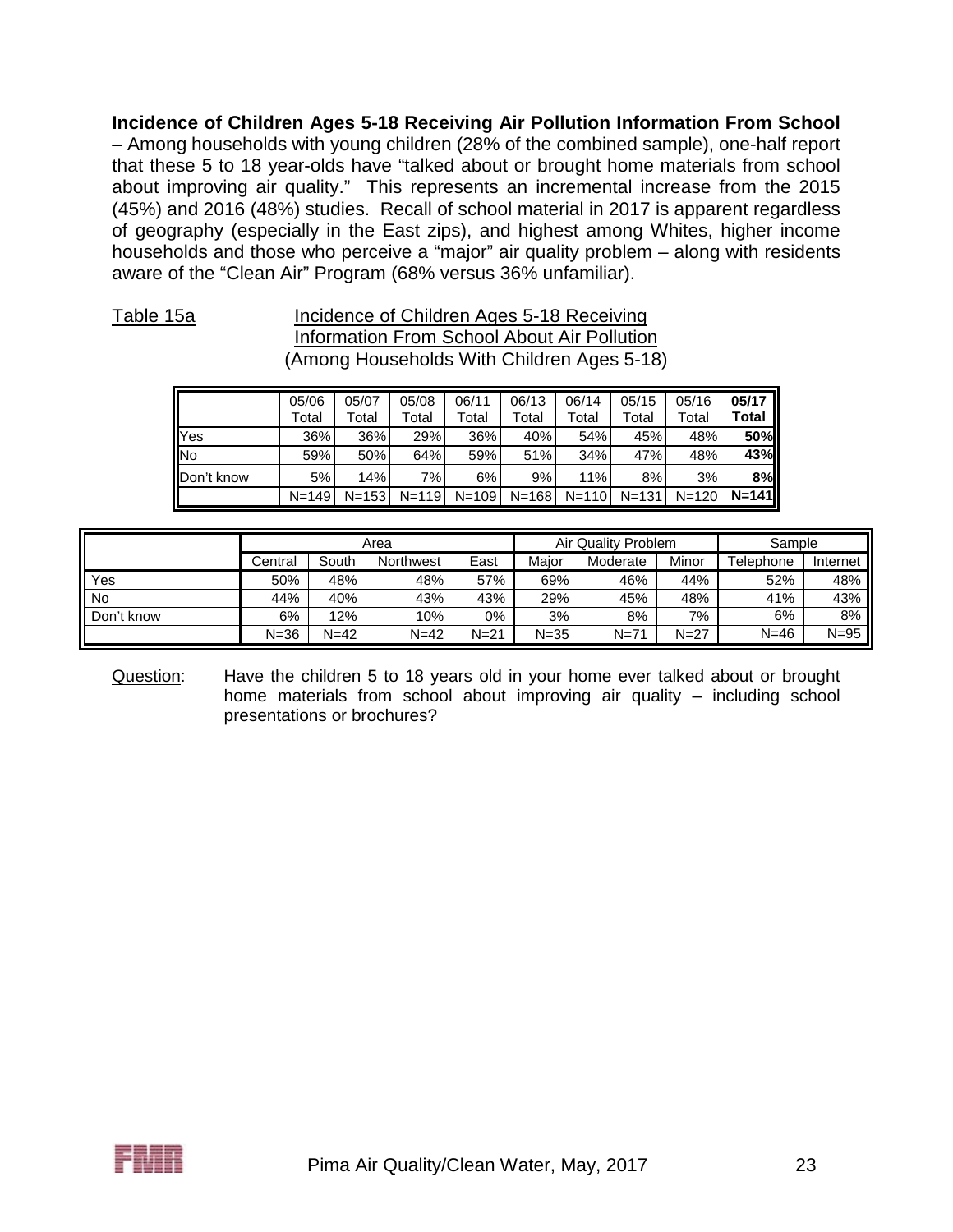**Incidence of Children Ages 5-18 Receiving Air Pollution Information From School** – Among households with young children (28% of the combined sample), one-half report that these 5 to 18 year-olds have "talked about or brought home materials from school about improving air quality." This represents an incremental increase from the 2015 (45%) and 2016 (48%) studies. Recall of school material in 2017 is apparent regardless of geography (especially in the East zips), and highest among Whites, higher income households and those who perceive a "major" air quality problem – along with residents aware of the "Clean Air" Program (68% versus 36% unfamiliar).

Table 15a — Incidence of Children Ages 5-18 Receiving Information From School About Air Pollution (Among Households With Children Ages 5-18)

| | 05/06 Total | 05/07 Total | 05/08 Total | 06/11 Total | 06/13 Total | 06/14 Total | 05/15 Total | 05/16 Total | **05/17 Total** |
|---|---|---|---|---|---|---|---|---|---|
| Yes | 36% | 36% | 29% | 36% | 40% | 54% | 45% | 48% | **50%** |
| No | 59% | 50% | 64% | 59% | 51% | 34% | 47% | 48% | **43%** |
| Don't know | 5% | 14% | 7% | 6% | 9% | 11% | 8% | 3% | **8%** |
| | N=149 | N=153 | N=119 | N=109 | N=168 | N=110 | N=131 | N=120 | **N=141** |

| | Area | | | | Air Quality Problem | | | Sample | |
|---|---|---|---|---|---|---|---|---|---|
| | Central | South | Northwest | East | Major | Moderate | Minor | Telephone | Internet |
| Yes | 50% | 48% | 48% | 57% | 69% | 46% | 44% | 52% | 48% |
| No | 44% | 40% | 43% | 43% | 29% | 45% | 48% | 41% | 43% |
| Don't know | 6% | 12% | 10% | 0% | 3% | 8% | 7% | 6% | 8% |
| | N=36 | N=42 | N=42 | N=21 | N=35 | N=71 | N=27 | N=46 | N=95 |

Question: Have the children 5 to 18 years old in your home ever talked about or brought home materials from school about improving air quality – including school presentations or brochures?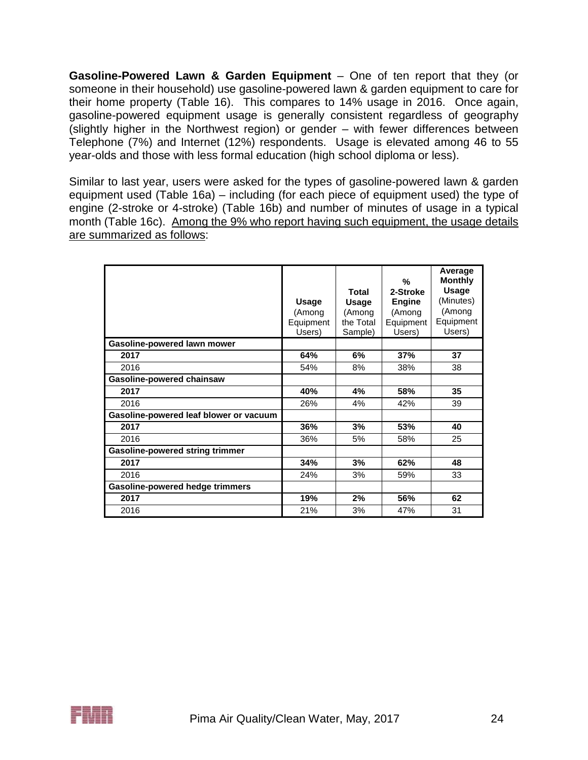**Gasoline-Powered Lawn & Garden Equipment** – One of ten report that they (or someone in their household) use gasoline-powered lawn & garden equipment to care for their home property (Table 16). This compares to 14% usage in 2016. Once again, gasoline-powered equipment usage is generally consistent regardless of geography (slightly higher in the Northwest region) or gender – with fewer differences between Telephone (7%) and Internet (12%) respondents. Usage is elevated among 46 to 55 year-olds and those with less formal education (high school diploma or less).

Similar to last year, users were asked for the types of gasoline-powered lawn & garden equipment used (Table 16a) – including (for each piece of equipment used) the type of engine (2-stroke or 4-stroke) (Table 16b) and number of minutes of usage in a typical month (Table 16c). Among the 9% who report having such equipment, the usage details are summarized as follows:

| | **Usage** (Among Equipment Users) | **Total Usage** (Among the Total Sample) | **% 2-Stroke Engine** (Among Equipment Users) | **Average Monthly Usage** (Minutes) (Among Equipment Users) |
|---|---|---|---|---|
| **Gasoline-powered lawn mower** | | | | |
| **2017** | **64%** | **6%** | **37%** | **37** |
| 2016 | 54% | 8% | 38% | 38 |
| **Gasoline-powered chainsaw** | | | | |
| **2017** | **40%** | **4%** | **58%** | **35** |
| 2016 | 26% | 4% | 42% | 39 |
| **Gasoline-powered leaf blower or vacuum** | | | | |
| **2017** | **36%** | **3%** | **53%** | **40** |
| 2016 | 36% | 5% | 58% | 25 |
| **Gasoline-powered string trimmer** | | | | |
| **2017** | **34%** | **3%** | **62%** | **48** |
| 2016 | 24% | 3% | 59% | 33 |
| **Gasoline-powered hedge trimmers** | | | | |
| **2017** | **19%** | **2%** | **56%** | **62** |
| 2016 | 21% | 3% | 47% | 31 |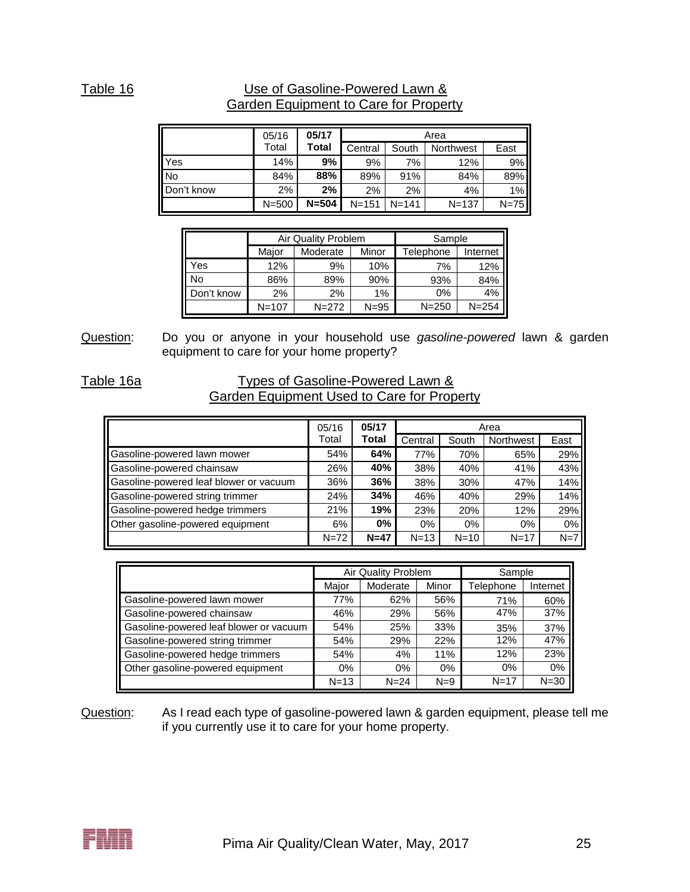Table 16 Use of Gasoline-Powered Lawn & Garden Equipment to Care for Property

| | 05/16 Total | **05/17 Total** | Area | | | |
|---|---|---|---|---|---|---|
| | | | Central | South | Northwest | East |
| Yes | 14% | **9%** | 9% | 7% | 12% | 9% |
| No | 84% | **88%** | 89% | 91% | 84% | 89% |
| Don't know | 2% | **2%** | 2% | 2% | 4% | 1% |
| | N=500 | **N=504** | N=151 | N=141 | N=137 | N=75 |

| | Air Quality Problem | | | Sample | |
|---|---|---|---|---|---|
| | Major | Moderate | Minor | Telephone | Internet |
| Yes | 12% | 9% | 10% | 7% | 12% |
| No | 86% | 89% | 90% | 93% | 84% |
| Don't know | 2% | 2% | 1% | 0% | 4% |
| | N=107 | N=272 | N=95 | N=250 | N=254 |

Question: Do you or anyone in your household use *gasoline-powered* lawn & garden equipment to care for your home property?

Table 16a Types of Gasoline-Powered Lawn & Garden Equipment Used to Care for Property

| | 05/16 Total | **05/17 Total** | Area | | | |
|---|---|---|---|---|---|---|
| | | | Central | South | Northwest | East |
| Gasoline-powered lawn mower | 54% | **64%** | 77% | 70% | 65% | 29% |
| Gasoline-powered chainsaw | 26% | **40%** | 38% | 40% | 41% | 43% |
| Gasoline-powered leaf blower or vacuum | 36% | **36%** | 38% | 30% | 47% | 14% |
| Gasoline-powered string trimmer | 24% | **34%** | 46% | 40% | 29% | 14% |
| Gasoline-powered hedge trimmers | 21% | **19%** | 23% | 20% | 12% | 29% |
| Other gasoline-powered equipment | 6% | **0%** | 0% | 0% | 0% | 0% |
| | N=72 | **N=47** | N=13 | N=10 | N=17 | N=7 |

| | Air Quality Problem | | | Sample | |
|---|---|---|---|---|---|
| | Major | Moderate | Minor | Telephone | Internet |
| Gasoline-powered lawn mower | 77% | 62% | 56% | 71% | 60% |
| Gasoline-powered chainsaw | 46% | 29% | 56% | 47% | 37% |
| Gasoline-powered leaf blower or vacuum | 54% | 25% | 33% | 35% | 37% |
| Gasoline-powered string trimmer | 54% | 29% | 22% | 12% | 47% |
| Gasoline-powered hedge trimmers | 54% | 4% | 11% | 12% | 23% |
| Other gasoline-powered equipment | 0% | 0% | 0% | 0% | 0% |
| | N=13 | N=24 | N=9 | N=17 | N=30 |

Question: As I read each type of gasoline-powered lawn & garden equipment, please tell me if you currently use it to care for your home property.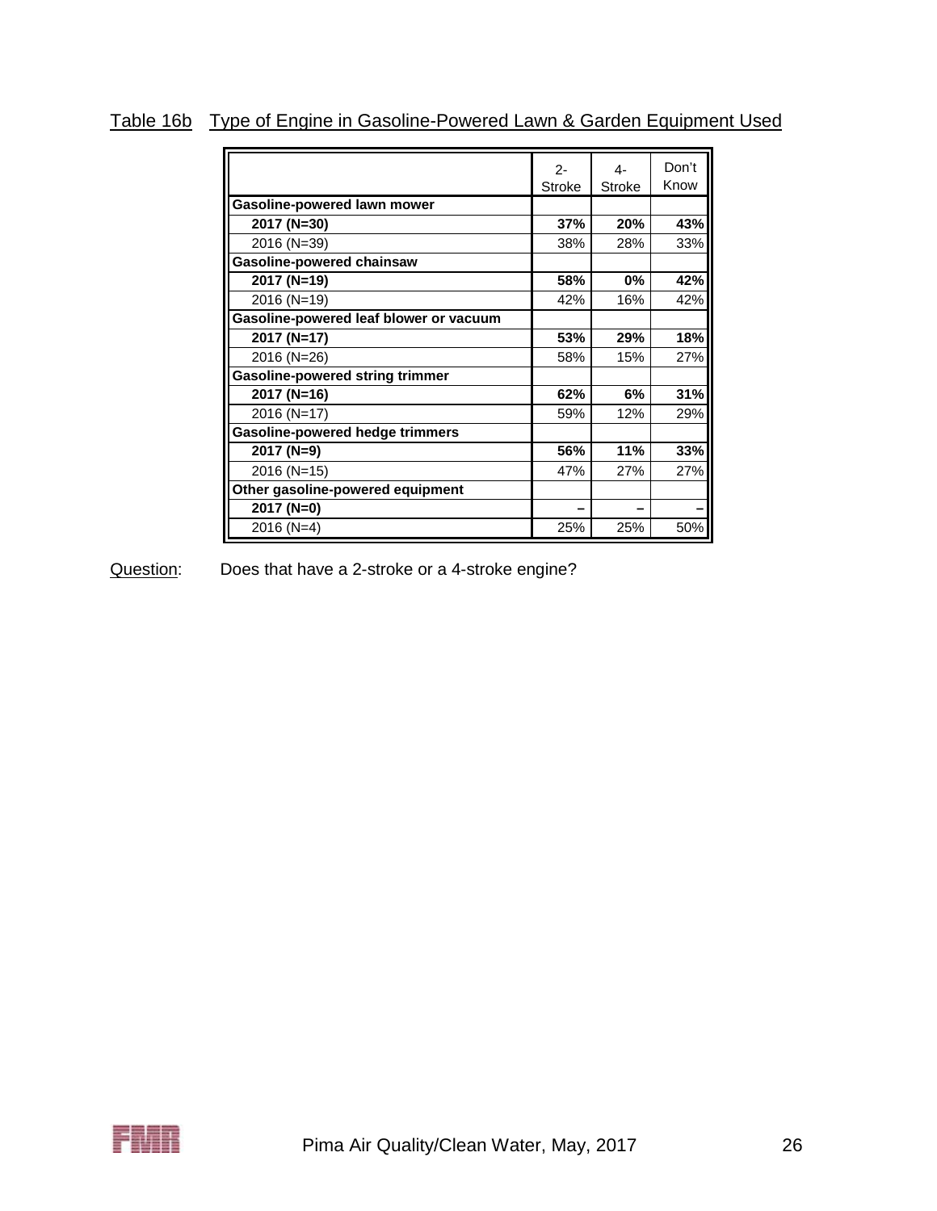Table 16b Type of Engine in Gasoline-Powered Lawn & Garden Equipment Used

| | 2-Stroke | 4-Stroke | Don't Know |
|---|---|---|---|
| **Gasoline-powered lawn mower** | | | |
| **2017 (N=30)** | **37%** | **20%** | **43%** |
| 2016 (N=39) | 38% | 28% | 33% |
| **Gasoline-powered chainsaw** | | | |
| **2017 (N=19)** | **58%** | **0%** | **42%** |
| 2016 (N=19) | 42% | 16% | 42% |
| **Gasoline-powered leaf blower or vacuum** | | | |
| **2017 (N=17)** | **53%** | **29%** | **18%** |
| 2016 (N=26) | 58% | 15% | 27% |
| **Gasoline-powered string trimmer** | | | |
| **2017 (N=16)** | **62%** | **6%** | **31%** |
| 2016 (N=17) | 59% | 12% | 29% |
| **Gasoline-powered hedge trimmers** | | | |
| **2017 (N=9)** | **56%** | **11%** | **33%** |
| 2016 (N=15) | 47% | 27% | 27% |
| **Other gasoline-powered equipment** | | | |
| **2017 (N=0)** | **–** | **–** | **–** |
| 2016 (N=4) | 25% | 25% | 50% |

Question: Does that have a 2-stroke or a 4-stroke engine?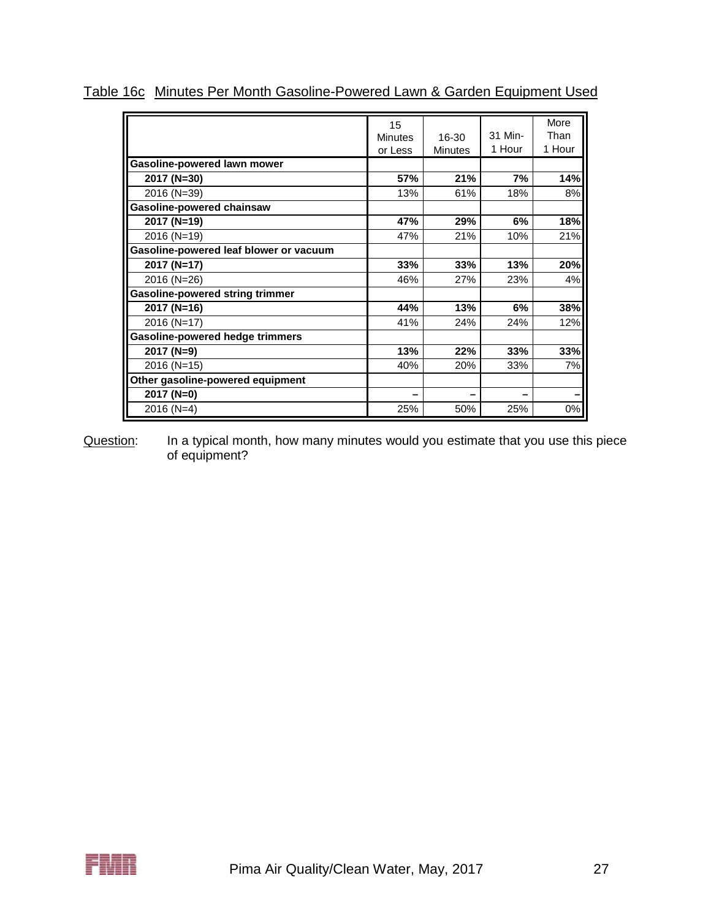Table 16c Minutes Per Month Gasoline-Powered Lawn & Garden Equipment Used

| | 15 Minutes or Less | 16-30 Minutes | 31 Min-1 Hour | More Than 1 Hour |
|---|---|---|---|---|
| **Gasoline-powered lawn mower** | | | | |
| **2017 (N=30)** | **57%** | **21%** | **7%** | **14%** |
| 2016 (N=39) | 13% | 61% | 18% | 8% |
| **Gasoline-powered chainsaw** | | | | |
| **2017 (N=19)** | **47%** | **29%** | **6%** | **18%** |
| 2016 (N=19) | 47% | 21% | 10% | 21% |
| **Gasoline-powered leaf blower or vacuum** | | | | |
| **2017 (N=17)** | **33%** | **33%** | **13%** | **20%** |
| 2016 (N=26) | 46% | 27% | 23% | 4% |
| **Gasoline-powered string trimmer** | | | | |
| **2017 (N=16)** | **44%** | **13%** | **6%** | **38%** |
| 2016 (N=17) | 41% | 24% | 24% | 12% |
| **Gasoline-powered hedge trimmers** | | | | |
| **2017 (N=9)** | **13%** | **22%** | **33%** | **33%** |
| 2016 (N=15) | 40% | 20% | 33% | 7% |
| **Other gasoline-powered equipment** | | | | |
| **2017 (N=0)** | – | – | – | – |
| 2016 (N=4) | 25% | 50% | 25% | 0% |

Question: In a typical month, how many minutes would you estimate that you use this piece of equipment?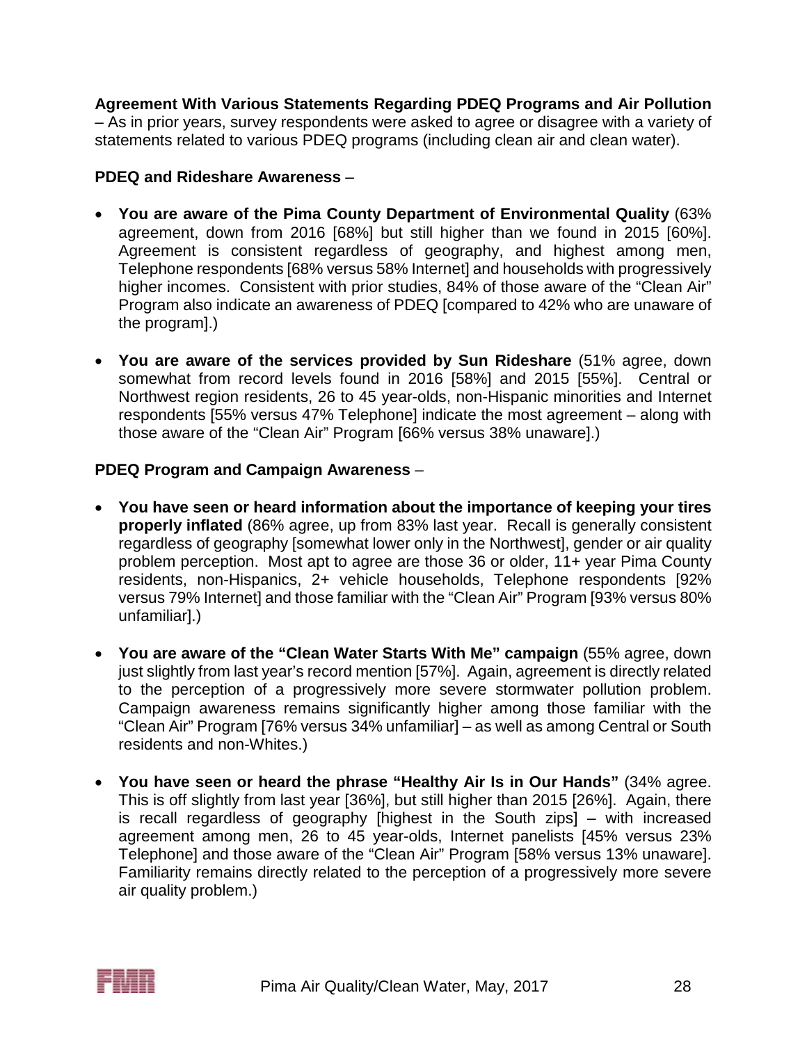**Agreement With Various Statements Regarding PDEQ Programs and Air Pollution** – As in prior years, survey respondents were asked to agree or disagree with a variety of statements related to various PDEQ programs (including clean air and clean water).

**PDEQ and Rideshare Awareness** –

- **You are aware of the Pima County Department of Environmental Quality** (63% agreement, down from 2016 [68%] but still higher than we found in 2015 [60%]. Agreement is consistent regardless of geography, and highest among men, Telephone respondents [68% versus 58% Internet] and households with progressively higher incomes. Consistent with prior studies, 84% of those aware of the "Clean Air" Program also indicate an awareness of PDEQ [compared to 42% who are unaware of the program].)

- **You are aware of the services provided by Sun Rideshare** (51% agree, down somewhat from record levels found in 2016 [58%] and 2015 [55%]. Central or Northwest region residents, 26 to 45 year-olds, non-Hispanic minorities and Internet respondents [55% versus 47% Telephone] indicate the most agreement – along with those aware of the "Clean Air" Program [66% versus 38% unaware].)

**PDEQ Program and Campaign Awareness** –

- **You have seen or heard information about the importance of keeping your tires properly inflated** (86% agree, up from 83% last year. Recall is generally consistent regardless of geography [somewhat lower only in the Northwest], gender or air quality problem perception. Most apt to agree are those 36 or older, 11+ year Pima County residents, non-Hispanics, 2+ vehicle households, Telephone respondents [92% versus 79% Internet] and those familiar with the "Clean Air" Program [93% versus 80% unfamiliar].)

- **You are aware of the "Clean Water Starts With Me" campaign** (55% agree, down just slightly from last year's record mention [57%]. Again, agreement is directly related to the perception of a progressively more severe stormwater pollution problem. Campaign awareness remains significantly higher among those familiar with the "Clean Air" Program [76% versus 34% unfamiliar] – as well as among Central or South residents and non-Whites.)

- **You have seen or heard the phrase "Healthy Air Is in Our Hands"** (34% agree. This is off slightly from last year [36%], but still higher than 2015 [26%]. Again, there is recall regardless of geography [highest in the South zips] – with increased agreement among men, 26 to 45 year-olds, Internet panelists [45% versus 23% Telephone] and those aware of the "Clean Air" Program [58% versus 13% unaware]. Familiarity remains directly related to the perception of a progressively more severe air quality problem.)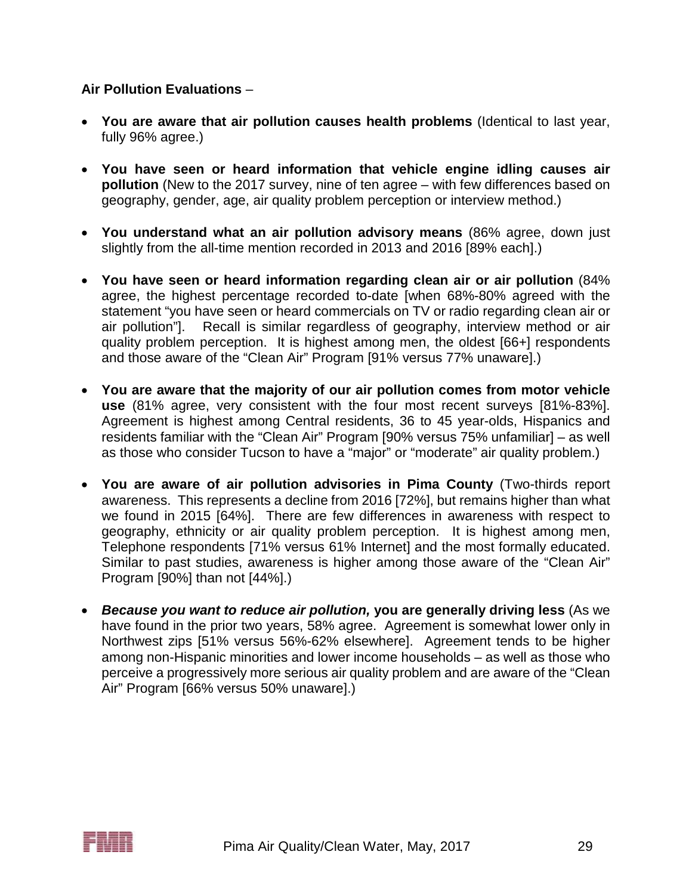**Air Pollution Evaluations** –

- **You are aware that air pollution causes health problems** (Identical to last year, fully 96% agree.)

- **You have seen or heard information that vehicle engine idling causes air pollution** (New to the 2017 survey, nine of ten agree – with few differences based on geography, gender, age, air quality problem perception or interview method.)

- **You understand what an air pollution advisory means** (86% agree, down just slightly from the all-time mention recorded in 2013 and 2016 [89% each].)

- **You have seen or heard information regarding clean air or air pollution** (84% agree, the highest percentage recorded to-date [when 68%-80% agreed with the statement "you have seen or heard commercials on TV or radio regarding clean air or air pollution"]. Recall is similar regardless of geography, interview method or air quality problem perception. It is highest among men, the oldest [66+] respondents and those aware of the "Clean Air" Program [91% versus 77% unaware].)

- **You are aware that the majority of our air pollution comes from motor vehicle use** (81% agree, very consistent with the four most recent surveys [81%-83%]. Agreement is highest among Central residents, 36 to 45 year-olds, Hispanics and residents familiar with the "Clean Air" Program [90% versus 75% unfamiliar] – as well as those who consider Tucson to have a "major" or "moderate" air quality problem.)

- **You are aware of air pollution advisories in Pima County** (Two-thirds report awareness. This represents a decline from 2016 [72%], but remains higher than what we found in 2015 [64%]. There are few differences in awareness with respect to geography, ethnicity or air quality problem perception. It is highest among men, Telephone respondents [71% versus 61% Internet] and the most formally educated. Similar to past studies, awareness is higher among those aware of the "Clean Air" Program [90%] than not [44%].)

- ***Because you want to reduce air pollution,* you are generally driving less** (As we have found in the prior two years, 58% agree. Agreement is somewhat lower only in Northwest zips [51% versus 56%-62% elsewhere]. Agreement tends to be higher among non-Hispanic minorities and lower income households – as well as those who perceive a progressively more serious air quality problem and are aware of the "Clean Air" Program [66% versus 50% unaware].)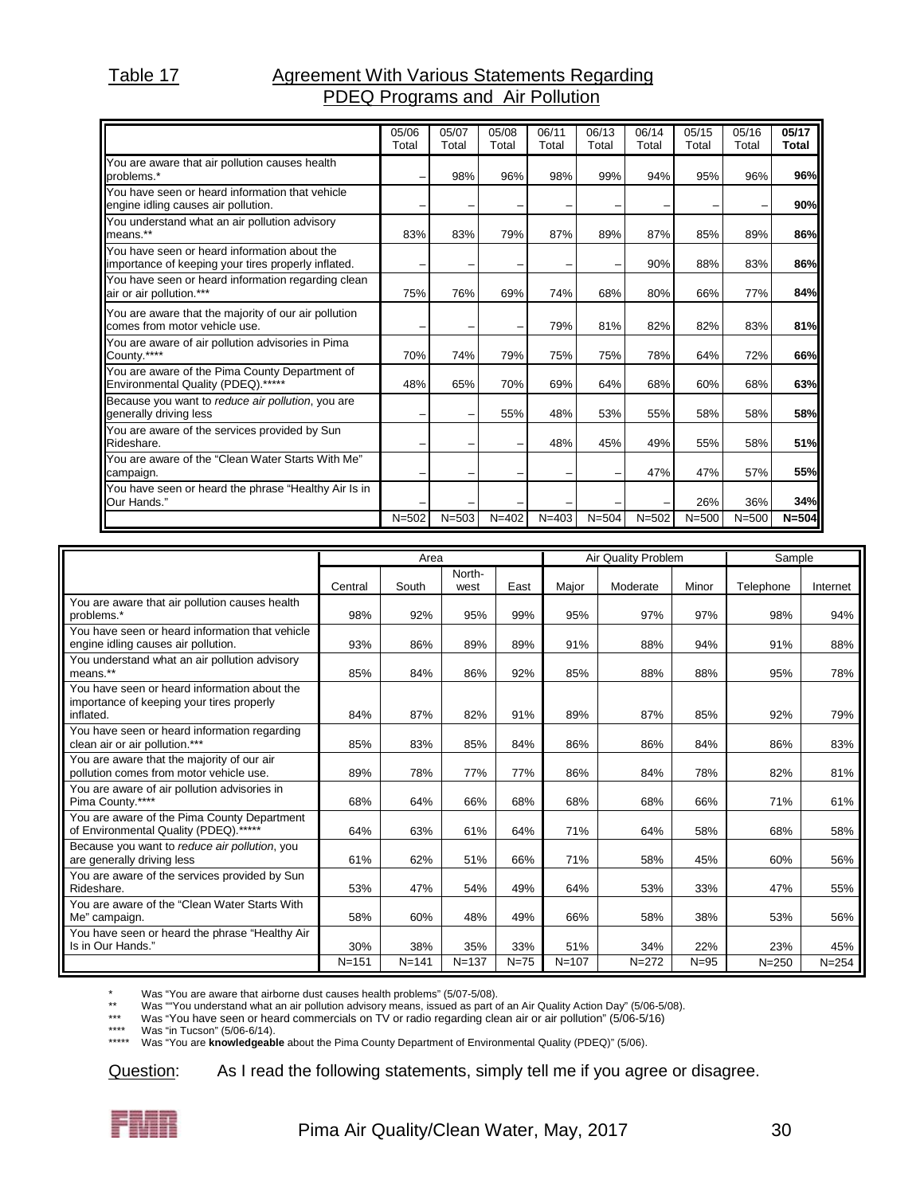Table 17 — Agreement With Various Statements Regarding PDEQ Programs and Air Pollution

| | 05/06 Total | 05/07 Total | 05/08 Total | 06/11 Total | 06/13 Total | 06/14 Total | 05/15 Total | 05/16 Total | **05/17 Total** |
|---|---|---|---|---|---|---|---|---|---|
| You are aware that air pollution causes health problems.* | – | 98% | 96% | 98% | 99% | 94% | 95% | 96% | **96%** |
| You have seen or heard information that vehicle engine idling causes air pollution. | – | – | – | – | – | – | – | – | **90%** |
| You understand what an air pollution advisory means.** | 83% | 83% | 79% | 87% | 89% | 87% | 85% | 89% | **86%** |
| You have seen or heard information about the importance of keeping your tires properly inflated. | – | – | – | – | – | 90% | 88% | 83% | **86%** |
| You have seen or heard information regarding clean air or air pollution.*** | 75% | 76% | 69% | 74% | 68% | 80% | 66% | 77% | **84%** |
| You are aware that the majority of our air pollution comes from motor vehicle use. | – | – | – | 79% | 81% | 82% | 82% | 83% | **81%** |
| You are aware of air pollution advisories in Pima County.**** | 70% | 74% | 79% | 75% | 75% | 78% | 64% | 72% | **66%** |
| You are aware of the Pima County Department of Environmental Quality (PDEQ).***** | 48% | 65% | 70% | 69% | 64% | 68% | 60% | 68% | **63%** |
| Because you want to *reduce air pollution*, you are generally driving less | – | – | 55% | 48% | 53% | 55% | 58% | 58% | **58%** |
| You are aware of the services provided by Sun Rideshare. | – | – | – | 48% | 45% | 49% | 55% | 58% | **51%** |
| You are aware of the "Clean Water Starts With Me" campaign. | – | – | – | – | – | 47% | 47% | 57% | **55%** |
| You have seen or heard the phrase "Healthy Air Is in Our Hands." | – | – | – | – | – | – | 26% | 36% | **34%** |
| | N=502 | N=503 | N=402 | N=403 | N=504 | N=502 | N=500 | N=500 | **N=504** |

| | Area | | | | Air Quality Problem | | | Sample | |
|---|---|---|---|---|---|---|---|---|---|
| | Central | South | North-west | East | Major | Moderate | Minor | Telephone | Internet |
| You are aware that air pollution causes health problems.* | 98% | 92% | 95% | 99% | 95% | 97% | 97% | 98% | 94% |
| You have seen or heard information that vehicle engine idling causes air pollution. | 93% | 86% | 89% | 89% | 91% | 88% | 94% | 91% | 88% |
| You understand what an air pollution advisory means.** | 85% | 84% | 86% | 92% | 85% | 88% | 88% | 95% | 78% |
| You have seen or heard information about the importance of keeping your tires properly inflated. | 84% | 87% | 82% | 91% | 89% | 87% | 85% | 92% | 79% |
| You have seen or heard information regarding clean air or air pollution.*** | 85% | 83% | 85% | 84% | 86% | 86% | 84% | 86% | 83% |
| You are aware that the majority of our air pollution comes from motor vehicle use. | 89% | 78% | 77% | 77% | 86% | 84% | 78% | 82% | 81% |
| You are aware of air pollution advisories in Pima County.**** | 68% | 64% | 66% | 68% | 68% | 68% | 66% | 71% | 61% |
| You are aware of the Pima County Department of Environmental Quality (PDEQ).***** | 64% | 63% | 61% | 64% | 71% | 64% | 58% | 68% | 58% |
| Because you want to *reduce air pollution*, you are generally driving less | 61% | 62% | 51% | 66% | 71% | 58% | 45% | 60% | 56% |
| You are aware of the services provided by Sun Rideshare. | 53% | 47% | 54% | 49% | 64% | 53% | 33% | 47% | 55% |
| You are aware of the "Clean Water Starts With Me" campaign. | 58% | 60% | 48% | 49% | 66% | 58% | 38% | 53% | 56% |
| You have seen or heard the phrase "Healthy Air Is in Our Hands." | 30% | 38% | 35% | 33% | 51% | 34% | 22% | 23% | 45% |
| | N=151 | N=141 | N=137 | N=75 | N=107 | N=272 | N=95 | N=250 | N=254 |

\* Was "You are aware that airborne dust causes health problems" (5/07-5/08).
\*\* Was ""You understand what an air pollution advisory means, issued as part of an Air Quality Action Day" (5/06-5/08).
\*\*\* Was "You have seen or heard commercials on TV or radio regarding clean air or air pollution" (5/06-5/16)
\*\*\*\* Was "in Tucson" (5/06-6/14).
\*\*\*\*\* Was "You are **knowledgeable** about the Pima County Department of Environmental Quality (PDEQ)" (5/06).

Question: As I read the following statements, simply tell me if you agree or disagree.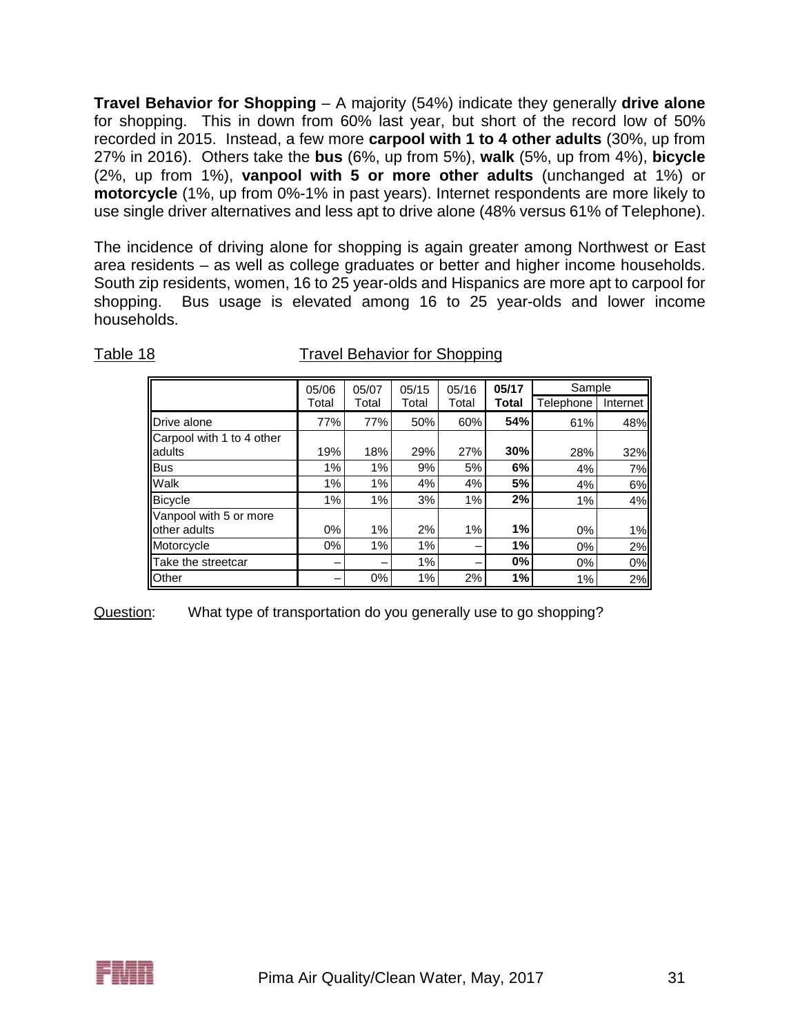**Travel Behavior for Shopping** – A majority (54%) indicate they generally **drive alone** for shopping. This in down from 60% last year, but short of the record low of 50% recorded in 2015. Instead, a few more **carpool with 1 to 4 other adults** (30%, up from 27% in 2016). Others take the **bus** (6%, up from 5%), **walk** (5%, up from 4%), **bicycle** (2%, up from 1%), **vanpool with 5 or more other adults** (unchanged at 1%) or **motorcycle** (1%, up from 0%-1% in past years). Internet respondents are more likely to use single driver alternatives and less apt to drive alone (48% versus 61% of Telephone).

The incidence of driving alone for shopping is again greater among Northwest or East area residents – as well as college graduates or better and higher income households. South zip residents, women, 16 to 25 year-olds and Hispanics are more apt to carpool for shopping. Bus usage is elevated among 16 to 25 year-olds and lower income households.

Table 18 Travel Behavior for Shopping

| | 05/06 Total | 05/07 Total | 05/15 Total | 05/16 Total | **05/17 Total** | Sample Telephone | Sample Internet |
|---|---|---|---|---|---|---|---|
| Drive alone | 77% | 77% | 50% | 60% | **54%** | 61% | 48% |
| Carpool with 1 to 4 other adults | 19% | 18% | 29% | 27% | **30%** | 28% | 32% |
| Bus | 1% | 1% | 9% | 5% | **6%** | 4% | 7% |
| Walk | 1% | 1% | 4% | 4% | **5%** | 4% | 6% |
| Bicycle | 1% | 1% | 3% | 1% | **2%** | 1% | 4% |
| Vanpool with 5 or more other adults | 0% | 1% | 2% | 1% | **1%** | 0% | 1% |
| Motorcycle | 0% | 1% | 1% | – | **1%** | 0% | 2% |
| Take the streetcar | – | – | 1% | – | **0%** | 0% | 0% |
| Other | – | 0% | 1% | 2% | **1%** | 1% | 2% |

Question: What type of transportation do you generally use to go shopping?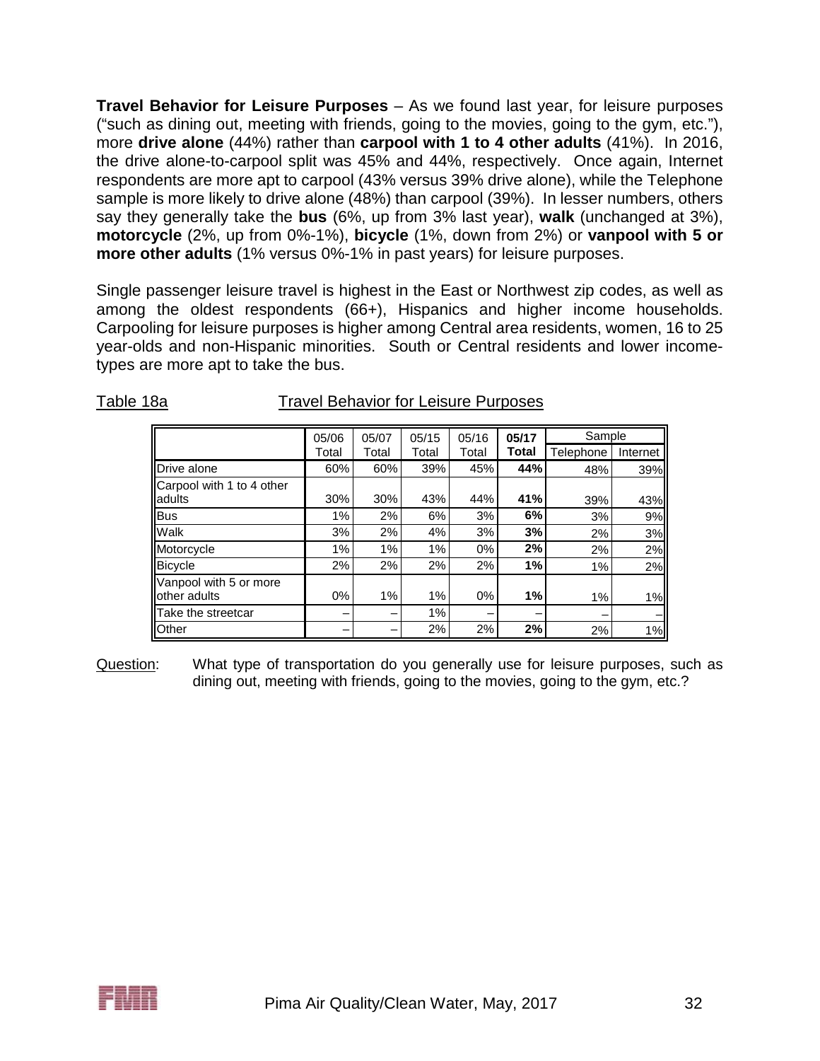**Travel Behavior for Leisure Purposes** – As we found last year, for leisure purposes ("such as dining out, meeting with friends, going to the movies, going to the gym, etc."), more **drive alone** (44%) rather than **carpool with 1 to 4 other adults** (41%). In 2016, the drive alone-to-carpool split was 45% and 44%, respectively. Once again, Internet respondents are more apt to carpool (43% versus 39% drive alone), while the Telephone sample is more likely to drive alone (48%) than carpool (39%). In lesser numbers, others say they generally take the **bus** (6%, up from 3% last year), **walk** (unchanged at 3%), **motorcycle** (2%, up from 0%-1%), **bicycle** (1%, down from 2%) or **vanpool with 5 or more other adults** (1% versus 0%-1% in past years) for leisure purposes.

Single passenger leisure travel is highest in the East or Northwest zip codes, as well as among the oldest respondents (66+), Hispanics and higher income households. Carpooling for leisure purposes is higher among Central area residents, women, 16 to 25 year-olds and non-Hispanic minorities. South or Central residents and lower income-types are more apt to take the bus.

Table 18a — Travel Behavior for Leisure Purposes

| | 05/06 Total | 05/07 Total | 05/15 Total | 05/16 Total | **05/17 Total** | Sample | |
|---|---|---|---|---|---|---|---|
| | | | | | | Telephone | Internet |
| Drive alone | 60% | 60% | 39% | 45% | **44%** | 48% | 39% |
| Carpool with 1 to 4 other adults | 30% | 30% | 43% | 44% | **41%** | 39% | 43% |
| Bus | 1% | 2% | 6% | 3% | **6%** | 3% | 9% |
| Walk | 3% | 2% | 4% | 3% | **3%** | 2% | 3% |
| Motorcycle | 1% | 1% | 1% | 0% | **2%** | 2% | 2% |
| Bicycle | 2% | 2% | 2% | 2% | **1%** | 1% | 2% |
| Vanpool with 5 or more other adults | 0% | 1% | 1% | 0% | **1%** | 1% | 1% |
| Take the streetcar | – | – | 1% | – | – | – | – |
| Other | – | – | 2% | 2% | **2%** | 2% | 1% |

Question: What type of transportation do you generally use for leisure purposes, such as dining out, meeting with friends, going to the movies, going to the gym, etc.?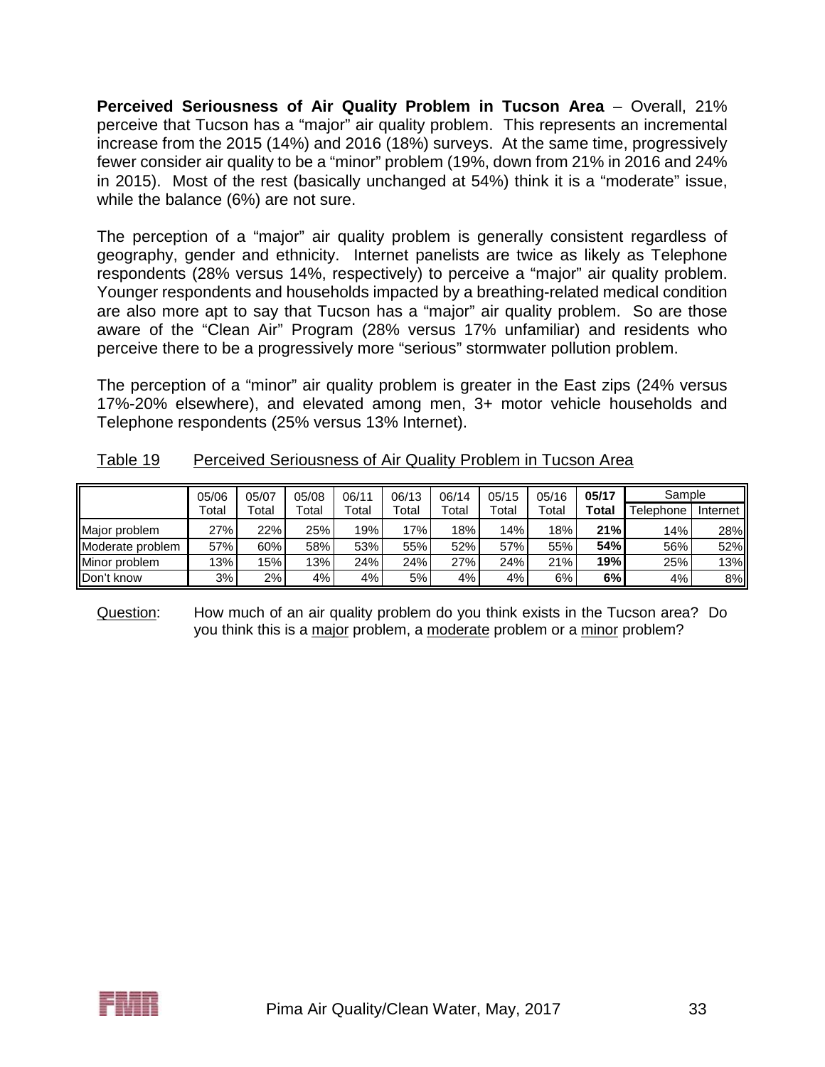**Perceived Seriousness of Air Quality Problem in Tucson Area** – Overall, 21% perceive that Tucson has a "major" air quality problem. This represents an incremental increase from the 2015 (14%) and 2016 (18%) surveys. At the same time, progressively fewer consider air quality to be a "minor" problem (19%, down from 21% in 2016 and 24% in 2015). Most of the rest (basically unchanged at 54%) think it is a "moderate" issue, while the balance (6%) are not sure.

The perception of a "major" air quality problem is generally consistent regardless of geography, gender and ethnicity. Internet panelists are twice as likely as Telephone respondents (28% versus 14%, respectively) to perceive a "major" air quality problem. Younger respondents and households impacted by a breathing-related medical condition are also more apt to say that Tucson has a "major" air quality problem. So are those aware of the "Clean Air" Program (28% versus 17% unfamiliar) and residents who perceive there to be a progressively more "serious" stormwater pollution problem.

The perception of a "minor" air quality problem is greater in the East zips (24% versus 17%-20% elsewhere), and elevated among men, 3+ motor vehicle households and Telephone respondents (25% versus 13% Internet).

Table 19 Perceived Seriousness of Air Quality Problem in Tucson Area

| | 05/06 Total | 05/07 Total | 05/08 Total | 06/11 Total | 06/13 Total | 06/14 Total | 05/15 Total | 05/16 Total | **05/17 Total** | Sample | |
|---|---|---|---|---|---|---|---|---|---|---|---|
| | | | | | | | | | | Telephone | Internet |
| Major problem | 27% | 22% | 25% | 19% | 17% | 18% | 14% | 18% | **21%** | 14% | 28% |
| Moderate problem | 57% | 60% | 58% | 53% | 55% | 52% | 57% | 55% | **54%** | 56% | 52% |
| Minor problem | 13% | 15% | 13% | 24% | 24% | 27% | 24% | 21% | **19%** | 25% | 13% |
| Don't know | 3% | 2% | 4% | 4% | 5% | 4% | 4% | 6% | **6%** | 4% | 8% |

Question: How much of an air quality problem do you think exists in the Tucson area? Do you think this is a major problem, a moderate problem or a minor problem?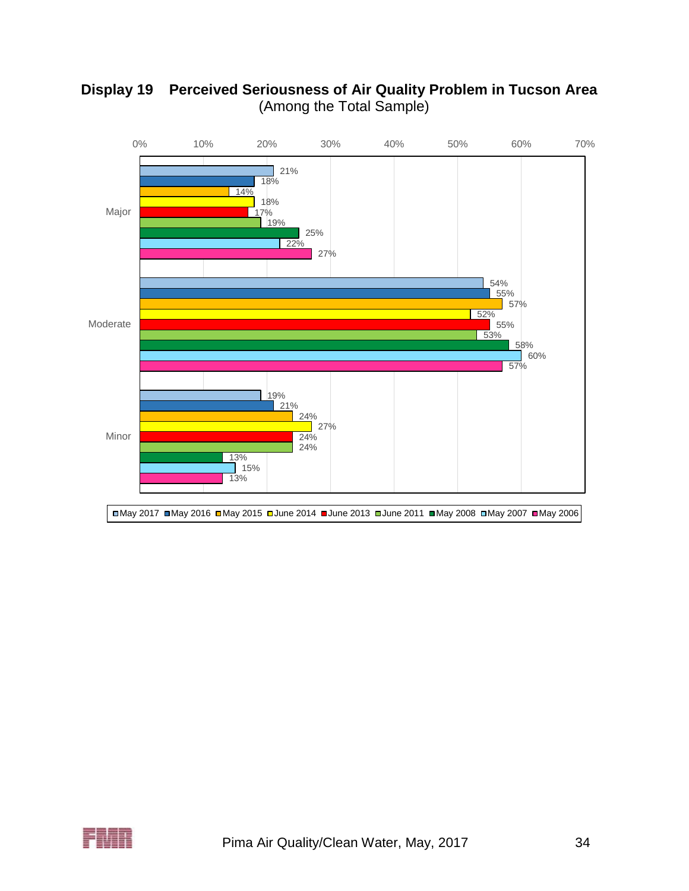## Display 19 Perceived Seriousness of Air Quality Problem in Tucson Area
(Among the Total Sample)

| | May 2017 | May 2016 | May 2015 | June 2014 | June 2013 | June 2011 | May 2008 | May 2007 | May 2006 |
|---|---|---|---|---|---|---|---|---|---|
| Major | 21% | 18% | 14% | 18% | 17% | 19% | 25% | 22% | 27% |
| Moderate | 54% | 55% | 57% | 52% | 55% | 53% | 58% | 60% | 57% |
| Minor | 19% | 21% | 24% | 27% | 24% | 24% | 13% | 15% | 13% |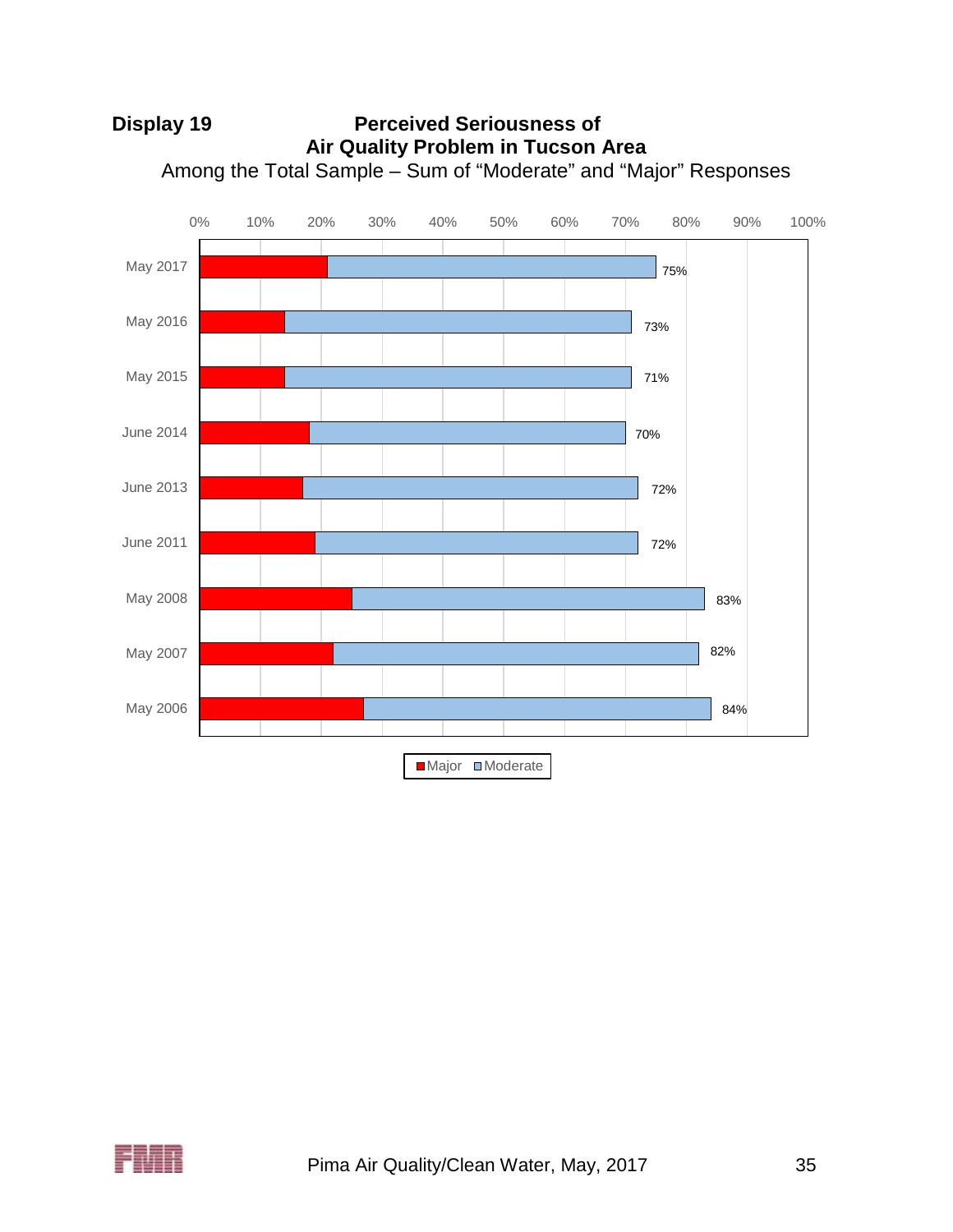**Display 19** **Perceived Seriousness of Air Quality Problem in Tucson Area**

Among the Total Sample – Sum of "Moderate" and "Major" Responses

| Survey | Major + Moderate |
|---|---|
| May 2017 | 75% |
| May 2016 | 73% |
| May 2015 | 71% |
| June 2014 | 70% |
| June 2013 | 72% |
| June 2011 | 72% |
| May 2008 | 83% |
| May 2007 | 82% |
| May 2006 | 84% |

■ Major ■ Moderate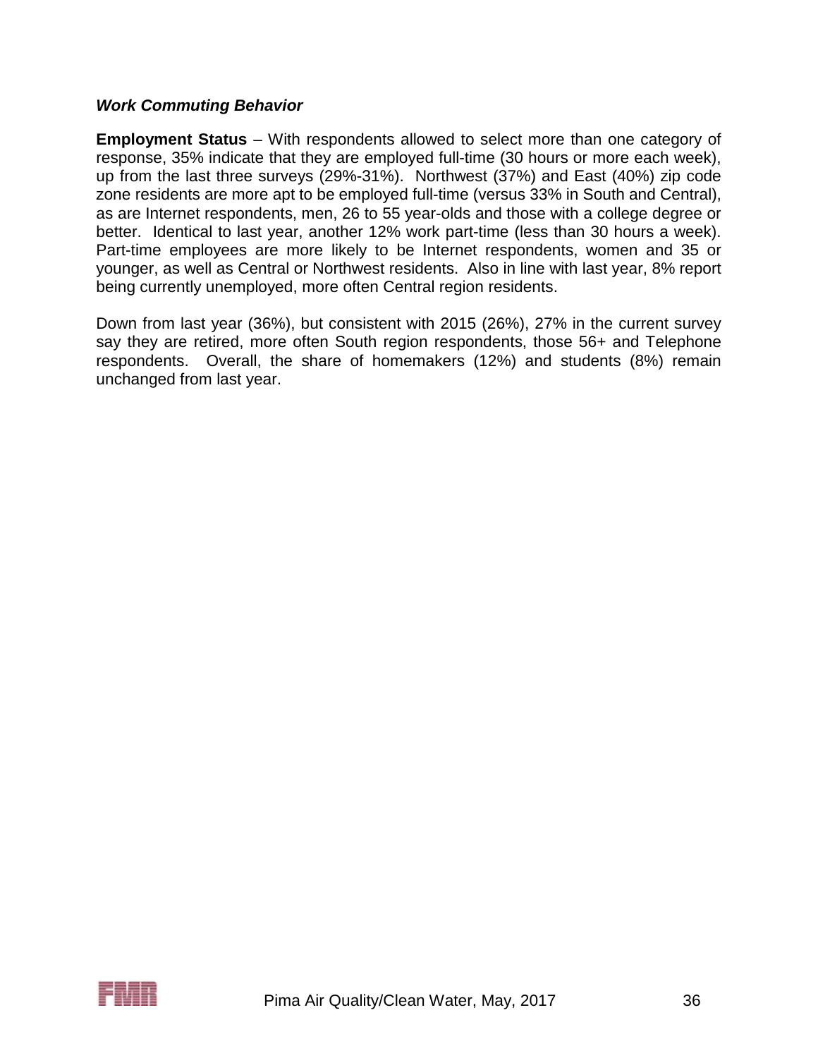### *Work Commuting Behavior*

**Employment Status** – With respondents allowed to select more than one category of response, 35% indicate that they are employed full-time (30 hours or more each week), up from the last three surveys (29%-31%). Northwest (37%) and East (40%) zip code zone residents are more apt to be employed full-time (versus 33% in South and Central), as are Internet respondents, men, 26 to 55 year-olds and those with a college degree or better. Identical to last year, another 12% work part-time (less than 30 hours a week). Part-time employees are more likely to be Internet respondents, women and 35 or younger, as well as Central or Northwest residents. Also in line with last year, 8% report being currently unemployed, more often Central region residents.

Down from last year (36%), but consistent with 2015 (26%), 27% in the current survey say they are retired, more often South region respondents, those 56+ and Telephone respondents. Overall, the share of homemakers (12%) and students (8%) remain unchanged from last year.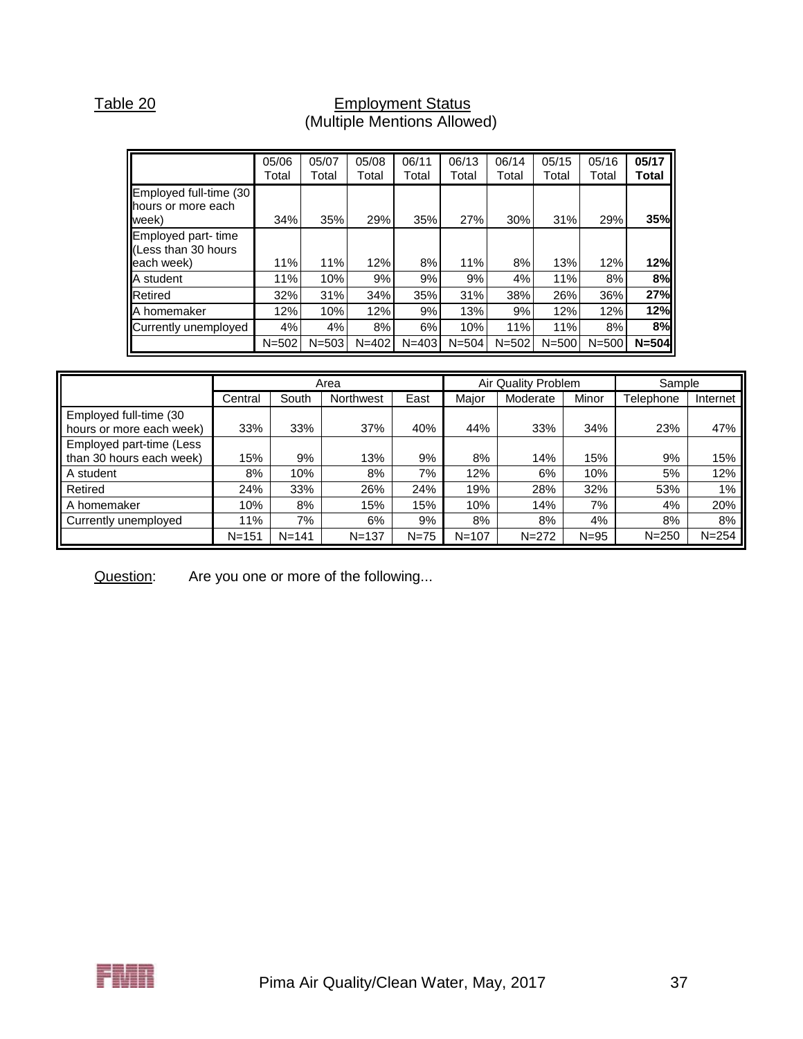Table 20

## Employment Status
(Multiple Mentions Allowed)

| | 05/06 Total | 05/07 Total | 05/08 Total | 06/11 Total | 06/13 Total | 06/14 Total | 05/15 Total | 05/16 Total | **05/17 Total** |
|---|---|---|---|---|---|---|---|---|---|
| Employed full-time (30 hours or more each week) | 34% | 35% | 29% | 35% | 27% | 30% | 31% | 29% | **35%** |
| Employed part- time (Less than 30 hours each week) | 11% | 11% | 12% | 8% | 11% | 8% | 13% | 12% | **12%** |
| A student | 11% | 10% | 9% | 9% | 9% | 4% | 11% | 8% | **8%** |
| Retired | 32% | 31% | 34% | 35% | 31% | 38% | 26% | 36% | **27%** |
| A homemaker | 12% | 10% | 12% | 9% | 13% | 9% | 12% | 12% | **12%** |
| Currently unemployed | 4% | 4% | 8% | 6% | 10% | 11% | 11% | 8% | **8%** |
| | N=502 | N=503 | N=402 | N=403 | N=504 | N=502 | N=500 | N=500 | **N=504** |

| | Area | | | | Air Quality Problem | | | Sample | |
|---|---|---|---|---|---|---|---|---|---|
| | Central | South | Northwest | East | Major | Moderate | Minor | Telephone | Internet |
| Employed full-time (30 hours or more each week) | 33% | 33% | 37% | 40% | 44% | 33% | 34% | 23% | 47% |
| Employed part-time (Less than 30 hours each week) | 15% | 9% | 13% | 9% | 8% | 14% | 15% | 9% | 15% |
| A student | 8% | 10% | 8% | 7% | 12% | 6% | 10% | 5% | 12% |
| Retired | 24% | 33% | 26% | 24% | 19% | 28% | 32% | 53% | 1% |
| A homemaker | 10% | 8% | 15% | 15% | 10% | 14% | 7% | 4% | 20% |
| Currently unemployed | 11% | 7% | 6% | 9% | 8% | 8% | 4% | 8% | 8% |
| | N=151 | N=141 | N=137 | N=75 | N=107 | N=272 | N=95 | N=250 | N=254 |

Question: Are you one or more of the following...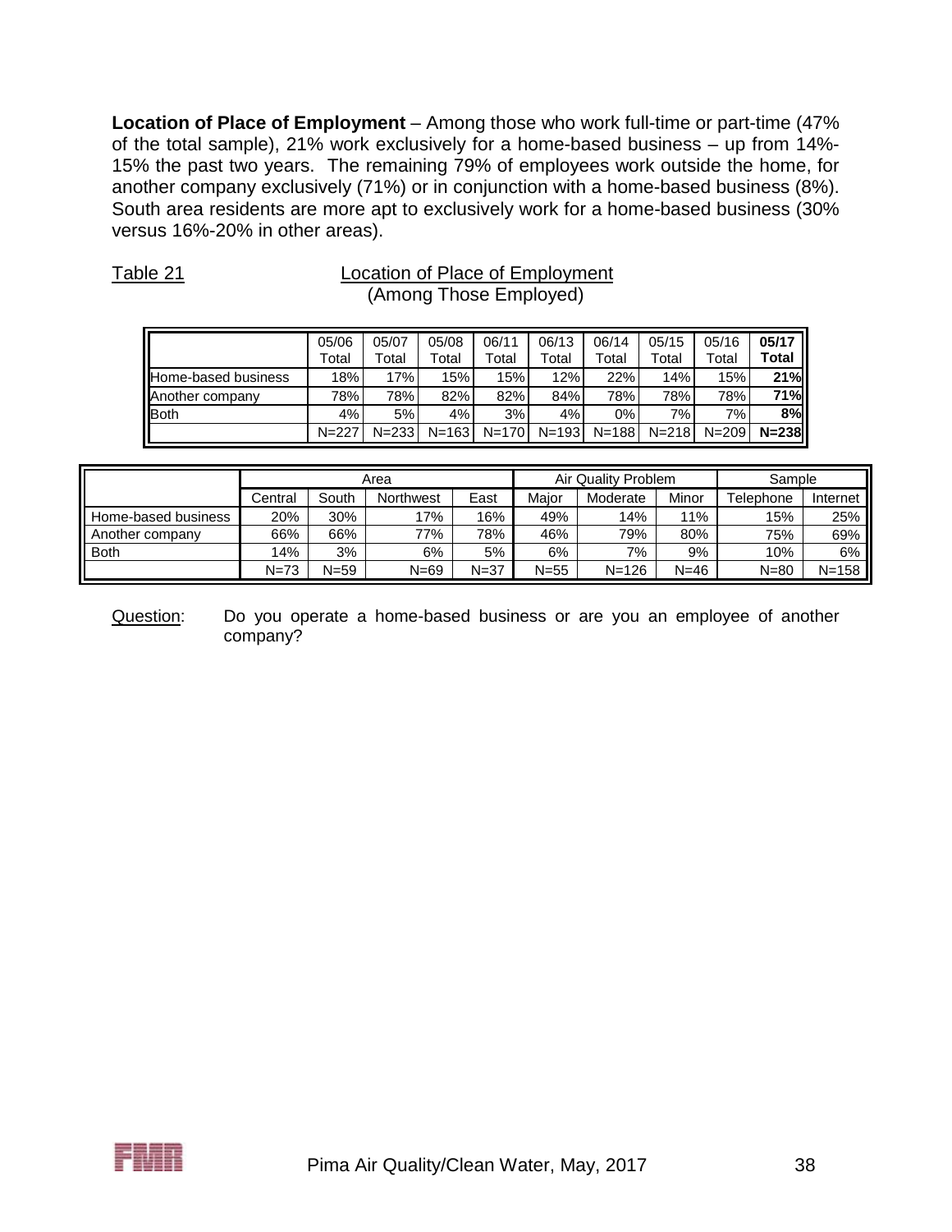**Location of Place of Employment** – Among those who work full-time or part-time (47% of the total sample), 21% work exclusively for a home-based business – up from 14%-15% the past two years. The remaining 79% of employees work outside the home, for another company exclusively (71%) or in conjunction with a home-based business (8%). South area residents are more apt to exclusively work for a home-based business (30% versus 16%-20% in other areas).

Table 21 Location of Place of Employment (Among Those Employed)

| | 05/06 Total | 05/07 Total | 05/08 Total | 06/11 Total | 06/13 Total | 06/14 Total | 05/15 Total | 05/16 Total | **05/17 Total** |
|---|---|---|---|---|---|---|---|---|---|
| Home-based business | 18% | 17% | 15% | 15% | 12% | 22% | 14% | 15% | **21%** |
| Another company | 78% | 78% | 82% | 82% | 84% | 78% | 78% | 78% | **71%** |
| Both | 4% | 5% | 4% | 3% | 4% | 0% | 7% | 7% | **8%** |
| | N=227 | N=233 | N=163 | N=170 | N=193 | N=188 | N=218 | N=209 | **N=238** |

| | Area | | | | Air Quality Problem | | | Sample | |
|---|---|---|---|---|---|---|---|---|---|
| | Central | South | Northwest | East | Major | Moderate | Minor | Telephone | Internet |
| Home-based business | 20% | 30% | 17% | 16% | 49% | 14% | 11% | 15% | 25% |
| Another company | 66% | 66% | 77% | 78% | 46% | 79% | 80% | 75% | 69% |
| Both | 14% | 3% | 6% | 5% | 6% | 7% | 9% | 10% | 6% |
| | N=73 | N=59 | N=69 | N=37 | N=55 | N=126 | N=46 | N=80 | N=158 |

Question: Do you operate a home-based business or are you an employee of another company?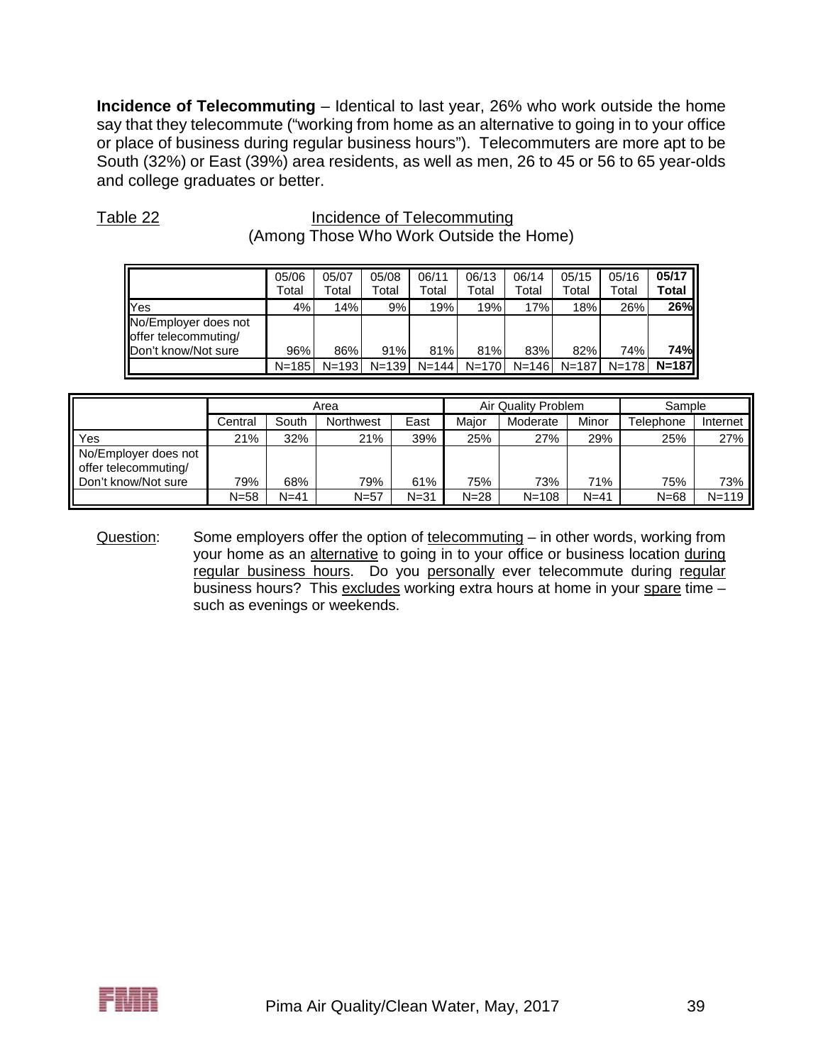**Incidence of Telecommuting** – Identical to last year, 26% who work outside the home say that they telecommute ("working from home as an alternative to going in to your office or place of business during regular business hours"). Telecommuters are more apt to be South (32%) or East (39%) area residents, as well as men, 26 to 45 or 56 to 65 year-olds and college graduates or better.

Table 22

Incidence of Telecommuting
(Among Those Who Work Outside the Home)

| | 05/06 Total | 05/07 Total | 05/08 Total | 06/11 Total | 06/13 Total | 06/14 Total | 05/15 Total | 05/16 Total | **05/17 Total** |
|---|---|---|---|---|---|---|---|---|---|
| Yes | 4% | 14% | 9% | 19% | 19% | 17% | 18% | 26% | **26%** |
| No/Employer does not offer telecommuting/ Don't know/Not sure | 96% | 86% | 91% | 81% | 81% | 83% | 82% | 74% | **74%** |
| | N=185 | N=193 | N=139 | N=144 | N=170 | N=146 | N=187 | N=178 | **N=187** |

| | Area | | | | Air Quality Problem | | | Sample | |
|---|---|---|---|---|---|---|---|---|---|
| | Central | South | Northwest | East | Major | Moderate | Minor | Telephone | Internet |
| Yes | 21% | 32% | 21% | 39% | 25% | 27% | 29% | 25% | 27% |
| No/Employer does not offer telecommuting/ Don't know/Not sure | 79% | 68% | 79% | 61% | 75% | 73% | 71% | 75% | 73% |
| | N=58 | N=41 | N=57 | N=31 | N=28 | N=108 | N=41 | N=68 | N=119 |

Question: Some employers offer the option of telecommuting – in other words, working from your home as an alternative to going in to your office or business location during regular business hours. Do you personally ever telecommute during regular business hours? This excludes working extra hours at home in your spare time – such as evenings or weekends.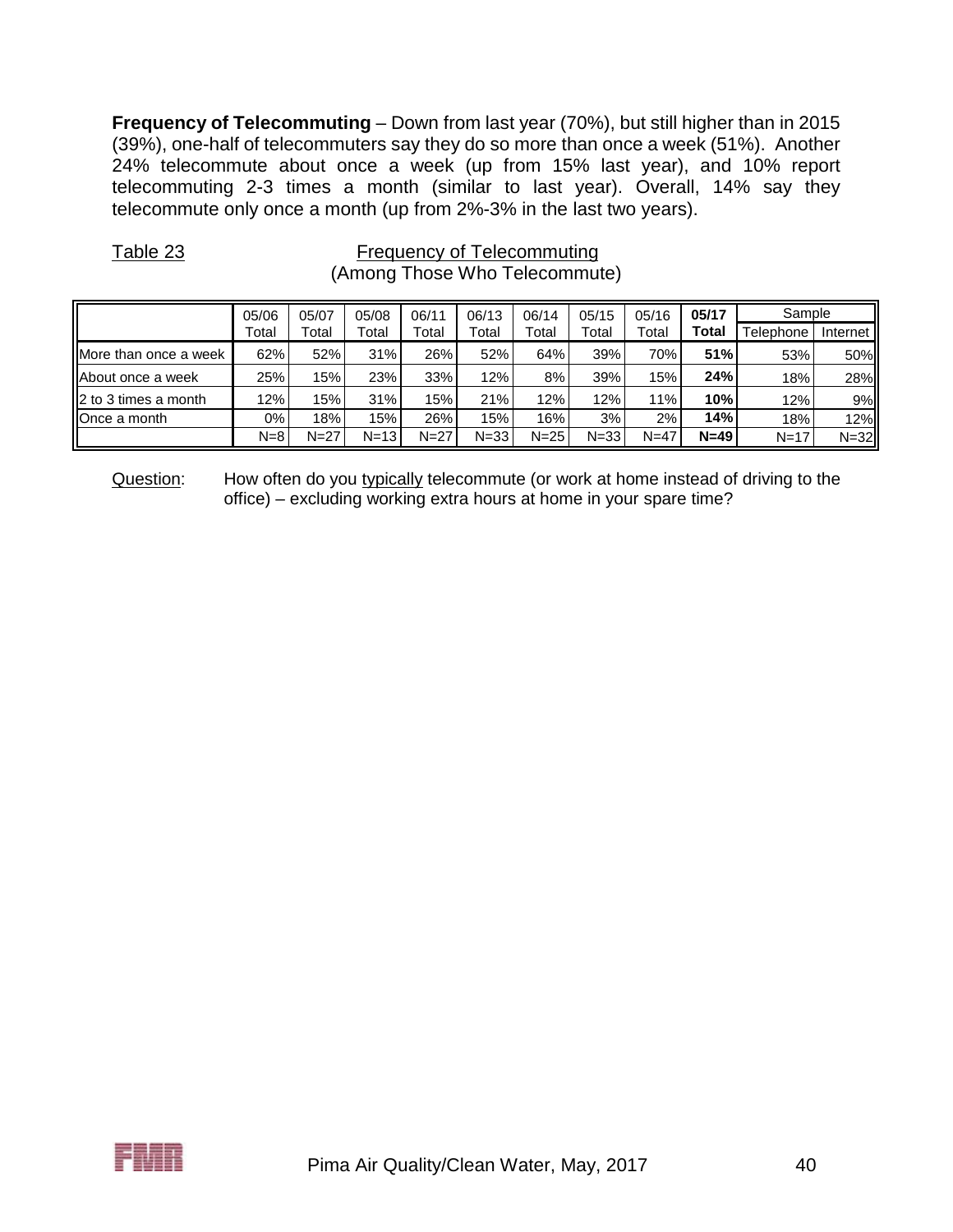**Frequency of Telecommuting** – Down from last year (70%), but still higher than in 2015 (39%), one-half of telecommuters say they do so more than once a week (51%). Another 24% telecommute about once a week (up from 15% last year), and 10% report telecommuting 2-3 times a month (similar to last year). Overall, 14% say they telecommute only once a month (up from 2%-3% in the last two years).

Table 23 Frequency of Telecommuting
(Among Those Who Telecommute)

| | 05/06 Total | 05/07 Total | 05/08 Total | 06/11 Total | 06/13 Total | 06/14 Total | 05/15 Total | 05/16 Total | **05/17 Total** | Sample | |
|---|---|---|---|---|---|---|---|---|---|---|---|
| | | | | | | | | | | Telephone | Internet |
| More than once a week | 62% | 52% | 31% | 26% | 52% | 64% | 39% | 70% | **51%** | 53% | 50% |
| About once a week | 25% | 15% | 23% | 33% | 12% | 8% | 39% | 15% | **24%** | 18% | 28% |
| 2 to 3 times a month | 12% | 15% | 31% | 15% | 21% | 12% | 12% | 11% | **10%** | 12% | 9% |
| Once a month | 0% | 18% | 15% | 26% | 15% | 16% | 3% | 2% | **14%** | 18% | 12% |
| | N=8 | N=27 | N=13 | N=27 | N=33 | N=25 | N=33 | N=47 | **N=49** | N=17 | N=32 |

Question: How often do you typically telecommute (or work at home instead of driving to the office) – excluding working extra hours at home in your spare time?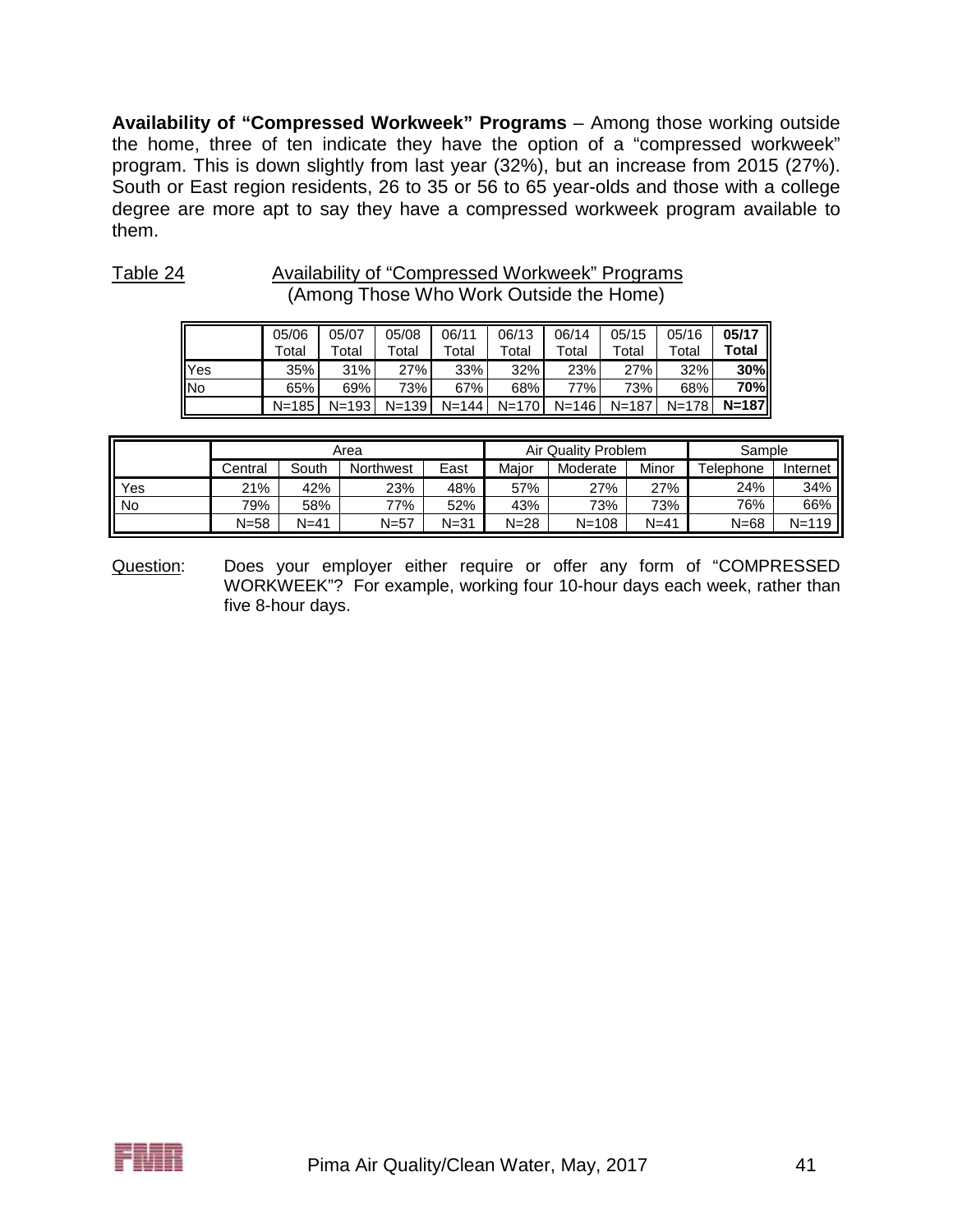**Availability of "Compressed Workweek" Programs** – Among those working outside the home, three of ten indicate they have the option of a "compressed workweek" program. This is down slightly from last year (32%), but an increase from 2015 (27%). South or East region residents, 26 to 35 or 56 to 65 year-olds and those with a college degree are more apt to say they have a compressed workweek program available to them.

Table 24 Availability of "Compressed Workweek" Programs
(Among Those Who Work Outside the Home)

| | 05/06 Total | 05/07 Total | 05/08 Total | 06/11 Total | 06/13 Total | 06/14 Total | 05/15 Total | 05/16 Total | **05/17 Total** |
|---|---|---|---|---|---|---|---|---|---|
| Yes | 35% | 31% | 27% | 33% | 32% | 23% | 27% | 32% | **30%** |
| No | 65% | 69% | 73% | 67% | 68% | 77% | 73% | 68% | **70%** |
| | N=185 | N=193 | N=139 | N=144 | N=170 | N=146 | N=187 | N=178 | **N=187** |

| | Area | | | | Air Quality Problem | | | Sample | |
|---|---|---|---|---|---|---|---|---|---|
| | Central | South | Northwest | East | Major | Moderate | Minor | Telephone | Internet |
| Yes | 21% | 42% | 23% | 48% | 57% | 27% | 27% | 24% | 34% |
| No | 79% | 58% | 77% | 52% | 43% | 73% | 73% | 76% | 66% |
| | N=58 | N=41 | N=57 | N=31 | N=28 | N=108 | N=41 | N=68 | N=119 |

Question: Does your employer either require or offer any form of "COMPRESSED WORKWEEK"? For example, working four 10-hour days each week, rather than five 8-hour days.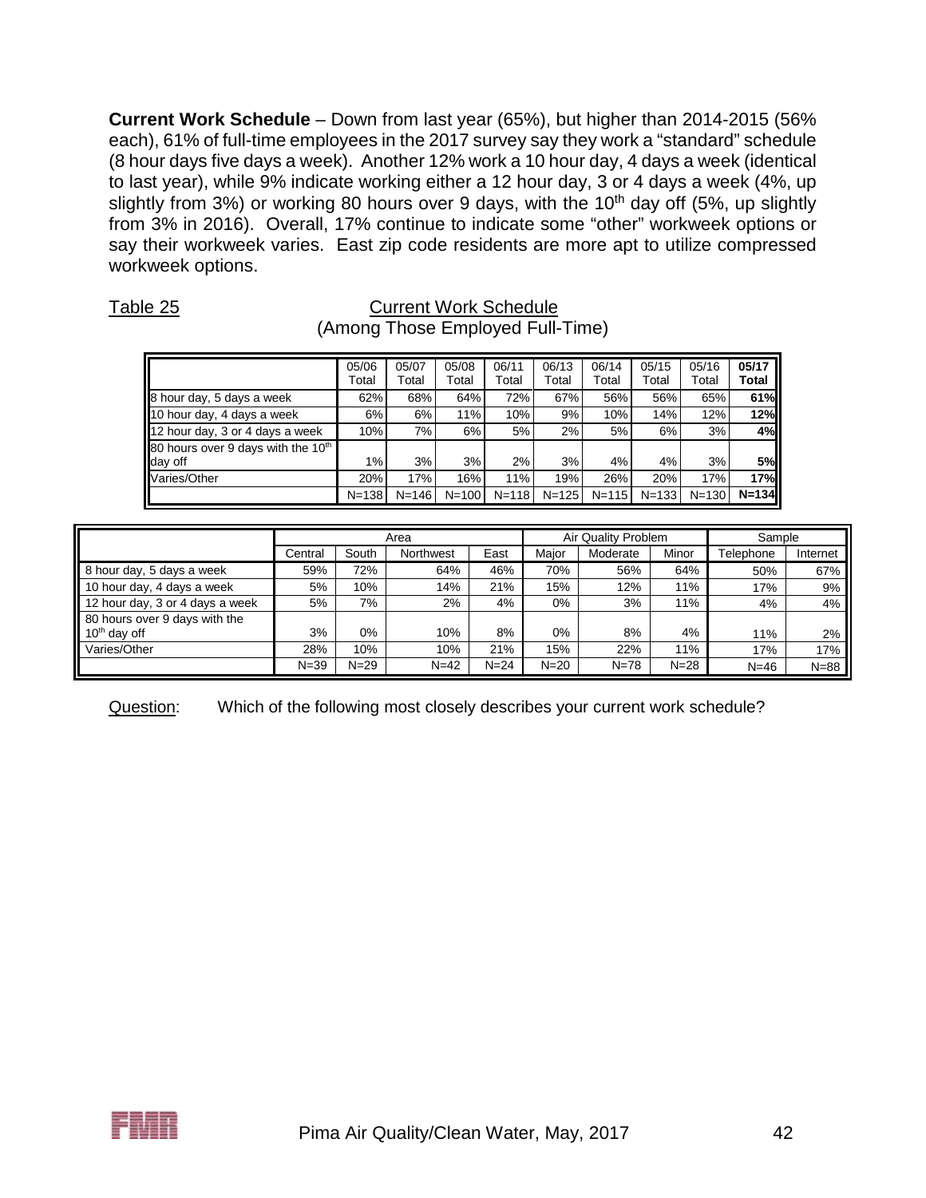**Current Work Schedule** – Down from last year (65%), but higher than 2014-2015 (56% each), 61% of full-time employees in the 2017 survey say they work a "standard" schedule (8 hour days five days a week). Another 12% work a 10 hour day, 4 days a week (identical to last year), while 9% indicate working either a 12 hour day, 3 or 4 days a week (4%, up slightly from 3%) or working 80 hours over 9 days, with the 10th day off (5%, up slightly from 3% in 2016). Overall, 17% continue to indicate some "other" workweek options or say their workweek varies. East zip code residents are more apt to utilize compressed workweek options.

Table 25 Current Work Schedule
(Among Those Employed Full-Time)

| | 05/06 Total | 05/07 Total | 05/08 Total | 06/11 Total | 06/13 Total | 06/14 Total | 05/15 Total | 05/16 Total | **05/17 Total** |
|---|---|---|---|---|---|---|---|---|---|
| 8 hour day, 5 days a week | 62% | 68% | 64% | 72% | 67% | 56% | 56% | 65% | **61%** |
| 10 hour day, 4 days a week | 6% | 6% | 11% | 10% | 9% | 10% | 14% | 12% | **12%** |
| 12 hour day, 3 or 4 days a week | 10% | 7% | 6% | 5% | 2% | 5% | 6% | 3% | **4%** |
| 80 hours over 9 days with the 10th day off | 1% | 3% | 3% | 2% | 3% | 4% | 4% | 3% | **5%** |
| Varies/Other | 20% | 17% | 16% | 11% | 19% | 26% | 20% | 17% | **17%** |
| | N=138 | N=146 | N=100 | N=118 | N=125 | N=115 | N=133 | N=130 | **N=134** |

| | Area | | | | Air Quality Problem | | | Sample | |
|---|---|---|---|---|---|---|---|---|---|
| | Central | South | Northwest | East | Major | Moderate | Minor | Telephone | Internet |
| 8 hour day, 5 days a week | 59% | 72% | 64% | 46% | 70% | 56% | 64% | 50% | 67% |
| 10 hour day, 4 days a week | 5% | 10% | 14% | 21% | 15% | 12% | 11% | 17% | 9% |
| 12 hour day, 3 or 4 days a week | 5% | 7% | 2% | 4% | 0% | 3% | 11% | 4% | 4% |
| 80 hours over 9 days with the 10th day off | 3% | 0% | 10% | 8% | 0% | 8% | 4% | 11% | 2% |
| Varies/Other | 28% | 10% | 10% | 21% | 15% | 22% | 11% | 17% | 17% |
| | N=39 | N=29 | N=42 | N=24 | N=20 | N=78 | N=28 | N=46 | N=88 |

Question: Which of the following most closely describes your current work schedule?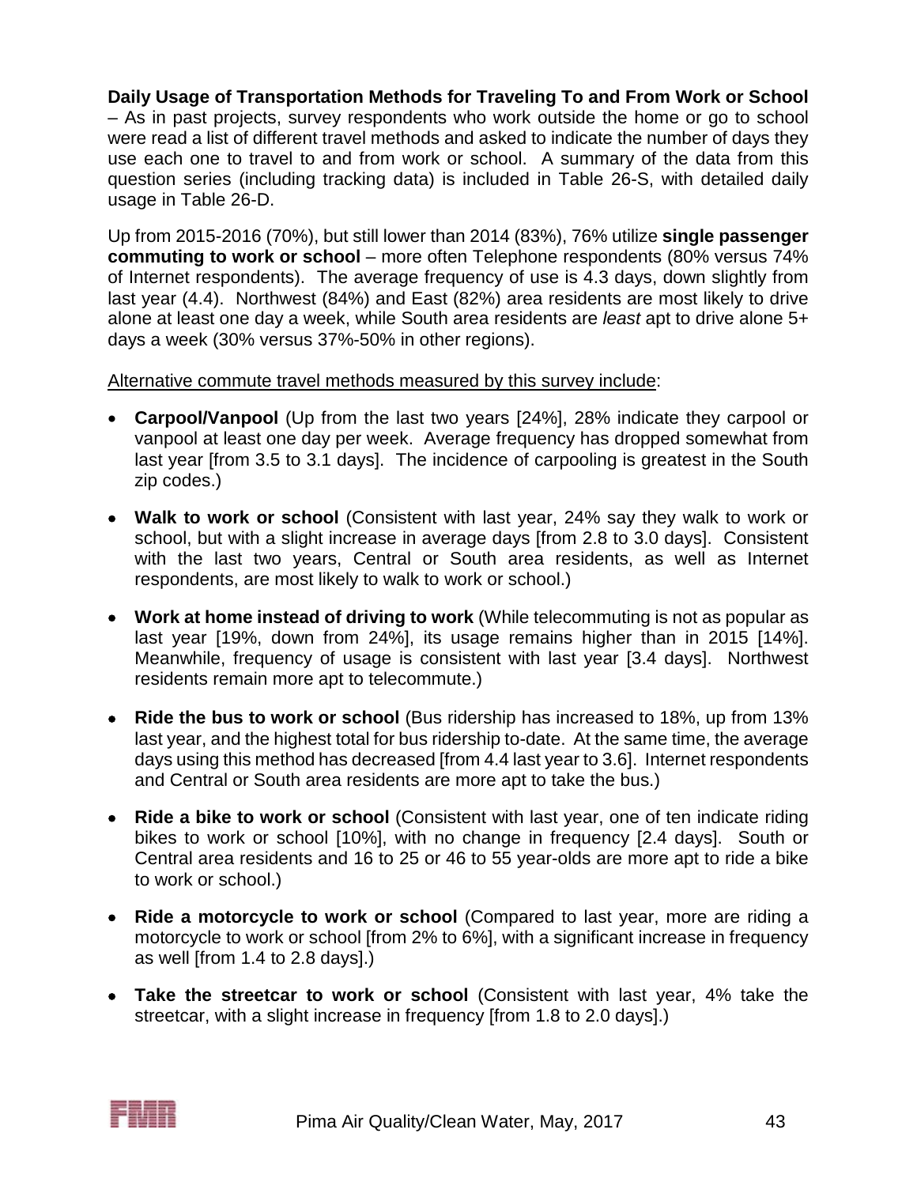**Daily Usage of Transportation Methods for Traveling To and From Work or School** – As in past projects, survey respondents who work outside the home or go to school were read a list of different travel methods and asked to indicate the number of days they use each one to travel to and from work or school. A summary of the data from this question series (including tracking data) is included in Table 26-S, with detailed daily usage in Table 26-D.

Up from 2015-2016 (70%), but still lower than 2014 (83%), 76% utilize **single passenger commuting to work or school** – more often Telephone respondents (80% versus 74% of Internet respondents). The average frequency of use is 4.3 days, down slightly from last year (4.4). Northwest (84%) and East (82%) area residents are most likely to drive alone at least one day a week, while South area residents are *least* apt to drive alone 5+ days a week (30% versus 37%-50% in other regions).

Alternative commute travel methods measured by this survey include:

- **Carpool/Vanpool** (Up from the last two years [24%], 28% indicate they carpool or vanpool at least one day per week. Average frequency has dropped somewhat from last year [from 3.5 to 3.1 days]. The incidence of carpooling is greatest in the South zip codes.)
- **Walk to work or school** (Consistent with last year, 24% say they walk to work or school, but with a slight increase in average days [from 2.8 to 3.0 days]. Consistent with the last two years, Central or South area residents, as well as Internet respondents, are most likely to walk to work or school.)
- **Work at home instead of driving to work** (While telecommuting is not as popular as last year [19%, down from 24%], its usage remains higher than in 2015 [14%]. Meanwhile, frequency of usage is consistent with last year [3.4 days]. Northwest residents remain more apt to telecommute.)
- **Ride the bus to work or school** (Bus ridership has increased to 18%, up from 13% last year, and the highest total for bus ridership to-date. At the same time, the average days using this method has decreased [from 4.4 last year to 3.6]. Internet respondents and Central or South area residents are more apt to take the bus.)
- **Ride a bike to work or school** (Consistent with last year, one of ten indicate riding bikes to work or school [10%], with no change in frequency [2.4 days]. South or Central area residents and 16 to 25 or 46 to 55 year-olds are more apt to ride a bike to work or school.)
- **Ride a motorcycle to work or school** (Compared to last year, more are riding a motorcycle to work or school [from 2% to 6%], with a significant increase in frequency as well [from 1.4 to 2.8 days].)
- **Take the streetcar to work or school** (Consistent with last year, 4% take the streetcar, with a slight increase in frequency [from 1.8 to 2.0 days].)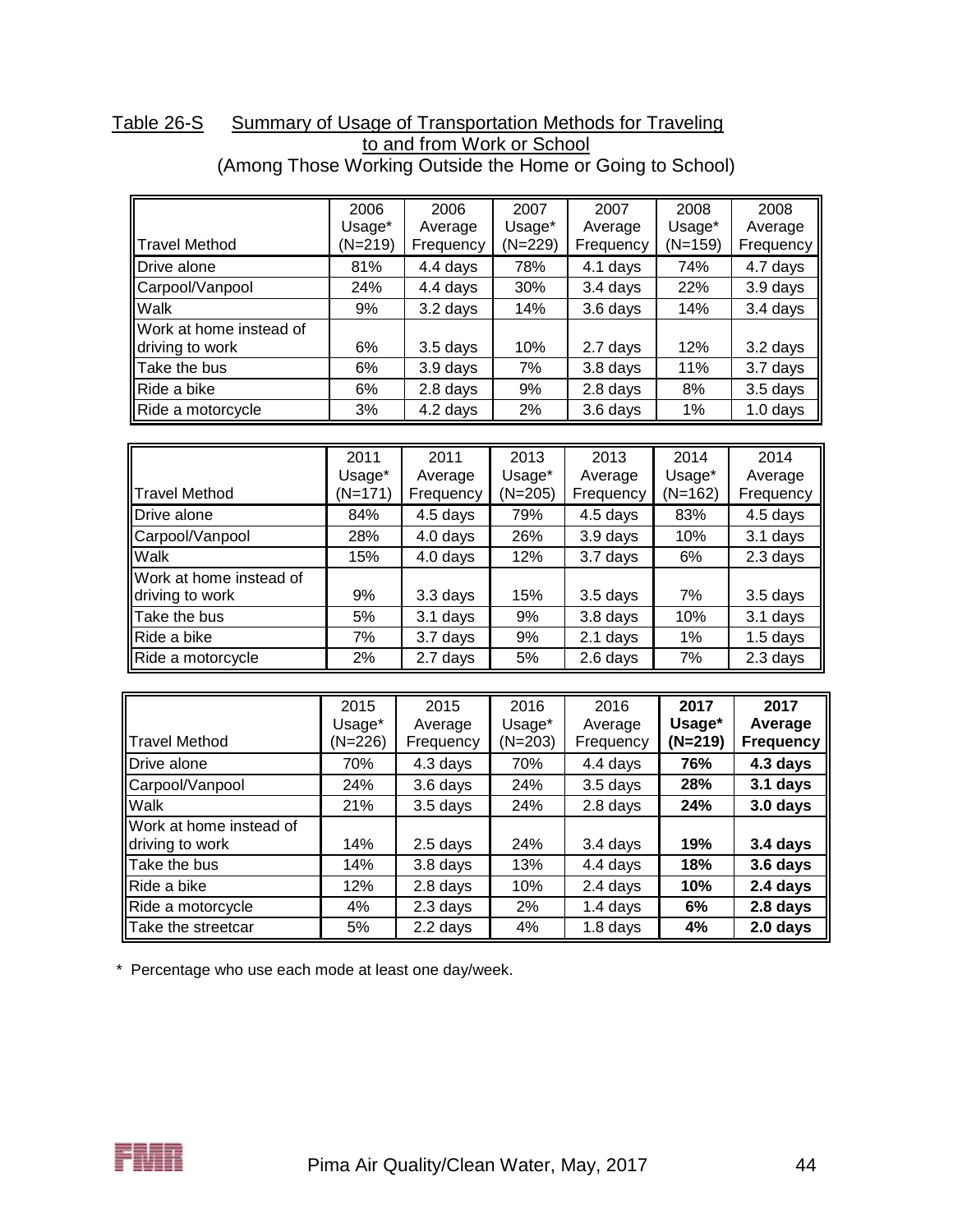Table 26-S Summary of Usage of Transportation Methods for Traveling to and from Work or School

(Among Those Working Outside the Home or Going to School)

| Travel Method | 2006 Usage* (N=219) | 2006 Average Frequency | 2007 Usage* (N=229) | 2007 Average Frequency | 2008 Usage* (N=159) | 2008 Average Frequency |
|---|---|---|---|---|---|---|
| Drive alone | 81% | 4.4 days | 78% | 4.1 days | 74% | 4.7 days |
| Carpool/Vanpool | 24% | 4.4 days | 30% | 3.4 days | 22% | 3.9 days |
| Walk | 9% | 3.2 days | 14% | 3.6 days | 14% | 3.4 days |
| Work at home instead of driving to work | 6% | 3.5 days | 10% | 2.7 days | 12% | 3.2 days |
| Take the bus | 6% | 3.9 days | 7% | 3.8 days | 11% | 3.7 days |
| Ride a bike | 6% | 2.8 days | 9% | 2.8 days | 8% | 3.5 days |
| Ride a motorcycle | 3% | 4.2 days | 2% | 3.6 days | 1% | 1.0 days |

| Travel Method | 2011 Usage* (N=171) | 2011 Average Frequency | 2013 Usage* (N=205) | 2013 Average Frequency | 2014 Usage* (N=162) | 2014 Average Frequency |
|---|---|---|---|---|---|---|
| Drive alone | 84% | 4.5 days | 79% | 4.5 days | 83% | 4.5 days |
| Carpool/Vanpool | 28% | 4.0 days | 26% | 3.9 days | 10% | 3.1 days |
| Walk | 15% | 4.0 days | 12% | 3.7 days | 6% | 2.3 days |
| Work at home instead of driving to work | 9% | 3.3 days | 15% | 3.5 days | 7% | 3.5 days |
| Take the bus | 5% | 3.1 days | 9% | 3.8 days | 10% | 3.1 days |
| Ride a bike | 7% | 3.7 days | 9% | 2.1 days | 1% | 1.5 days |
| Ride a motorcycle | 2% | 2.7 days | 5% | 2.6 days | 7% | 2.3 days |

| Travel Method | 2015 Usage* (N=226) | 2015 Average Frequency | 2016 Usage* (N=203) | 2016 Average Frequency | **2017 Usage* (N=219)** | **2017 Average Frequency** |
|---|---|---|---|---|---|---|
| Drive alone | 70% | 4.3 days | 70% | 4.4 days | **76%** | **4.3 days** |
| Carpool/Vanpool | 24% | 3.6 days | 24% | 3.5 days | **28%** | **3.1 days** |
| Walk | 21% | 3.5 days | 24% | 2.8 days | **24%** | **3.0 days** |
| Work at home instead of driving to work | 14% | 2.5 days | 24% | 3.4 days | **19%** | **3.4 days** |
| Take the bus | 14% | 3.8 days | 13% | 4.4 days | **18%** | **3.6 days** |
| Ride a bike | 12% | 2.8 days | 10% | 2.4 days | **10%** | **2.4 days** |
| Ride a motorcycle | 4% | 2.3 days | 2% | 1.4 days | **6%** | **2.8 days** |
| Take the streetcar | 5% | 2.2 days | 4% | 1.8 days | **4%** | **2.0 days** |

* Percentage who use each mode at least one day/week.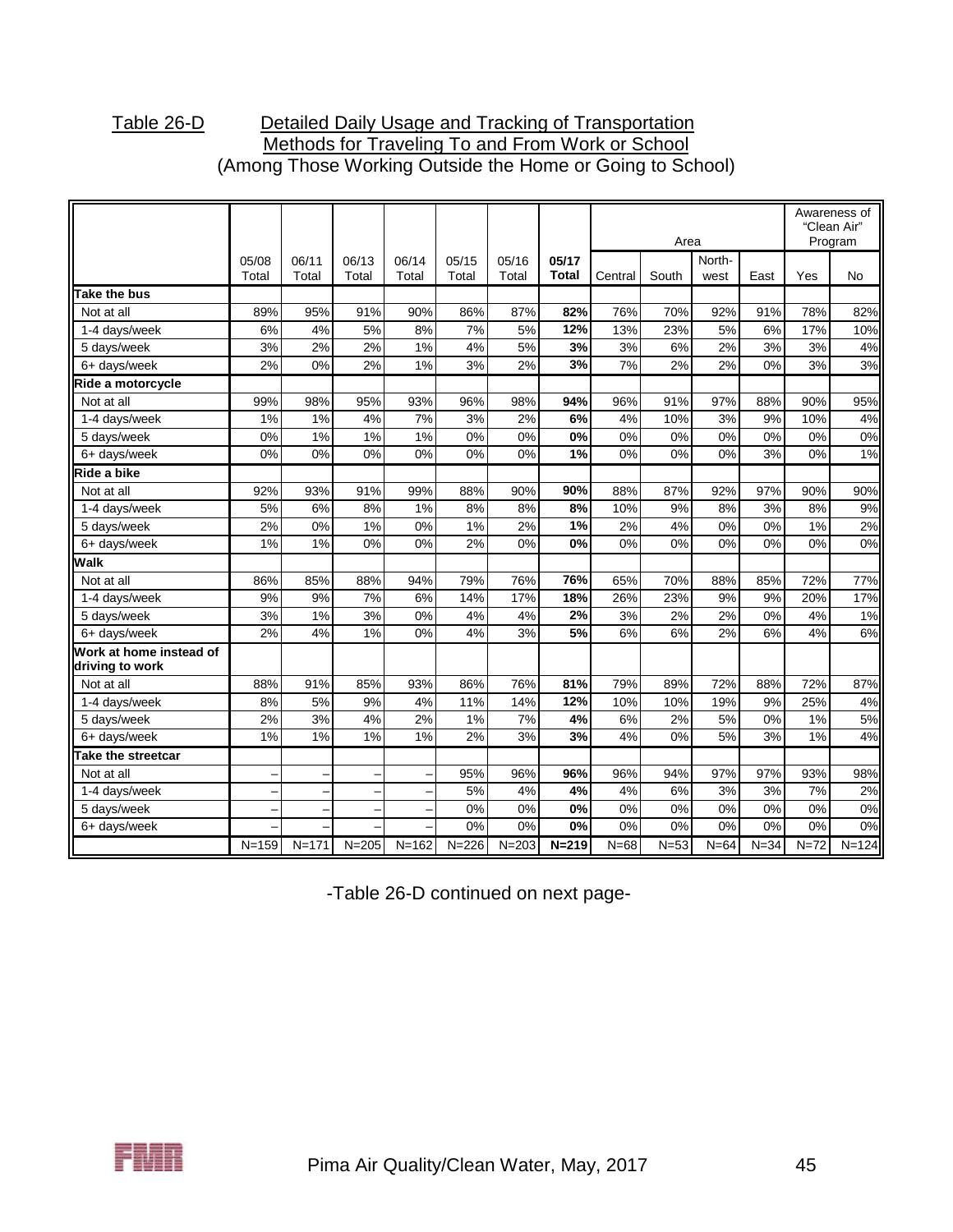Table 26-D Detailed Daily Usage and Tracking of Transportation Methods for Traveling To and From Work or School
(Among Those Working Outside the Home or Going to School)

| | 05/08 Total | 06/11 Total | 06/13 Total | 06/14 Total | 05/15 Total | 05/16 Total | **05/17 Total** | Area: Central | South | North-west | East | Awareness of "Clean Air" Program: Yes | No |
|---|---|---|---|---|---|---|---|---|---|---|---|---|---|
| **Take the bus** | | | | | | | | | | | | | |
| Not at all | 89% | 95% | 91% | 90% | 86% | 87% | **82%** | 76% | 70% | 92% | 91% | 78% | 82% |
| 1-4 days/week | 6% | 4% | 5% | 8% | 7% | 5% | **12%** | 13% | 23% | 5% | 6% | 17% | 10% |
| 5 days/week | 3% | 2% | 2% | 1% | 4% | 5% | **3%** | 3% | 6% | 2% | 3% | 3% | 4% |
| 6+ days/week | 2% | 0% | 2% | 1% | 3% | 2% | **3%** | 7% | 2% | 2% | 0% | 3% | 3% |
| **Ride a motorcycle** | | | | | | | | | | | | | |
| Not at all | 99% | 98% | 95% | 93% | 96% | 98% | **94%** | 96% | 91% | 97% | 88% | 90% | 95% |
| 1-4 days/week | 1% | 1% | 4% | 7% | 3% | 2% | **6%** | 4% | 10% | 3% | 9% | 10% | 4% |
| 5 days/week | 0% | 1% | 1% | 1% | 0% | 0% | **0%** | 0% | 0% | 0% | 0% | 0% | 0% |
| 6+ days/week | 0% | 0% | 0% | 0% | 0% | 0% | **1%** | 0% | 0% | 0% | 3% | 0% | 1% |
| **Ride a bike** | | | | | | | | | | | | | |
| Not at all | 92% | 93% | 91% | 99% | 88% | 90% | **90%** | 88% | 87% | 92% | 97% | 90% | 90% |
| 1-4 days/week | 5% | 6% | 8% | 1% | 8% | 8% | **8%** | 10% | 9% | 8% | 3% | 8% | 9% |
| 5 days/week | 2% | 0% | 1% | 0% | 1% | 2% | **1%** | 2% | 4% | 0% | 0% | 1% | 2% |
| 6+ days/week | 1% | 1% | 0% | 0% | 2% | 0% | **0%** | 0% | 0% | 0% | 0% | 0% | 0% |
| **Walk** | | | | | | | | | | | | | |
| Not at all | 86% | 85% | 88% | 94% | 79% | 76% | **76%** | 65% | 70% | 88% | 85% | 72% | 77% |
| 1-4 days/week | 9% | 9% | 7% | 6% | 14% | 17% | **18%** | 26% | 23% | 9% | 9% | 20% | 17% |
| 5 days/week | 3% | 1% | 3% | 0% | 4% | 4% | **2%** | 3% | 2% | 2% | 0% | 4% | 1% |
| 6+ days/week | 2% | 4% | 1% | 0% | 4% | 3% | **5%** | 6% | 6% | 2% | 6% | 4% | 6% |
| **Work at home instead of driving to work** | | | | | | | | | | | | | |
| Not at all | 88% | 91% | 85% | 93% | 86% | 76% | **81%** | 79% | 89% | 72% | 88% | 72% | 87% |
| 1-4 days/week | 8% | 5% | 9% | 4% | 11% | 14% | **12%** | 10% | 10% | 19% | 9% | 25% | 4% |
| 5 days/week | 2% | 3% | 4% | 2% | 1% | 7% | **4%** | 6% | 2% | 5% | 0% | 1% | 5% |
| 6+ days/week | 1% | 1% | 1% | 1% | 2% | 3% | **3%** | 4% | 0% | 5% | 3% | 1% | 4% |
| **Take the streetcar** | | | | | | | | | | | | | |
| Not at all | – | – | – | – | 95% | 96% | **96%** | 96% | 94% | 97% | 97% | 93% | 98% |
| 1-4 days/week | – | – | – | – | 5% | 4% | **4%** | 4% | 6% | 3% | 3% | 7% | 2% |
| 5 days/week | – | – | – | – | 0% | 0% | **0%** | 0% | 0% | 0% | 0% | 0% | 0% |
| 6+ days/week | – | – | – | – | 0% | 0% | **0%** | 0% | 0% | 0% | 0% | 0% | 0% |
| | N=159 | N=171 | N=205 | N=162 | N=226 | N=203 | **N=219** | N=68 | N=53 | N=64 | N=34 | N=72 | N=124 |

-Table 26-D continued on next page-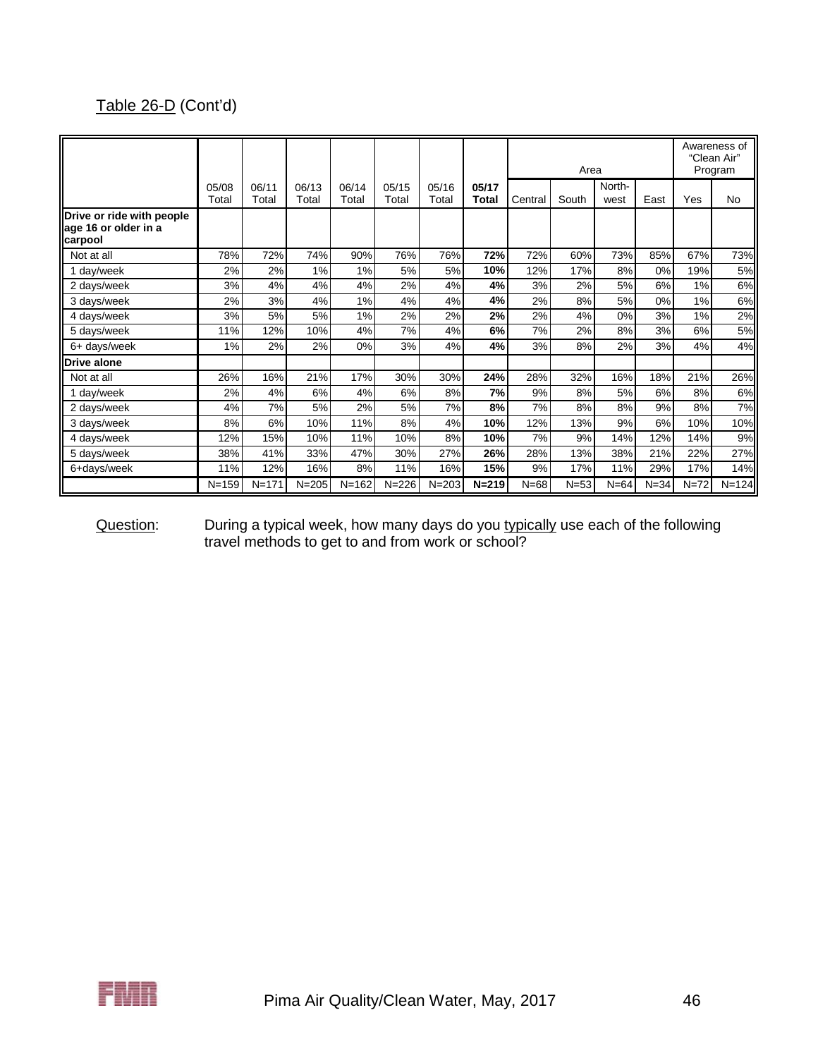Table 26-D (Cont'd)

| | 05/08 Total | 06/11 Total | 06/13 Total | 06/14 Total | 05/15 Total | 05/16 Total | **05/17 Total** | Area | | | | Awareness of "Clean Air" Program | |
|---|---|---|---|---|---|---|---|---|---|---|---|---|---|
| | | | | | | | | Central | South | North-west | East | Yes | No |
| **Drive or ride with people age 16 or older in a carpool** | | | | | | | | | | | | | |
| Not at all | 78% | 72% | 74% | 90% | 76% | 76% | **72%** | 72% | 60% | 73% | 85% | 67% | 73% |
| 1 day/week | 2% | 2% | 1% | 1% | 5% | 5% | **10%** | 12% | 17% | 8% | 0% | 19% | 5% |
| 2 days/week | 3% | 4% | 4% | 4% | 2% | 4% | **4%** | 3% | 2% | 5% | 6% | 1% | 6% |
| 3 days/week | 2% | 3% | 4% | 1% | 4% | 4% | **4%** | 2% | 8% | 5% | 0% | 1% | 6% |
| 4 days/week | 3% | 5% | 5% | 1% | 2% | 2% | **2%** | 2% | 4% | 0% | 3% | 1% | 2% |
| 5 days/week | 11% | 12% | 10% | 4% | 7% | 4% | **6%** | 7% | 2% | 8% | 3% | 6% | 5% |
| 6+ days/week | 1% | 2% | 2% | 0% | 3% | 4% | **4%** | 3% | 8% | 2% | 3% | 4% | 4% |
| **Drive alone** | | | | | | | | | | | | | |
| Not at all | 26% | 16% | 21% | 17% | 30% | 30% | **24%** | 28% | 32% | 16% | 18% | 21% | 26% |
| 1 day/week | 2% | 4% | 6% | 4% | 6% | 8% | **7%** | 9% | 8% | 5% | 6% | 8% | 6% |
| 2 days/week | 4% | 7% | 5% | 2% | 5% | 7% | **8%** | 7% | 8% | 8% | 9% | 8% | 7% |
| 3 days/week | 8% | 6% | 10% | 11% | 8% | 4% | **10%** | 12% | 13% | 9% | 6% | 10% | 10% |
| 4 days/week | 12% | 15% | 10% | 11% | 10% | 8% | **10%** | 7% | 9% | 14% | 12% | 14% | 9% |
| 5 days/week | 38% | 41% | 33% | 47% | 30% | 27% | **26%** | 28% | 13% | 38% | 21% | 22% | 27% |
| 6+days/week | 11% | 12% | 16% | 8% | 11% | 16% | **15%** | 9% | 17% | 11% | 29% | 17% | 14% |
| | N=159 | N=171 | N=205 | N=162 | N=226 | N=203 | **N=219** | N=68 | N=53 | N=64 | N=34 | N=72 | N=124 |

Question: During a typical week, how many days do you typically use each of the following travel methods to get to and from work or school?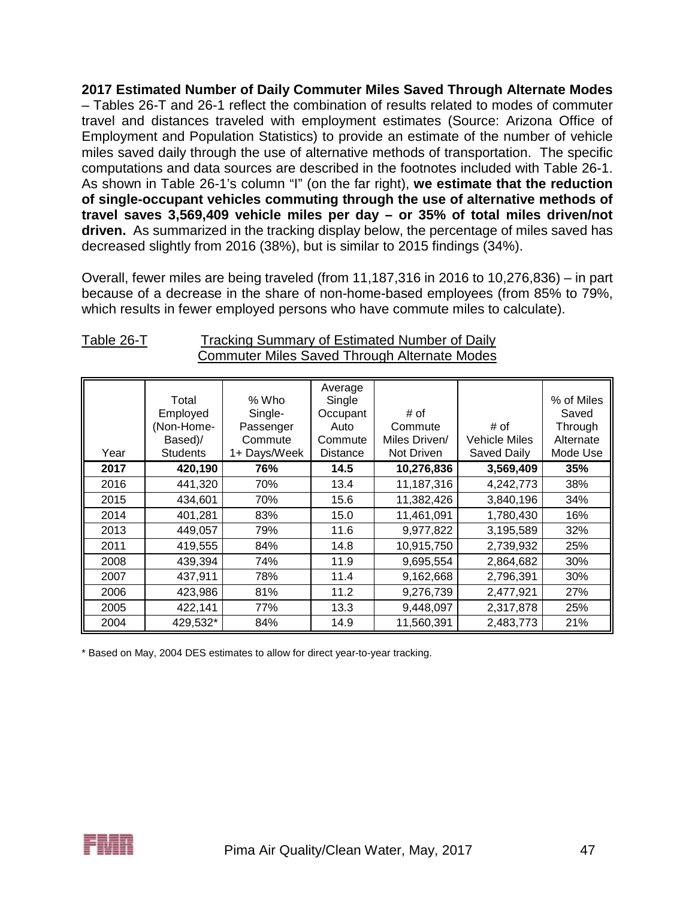**2017 Estimated Number of Daily Commuter Miles Saved Through Alternate Modes** – Tables 26-T and 26-1 reflect the combination of results related to modes of commuter travel and distances traveled with employment estimates (Source: Arizona Office of Employment and Population Statistics) to provide an estimate of the number of vehicle miles saved daily through the use of alternative methods of transportation. The specific computations and data sources are described in the footnotes included with Table 26-1. As shown in Table 26-1's column "I" (on the far right), **we estimate that the reduction of single-occupant vehicles commuting through the use of alternative methods of travel saves 3,569,409 vehicle miles per day – or 35% of total miles driven/not driven.** As summarized in the tracking display below, the percentage of miles saved has decreased slightly from 2016 (38%), but is similar to 2015 findings (34%).

Overall, fewer miles are being traveled (from 11,187,316 in 2016 to 10,276,836) – in part because of a decrease in the share of non-home-based employees (from 85% to 79%, which results in fewer employed persons who have commute miles to calculate).

Table 26-T Tracking Summary of Estimated Number of Daily Commuter Miles Saved Through Alternate Modes

| Year | Total Employed (Non-Home-Based)/ Students | % Who Single-Passenger Commute 1+ Days/Week | Average Single Occupant Auto Commute Distance | # of Commute Miles Driven/ Not Driven | # of Vehicle Miles Saved Daily | % of Miles Saved Through Alternate Mode Use |
|---|---|---|---|---|---|---|
| **2017** | **420,190** | **76%** | **14.5** | **10,276,836** | **3,569,409** | **35%** |
| 2016 | 441,320 | 70% | 13.4 | 11,187,316 | 4,242,773 | 38% |
| 2015 | 434,601 | 70% | 15.6 | 11,382,426 | 3,840,196 | 34% |
| 2014 | 401,281 | 83% | 15.0 | 11,461,091 | 1,780,430 | 16% |
| 2013 | 449,057 | 79% | 11.6 | 9,977,822 | 3,195,589 | 32% |
| 2011 | 419,555 | 84% | 14.8 | 10,915,750 | 2,739,932 | 25% |
| 2008 | 439,394 | 74% | 11.9 | 9,695,554 | 2,864,682 | 30% |
| 2007 | 437,911 | 78% | 11.4 | 9,162,668 | 2,796,391 | 30% |
| 2006 | 423,986 | 81% | 11.2 | 9,276,739 | 2,477,921 | 27% |
| 2005 | 422,141 | 77% | 13.3 | 9,448,097 | 2,317,878 | 25% |
| 2004 | 429,532* | 84% | 14.9 | 11,560,391 | 2,483,773 | 21% |

\* Based on May, 2004 DES estimates to allow for direct year-to-year tracking.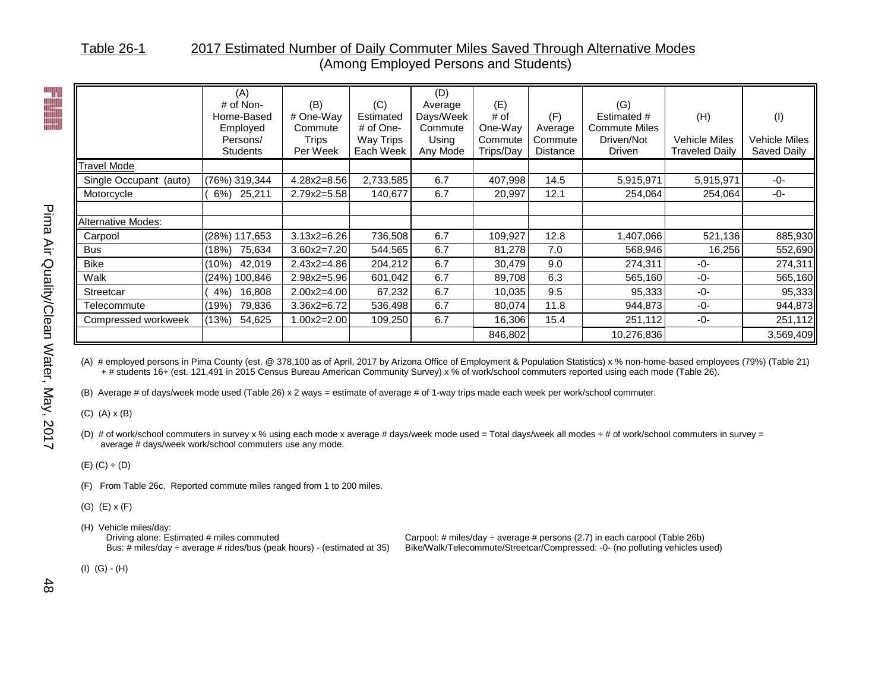## Table 26-1 2017 Estimated Number of Daily Commuter Miles Saved Through Alternative Modes (Among Employed Persons and Students)

| | (A) # of Non-Home-Based Employed Persons/ Students | (B) # One-Way Commute Trips Per Week | (C) Estimated # of One-Way Trips Each Week | (D) Average Days/Week Commute Using Any Mode | (E) # of One-Way Commute Trips/Day | (F) Average Commute Distance | (G) Estimated # Commute Miles Driven/Not Driven | (H) Vehicle Miles Traveled Daily | (I) Vehicle Miles Saved Daily |
|---|---|---|---|---|---|---|---|---|---|
| Travel Mode | | | | | | | | | |
| Single Occupant (auto) | (76%) 319,344 | 4.28x2=8.56 | 2,733,585 | 6.7 | 407,998 | 14.5 | 5,915,971 | 5,915,971 | -0- |
| Motorcycle | ( 6%) 25,211 | 2.79x2=5.58 | 140,677 | 6.7 | 20,997 | 12.1 | 254,064 | 254,064 | -0- |
| | | | | | | | | | |
| Alternative Modes: | | | | | | | | | |
| Carpool | (28%) 117,653 | 3.13x2=6.26 | 736,508 | 6.7 | 109,927 | 12.8 | 1,407,066 | 521,136 | 885,930 |
| Bus | (18%) 75,634 | 3.60x2=7.20 | 544,565 | 6.7 | 81,278 | 7.0 | 568,946 | 16,256 | 552,690 |
| Bike | (10%) 42,019 | 2.43x2=4.86 | 204,212 | 6.7 | 30,479 | 9.0 | 274,311 | -0- | 274,311 |
| Walk | (24%) 100,846 | 2.98x2=5.96 | 601,042 | 6.7 | 89,708 | 6.3 | 565,160 | -0- | 565,160 |
| Streetcar | ( 4%) 16,808 | 2.00x2=4.00 | 67,232 | 6.7 | 10,035 | 9.5 | 95,333 | -0- | 95,333 |
| Telecommute | (19%) 79,836 | 3.36x2=6.72 | 536,498 | 6.7 | 80,074 | 11.8 | 944,873 | -0- | 944,873 |
| Compressed workweek | (13%) 54,625 | 1.00x2=2.00 | 109,250 | 6.7 | 16,306 | 15.4 | 251,112 | -0- | 251,112 |
| | | | | | 846,802 | | 10,276,836 | | 3,569,409 |

(A) # employed persons in Pima County (est. @ 378,100 as of April, 2017 by Arizona Office of Employment & Population Statistics) x % non-home-based employees (79%) (Table 21) + # students 16+ (est. 121,491 in 2015 Census Bureau American Community Survey) x % of work/school commuters reported using each mode (Table 26).

(B) Average # of days/week mode used (Table 26) x 2 ways = estimate of average # of 1-way trips made each week per work/school commuter.

(C) (A) x (B)

(D) # of work/school commuters in survey x % using each mode x average # days/week mode used = Total days/week all modes ÷ # of work/school commuters in survey = average # days/week work/school commuters use any mode.

(E) (C) ÷ (D)

(F) From Table 26c. Reported commute miles ranged from 1 to 200 miles.

(G) (E) x (F)

(H) Vehicle miles/day:
- Driving alone: Estimated # miles commuted
- Bus: # miles/day ÷ average # rides/bus (peak hours) - (estimated at 35)
- Carpool: # miles/day ÷ average # persons (2.7) in each carpool (Table 26b)
- Bike/Walk/Telecommute/Streetcar/Compressed: -0- (no polluting vehicles used)

(I) (G) - (H)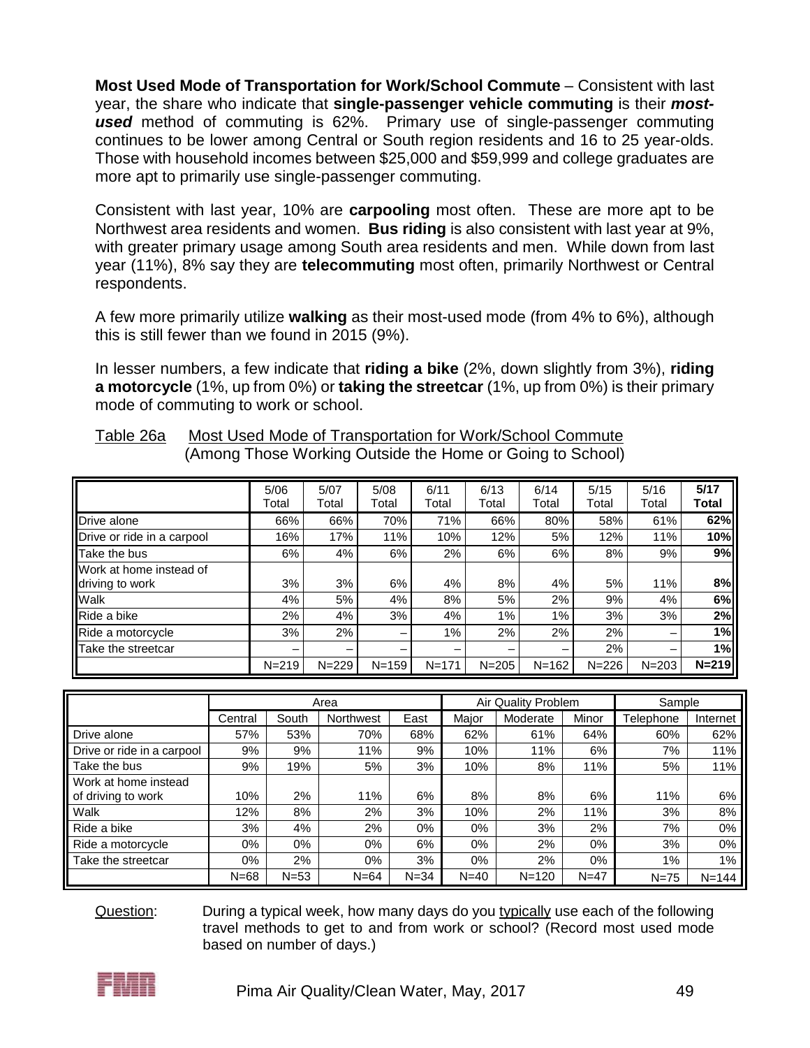**Most Used Mode of Transportation for Work/School Commute** – Consistent with last year, the share who indicate that **single-passenger vehicle commuting** is their ***most-used*** method of commuting is 62%. Primary use of single-passenger commuting continues to be lower among Central or South region residents and 16 to 25 year-olds. Those with household incomes between $25,000 and $59,999 and college graduates are more apt to primarily use single-passenger commuting.

Consistent with last year, 10% are **carpooling** most often. These are more apt to be Northwest area residents and women. **Bus riding** is also consistent with last year at 9%, with greater primary usage among South area residents and men. While down from last year (11%), 8% say they are **telecommuting** most often, primarily Northwest or Central respondents.

A few more primarily utilize **walking** as their most-used mode (from 4% to 6%), although this is still fewer than we found in 2015 (9%).

In lesser numbers, a few indicate that **riding a bike** (2%, down slightly from 3%), **riding a motorcycle** (1%, up from 0%) or **taking the streetcar** (1%, up from 0%) is their primary mode of commuting to work or school.

Table 26a Most Used Mode of Transportation for Work/School Commute (Among Those Working Outside the Home or Going to School)

| | 5/06 Total | 5/07 Total | 5/08 Total | 6/11 Total | 6/13 Total | 6/14 Total | 5/15 Total | 5/16 Total | **5/17 Total** |
|---|---|---|---|---|---|---|---|---|---|
| Drive alone | 66% | 66% | 70% | 71% | 66% | 80% | 58% | 61% | **62%** |
| Drive or ride in a carpool | 16% | 17% | 11% | 10% | 12% | 5% | 12% | 11% | **10%** |
| Take the bus | 6% | 4% | 6% | 2% | 6% | 6% | 8% | 9% | **9%** |
| Work at home instead of driving to work | 3% | 3% | 6% | 4% | 8% | 4% | 5% | 11% | **8%** |
| Walk | 4% | 5% | 4% | 8% | 5% | 2% | 9% | 4% | **6%** |
| Ride a bike | 2% | 4% | 3% | 4% | 1% | 1% | 3% | 3% | **2%** |
| Ride a motorcycle | 3% | 2% | – | 1% | 2% | 2% | 2% | – | **1%** |
| Take the streetcar | – | – | – | – | – | – | 2% | – | **1%** |
| | N=219 | N=229 | N=159 | N=171 | N=205 | N=162 | N=226 | N=203 | **N=219** |

| | Area | | | | Air Quality Problem | | | Sample | |
|---|---|---|---|---|---|---|---|---|---|
| | Central | South | Northwest | East | Major | Moderate | Minor | Telephone | Internet |
| Drive alone | 57% | 53% | 70% | 68% | 62% | 61% | 64% | 60% | 62% |
| Drive or ride in a carpool | 9% | 9% | 11% | 9% | 10% | 11% | 6% | 7% | 11% |
| Take the bus | 9% | 19% | 5% | 3% | 10% | 8% | 11% | 5% | 11% |
| Work at home instead of driving to work | 10% | 2% | 11% | 6% | 8% | 8% | 6% | 11% | 6% |
| Walk | 12% | 8% | 2% | 3% | 10% | 2% | 11% | 3% | 8% |
| Ride a bike | 3% | 4% | 2% | 0% | 0% | 3% | 2% | 7% | 0% |
| Ride a motorcycle | 0% | 0% | 0% | 6% | 0% | 2% | 0% | 3% | 0% |
| Take the streetcar | 0% | 2% | 0% | 3% | 0% | 2% | 0% | 1% | 1% |
| | N=68 | N=53 | N=64 | N=34 | N=40 | N=120 | N=47 | N=75 | N=144 |

Question: During a typical week, how many days do you typically use each of the following travel methods to get to and from work or school? (Record most used mode based on number of days.)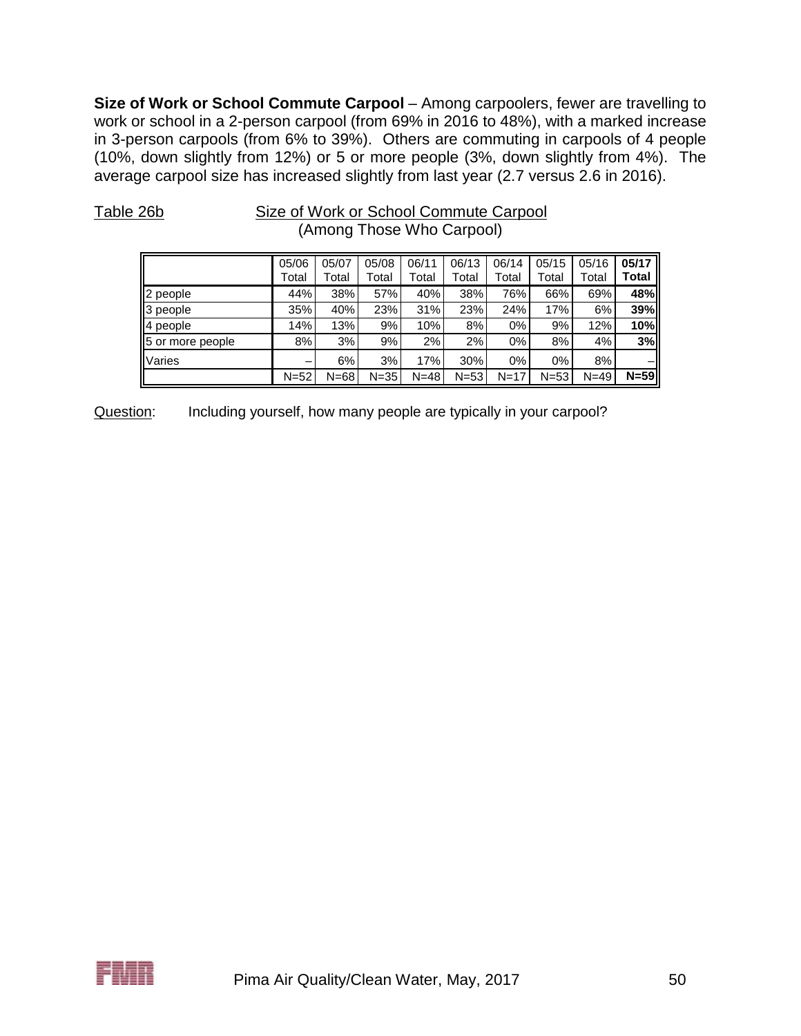**Size of Work or School Commute Carpool** – Among carpoolers, fewer are travelling to work or school in a 2-person carpool (from 69% in 2016 to 48%), with a marked increase in 3-person carpools (from 6% to 39%). Others are commuting in carpools of 4 people (10%, down slightly from 12%) or 5 or more people (3%, down slightly from 4%). The average carpool size has increased slightly from last year (2.7 versus 2.6 in 2016).

Table 26b — Size of Work or School Commute Carpool (Among Those Who Carpool)

| | 05/06 Total | 05/07 Total | 05/08 Total | 06/11 Total | 06/13 Total | 06/14 Total | 05/15 Total | 05/16 Total | **05/17 Total** |
|---|---|---|---|---|---|---|---|---|---|
| 2 people | 44% | 38% | 57% | 40% | 38% | 76% | 66% | 69% | **48%** |
| 3 people | 35% | 40% | 23% | 31% | 23% | 24% | 17% | 6% | **39%** |
| 4 people | 14% | 13% | 9% | 10% | 8% | 0% | 9% | 12% | **10%** |
| 5 or more people | 8% | 3% | 9% | 2% | 2% | 0% | 8% | 4% | **3%** |
| Varies | – | 6% | 3% | 17% | 30% | 0% | 0% | 8% | – |
| | N=52 | N=68 | N=35 | N=48 | N=53 | N=17 | N=53 | N=49 | **N=59** |

Question: Including yourself, how many people are typically in your carpool?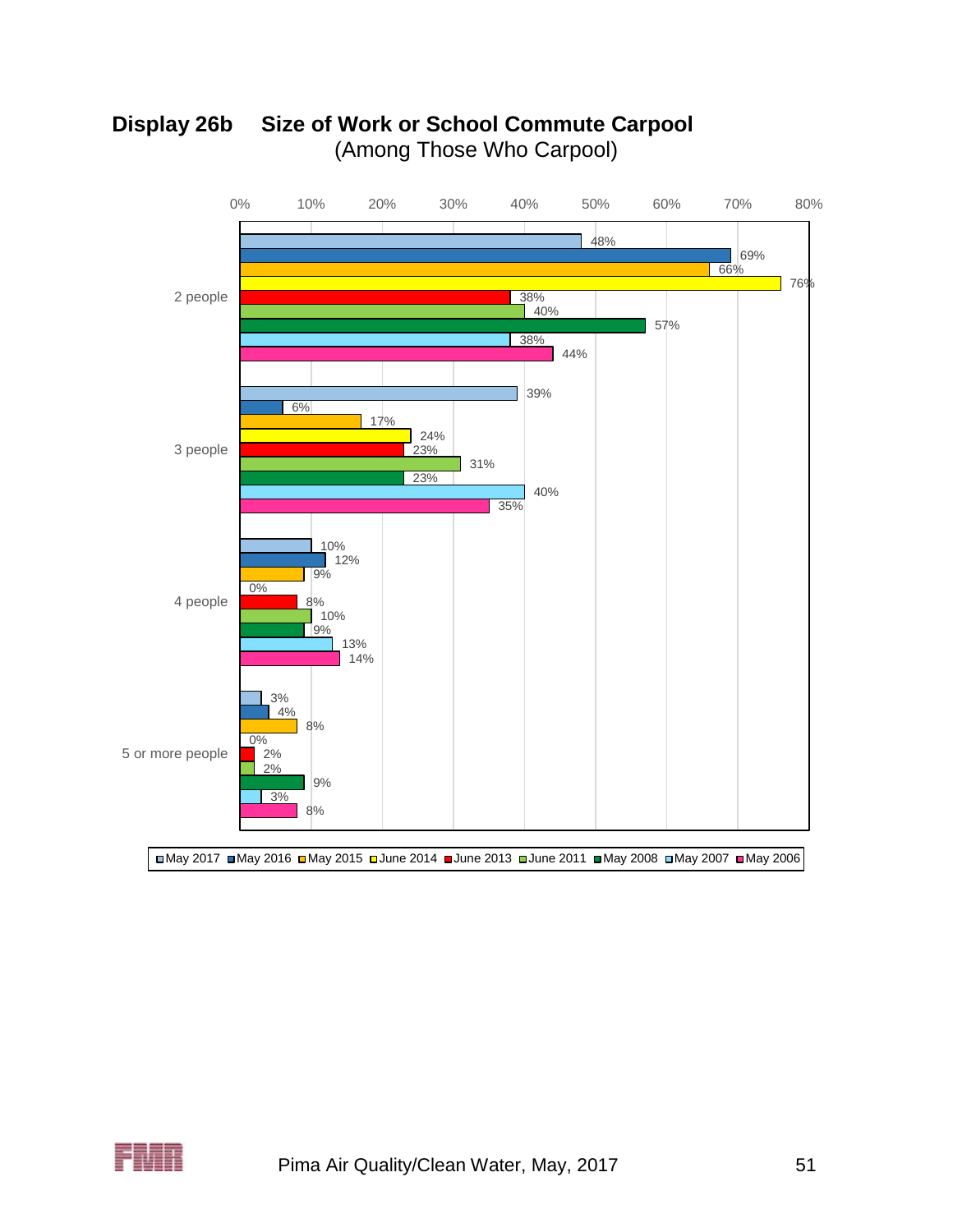## Display 26b Size of Work or School Commute Carpool

(Among Those Who Carpool)

| | May 2017 | May 2016 | May 2015 | June 2014 | June 2013 | June 2011 | May 2008 | May 2007 | May 2006 |
|---|---|---|---|---|---|---|---|---|---|
| 2 people | 48% | 69% | 66% | 76% | 38% | 40% | 57% | 38% | 44% |
| 3 people | 39% | 6% | 17% | 24% | 23% | 31% | 23% | 40% | 35% |
| 4 people | 10% | 12% | 9% | 0% | 8% | 10% | 9% | 13% | 14% |
| 5 or more people | 3% | 4% | 8% | 0% | 2% | 2% | 9% | 3% | 8% |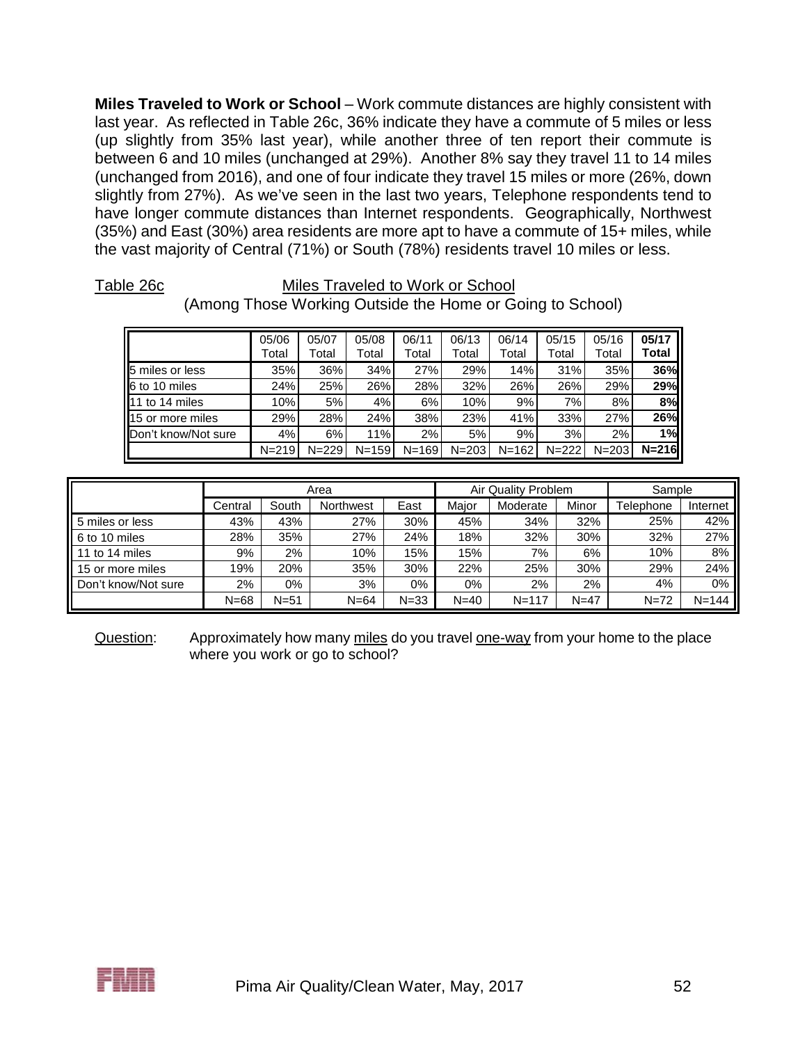**Miles Traveled to Work or School** – Work commute distances are highly consistent with last year. As reflected in Table 26c, 36% indicate they have a commute of 5 miles or less (up slightly from 35% last year), while another three of ten report their commute is between 6 and 10 miles (unchanged at 29%). Another 8% say they travel 11 to 14 miles (unchanged from 2016), and one of four indicate they travel 15 miles or more (26%, down slightly from 27%). As we've seen in the last two years, Telephone respondents tend to have longer commute distances than Internet respondents. Geographically, Northwest (35%) and East (30%) area residents are more apt to have a commute of 15+ miles, while the vast majority of Central (71%) or South (78%) residents travel 10 miles or less.

Table 26c — Miles Traveled to Work or School
(Among Those Working Outside the Home or Going to School)

| | 05/06 Total | 05/07 Total | 05/08 Total | 06/11 Total | 06/13 Total | 06/14 Total | 05/15 Total | 05/16 Total | **05/17 Total** |
|---|---|---|---|---|---|---|---|---|---|
| 5 miles or less | 35% | 36% | 34% | 27% | 29% | 14% | 31% | 35% | **36%** |
| 6 to 10 miles | 24% | 25% | 26% | 28% | 32% | 26% | 26% | 29% | **29%** |
| 11 to 14 miles | 10% | 5% | 4% | 6% | 10% | 9% | 7% | 8% | **8%** |
| 15 or more miles | 29% | 28% | 24% | 38% | 23% | 41% | 33% | 27% | **26%** |
| Don't know/Not sure | 4% | 6% | 11% | 2% | 5% | 9% | 3% | 2% | **1%** |
| | N=219 | N=229 | N=159 | N=169 | N=203 | N=162 | N=222 | N=203 | **N=216** |

| | Area | | | | Air Quality Problem | | | Sample | |
|---|---|---|---|---|---|---|---|---|---|
| | Central | South | Northwest | East | Major | Moderate | Minor | Telephone | Internet |
| 5 miles or less | 43% | 43% | 27% | 30% | 45% | 34% | 32% | 25% | 42% |
| 6 to 10 miles | 28% | 35% | 27% | 24% | 18% | 32% | 30% | 32% | 27% |
| 11 to 14 miles | 9% | 2% | 10% | 15% | 15% | 7% | 6% | 10% | 8% |
| 15 or more miles | 19% | 20% | 35% | 30% | 22% | 25% | 30% | 29% | 24% |
| Don't know/Not sure | 2% | 0% | 3% | 0% | 0% | 2% | 2% | 4% | 0% |
| | N=68 | N=51 | N=64 | N=33 | N=40 | N=117 | N=47 | N=72 | N=144 |

Question: Approximately how many miles do you travel one-way from your home to the place where you work or go to school?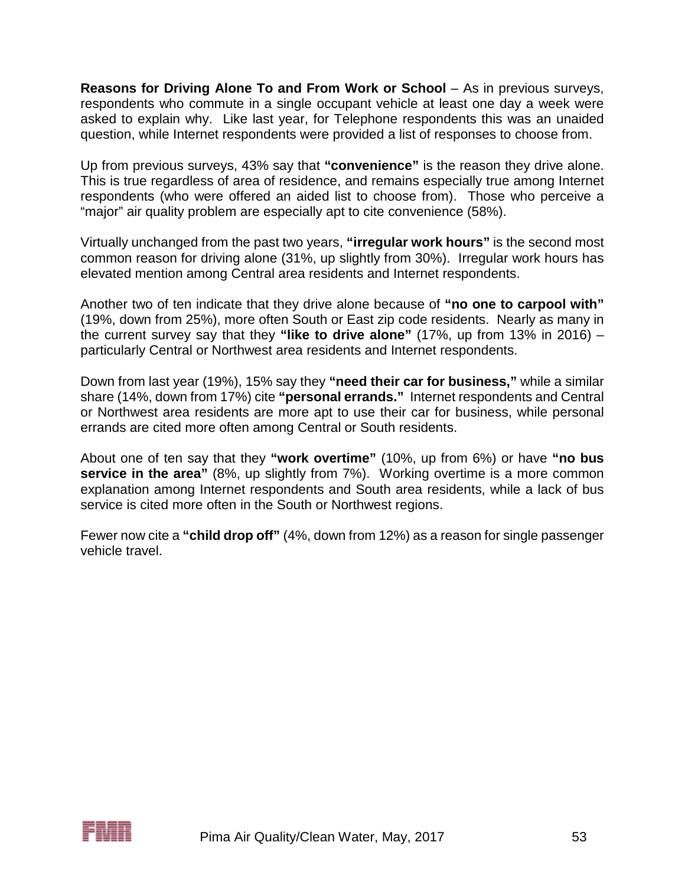**Reasons for Driving Alone To and From Work or School** – As in previous surveys, respondents who commute in a single occupant vehicle at least one day a week were asked to explain why. Like last year, for Telephone respondents this was an unaided question, while Internet respondents were provided a list of responses to choose from.

Up from previous surveys, 43% say that **"convenience"** is the reason they drive alone. This is true regardless of area of residence, and remains especially true among Internet respondents (who were offered an aided list to choose from). Those who perceive a "major" air quality problem are especially apt to cite convenience (58%).

Virtually unchanged from the past two years, **"irregular work hours"** is the second most common reason for driving alone (31%, up slightly from 30%). Irregular work hours has elevated mention among Central area residents and Internet respondents.

Another two of ten indicate that they drive alone because of **"no one to carpool with"** (19%, down from 25%), more often South or East zip code residents. Nearly as many in the current survey say that they **"like to drive alone"** (17%, up from 13% in 2016) – particularly Central or Northwest area residents and Internet respondents.

Down from last year (19%), 15% say they **"need their car for business,"** while a similar share (14%, down from 17%) cite **"personal errands."** Internet respondents and Central or Northwest area residents are more apt to use their car for business, while personal errands are cited more often among Central or South residents.

About one of ten say that they **"work overtime"** (10%, up from 6%) or have **"no bus service in the area"** (8%, up slightly from 7%). Working overtime is a more common explanation among Internet respondents and South area residents, while a lack of bus service is cited more often in the South or Northwest regions.

Fewer now cite a **"child drop off"** (4%, down from 12%) as a reason for single passenger vehicle travel.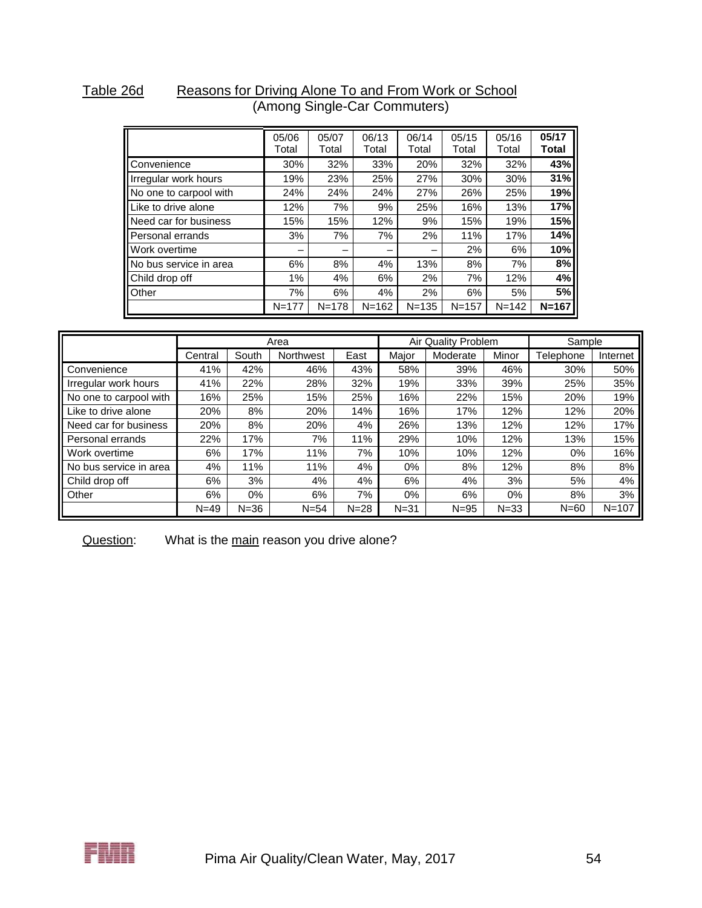Table 26d Reasons for Driving Alone To and From Work or School
(Among Single-Car Commuters)

| | 05/06 Total | 05/07 Total | 06/13 Total | 06/14 Total | 05/15 Total | 05/16 Total | **05/17 Total** |
|---|---|---|---|---|---|---|---|
| Convenience | 30% | 32% | 33% | 20% | 32% | 32% | **43%** |
| Irregular work hours | 19% | 23% | 25% | 27% | 30% | 30% | **31%** |
| No one to carpool with | 24% | 24% | 24% | 27% | 26% | 25% | **19%** |
| Like to drive alone | 12% | 7% | 9% | 25% | 16% | 13% | **17%** |
| Need car for business | 15% | 15% | 12% | 9% | 15% | 19% | **15%** |
| Personal errands | 3% | 7% | 7% | 2% | 11% | 17% | **14%** |
| Work overtime | – | – | – | – | 2% | 6% | **10%** |
| No bus service in area | 6% | 8% | 4% | 13% | 8% | 7% | **8%** |
| Child drop off | 1% | 4% | 6% | 2% | 7% | 12% | **4%** |
| Other | 7% | 6% | 4% | 2% | 6% | 5% | **5%** |
| | N=177 | N=178 | N=162 | N=135 | N=157 | N=142 | **N=167** |

| | Area | | | | Air Quality Problem | | | Sample | |
|---|---|---|---|---|---|---|---|---|---|
| | Central | South | Northwest | East | Major | Moderate | Minor | Telephone | Internet |
| Convenience | 41% | 42% | 46% | 43% | 58% | 39% | 46% | 30% | 50% |
| Irregular work hours | 41% | 22% | 28% | 32% | 19% | 33% | 39% | 25% | 35% |
| No one to carpool with | 16% | 25% | 15% | 25% | 16% | 22% | 15% | 20% | 19% |
| Like to drive alone | 20% | 8% | 20% | 14% | 16% | 17% | 12% | 12% | 20% |
| Need car for business | 20% | 8% | 20% | 4% | 26% | 13% | 12% | 12% | 17% |
| Personal errands | 22% | 17% | 7% | 11% | 29% | 10% | 12% | 13% | 15% |
| Work overtime | 6% | 17% | 11% | 7% | 10% | 10% | 12% | 0% | 16% |
| No bus service in area | 4% | 11% | 11% | 4% | 0% | 8% | 12% | 8% | 8% |
| Child drop off | 6% | 3% | 4% | 4% | 6% | 4% | 3% | 5% | 4% |
| Other | 6% | 0% | 6% | 7% | 0% | 6% | 0% | 8% | 3% |
| | N=49 | N=36 | N=54 | N=28 | N=31 | N=95 | N=33 | N=60 | N=107 |

Question: What is the main reason you drive alone?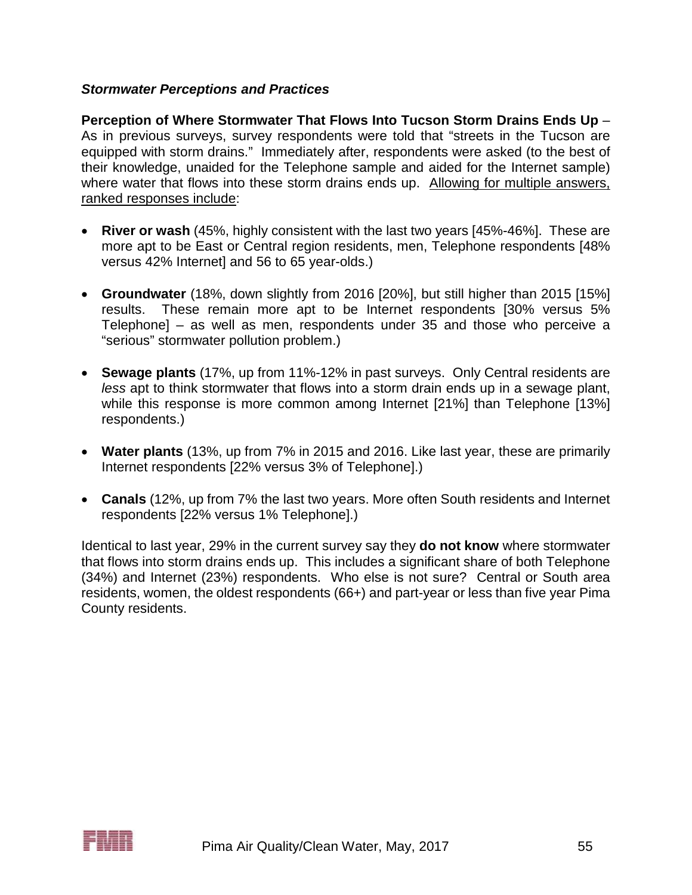### ***Stormwater Perceptions and Practices***

**Perception of Where Stormwater That Flows Into Tucson Storm Drains Ends Up** – As in previous surveys, survey respondents were told that "streets in the Tucson are equipped with storm drains." Immediately after, respondents were asked (to the best of their knowledge, unaided for the Telephone sample and aided for the Internet sample) where water that flows into these storm drains ends up. <u>Allowing for multiple answers, ranked responses include</u>:

- **River or wash** (45%, highly consistent with the last two years [45%-46%]. These are more apt to be East or Central region residents, men, Telephone respondents [48% versus 42% Internet] and 56 to 65 year-olds.)
- **Groundwater** (18%, down slightly from 2016 [20%], but still higher than 2015 [15%] results. These remain more apt to be Internet respondents [30% versus 5% Telephone] – as well as men, respondents under 35 and those who perceive a "serious" stormwater pollution problem.)
- **Sewage plants** (17%, up from 11%-12% in past surveys. Only Central residents are *less* apt to think stormwater that flows into a storm drain ends up in a sewage plant, while this response is more common among Internet [21%] than Telephone [13%] respondents.)
- **Water plants** (13%, up from 7% in 2015 and 2016. Like last year, these are primarily Internet respondents [22% versus 3% of Telephone].)
- **Canals** (12%, up from 7% the last two years. More often South residents and Internet respondents [22% versus 1% Telephone].)

Identical to last year, 29% in the current survey say they **do not know** where stormwater that flows into storm drains ends up. This includes a significant share of both Telephone (34%) and Internet (23%) respondents. Who else is not sure? Central or South area residents, women, the oldest respondents (66+) and part-year or less than five year Pima County residents.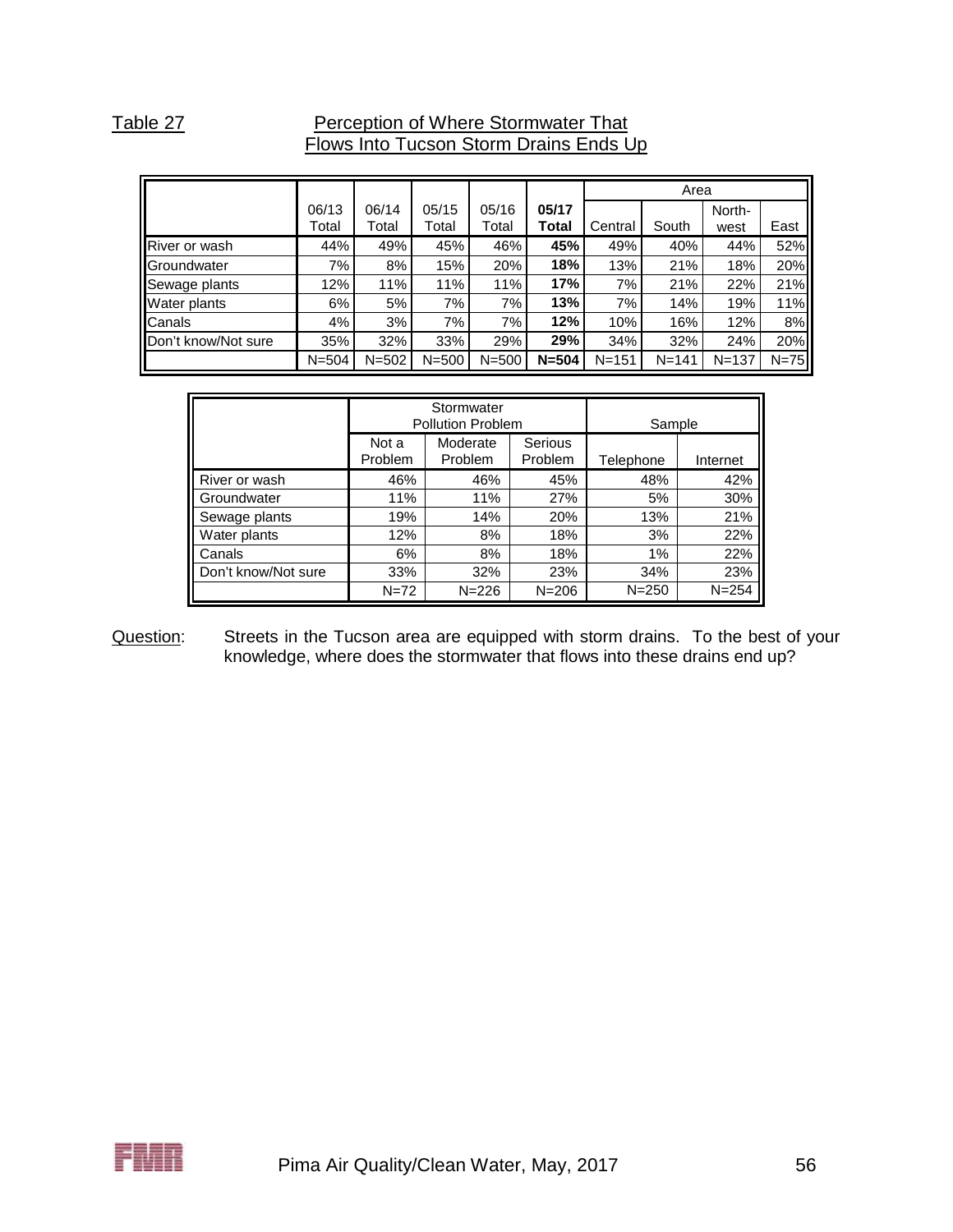Table 27 Perception of Where Stormwater That Flows Into Tucson Storm Drains Ends Up

| | 06/13 Total | 06/14 Total | 05/15 Total | 05/16 Total | **05/17 Total** | Area | | | |
|---|---|---|---|---|---|---|---|---|---|
| | | | | | | Central | South | North-west | East |
| River or wash | 44% | 49% | 45% | 46% | **45%** | 49% | 40% | 44% | 52% |
| Groundwater | 7% | 8% | 15% | 20% | **18%** | 13% | 21% | 18% | 20% |
| Sewage plants | 12% | 11% | 11% | 11% | **17%** | 7% | 21% | 22% | 21% |
| Water plants | 6% | 5% | 7% | 7% | **13%** | 7% | 14% | 19% | 11% |
| Canals | 4% | 3% | 7% | 7% | **12%** | 10% | 16% | 12% | 8% |
| Don't know/Not sure | 35% | 32% | 33% | 29% | **29%** | 34% | 32% | 24% | 20% |
| | N=504 | N=502 | N=500 | N=500 | **N=504** | N=151 | N=141 | N=137 | N=75 |

| | Stormwater Pollution Problem | | | Sample | |
|---|---|---|---|---|---|
| | Not a Problem | Moderate Problem | Serious Problem | Telephone | Internet |
| River or wash | 46% | 46% | 45% | 48% | 42% |
| Groundwater | 11% | 11% | 27% | 5% | 30% |
| Sewage plants | 19% | 14% | 20% | 13% | 21% |
| Water plants | 12% | 8% | 18% | 3% | 22% |
| Canals | 6% | 8% | 18% | 1% | 22% |
| Don't know/Not sure | 33% | 32% | 23% | 34% | 23% |
| | N=72 | N=226 | N=206 | N=250 | N=254 |

Question: Streets in the Tucson area are equipped with storm drains. To the best of your knowledge, where does the stormwater that flows into these drains end up?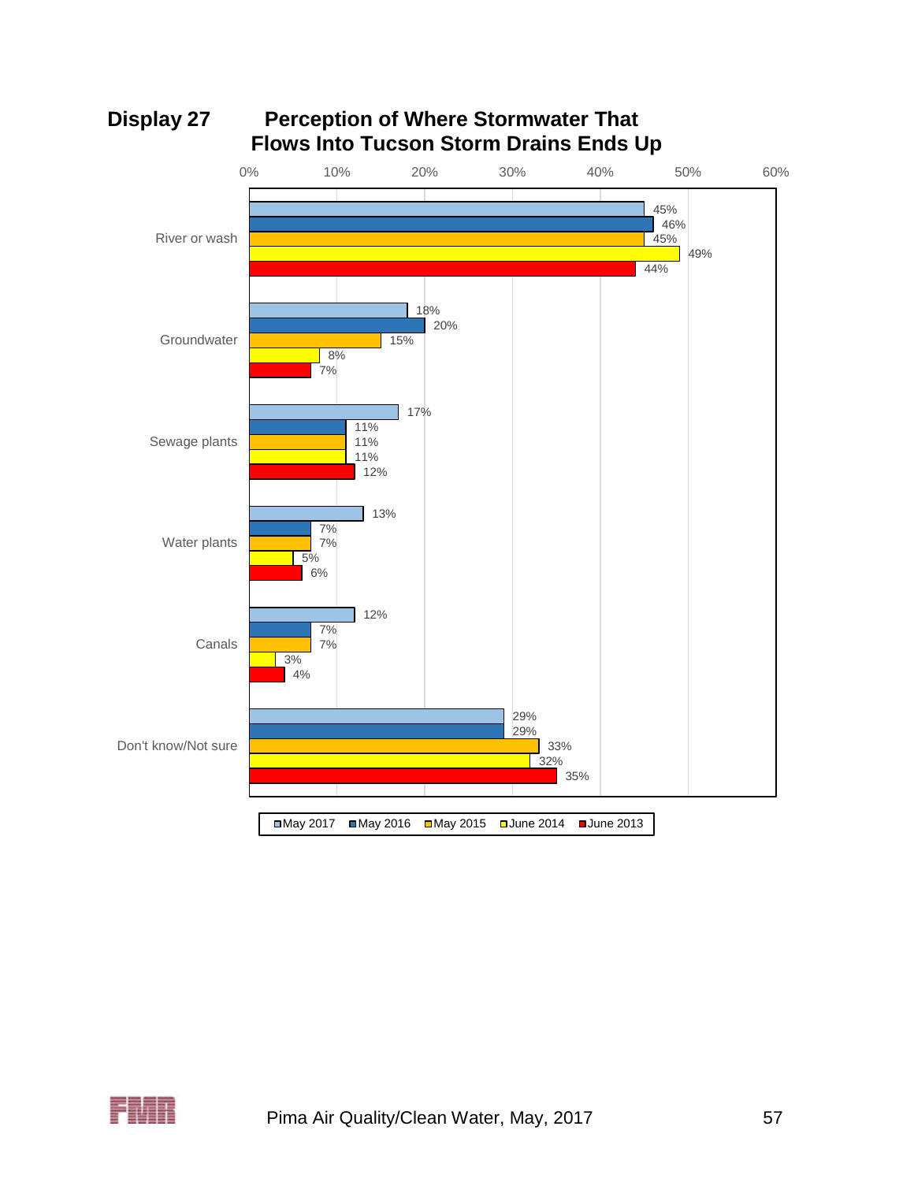## Display 27 Perception of Where Stormwater That Flows Into Tucson Storm Drains Ends Up

| | May 2017 | May 2016 | May 2015 | June 2014 | June 2013 |
|---|---|---|---|---|---|
| River or wash | 45% | 46% | 45% | 49% | 44% |
| Groundwater | 18% | 20% | 15% | 8% | 7% |
| Sewage plants | 17% | 11% | 11% | 11% | 12% |
| Water plants | 13% | 7% | 7% | 5% | 6% |
| Canals | 12% | 7% | 7% | 3% | 4% |
| Don't know/Not sure | 29% | 29% | 33% | 32% | 35% |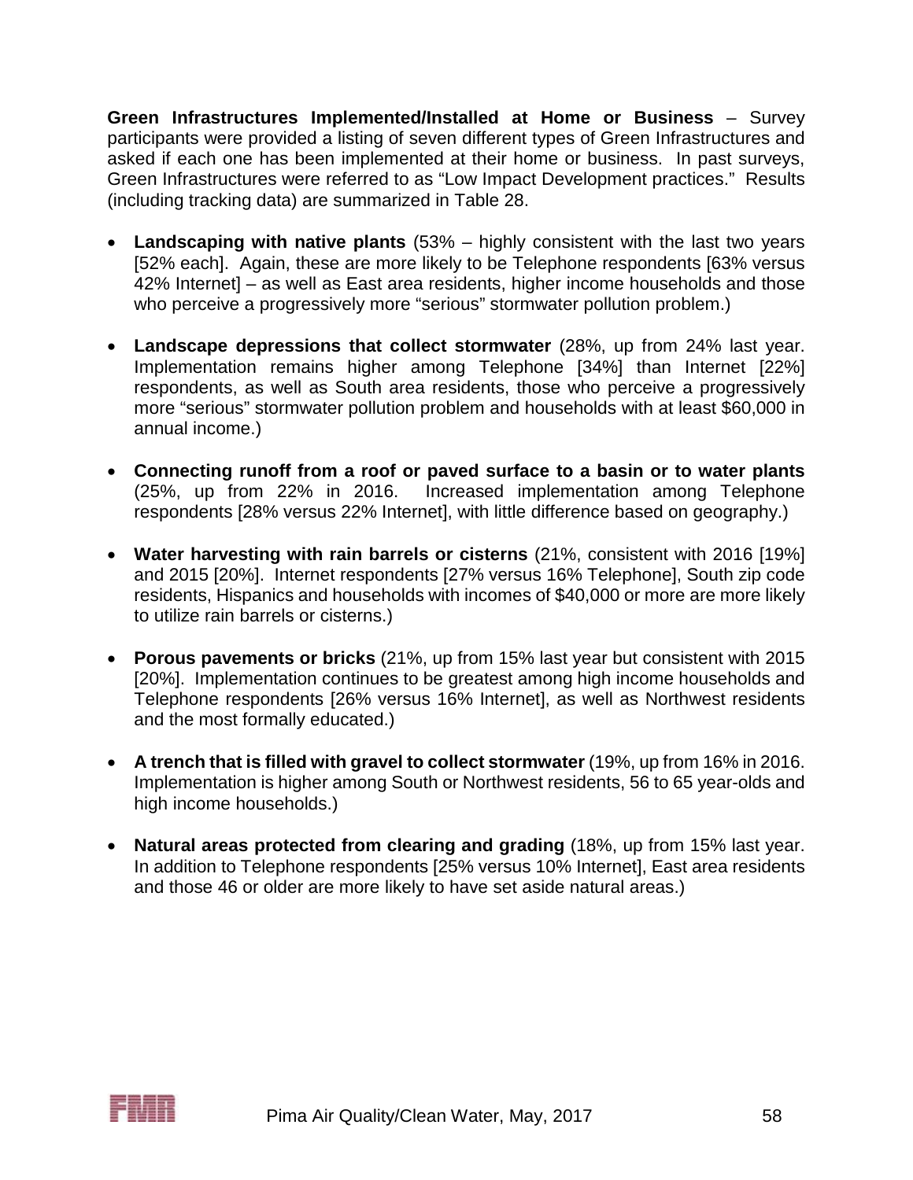**Green Infrastructures Implemented/Installed at Home or Business** – Survey participants were provided a listing of seven different types of Green Infrastructures and asked if each one has been implemented at their home or business. In past surveys, Green Infrastructures were referred to as "Low Impact Development practices." Results (including tracking data) are summarized in Table 28.

- **Landscaping with native plants** (53% – highly consistent with the last two years [52% each]. Again, these are more likely to be Telephone respondents [63% versus 42% Internet] – as well as East area residents, higher income households and those who perceive a progressively more "serious" stormwater pollution problem.)

- **Landscape depressions that collect stormwater** (28%, up from 24% last year. Implementation remains higher among Telephone [34%] than Internet [22%] respondents, as well as South area residents, those who perceive a progressively more "serious" stormwater pollution problem and households with at least $60,000 in annual income.)

- **Connecting runoff from a roof or paved surface to a basin or to water plants** (25%, up from 22% in 2016. Increased implementation among Telephone respondents [28% versus 22% Internet], with little difference based on geography.)

- **Water harvesting with rain barrels or cisterns** (21%, consistent with 2016 [19%] and 2015 [20%]. Internet respondents [27% versus 16% Telephone], South zip code residents, Hispanics and households with incomes of $40,000 or more are more likely to utilize rain barrels or cisterns.)

- **Porous pavements or bricks** (21%, up from 15% last year but consistent with 2015 [20%]. Implementation continues to be greatest among high income households and Telephone respondents [26% versus 16% Internet], as well as Northwest residents and the most formally educated.)

- **A trench that is filled with gravel to collect stormwater** (19%, up from 16% in 2016. Implementation is higher among South or Northwest residents, 56 to 65 year-olds and high income households.)

- **Natural areas protected from clearing and grading** (18%, up from 15% last year. In addition to Telephone respondents [25% versus 10% Internet], East area residents and those 46 or older are more likely to have set aside natural areas.)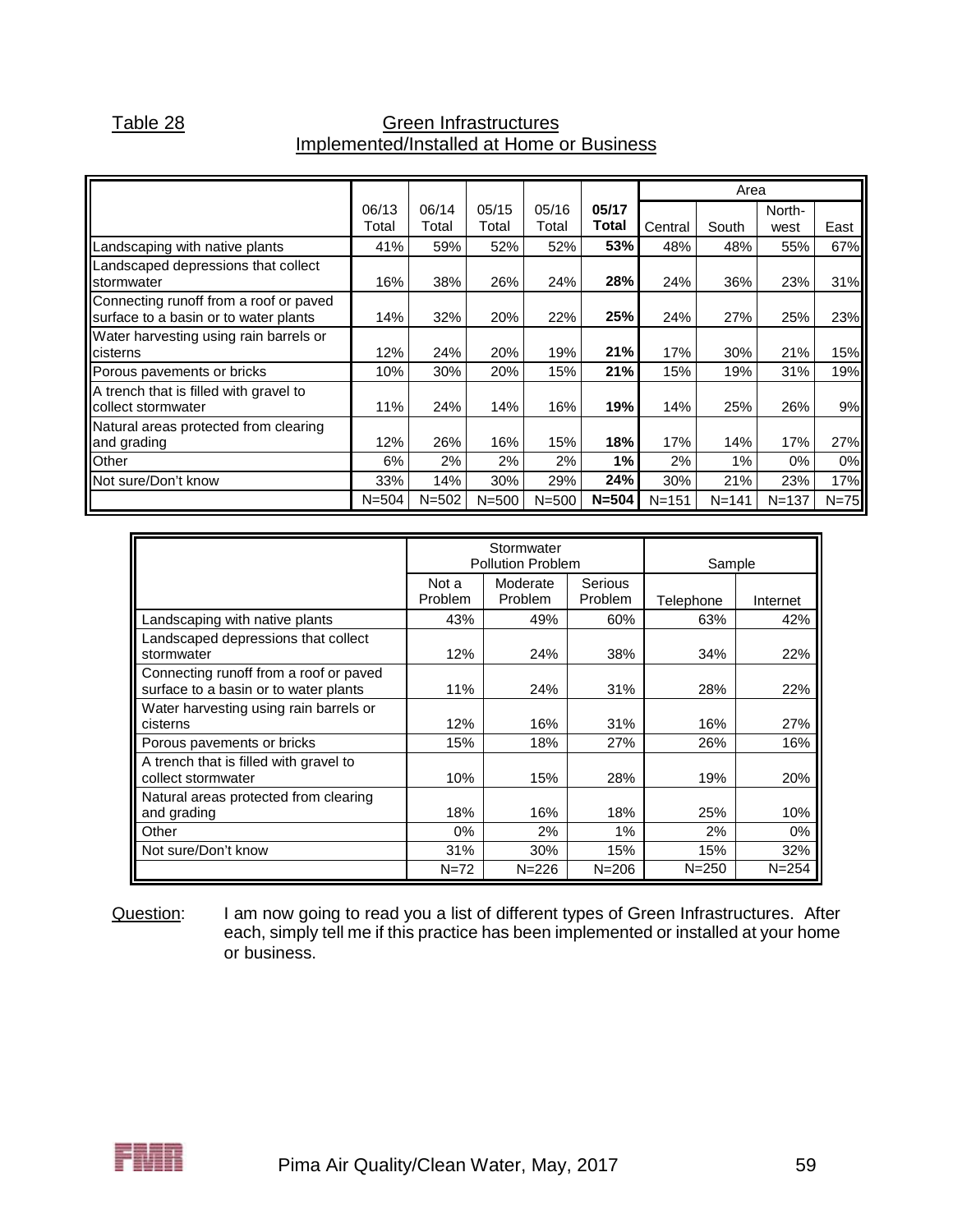Table 28

## Green Infrastructures
## Implemented/Installed at Home or Business

| | 06/13 Total | 06/14 Total | 05/15 Total | 05/16 Total | **05/17 Total** | Area: Central | South | North-west | East |
|---|---|---|---|---|---|---|---|---|---|
| Landscaping with native plants | 41% | 59% | 52% | 52% | **53%** | 48% | 48% | 55% | 67% |
| Landscaped depressions that collect stormwater | 16% | 38% | 26% | 24% | **28%** | 24% | 36% | 23% | 31% |
| Connecting runoff from a roof or paved surface to a basin or to water plants | 14% | 32% | 20% | 22% | **25%** | 24% | 27% | 25% | 23% |
| Water harvesting using rain barrels or cisterns | 12% | 24% | 20% | 19% | **21%** | 17% | 30% | 21% | 15% |
| Porous pavements or bricks | 10% | 30% | 20% | 15% | **21%** | 15% | 19% | 31% | 19% |
| A trench that is filled with gravel to collect stormwater | 11% | 24% | 14% | 16% | **19%** | 14% | 25% | 26% | 9% |
| Natural areas protected from clearing and grading | 12% | 26% | 16% | 15% | **18%** | 17% | 14% | 17% | 27% |
| Other | 6% | 2% | 2% | 2% | **1%** | 2% | 1% | 0% | 0% |
| Not sure/Don't know | 33% | 14% | 30% | 29% | **24%** | 30% | 21% | 23% | 17% |
| | N=504 | N=502 | N=500 | N=500 | **N=504** | N=151 | N=141 | N=137 | N=75 |

| | Stormwater Pollution Problem: Not a Problem | Moderate Problem | Serious Problem | Sample: Telephone | Internet |
|---|---|---|---|---|---|
| Landscaping with native plants | 43% | 49% | 60% | 63% | 42% |
| Landscaped depressions that collect stormwater | 12% | 24% | 38% | 34% | 22% |
| Connecting runoff from a roof or paved surface to a basin or to water plants | 11% | 24% | 31% | 28% | 22% |
| Water harvesting using rain barrels or cisterns | 12% | 16% | 31% | 16% | 27% |
| Porous pavements or bricks | 15% | 18% | 27% | 26% | 16% |
| A trench that is filled with gravel to collect stormwater | 10% | 15% | 28% | 19% | 20% |
| Natural areas protected from clearing and grading | 18% | 16% | 18% | 25% | 10% |
| Other | 0% | 2% | 1% | 2% | 0% |
| Not sure/Don't know | 31% | 30% | 15% | 15% | 32% |
| | N=72 | N=226 | N=206 | N=250 | N=254 |

Question: I am now going to read you a list of different types of Green Infrastructures. After each, simply tell me if this practice has been implemented or installed at your home or business.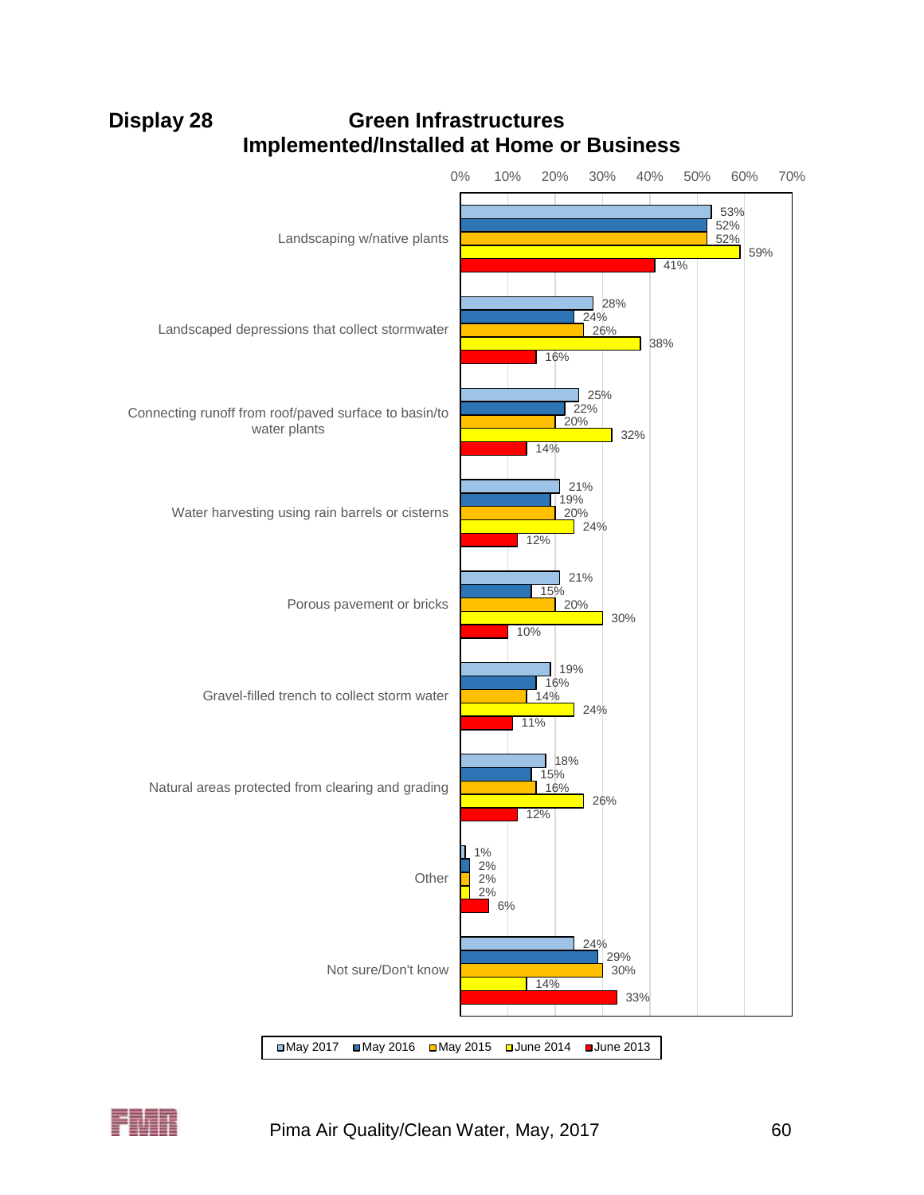# Display 28 Green Infrastructures Implemented/Installed at Home or Business

| | May 2017 | May 2016 | May 2015 | June 2014 | June 2013 |
|---|---|---|---|---|---|
| Landscaping w/native plants | 53% | 52% | 52% | 59% | 41% |
| Landscaped depressions that collect stormwater | 28% | 24% | 26% | 38% | 16% |
| Connecting runoff from roof/paved surface to basin/to water plants | 25% | 22% | 20% | 32% | 14% |
| Water harvesting using rain barrels or cisterns | 21% | 19% | 20% | 24% | 12% |
| Porous pavement or bricks | 21% | 15% | 20% | 30% | 10% |
| Gravel-filled trench to collect storm water | 19% | 16% | 14% | 24% | 11% |
| Natural areas protected from clearing and grading | 18% | 15% | 16% | 26% | 12% |
| Other | 1% | 2% | 2% | 2% | 6% |
| Not sure/Don't know | 24% | 29% | 30% | 14% | 33% |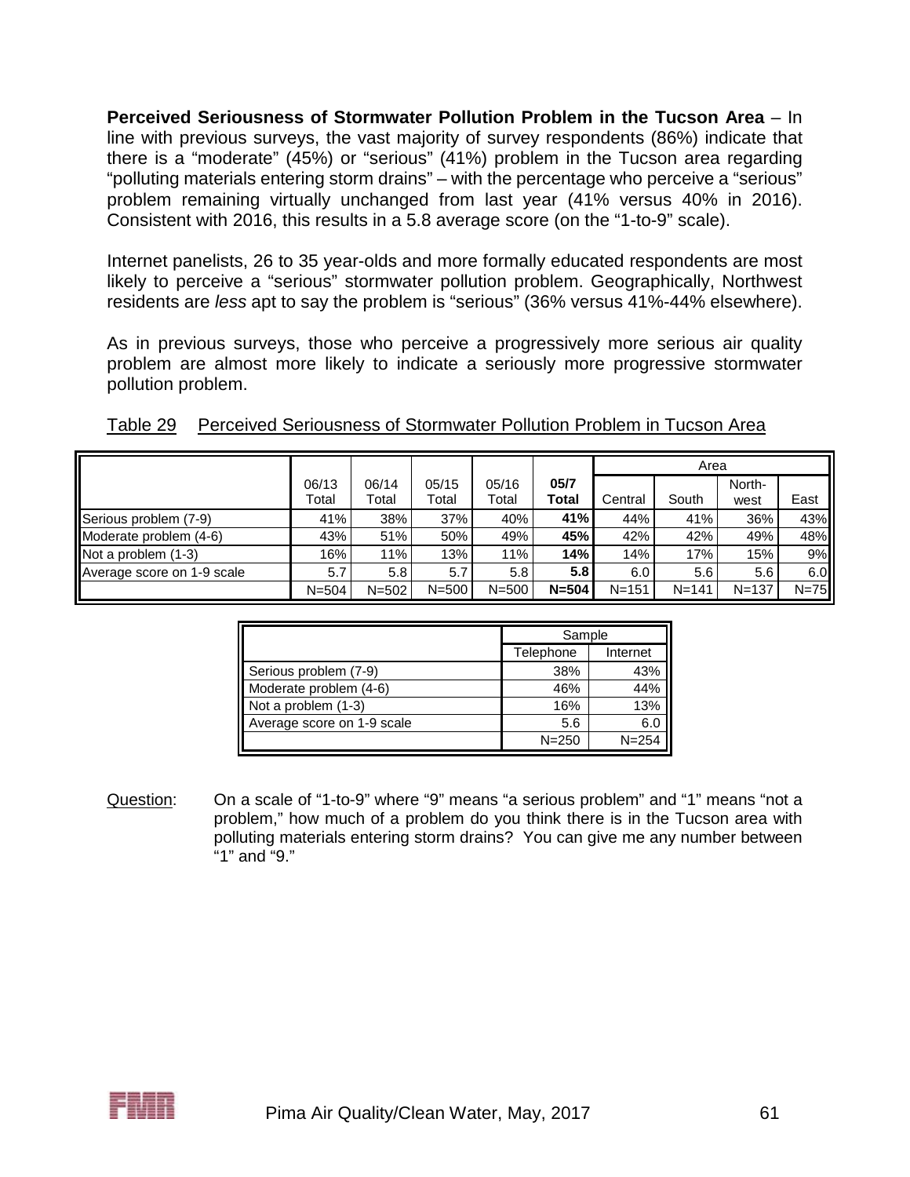**Perceived Seriousness of Stormwater Pollution Problem in the Tucson Area** – In line with previous surveys, the vast majority of survey respondents (86%) indicate that there is a "moderate" (45%) or "serious" (41%) problem in the Tucson area regarding "polluting materials entering storm drains" – with the percentage who perceive a "serious" problem remaining virtually unchanged from last year (41% versus 40% in 2016). Consistent with 2016, this results in a 5.8 average score (on the "1-to-9" scale).

Internet panelists, 26 to 35 year-olds and more formally educated respondents are most likely to perceive a "serious" stormwater pollution problem. Geographically, Northwest residents are *less* apt to say the problem is "serious" (36% versus 41%-44% elsewhere).

As in previous surveys, those who perceive a progressively more serious air quality problem are almost more likely to indicate a seriously more progressive stormwater pollution problem.

Table 29 Perceived Seriousness of Stormwater Pollution Problem in Tucson Area

| | 06/13 Total | 06/14 Total | 05/15 Total | 05/16 Total | **05/7 Total** | Area | | | |
|---|---|---|---|---|---|---|---|---|---|
| | | | | | | Central | South | North-west | East |
| Serious problem (7-9) | 41% | 38% | 37% | 40% | **41%** | 44% | 41% | 36% | 43% |
| Moderate problem (4-6) | 43% | 51% | 50% | 49% | **45%** | 42% | 42% | 49% | 48% |
| Not a problem (1-3) | 16% | 11% | 13% | 11% | **14%** | 14% | 17% | 15% | 9% |
| Average score on 1-9 scale | 5.7 | 5.8 | 5.7 | 5.8 | **5.8** | 6.0 | 5.6 | 5.6 | 6.0 |
| | N=504 | N=502 | N=500 | N=500 | **N=504** | N=151 | N=141 | N=137 | N=75 |

| | Sample | |
|---|---|---|
| | Telephone | Internet |
| Serious problem (7-9) | 38% | 43% |
| Moderate problem (4-6) | 46% | 44% |
| Not a problem (1-3) | 16% | 13% |
| Average score on 1-9 scale | 5.6 | 6.0 |
| | N=250 | N=254 |

Question: On a scale of "1-to-9" where "9" means "a serious problem" and "1" means "not a problem," how much of a problem do you think there is in the Tucson area with polluting materials entering storm drains? You can give me any number between "1" and "9."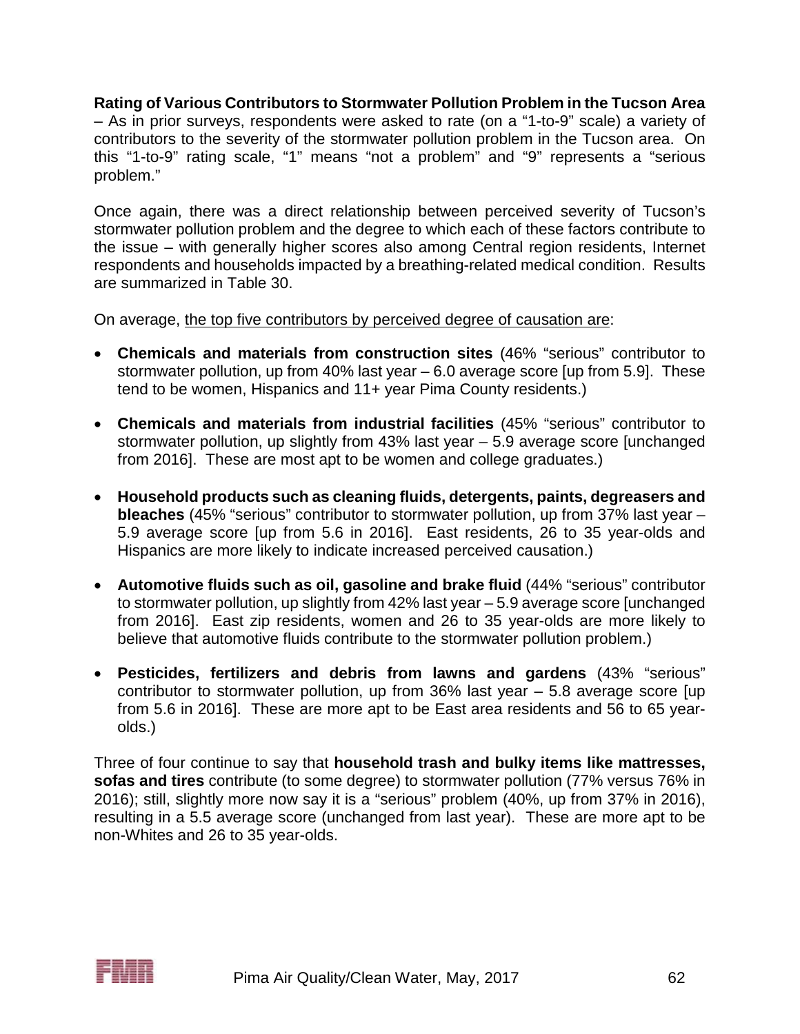**Rating of Various Contributors to Stormwater Pollution Problem in the Tucson Area** – As in prior surveys, respondents were asked to rate (on a "1-to-9" scale) a variety of contributors to the severity of the stormwater pollution problem in the Tucson area. On this "1-to-9" rating scale, "1" means "not a problem" and "9" represents a "serious problem."

Once again, there was a direct relationship between perceived severity of Tucson's stormwater pollution problem and the degree to which each of these factors contribute to the issue – with generally higher scores also among Central region residents, Internet respondents and households impacted by a breathing-related medical condition. Results are summarized in Table 30.

On average, <u>the top five contributors by perceived degree of causation are</u>:

- **Chemicals and materials from construction sites** (46% "serious" contributor to stormwater pollution, up from 40% last year – 6.0 average score [up from 5.9]. These tend to be women, Hispanics and 11+ year Pima County residents.)
- **Chemicals and materials from industrial facilities** (45% "serious" contributor to stormwater pollution, up slightly from 43% last year – 5.9 average score [unchanged from 2016]. These are most apt to be women and college graduates.)
- **Household products such as cleaning fluids, detergents, paints, degreasers and bleaches** (45% "serious" contributor to stormwater pollution, up from 37% last year – 5.9 average score [up from 5.6 in 2016]. East residents, 26 to 35 year-olds and Hispanics are more likely to indicate increased perceived causation.)
- **Automotive fluids such as oil, gasoline and brake fluid** (44% "serious" contributor to stormwater pollution, up slightly from 42% last year – 5.9 average score [unchanged from 2016]. East zip residents, women and 26 to 35 year-olds are more likely to believe that automotive fluids contribute to the stormwater pollution problem.)
- **Pesticides, fertilizers and debris from lawns and gardens** (43% "serious" contributor to stormwater pollution, up from 36% last year – 5.8 average score [up from 5.6 in 2016]. These are more apt to be East area residents and 56 to 65 year-olds.)

Three of four continue to say that **household trash and bulky items like mattresses, sofas and tires** contribute (to some degree) to stormwater pollution (77% versus 76% in 2016); still, slightly more now say it is a "serious" problem (40%, up from 37% in 2016), resulting in a 5.5 average score (unchanged from last year). These are more apt to be non-Whites and 26 to 35 year-olds.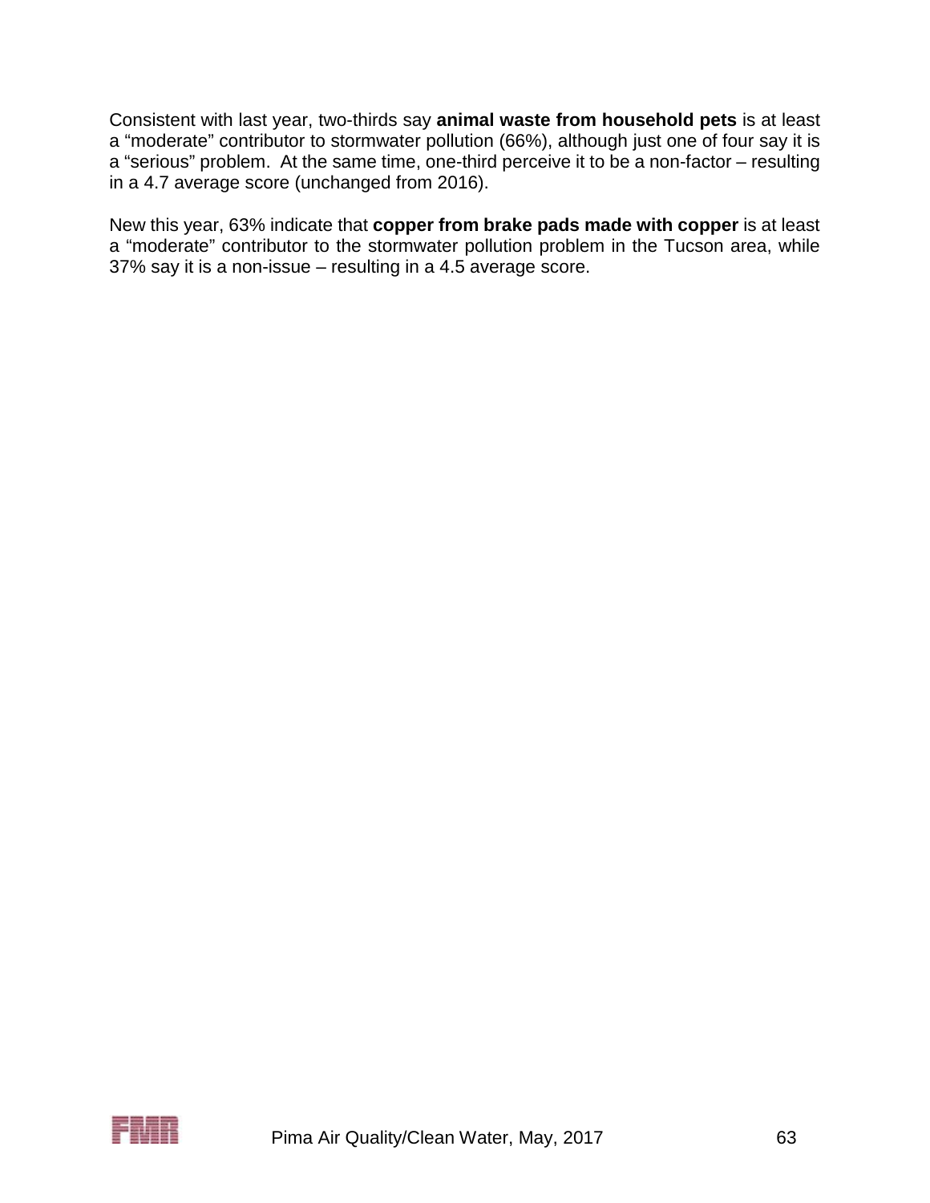Consistent with last year, two-thirds say **animal waste from household pets** is at least a "moderate" contributor to stormwater pollution (66%), although just one of four say it is a "serious" problem. At the same time, one-third perceive it to be a non-factor – resulting in a 4.7 average score (unchanged from 2016).

New this year, 63% indicate that **copper from brake pads made with copper** is at least a "moderate" contributor to the stormwater pollution problem in the Tucson area, while 37% say it is a non-issue – resulting in a 4.5 average score.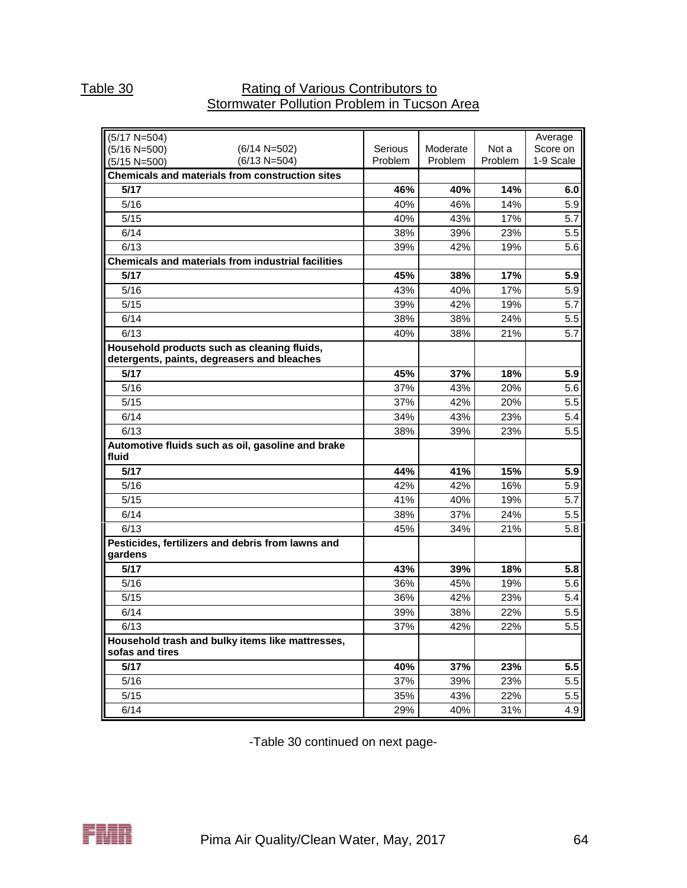Table 30 — Rating of Various Contributors to Stormwater Pollution Problem in Tucson Area

| (5/17 N=504) (5/16 N=500) (5/15 N=500) (6/14 N=502) (6/13 N=504) | Serious Problem | Moderate Problem | Not a Problem | Average Score on 1-9 Scale |
|---|---|---|---|---|
| **Chemicals and materials from construction sites** | | | | |
| **5/17** | **46%** | **40%** | **14%** | **6.0** |
| 5/16 | 40% | 46% | 14% | 5.9 |
| 5/15 | 40% | 43% | 17% | 5.7 |
| 6/14 | 38% | 39% | 23% | 5.5 |
| 6/13 | 39% | 42% | 19% | 5.6 |
| **Chemicals and materials from industrial facilities** | | | | |
| **5/17** | **45%** | **38%** | **17%** | **5.9** |
| 5/16 | 43% | 40% | 17% | 5.9 |
| 5/15 | 39% | 42% | 19% | 5.7 |
| 6/14 | 38% | 38% | 24% | 5.5 |
| 6/13 | 40% | 38% | 21% | 5.7 |
| **Household products such as cleaning fluids, detergents, paints, degreasers and bleaches** | | | | |
| **5/17** | **45%** | **37%** | **18%** | **5.9** |
| 5/16 | 37% | 43% | 20% | 5.6 |
| 5/15 | 37% | 42% | 20% | 5.5 |
| 6/14 | 34% | 43% | 23% | 5.4 |
| 6/13 | 38% | 39% | 23% | 5.5 |
| **Automotive fluids such as oil, gasoline and brake fluid** | | | | |
| **5/17** | **44%** | **41%** | **15%** | **5.9** |
| 5/16 | 42% | 42% | 16% | 5.9 |
| 5/15 | 41% | 40% | 19% | 5.7 |
| 6/14 | 38% | 37% | 24% | 5.5 |
| 6/13 | 45% | 34% | 21% | 5.8 |
| **Pesticides, fertilizers and debris from lawns and gardens** | | | | |
| **5/17** | **43%** | **39%** | **18%** | **5.8** |
| 5/16 | 36% | 45% | 19% | 5.6 |
| 5/15 | 36% | 42% | 23% | 5.4 |
| 6/14 | 39% | 38% | 22% | 5.5 |
| 6/13 | 37% | 42% | 22% | 5.5 |
| **Household trash and bulky items like mattresses, sofas and tires** | | | | |
| **5/17** | **40%** | **37%** | **23%** | **5.5** |
| 5/16 | 37% | 39% | 23% | 5.5 |
| 5/15 | 35% | 43% | 22% | 5.5 |
| 6/14 | 29% | 40% | 31% | 4.9 |

-Table 30 continued on next page-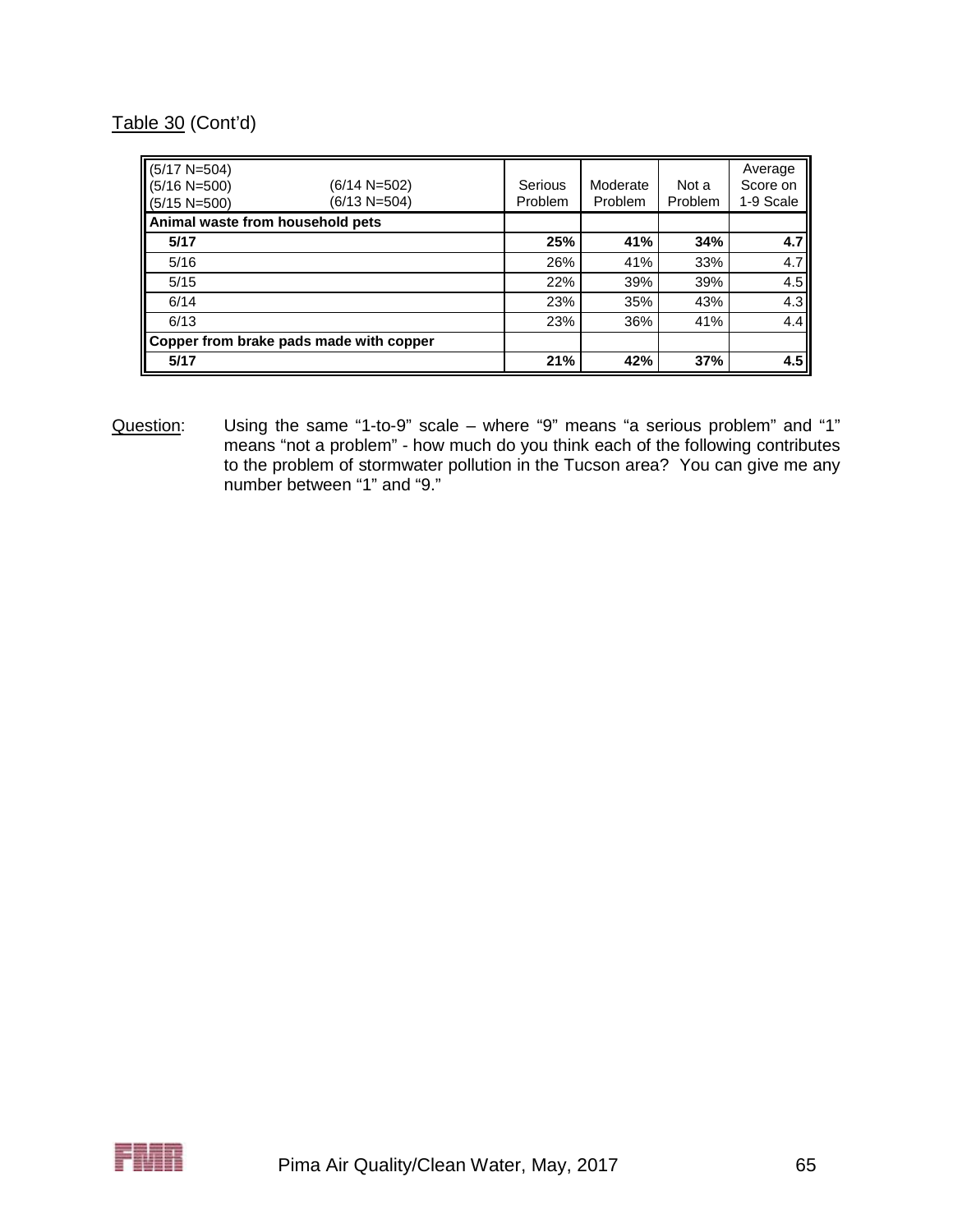Table 30 (Cont'd)

| (5/17 N=504) (5/16 N=500) (5/15 N=500) (6/14 N=502) (6/13 N=504) | Serious Problem | Moderate Problem | Not a Problem | Average Score on 1-9 Scale |
|---|---|---|---|---|
| **Animal waste from household pets** | | | | |
| **5/17** | **25%** | **41%** | **34%** | **4.7** |
| 5/16 | 26% | 41% | 33% | 4.7 |
| 5/15 | 22% | 39% | 39% | 4.5 |
| 6/14 | 23% | 35% | 43% | 4.3 |
| 6/13 | 23% | 36% | 41% | 4.4 |
| **Copper from brake pads made with copper** | | | | |
| **5/17** | **21%** | **42%** | **37%** | **4.5** |

Question: Using the same "1-to-9" scale – where "9" means "a serious problem" and "1" means "not a problem" - how much do you think each of the following contributes to the problem of stormwater pollution in the Tucson area? You can give me any number between "1" and "9."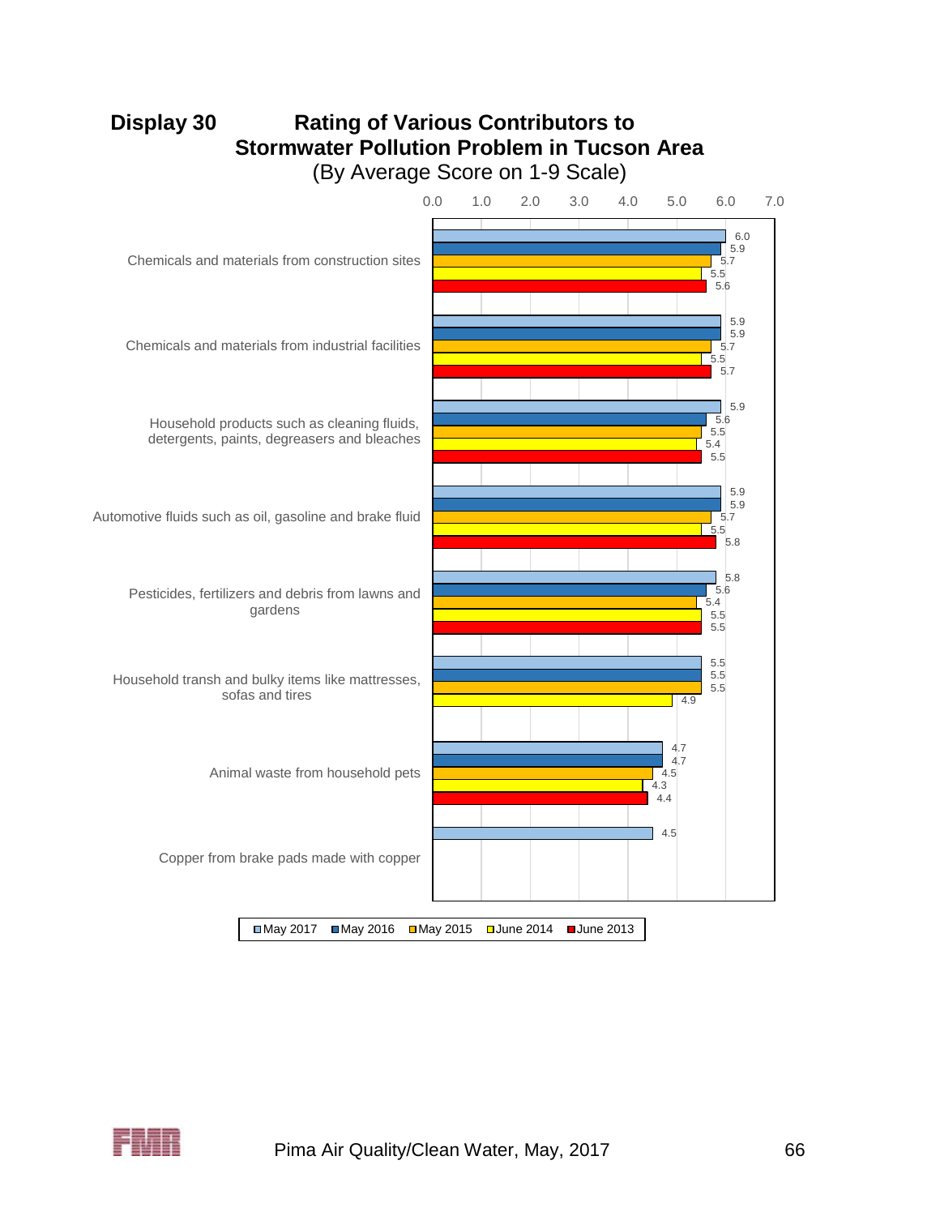## Display 30 Rating of Various Contributors to Stormwater Pollution Problem in Tucson Area

(By Average Score on 1-9 Scale)

| | May 2017 | May 2016 | May 2015 | June 2014 | June 2013 |
|---|---|---|---|---|---|
| Chemicals and materials from construction sites | 6.0 | 5.9 | 5.7 | 5.5 | 5.6 |
| Chemicals and materials from industrial facilities | 5.9 | 5.9 | 5.7 | 5.5 | 5.7 |
| Household products such as cleaning fluids, detergents, paints, degreasers and bleaches | 5.9 | 5.6 | 5.5 | 5.4 | 5.5 |
| Automotive fluids such as oil, gasoline and brake fluid | 5.9 | 5.9 | 5.7 | 5.5 | 5.8 |
| Pesticides, fertilizers and debris from lawns and gardens | 5.8 | 5.6 | 5.4 | 5.5 | 5.5 |
| Household transh and bulky items like mattresses, sofas and tires | 5.5 | 5.5 | 5.5 | 4.9 | |
| Animal waste from household pets | 4.7 | 4.7 | 4.5 | 4.3 | 4.4 |
| Copper from brake pads made with copper | 4.5 | | | | |

Pima Air Quality/Clean Water, May, 2017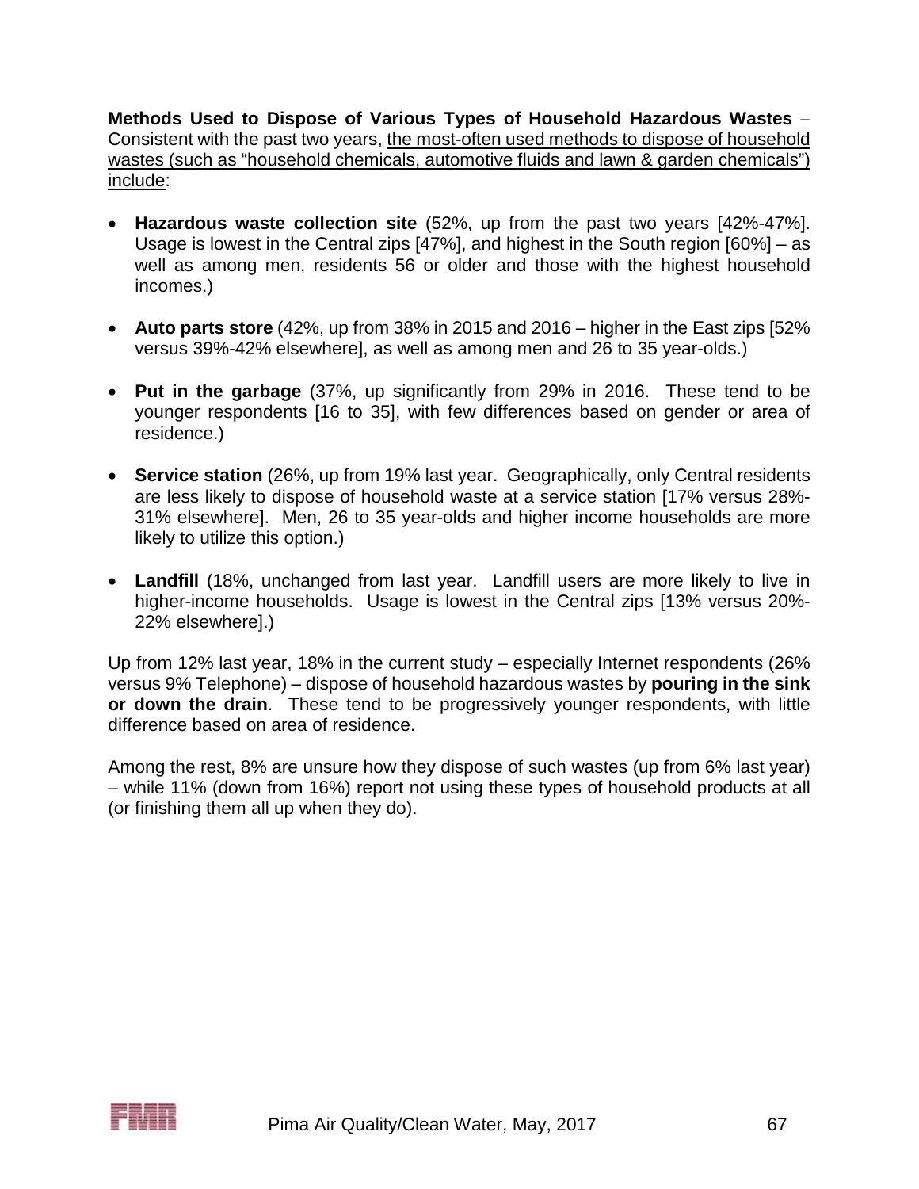**Methods Used to Dispose of Various Types of Household Hazardous Wastes** – Consistent with the past two years, the most-often used methods to dispose of household wastes (such as "household chemicals, automotive fluids and lawn & garden chemicals") include:

- **Hazardous waste collection site** (52%, up from the past two years [42%-47%]. Usage is lowest in the Central zips [47%], and highest in the South region [60%] – as well as among men, residents 56 or older and those with the highest household incomes.)

- **Auto parts store** (42%, up from 38% in 2015 and 2016 – higher in the East zips [52% versus 39%-42% elsewhere], as well as among men and 26 to 35 year-olds.)

- **Put in the garbage** (37%, up significantly from 29% in 2016. These tend to be younger respondents [16 to 35], with few differences based on gender or area of residence.)

- **Service station** (26%, up from 19% last year. Geographically, only Central residents are less likely to dispose of household waste at a service station [17% versus 28%-31% elsewhere]. Men, 26 to 35 year-olds and higher income households are more likely to utilize this option.)

- **Landfill** (18%, unchanged from last year. Landfill users are more likely to live in higher-income households. Usage is lowest in the Central zips [13% versus 20%-22% elsewhere].)

Up from 12% last year, 18% in the current study – especially Internet respondents (26% versus 9% Telephone) – dispose of household hazardous wastes by **pouring in the sink or down the drain**. These tend to be progressively younger respondents, with little difference based on area of residence.

Among the rest, 8% are unsure how they dispose of such wastes (up from 6% last year) – while 11% (down from 16%) report not using these types of household products at all (or finishing them all up when they do).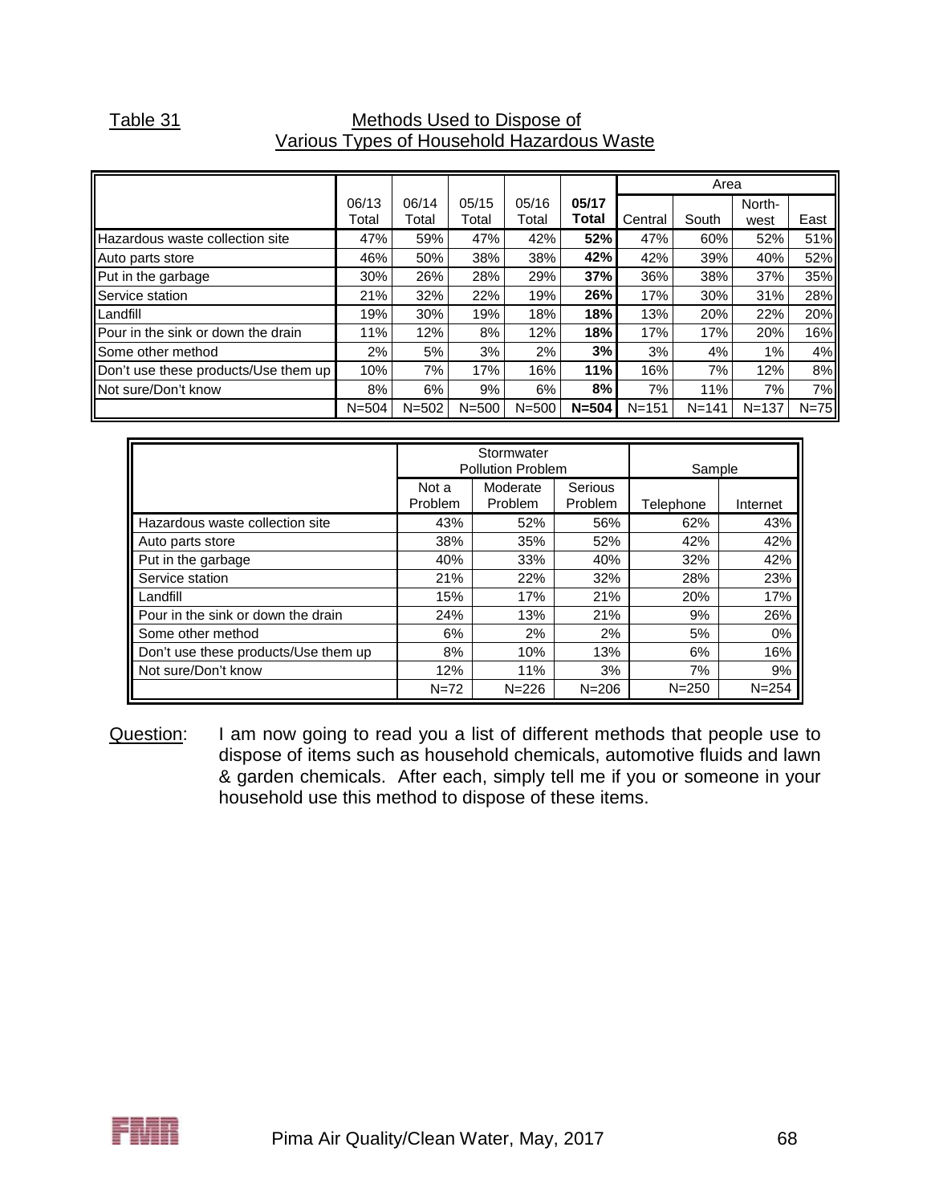Table 31 **Methods Used to Dispose of Various Types of Household Hazardous Waste**

| | 06/13 Total | 06/14 Total | 05/15 Total | 05/16 Total | **05/17 Total** | Area | | | |
|---|---|---|---|---|---|---|---|---|---|
| | | | | | | Central | South | North-west | East |
| Hazardous waste collection site | 47% | 59% | 47% | 42% | **52%** | 47% | 60% | 52% | 51% |
| Auto parts store | 46% | 50% | 38% | 38% | **42%** | 42% | 39% | 40% | 52% |
| Put in the garbage | 30% | 26% | 28% | 29% | **37%** | 36% | 38% | 37% | 35% |
| Service station | 21% | 32% | 22% | 19% | **26%** | 17% | 30% | 31% | 28% |
| Landfill | 19% | 30% | 19% | 18% | **18%** | 13% | 20% | 22% | 20% |
| Pour in the sink or down the drain | 11% | 12% | 8% | 12% | **18%** | 17% | 17% | 20% | 16% |
| Some other method | 2% | 5% | 3% | 2% | **3%** | 3% | 4% | 1% | 4% |
| Don't use these products/Use them up | 10% | 7% | 17% | 16% | **11%** | 16% | 7% | 12% | 8% |
| Not sure/Don't know | 8% | 6% | 9% | 6% | **8%** | 7% | 11% | 7% | 7% |
| | N=504 | N=502 | N=500 | N=500 | **N=504** | N=151 | N=141 | N=137 | N=75 |

| | Stormwater Pollution Problem | | | Sample | |
|---|---|---|---|---|---|
| | Not a Problem | Moderate Problem | Serious Problem | Telephone | Internet |
| Hazardous waste collection site | 43% | 52% | 56% | 62% | 43% |
| Auto parts store | 38% | 35% | 52% | 42% | 42% |
| Put in the garbage | 40% | 33% | 40% | 32% | 42% |
| Service station | 21% | 22% | 32% | 28% | 23% |
| Landfill | 15% | 17% | 21% | 20% | 17% |
| Pour in the sink or down the drain | 24% | 13% | 21% | 9% | 26% |
| Some other method | 6% | 2% | 2% | 5% | 0% |
| Don't use these products/Use them up | 8% | 10% | 13% | 6% | 16% |
| Not sure/Don't know | 12% | 11% | 3% | 7% | 9% |
| | N=72 | N=226 | N=206 | N=250 | N=254 |

Question: I am now going to read you a list of different methods that people use to dispose of items such as household chemicals, automotive fluids and lawn & garden chemicals. After each, simply tell me if you or someone in your household use this method to dispose of these items.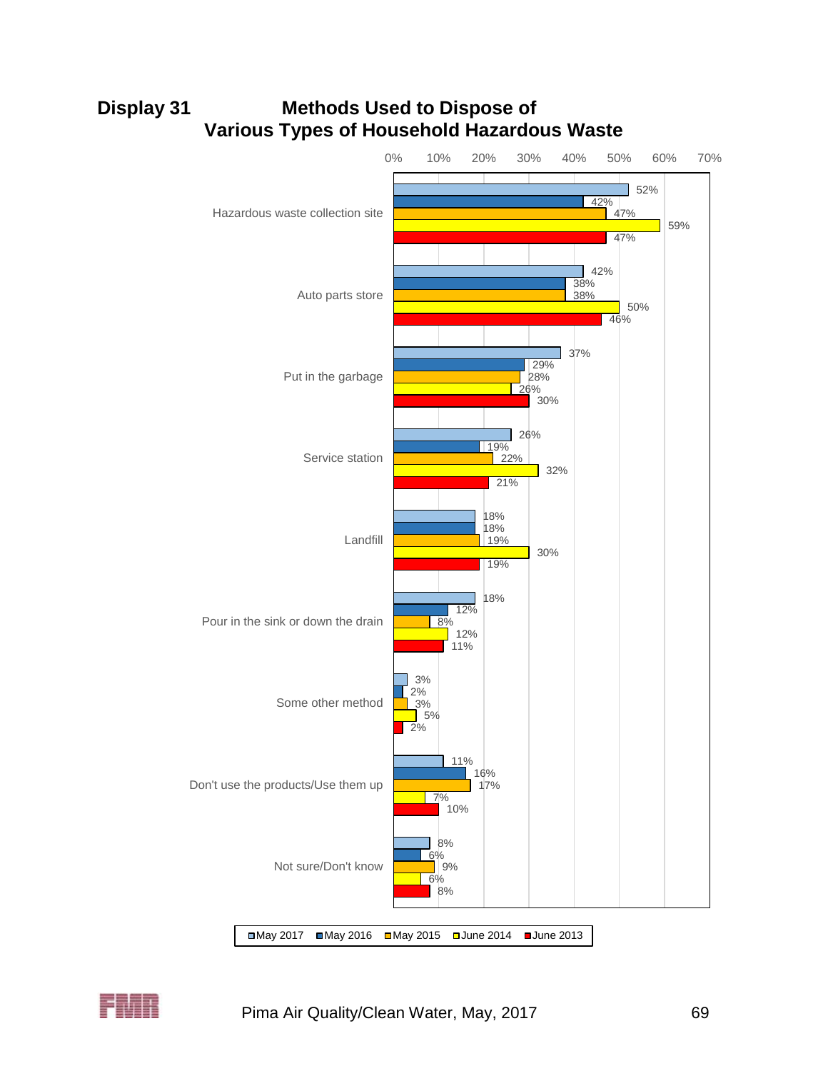## Display 31 Methods Used to Dispose of Various Types of Household Hazardous Waste

| | May 2017 | May 2016 | May 2015 | June 2014 | June 2013 |
|---|---|---|---|---|---|
| Hazardous waste collection site | 52% | 42% | 47% | 59% | 47% |
| Auto parts store | 42% | 38% | 38% | 50% | 46% |
| Put in the garbage | 37% | 29% | 28% | 26% | 30% |
| Service station | 26% | 19% | 22% | 32% | 21% |
| Landfill | 18% | 18% | 19% | 30% | 19% |
| Pour in the sink or down the drain | 18% | 12% | 8% | 12% | 11% |
| Some other method | 3% | 2% | 3% | 5% | 2% |
| Don't use the products/Use them up | 11% | 16% | 17% | 7% | 10% |
| Not sure/Don't know | 8% | 6% | 9% | 6% | 8% |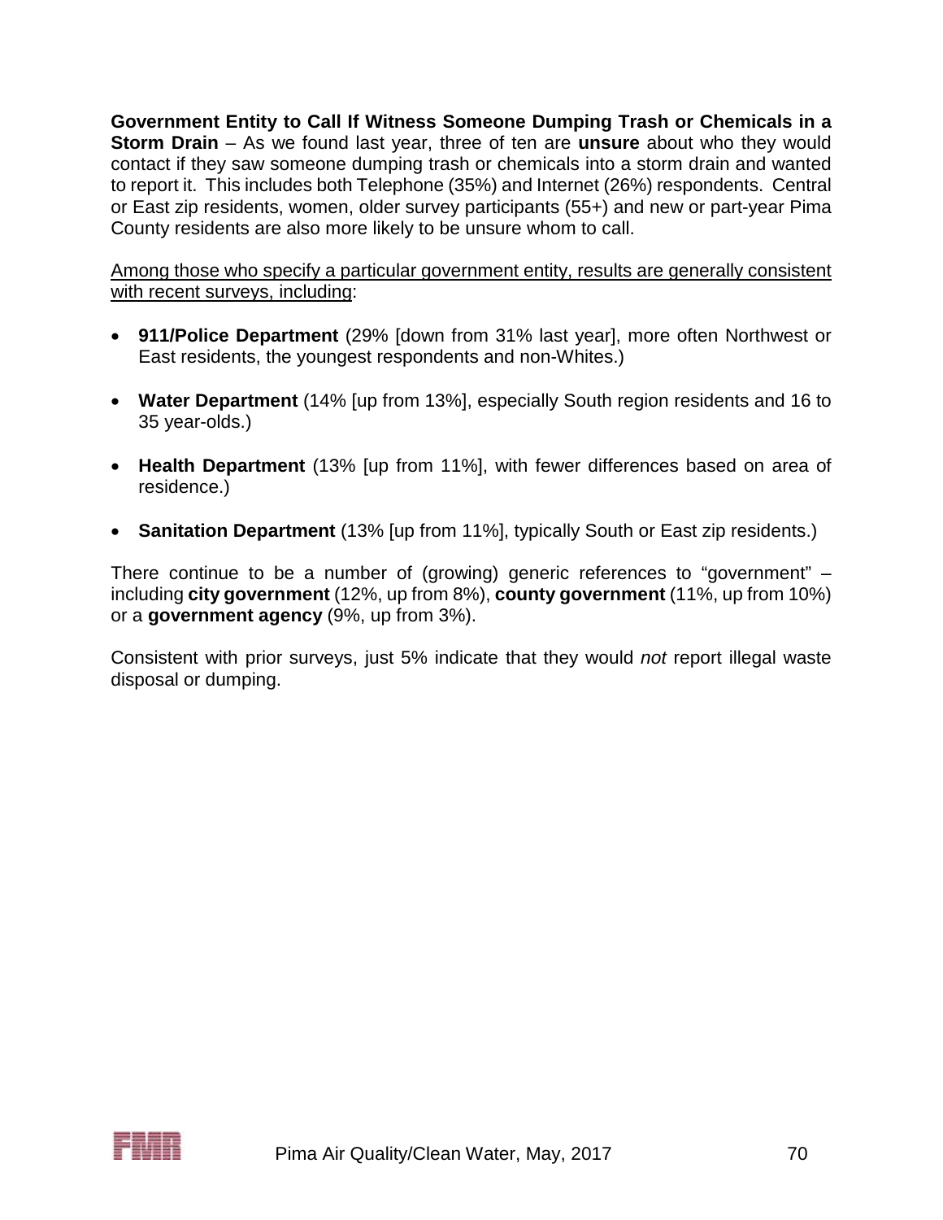**Government Entity to Call If Witness Someone Dumping Trash or Chemicals in a Storm Drain** – As we found last year, three of ten are **unsure** about who they would contact if they saw someone dumping trash or chemicals into a storm drain and wanted to report it. This includes both Telephone (35%) and Internet (26%) respondents. Central or East zip residents, women, older survey participants (55+) and new or part-year Pima County residents are also more likely to be unsure whom to call.

<u>Among those who specify a particular government entity, results are generally consistent with recent surveys, including</u>:

- **911/Police Department** (29% [down from 31% last year], more often Northwest or East residents, the youngest respondents and non-Whites.)
- **Water Department** (14% [up from 13%], especially South region residents and 16 to 35 year-olds.)
- **Health Department** (13% [up from 11%], with fewer differences based on area of residence.)
- **Sanitation Department** (13% [up from 11%], typically South or East zip residents.)

There continue to be a number of (growing) generic references to "government" – including **city government** (12%, up from 8%), **county government** (11%, up from 10%) or a **government agency** (9%, up from 3%).

Consistent with prior surveys, just 5% indicate that they would *not* report illegal waste disposal or dumping.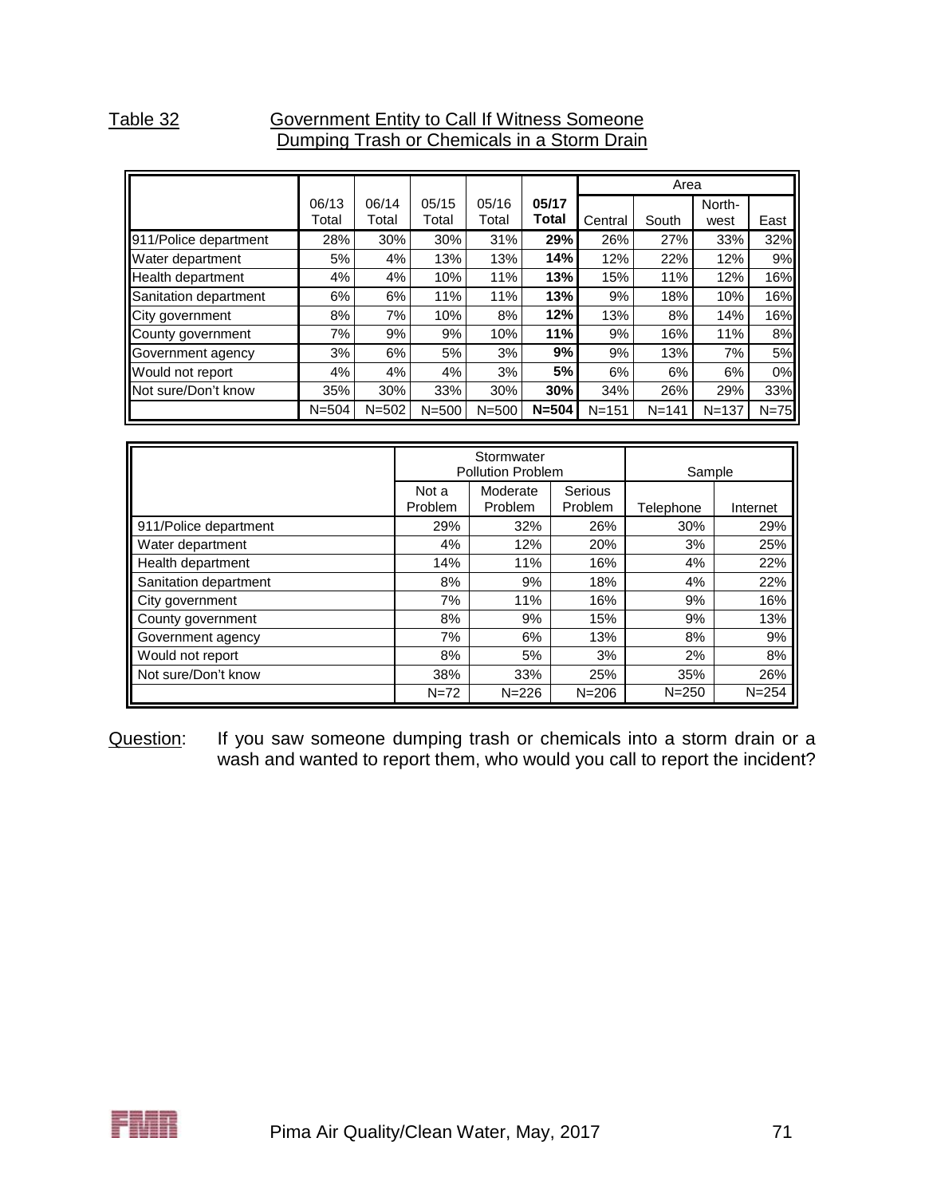Table 32 Government Entity to Call If Witness Someone Dumping Trash or Chemicals in a Storm Drain

| | 06/13 Total | 06/14 Total | 05/15 Total | 05/16 Total | **05/17 Total** | Area | | | |
|---|---|---|---|---|---|---|---|---|---|
| | | | | | | Central | South | North-west | East |
| 911/Police department | 28% | 30% | 30% | 31% | **29%** | 26% | 27% | 33% | 32% |
| Water department | 5% | 4% | 13% | 13% | **14%** | 12% | 22% | 12% | 9% |
| Health department | 4% | 4% | 10% | 11% | **13%** | 15% | 11% | 12% | 16% |
| Sanitation department | 6% | 6% | 11% | 11% | **13%** | 9% | 18% | 10% | 16% |
| City government | 8% | 7% | 10% | 8% | **12%** | 13% | 8% | 14% | 16% |
| County government | 7% | 9% | 9% | 10% | **11%** | 9% | 16% | 11% | 8% |
| Government agency | 3% | 6% | 5% | 3% | **9%** | 9% | 13% | 7% | 5% |
| Would not report | 4% | 4% | 4% | 3% | **5%** | 6% | 6% | 6% | 0% |
| Not sure/Don't know | 35% | 30% | 33% | 30% | **30%** | 34% | 26% | 29% | 33% |
| | N=504 | N=502 | N=500 | N=500 | **N=504** | N=151 | N=141 | N=137 | N=75 |

| | Stormwater Pollution Problem | | | Sample | |
|---|---|---|---|---|---|
| | Not a Problem | Moderate Problem | Serious Problem | Telephone | Internet |
| 911/Police department | 29% | 32% | 26% | 30% | 29% |
| Water department | 4% | 12% | 20% | 3% | 25% |
| Health department | 14% | 11% | 16% | 4% | 22% |
| Sanitation department | 8% | 9% | 18% | 4% | 22% |
| City government | 7% | 11% | 16% | 9% | 16% |
| County government | 8% | 9% | 15% | 9% | 13% |
| Government agency | 7% | 6% | 13% | 8% | 9% |
| Would not report | 8% | 5% | 3% | 2% | 8% |
| Not sure/Don't know | 38% | 33% | 25% | 35% | 26% |
| | N=72 | N=226 | N=206 | N=250 | N=254 |

Question: If you saw someone dumping trash or chemicals into a storm drain or a wash and wanted to report them, who would you call to report the incident?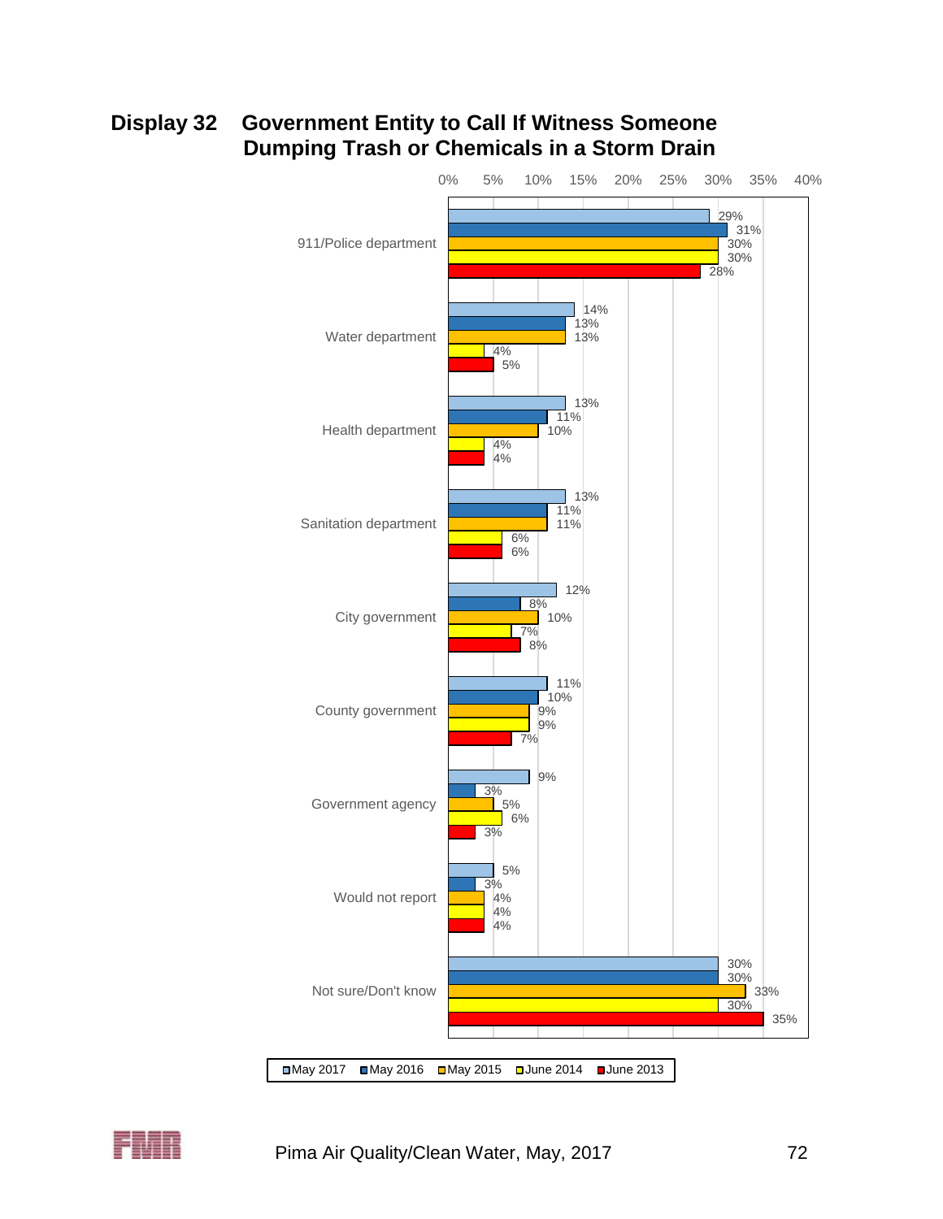# Display 32 Government Entity to Call If Witness Someone Dumping Trash or Chemicals in a Storm Drain

| | May 2017 | May 2016 | May 2015 | June 2014 | June 2013 |
|---|---|---|---|---|---|
| 911/Police department | 29% | 31% | 30% | 30% | 28% |
| Water department | 14% | 13% | 13% | 4% | 5% |
| Health department | 13% | 11% | 10% | 4% | 4% |
| Sanitation department | 13% | 11% | 11% | 6% | 6% |
| City government | 12% | 8% | 10% | 7% | 8% |
| County government | 11% | 10% | 9% | 9% | 7% |
| Government agency | 9% | 3% | 5% | 6% | 3% |
| Would not report | 5% | 3% | 4% | 4% | 4% |
| Not sure/Don't know | 30% | 30% | 33% | 30% | 35% |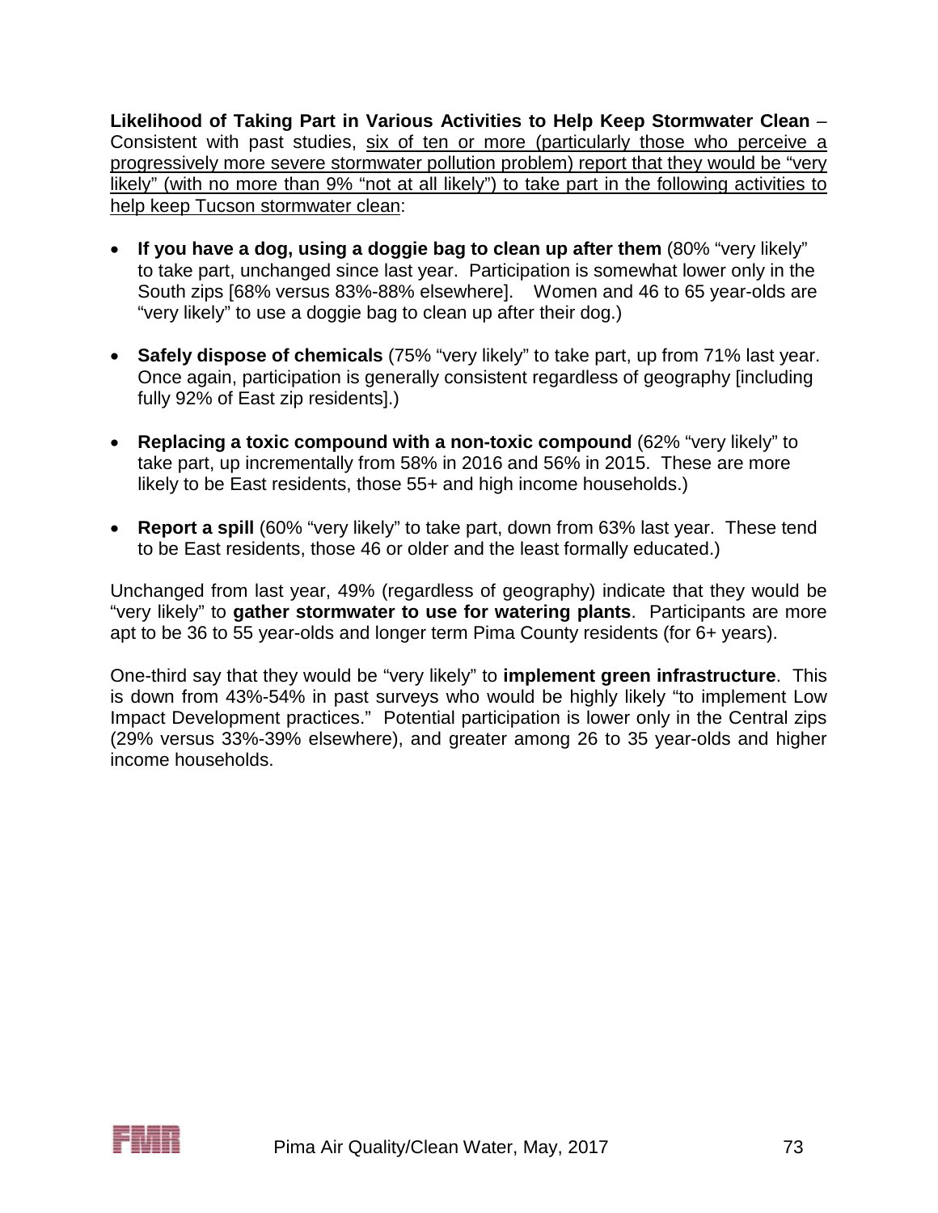**Likelihood of Taking Part in Various Activities to Help Keep Stormwater Clean** – Consistent with past studies, six of ten or more (particularly those who perceive a progressively more severe stormwater pollution problem) report that they would be "very likely" (with no more than 9% "not at all likely") to take part in the following activities to help keep Tucson stormwater clean:

- **If you have a dog, using a doggie bag to clean up after them** (80% "very likely" to take part, unchanged since last year. Participation is somewhat lower only in the South zips [68% versus 83%-88% elsewhere]. Women and 46 to 65 year-olds are "very likely" to use a doggie bag to clean up after their dog.)

- **Safely dispose of chemicals** (75% "very likely" to take part, up from 71% last year. Once again, participation is generally consistent regardless of geography [including fully 92% of East zip residents].)

- **Replacing a toxic compound with a non-toxic compound** (62% "very likely" to take part, up incrementally from 58% in 2016 and 56% in 2015. These are more likely to be East residents, those 55+ and high income households.)

- **Report a spill** (60% "very likely" to take part, down from 63% last year. These tend to be East residents, those 46 or older and the least formally educated.)

Unchanged from last year, 49% (regardless of geography) indicate that they would be "very likely" to **gather stormwater to use for watering plants**. Participants are more apt to be 36 to 55 year-olds and longer term Pima County residents (for 6+ years).

One-third say that they would be "very likely" to **implement green infrastructure**. This is down from 43%-54% in past surveys who would be highly likely "to implement Low Impact Development practices." Potential participation is lower only in the Central zips (29% versus 33%-39% elsewhere), and greater among 26 to 35 year-olds and higher income households.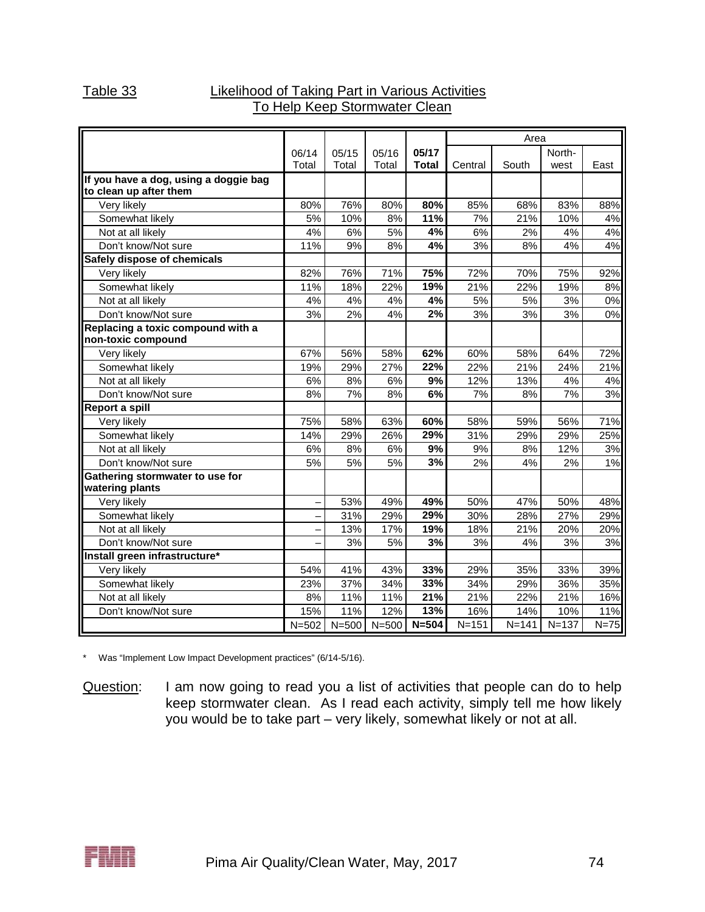Table 33 Likelihood of Taking Part in Various Activities To Help Keep Stormwater Clean

| | 06/14 Total | 05/15 Total | 05/16 Total | **05/17 Total** | Area Central | South | North-west | East |
|---|---|---|---|---|---|---|---|---|
| **If you have a dog, using a doggie bag to clean up after them** | | | | | | | | |
| Very likely | 80% | 76% | 80% | **80%** | 85% | 68% | 83% | 88% |
| Somewhat likely | 5% | 10% | 8% | **11%** | 7% | 21% | 10% | 4% |
| Not at all likely | 4% | 6% | 5% | **4%** | 6% | 2% | 4% | 4% |
| Don't know/Not sure | 11% | 9% | 8% | **4%** | 3% | 8% | 4% | 4% |
| **Safely dispose of chemicals** | | | | | | | | |
| Very likely | 82% | 76% | 71% | **75%** | 72% | 70% | 75% | 92% |
| Somewhat likely | 11% | 18% | 22% | **19%** | 21% | 22% | 19% | 8% |
| Not at all likely | 4% | 4% | 4% | **4%** | 5% | 5% | 3% | 0% |
| Don't know/Not sure | 3% | 2% | 4% | **2%** | 3% | 3% | 3% | 0% |
| **Replacing a toxic compound with a non-toxic compound** | | | | | | | | |
| Very likely | 67% | 56% | 58% | **62%** | 60% | 58% | 64% | 72% |
| Somewhat likely | 19% | 29% | 27% | **22%** | 22% | 21% | 24% | 21% |
| Not at all likely | 6% | 8% | 6% | **9%** | 12% | 13% | 4% | 4% |
| Don't know/Not sure | 8% | 7% | 8% | **6%** | 7% | 8% | 7% | 3% |
| **Report a spill** | | | | | | | | |
| Very likely | 75% | 58% | 63% | **60%** | 58% | 59% | 56% | 71% |
| Somewhat likely | 14% | 29% | 26% | **29%** | 31% | 29% | 29% | 25% |
| Not at all likely | 6% | 8% | 6% | **9%** | 9% | 8% | 12% | 3% |
| Don't know/Not sure | 5% | 5% | 5% | **3%** | 2% | 4% | 2% | 1% |
| **Gathering stormwater to use for watering plants** | | | | | | | | |
| Very likely | – | 53% | 49% | **49%** | 50% | 47% | 50% | 48% |
| Somewhat likely | – | 31% | 29% | **29%** | 30% | 28% | 27% | 29% |
| Not at all likely | – | 13% | 17% | **19%** | 18% | 21% | 20% | 20% |
| Don't know/Not sure | – | 3% | 5% | **3%** | 3% | 4% | 3% | 3% |
| **Install green infrastructure*** | | | | | | | | |
| Very likely | 54% | 41% | 43% | **33%** | 29% | 35% | 33% | 39% |
| Somewhat likely | 23% | 37% | 34% | **33%** | 34% | 29% | 36% | 35% |
| Not at all likely | 8% | 11% | 11% | **21%** | 21% | 22% | 21% | 16% |
| Don't know/Not sure | 15% | 11% | 12% | **13%** | 16% | 14% | 10% | 11% |
| | N=502 | N=500 | N=500 | **N=504** | N=151 | N=141 | N=137 | N=75 |

\* Was "Implement Low Impact Development practices" (6/14-5/16).

Question: I am now going to read you a list of activities that people can do to help keep stormwater clean. As I read each activity, simply tell me how likely you would be to take part – very likely, somewhat likely or not at all.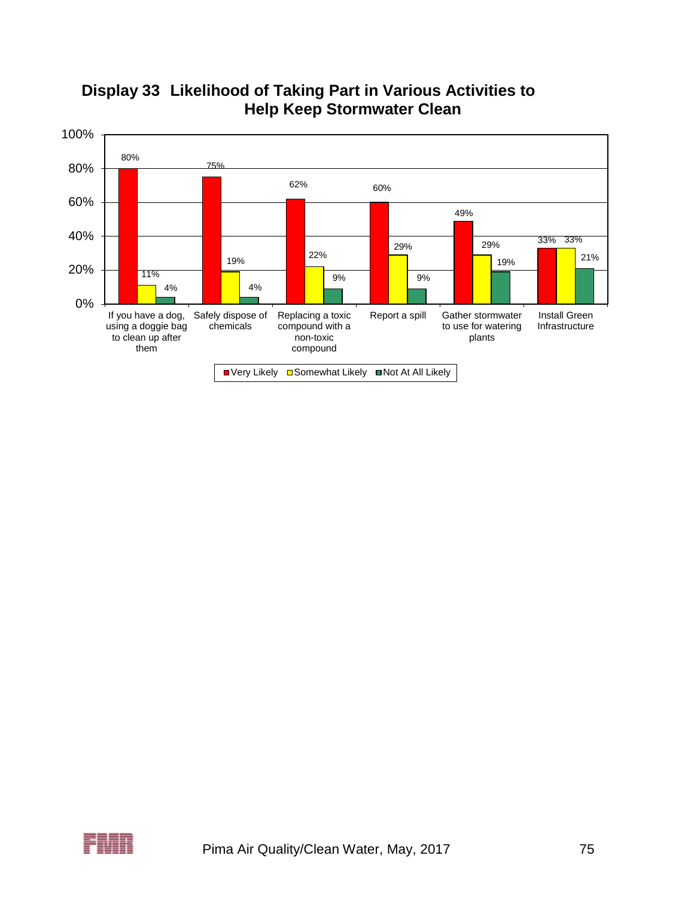## Display 33 Likelihood of Taking Part in Various Activities to Help Keep Stormwater Clean

| Activity | Very Likely | Somewhat Likely | Not At All Likely |
|---|---|---|---|
| If you have a dog, using a doggie bag to clean up after them | 80% | 11% | 4% |
| Safely dispose of chemicals | 75% | 19% | 4% |
| Replacing a toxic compound with a non-toxic compound | 62% | 22% | 9% |
| Report a spill | 60% | 29% | 9% |
| Gather stormwater to use for watering plants | 49% | 29% | 19% |
| Install Green Infrastructure | 33% | 33% | 21% |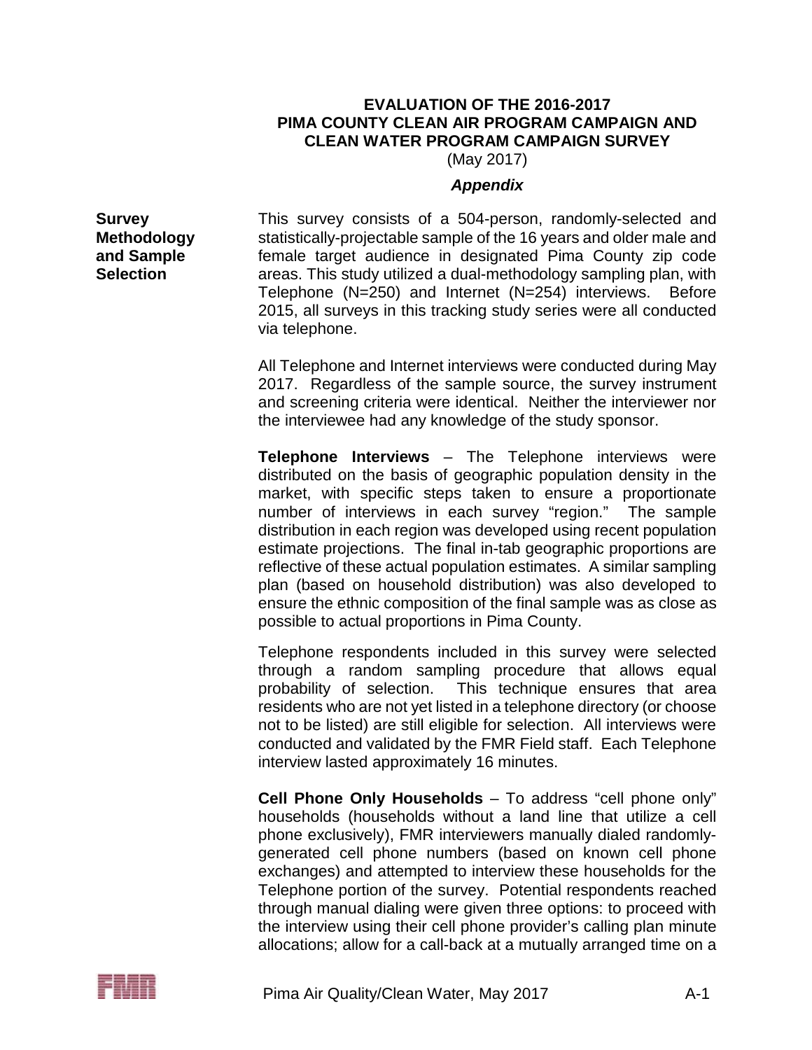**EVALUATION OF THE 2016-2017**
**PIMA COUNTY CLEAN AIR PROGRAM CAMPAIGN AND CLEAN WATER PROGRAM CAMPAIGN SURVEY**
(May 2017)

***Appendix***

### Survey Methodology and Sample Selection

This survey consists of a 504-person, randomly-selected and statistically-projectable sample of the 16 years and older male and female target audience in designated Pima County zip code areas. This study utilized a dual-methodology sampling plan, with Telephone (N=250) and Internet (N=254) interviews. Before 2015, all surveys in this tracking study series were all conducted via telephone.

All Telephone and Internet interviews were conducted during May 2017. Regardless of the sample source, the survey instrument and screening criteria were identical. Neither the interviewer nor the interviewee had any knowledge of the study sponsor.

**Telephone Interviews** – The Telephone interviews were distributed on the basis of geographic population density in the market, with specific steps taken to ensure a proportionate number of interviews in each survey "region." The sample distribution in each region was developed using recent population estimate projections. The final in-tab geographic proportions are reflective of these actual population estimates. A similar sampling plan (based on household distribution) was also developed to ensure the ethnic composition of the final sample was as close as possible to actual proportions in Pima County.

Telephone respondents included in this survey were selected through a random sampling procedure that allows equal probability of selection. This technique ensures that area residents who are not yet listed in a telephone directory (or choose not to be listed) are still eligible for selection. All interviews were conducted and validated by the FMR Field staff. Each Telephone interview lasted approximately 16 minutes.

**Cell Phone Only Households** – To address "cell phone only" households (households without a land line that utilize a cell phone exclusively), FMR interviewers manually dialed randomly-generated cell phone numbers (based on known cell phone exchanges) and attempted to interview these households for the Telephone portion of the survey. Potential respondents reached through manual dialing were given three options: to proceed with the interview using their cell phone provider's calling plan minute allocations; allow for a call-back at a mutually arranged time on a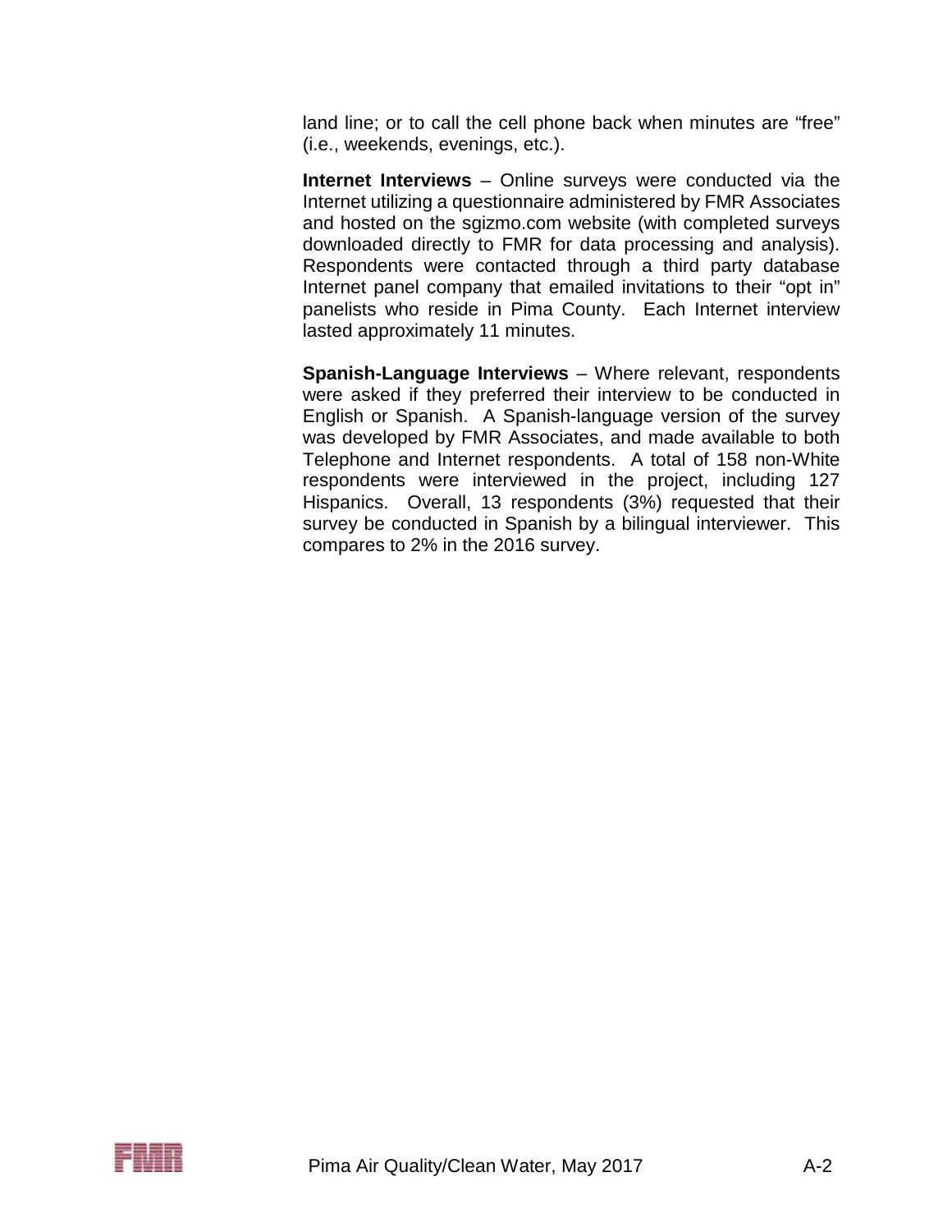land line; or to call the cell phone back when minutes are "free" (i.e., weekends, evenings, etc.).

**Internet Interviews** – Online surveys were conducted via the Internet utilizing a questionnaire administered by FMR Associates and hosted on the sgizmo.com website (with completed surveys downloaded directly to FMR for data processing and analysis). Respondents were contacted through a third party database Internet panel company that emailed invitations to their "opt in" panelists who reside in Pima County. Each Internet interview lasted approximately 11 minutes.

**Spanish-Language Interviews** – Where relevant, respondents were asked if they preferred their interview to be conducted in English or Spanish. A Spanish-language version of the survey was developed by FMR Associates, and made available to both Telephone and Internet respondents. A total of 158 non-White respondents were interviewed in the project, including 127 Hispanics. Overall, 13 respondents (3%) requested that their survey be conducted in Spanish by a bilingual interviewer. This compares to 2% in the 2016 survey.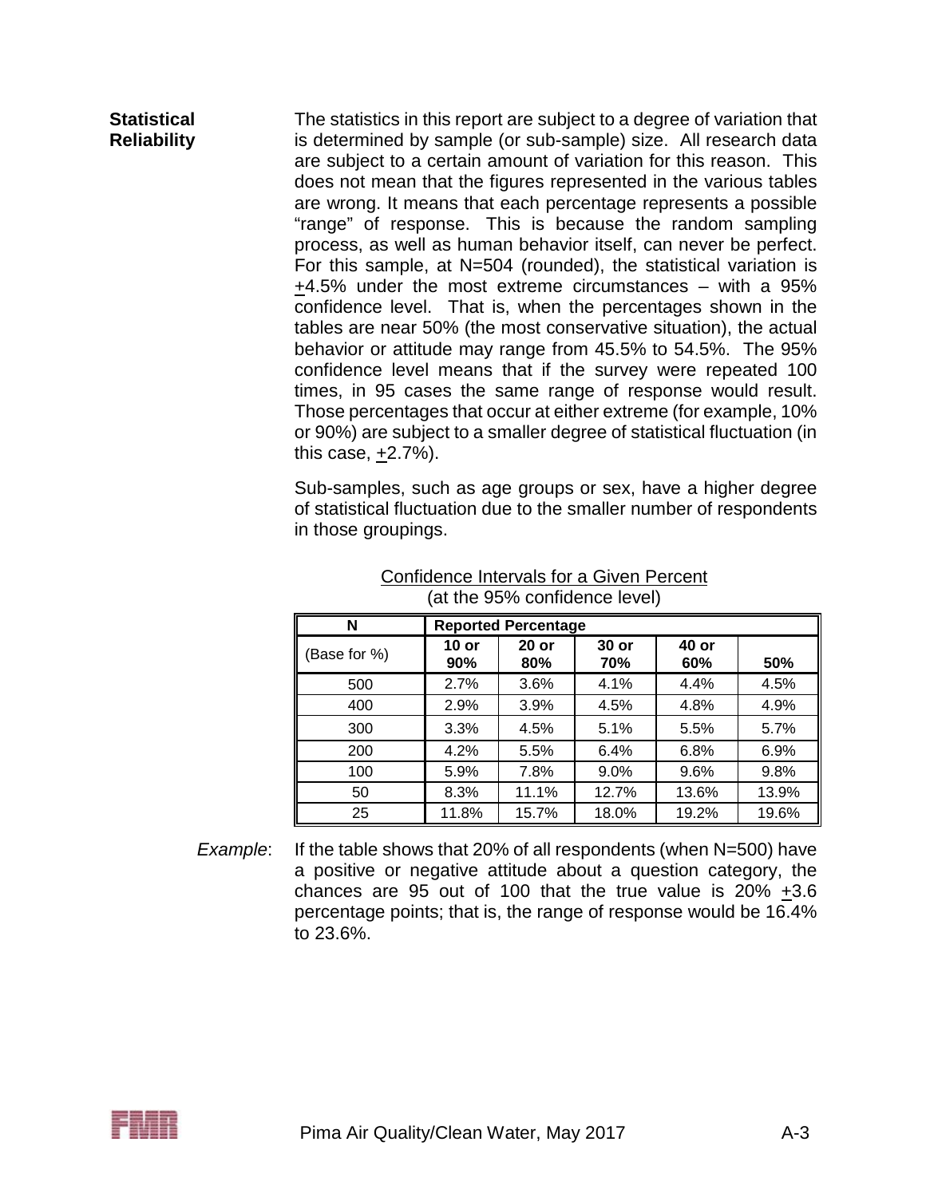**Statistical Reliability**

The statistics in this report are subject to a degree of variation that is determined by sample (or sub-sample) size. All research data are subject to a certain amount of variation for this reason. This does not mean that the figures represented in the various tables are wrong. It means that each percentage represents a possible "range" of response. This is because the random sampling process, as well as human behavior itself, can never be perfect. For this sample, at N=504 (rounded), the statistical variation is ±4.5% under the most extreme circumstances – with a 95% confidence level. That is, when the percentages shown in the tables are near 50% (the most conservative situation), the actual behavior or attitude may range from 45.5% to 54.5%. The 95% confidence level means that if the survey were repeated 100 times, in 95 cases the same range of response would result. Those percentages that occur at either extreme (for example, 10% or 90%) are subject to a smaller degree of statistical fluctuation (in this case, ±2.7%).

Sub-samples, such as age groups or sex, have a higher degree of statistical fluctuation due to the smaller number of respondents in those groupings.

Confidence Intervals for a Given Percent
(at the 95% confidence level)

| N | Reported Percentage | | | | |
|---|---|---|---|---|---|
| (Base for %) | 10 or 90% | 20 or 80% | 30 or 70% | 40 or 60% | 50% |
| 500 | 2.7% | 3.6% | 4.1% | 4.4% | 4.5% |
| 400 | 2.9% | 3.9% | 4.5% | 4.8% | 4.9% |
| 300 | 3.3% | 4.5% | 5.1% | 5.5% | 5.7% |
| 200 | 4.2% | 5.5% | 6.4% | 6.8% | 6.9% |
| 100 | 5.9% | 7.8% | 9.0% | 9.6% | 9.8% |
| 50 | 8.3% | 11.1% | 12.7% | 13.6% | 13.9% |
| 25 | 11.8% | 15.7% | 18.0% | 19.2% | 19.6% |

*Example*: If the table shows that 20% of all respondents (when N=500) have a positive or negative attitude about a question category, the chances are 95 out of 100 that the true value is 20% ±3.6 percentage points; that is, the range of response would be 16.4% to 23.6%.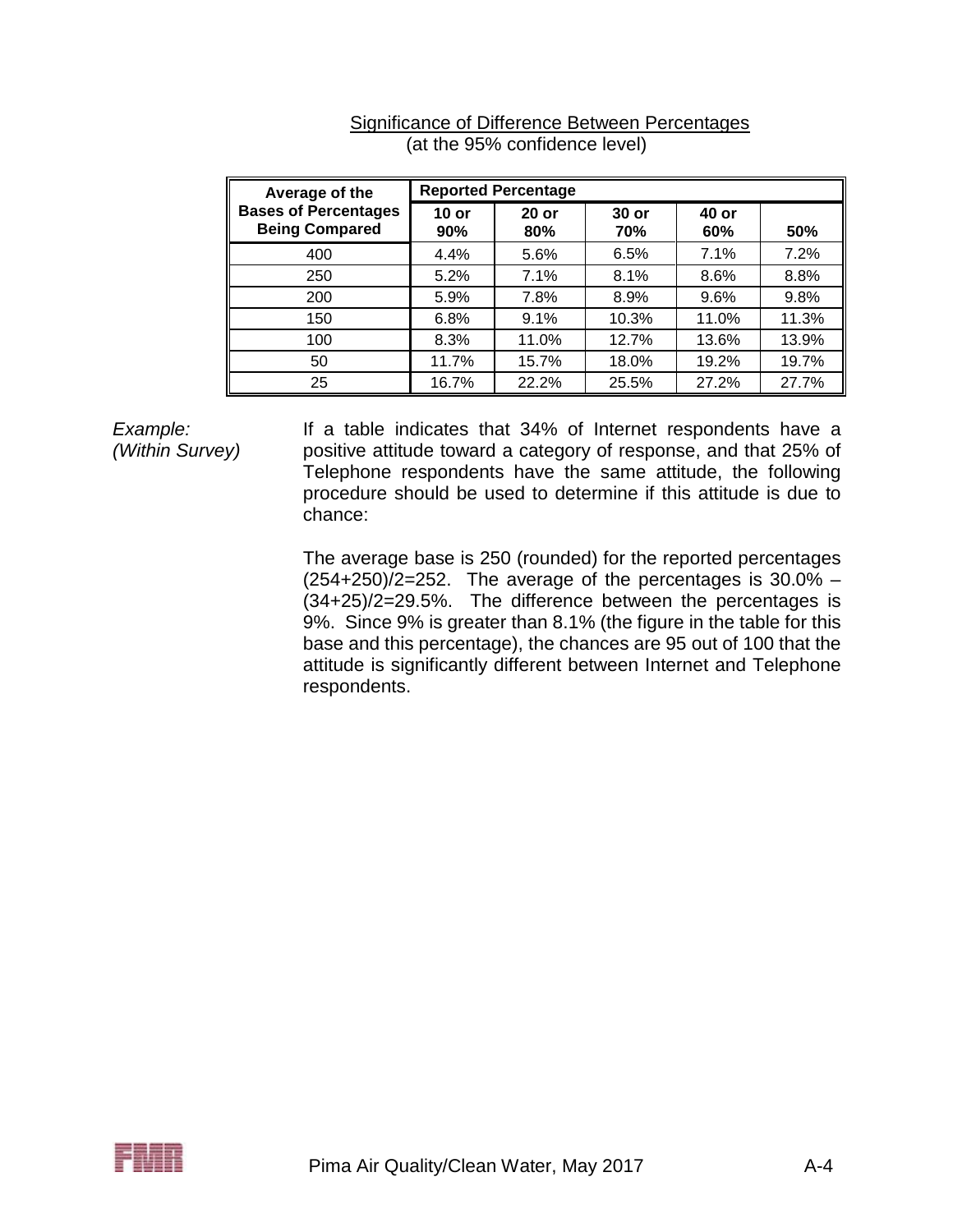## Significance of Difference Between Percentages

(at the 95% confidence level)

| Average of the Bases of Percentages Being Compared | Reported Percentage | | | | |
|---|---|---|---|---|---|
| | 10 or 90% | 20 or 80% | 30 or 70% | 40 or 60% | 50% |
| 400 | 4.4% | 5.6% | 6.5% | 7.1% | 7.2% |
| 250 | 5.2% | 7.1% | 8.1% | 8.6% | 8.8% |
| 200 | 5.9% | 7.8% | 8.9% | 9.6% | 9.8% |
| 150 | 6.8% | 9.1% | 10.3% | 11.0% | 11.3% |
| 100 | 8.3% | 11.0% | 12.7% | 13.6% | 13.9% |
| 50 | 11.7% | 15.7% | 18.0% | 19.2% | 19.7% |
| 25 | 16.7% | 22.2% | 25.5% | 27.2% | 27.7% |

*Example: (Within Survey)*

If a table indicates that 34% of Internet respondents have a positive attitude toward a category of response, and that 25% of Telephone respondents have the same attitude, the following procedure should be used to determine if this attitude is due to chance:

The average base is 250 (rounded) for the reported percentages (254+250)/2=252. The average of the percentages is 30.0% – (34+25)/2=29.5%. The difference between the percentages is 9%. Since 9% is greater than 8.1% (the figure in the table for this base and this percentage), the chances are 95 out of 100 that the attitude is significantly different between Internet and Telephone respondents.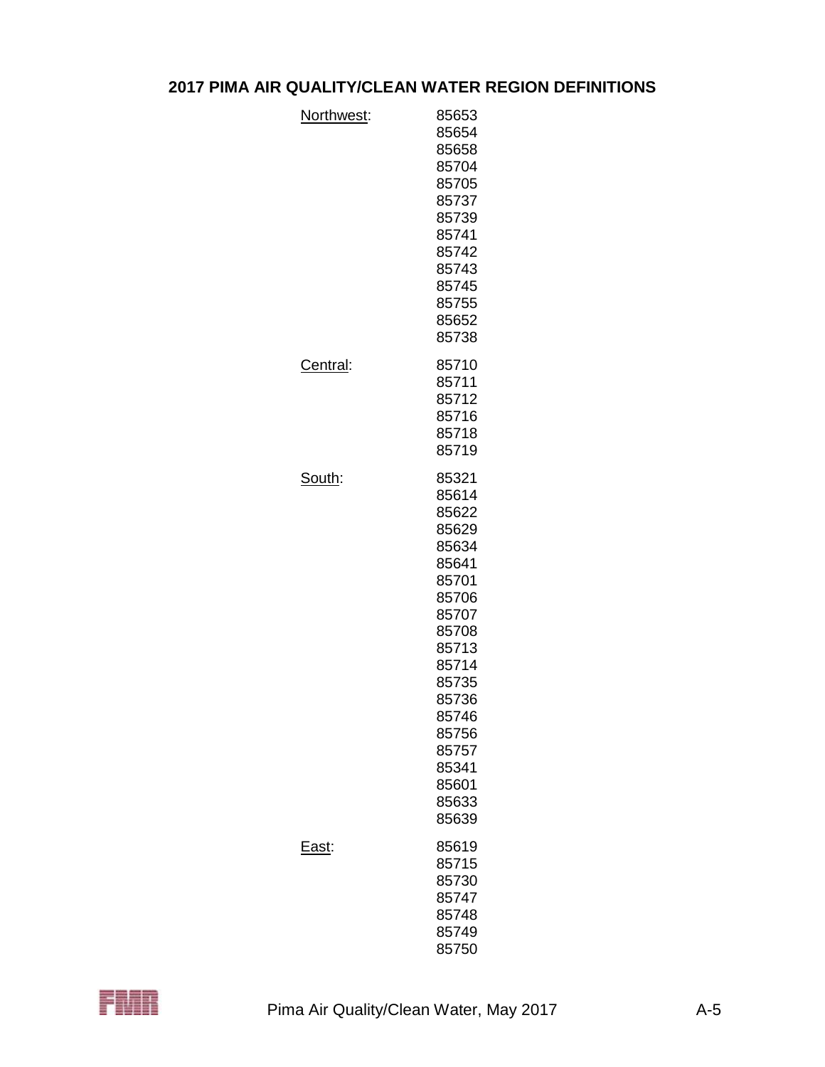## 2017 PIMA AIR QUALITY/CLEAN WATER REGION DEFINITIONS

Northwest:

85653
85654
85658
85704
85705
85737
85739
85741
85742
85743
85745
85755
85652
85738

Central:

85710
85711
85712
85716
85718
85719

South:

85321
85614
85622
85629
85634
85641
85701
85706
85707
85708
85713
85714
85735
85736
85746
85756
85757
85341
85601
85633
85639

East:

85619
85715
85730
85747
85748
85749
85750